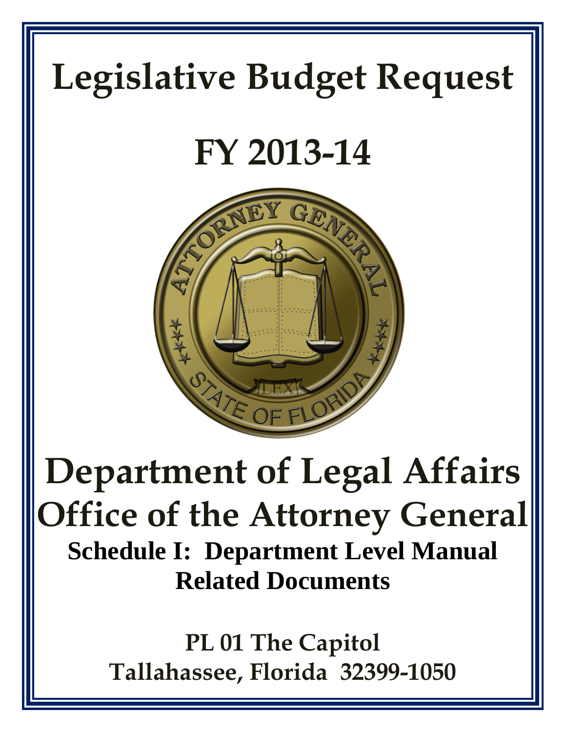# Legislative Budget Request

# FY 2013-14

# Department of Legal Affairs
# Office of the Attorney General

## Schedule I: Department Level Manual Related Documents

**PL 01 The Capitol**
**Tallahassee, Florida 32399-1050**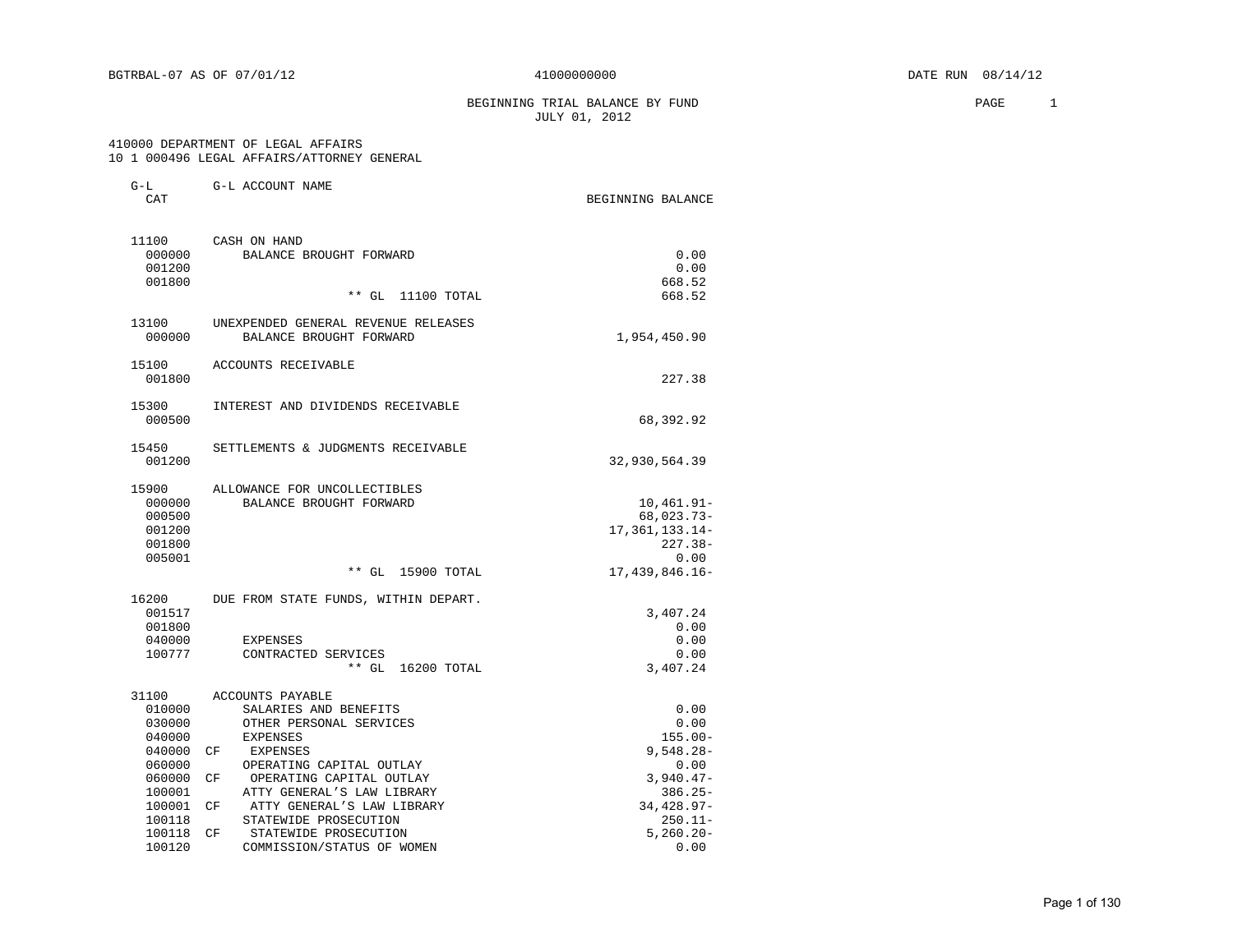BGTRBAL-07 AS OF 07/01/12 | 41000000000 | DATE RUN 08/14/12

## BEGINNING TRIAL BALANCE BY FUND
JULY 01, 2012

410000 DEPARTMENT OF LEGAL AFFAIRS
10 1 000496 LEGAL AFFAIRS/ATTORNEY GENERAL

| G-L CAT | | G-L ACCOUNT NAME | BEGINNING BALANCE |
|---|---|---|---|
| 11100 | | CASH ON HAND | |
| 000000 | | BALANCE BROUGHT FORWARD | 0.00 |
| 001200 | | | 0.00 |
| 001800 | | | 668.52 |
| | | ** GL 11100 TOTAL | 668.52 |
| 13100 | | UNEXPENDED GENERAL REVENUE RELEASES | |
| 000000 | | BALANCE BROUGHT FORWARD | 1,954,450.90 |
| 15100 | | ACCOUNTS RECEIVABLE | |
| 001800 | | | 227.38 |
| 15300 | | INTEREST AND DIVIDENDS RECEIVABLE | |
| 000500 | | | 68,392.92 |
| 15450 | | SETTLEMENTS & JUDGMENTS RECEIVABLE | |
| 001200 | | | 32,930,564.39 |
| 15900 | | ALLOWANCE FOR UNCOLLECTIBLES | |
| 000000 | | BALANCE BROUGHT FORWARD | 10,461.91- |
| 000500 | | | 68,023.73- |
| 001200 | | | 17,361,133.14- |
| 001800 | | | 227.38- |
| 005001 | | | 0.00 |
| | | ** GL 15900 TOTAL | 17,439,846.16- |
| 16200 | | DUE FROM STATE FUNDS, WITHIN DEPART. | |
| 001517 | | | 3,407.24 |
| 001800 | | | 0.00 |
| 040000 | | EXPENSES | 0.00 |
| 100777 | | CONTRACTED SERVICES | 0.00 |
| | | ** GL 16200 TOTAL | 3,407.24 |
| 31100 | | ACCOUNTS PAYABLE | |
| 010000 | | SALARIES AND BENEFITS | 0.00 |
| 030000 | | OTHER PERSONAL SERVICES | 0.00 |
| 040000 | | EXPENSES | 155.00- |
| 040000 | CF | EXPENSES | 9,548.28- |
| 060000 | | OPERATING CAPITAL OUTLAY | 0.00 |
| 060000 | CF | OPERATING CAPITAL OUTLAY | 3,940.47- |
| 100001 | | ATTY GENERAL'S LAW LIBRARY | 386.25- |
| 100001 | CF | ATTY GENERAL'S LAW LIBRARY | 34,428.97- |
| 100118 | | STATEWIDE PROSECUTION | 250.11- |
| 100118 | CF | STATEWIDE PROSECUTION | 5,260.20- |
| 100120 | | COMMISSION/STATUS OF WOMEN | 0.00 |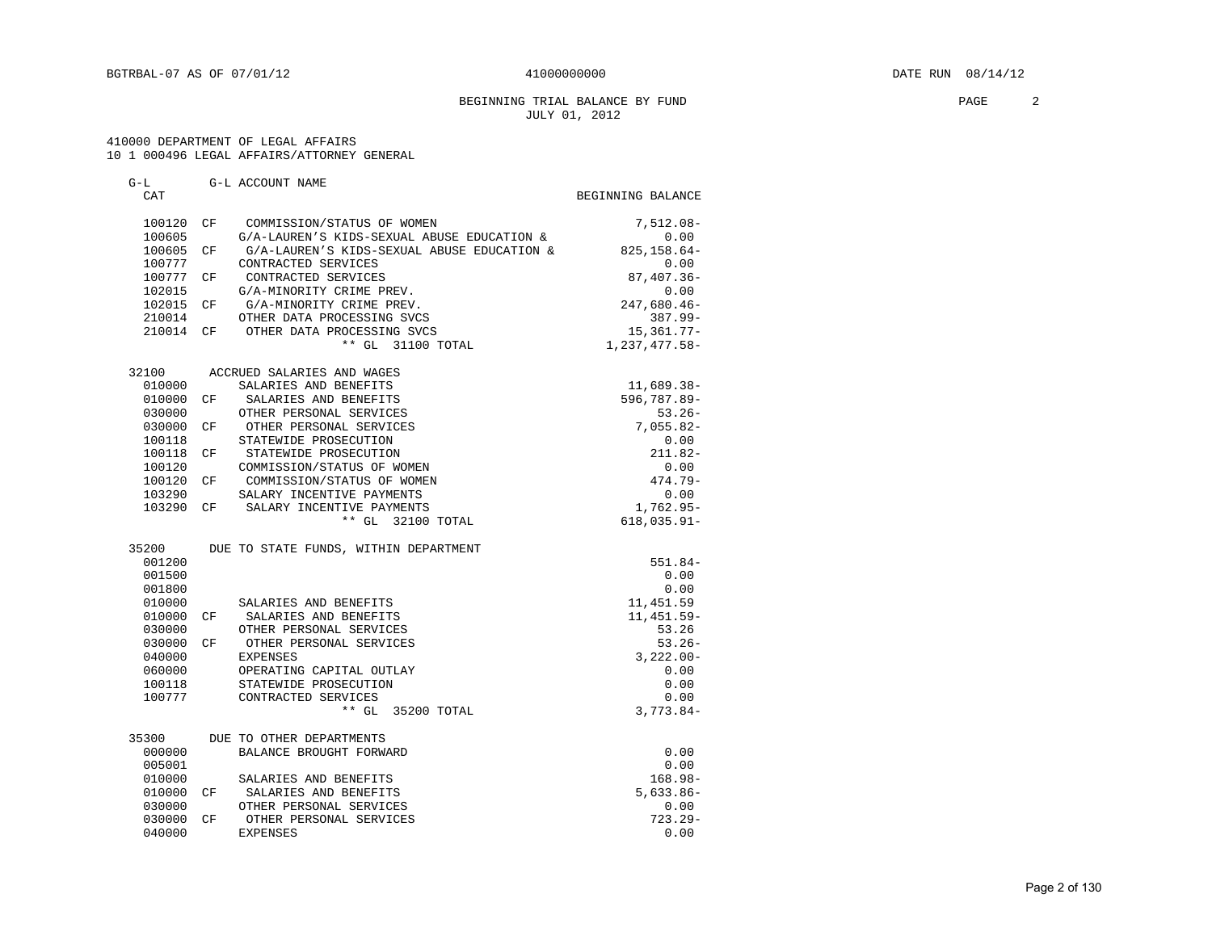BEGINNING TRIAL BALANCE BY FUND
JULY 01, 2012

410000 DEPARTMENT OF LEGAL AFFAIRS
10 1 000496 LEGAL AFFAIRS/ATTORNEY GENERAL

| G-L CAT | | G-L ACCOUNT NAME | BEGINNING BALANCE |
|---|---|---|---|
| 100120 | CF | COMMISSION/STATUS OF WOMEN | 7,512.08- |
| 100605 | | G/A-LAUREN'S KIDS-SEXUAL ABUSE EDUCATION & | 0.00 |
| 100605 | CF | G/A-LAUREN'S KIDS-SEXUAL ABUSE EDUCATION & | 825,158.64- |
| 100777 | | CONTRACTED SERVICES | 0.00 |
| 100777 | CF | CONTRACTED SERVICES | 87,407.36- |
| 102015 | | G/A-MINORITY CRIME PREV. | 0.00 |
| 102015 | CF | G/A-MINORITY CRIME PREV. | 247,680.46- |
| 210014 | | OTHER DATA PROCESSING SVCS | 387.99- |
| 210014 | CF | OTHER DATA PROCESSING SVCS | 15,361.77- |
| | | ** GL 31100 TOTAL | 1,237,477.58- |
| 32100 | | ACCRUED SALARIES AND WAGES | |
| 010000 | | SALARIES AND BENEFITS | 11,689.38- |
| 010000 | CF | SALARIES AND BENEFITS | 596,787.89- |
| 030000 | | OTHER PERSONAL SERVICES | 53.26- |
| 030000 | CF | OTHER PERSONAL SERVICES | 7,055.82- |
| 100118 | | STATEWIDE PROSECUTION | 0.00 |
| 100118 | CF | STATEWIDE PROSECUTION | 211.82- |
| 100120 | | COMMISSION/STATUS OF WOMEN | 0.00 |
| 100120 | CF | COMMISSION/STATUS OF WOMEN | 474.79- |
| 103290 | | SALARY INCENTIVE PAYMENTS | 0.00 |
| 103290 | CF | SALARY INCENTIVE PAYMENTS | 1,762.95- |
| | | ** GL 32100 TOTAL | 618,035.91- |
| 35200 | | DUE TO STATE FUNDS, WITHIN DEPARTMENT | |
| 001200 | | | 551.84- |
| 001500 | | | 0.00 |
| 001800 | | | 0.00 |
| 010000 | | SALARIES AND BENEFITS | 11,451.59 |
| 010000 | CF | SALARIES AND BENEFITS | 11,451.59- |
| 030000 | | OTHER PERSONAL SERVICES | 53.26 |
| 030000 | CF | OTHER PERSONAL SERVICES | 53.26- |
| 040000 | | EXPENSES | 3,222.00- |
| 060000 | | OPERATING CAPITAL OUTLAY | 0.00 |
| 100118 | | STATEWIDE PROSECUTION | 0.00 |
| 100777 | | CONTRACTED SERVICES | 0.00 |
| | | ** GL 35200 TOTAL | 3,773.84- |
| 35300 | | DUE TO OTHER DEPARTMENTS | |
| 000000 | | BALANCE BROUGHT FORWARD | 0.00 |
| 005001 | | | 0.00 |
| 010000 | | SALARIES AND BENEFITS | 168.98- |
| 010000 | CF | SALARIES AND BENEFITS | 5,633.86- |
| 030000 | | OTHER PERSONAL SERVICES | 0.00 |
| 030000 | CF | OTHER PERSONAL SERVICES | 723.29- |
| 040000 | | EXPENSES | 0.00 |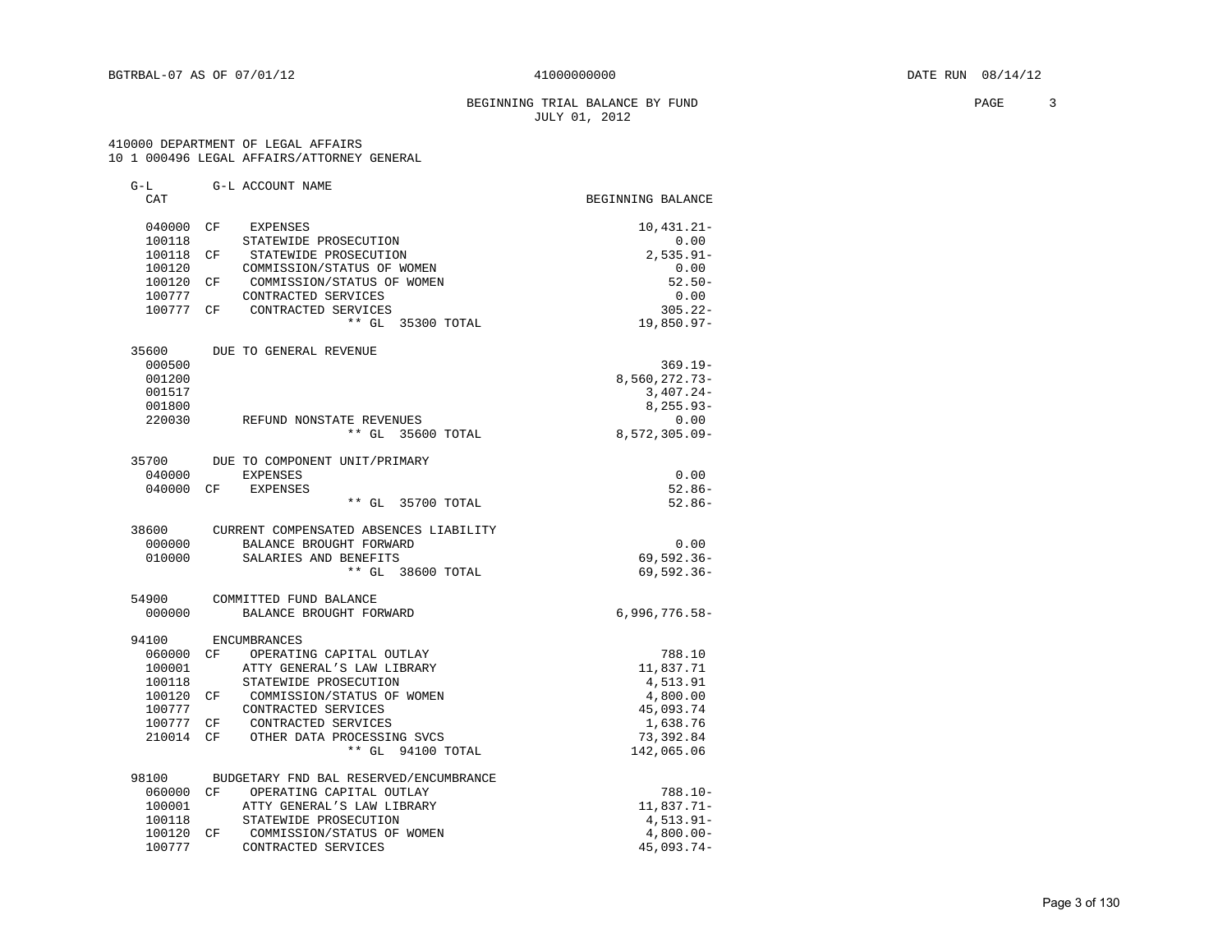BGTRBAL-07 AS OF 07/01/12 41000000000 DATE RUN 08/14/12

BEGINNING TRIAL BALANCE BY FUND
JULY 01, 2012

410000 DEPARTMENT OF LEGAL AFFAIRS
10 1 000496 LEGAL AFFAIRS/ATTORNEY GENERAL

| G-L CAT | | G-L ACCOUNT NAME | BEGINNING BALANCE |
|---|---|---|---|
| 040000 | CF | EXPENSES | 10,431.21- |
| 100118 | | STATEWIDE PROSECUTION | 0.00 |
| 100118 | CF | STATEWIDE PROSECUTION | 2,535.91- |
| 100120 | | COMMISSION/STATUS OF WOMEN | 0.00 |
| 100120 | CF | COMMISSION/STATUS OF WOMEN | 52.50- |
| 100777 | | CONTRACTED SERVICES | 0.00 |
| 100777 | CF | CONTRACTED SERVICES | 305.22- |
| | | ** GL 35300 TOTAL | 19,850.97- |
| 35600 | | DUE TO GENERAL REVENUE | |
| 000500 | | | 369.19- |
| 001200 | | | 8,560,272.73- |
| 001517 | | | 3,407.24- |
| 001800 | | | 8,255.93- |
| 220030 | | REFUND NONSTATE REVENUES | 0.00 |
| | | ** GL 35600 TOTAL | 8,572,305.09- |
| 35700 | | DUE TO COMPONENT UNIT/PRIMARY | |
| 040000 | | EXPENSES | 0.00 |
| 040000 | CF | EXPENSES | 52.86- |
| | | ** GL 35700 TOTAL | 52.86- |
| 38600 | | CURRENT COMPENSATED ABSENCES LIABILITY | |
| 000000 | | BALANCE BROUGHT FORWARD | 0.00 |
| 010000 | | SALARIES AND BENEFITS | 69,592.36- |
| | | ** GL 38600 TOTAL | 69,592.36- |
| 54900 | | COMMITTED FUND BALANCE | |
| 000000 | | BALANCE BROUGHT FORWARD | 6,996,776.58- |
| 94100 | | ENCUMBRANCES | |
| 060000 | CF | OPERATING CAPITAL OUTLAY | 788.10 |
| 100001 | | ATTY GENERAL'S LAW LIBRARY | 11,837.71 |
| 100118 | | STATEWIDE PROSECUTION | 4,513.91 |
| 100120 | CF | COMMISSION/STATUS OF WOMEN | 4,800.00 |
| 100777 | | CONTRACTED SERVICES | 45,093.74 |
| 100777 | CF | CONTRACTED SERVICES | 1,638.76 |
| 210014 | CF | OTHER DATA PROCESSING SVCS | 73,392.84 |
| | | ** GL 94100 TOTAL | 142,065.06 |
| 98100 | | BUDGETARY FND BAL RESERVED/ENCUMBRANCE | |
| 060000 | CF | OPERATING CAPITAL OUTLAY | 788.10- |
| 100001 | | ATTY GENERAL'S LAW LIBRARY | 11,837.71- |
| 100118 | | STATEWIDE PROSECUTION | 4,513.91- |
| 100120 | CF | COMMISSION/STATUS OF WOMEN | 4,800.00- |
| 100777 | | CONTRACTED SERVICES | 45,093.74- |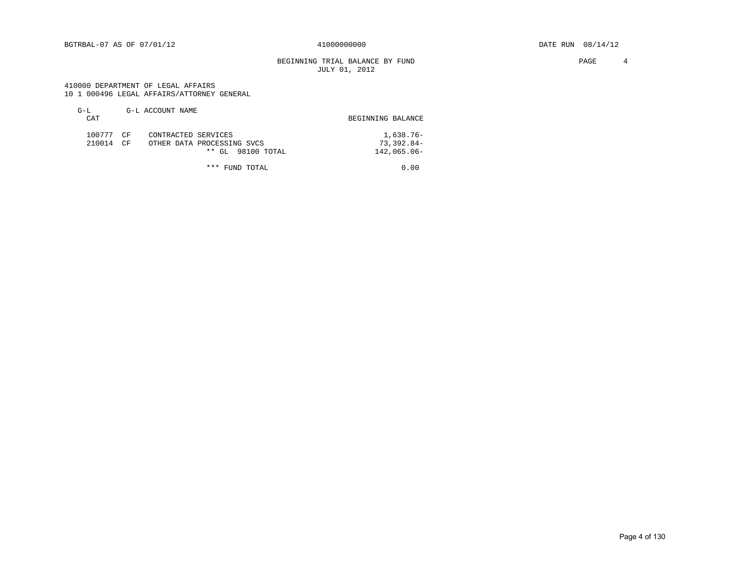BGTRBAL-07 AS OF 07/01/12 41000000000 DATE RUN 08/14/12

BEGINNING TRIAL BALANCE BY FUND
JULY 01, 2012

410000 DEPARTMENT OF LEGAL AFFAIRS
10 1 000496 LEGAL AFFAIRS/ATTORNEY GENERAL

| G-L | CAT | G-L ACCOUNT NAME | BEGINNING BALANCE |
|---|---|---|---|
| 100777 | CF | CONTRACTED SERVICES | 1,638.76- |
| 210014 | CF | OTHER DATA PROCESSING SVCS | 73,392.84- |
| | | ** GL 98100 TOTAL | 142,065.06- |
| | | *** FUND TOTAL | 0.00 |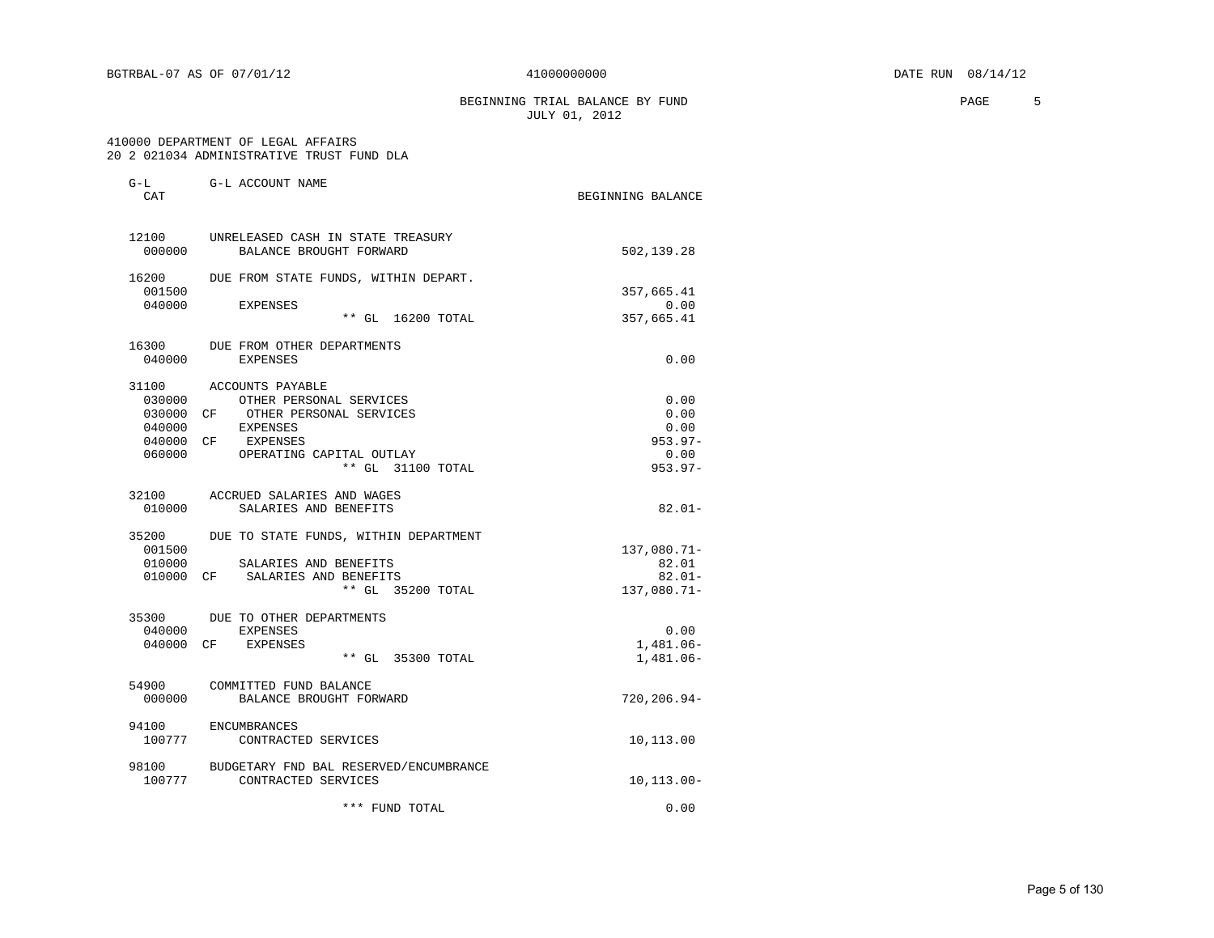BGTRBAL-07 AS OF 07/01/12 41000000000 DATE RUN 08/14/12

## BEGINNING TRIAL BALANCE BY FUND
JULY 01, 2012

410000 DEPARTMENT OF LEGAL AFFAIRS
20 2 021034 ADMINISTRATIVE TRUST FUND DLA

| G-L CAT | | G-L ACCOUNT NAME | BEGINNING BALANCE |
|---|---|---|---|
| 12100 | | UNRELEASED CASH IN STATE TREASURY | |
| 000000 | | BALANCE BROUGHT FORWARD | 502,139.28 |
| 16200 | | DUE FROM STATE FUNDS, WITHIN DEPART. | |
| 001500 | | | 357,665.41 |
| 040000 | | EXPENSES | 0.00 |
| | | ** GL 16200 TOTAL | 357,665.41 |
| 16300 | | DUE FROM OTHER DEPARTMENTS | |
| 040000 | | EXPENSES | 0.00 |
| 31100 | | ACCOUNTS PAYABLE | |
| 030000 | | OTHER PERSONAL SERVICES | 0.00 |
| 030000 | CF | OTHER PERSONAL SERVICES | 0.00 |
| 040000 | | EXPENSES | 0.00 |
| 040000 | CF | EXPENSES | 953.97- |
| 060000 | | OPERATING CAPITAL OUTLAY | 0.00 |
| | | ** GL 31100 TOTAL | 953.97- |
| 32100 | | ACCRUED SALARIES AND WAGES | |
| 010000 | | SALARIES AND BENEFITS | 82.01- |
| 35200 | | DUE TO STATE FUNDS, WITHIN DEPARTMENT | |
| 001500 | | | 137,080.71- |
| 010000 | | SALARIES AND BENEFITS | 82.01 |
| 010000 | CF | SALARIES AND BENEFITS | 82.01- |
| | | ** GL 35200 TOTAL | 137,080.71- |
| 35300 | | DUE TO OTHER DEPARTMENTS | |
| 040000 | | EXPENSES | 0.00 |
| 040000 | CF | EXPENSES | 1,481.06- |
| | | ** GL 35300 TOTAL | 1,481.06- |
| 54900 | | COMMITTED FUND BALANCE | |
| 000000 | | BALANCE BROUGHT FORWARD | 720,206.94- |
| 94100 | | ENCUMBRANCES | |
| 100777 | | CONTRACTED SERVICES | 10,113.00 |
| 98100 | | BUDGETARY FND BAL RESERVED/ENCUMBRANCE | |
| 100777 | | CONTRACTED SERVICES | 10,113.00- |
| | | *** FUND TOTAL | 0.00 |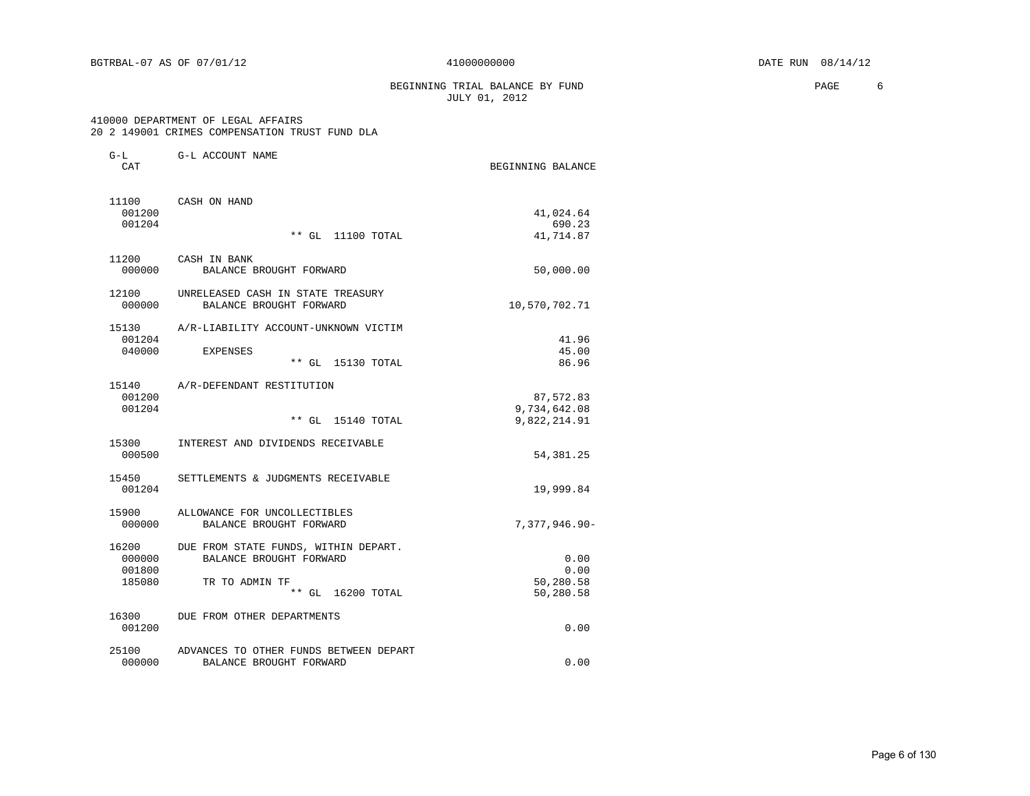BGTRBAL-07 AS OF 07/01/12 — 41000000000 — DATE RUN 08/14/12

## BEGINNING TRIAL BALANCE BY FUND
### JULY 01, 2012

410000 DEPARTMENT OF LEGAL AFFAIRS
20 2 149001 CRIMES COMPENSATION TRUST FUND DLA

| G-L CAT | G-L ACCOUNT NAME | BEGINNING BALANCE |
|---|---|---|
| 11100 | CASH ON HAND | |
| 001200 | | 41,024.64 |
| 001204 | | 690.23 |
| | ** GL 11100 TOTAL | 41,714.87 |
| 11200 | CASH IN BANK | |
| 000000 | BALANCE BROUGHT FORWARD | 50,000.00 |
| 12100 | UNRELEASED CASH IN STATE TREASURY | |
| 000000 | BALANCE BROUGHT FORWARD | 10,570,702.71 |
| 15130 | A/R-LIABILITY ACCOUNT-UNKNOWN VICTIM | |
| 001204 | | 41.96 |
| 040000 | EXPENSES | 45.00 |
| | ** GL 15130 TOTAL | 86.96 |
| 15140 | A/R-DEFENDANT RESTITUTION | |
| 001200 | | 87,572.83 |
| 001204 | | 9,734,642.08 |
| | ** GL 15140 TOTAL | 9,822,214.91 |
| 15300 | INTEREST AND DIVIDENDS RECEIVABLE | |
| 000500 | | 54,381.25 |
| 15450 | SETTLEMENTS & JUDGMENTS RECEIVABLE | |
| 001204 | | 19,999.84 |
| 15900 | ALLOWANCE FOR UNCOLLECTIBLES | |
| 000000 | BALANCE BROUGHT FORWARD | 7,377,946.90- |
| 16200 | DUE FROM STATE FUNDS, WITHIN DEPART. | |
| 000000 | BALANCE BROUGHT FORWARD | 0.00 |
| 001800 | | 0.00 |
| 185080 | TR TO ADMIN TF | 50,280.58 |
| | ** GL 16200 TOTAL | 50,280.58 |
| 16300 | DUE FROM OTHER DEPARTMENTS | |
| 001200 | | 0.00 |
| 25100 | ADVANCES TO OTHER FUNDS BETWEEN DEPART | |
| 000000 | BALANCE BROUGHT FORWARD | 0.00 |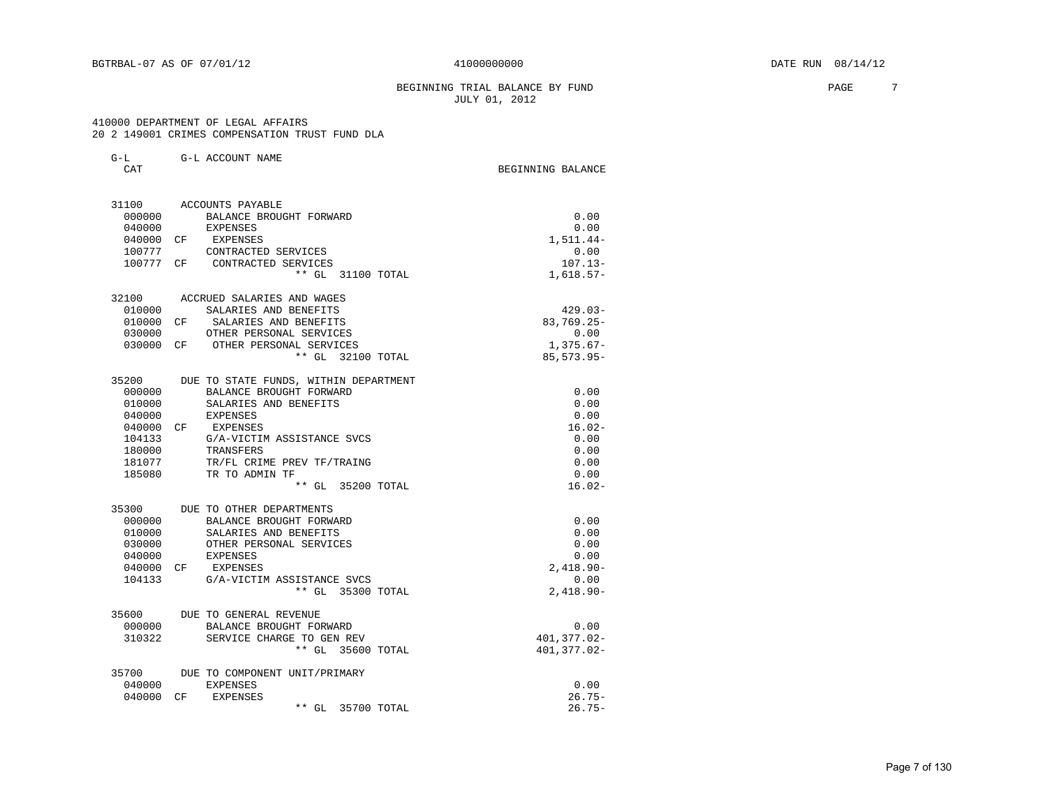BGTRBAL-07 AS OF 07/01/12 41000000000 DATE RUN 08/14/12

BEGINNING TRIAL BALANCE BY FUND
JULY 01, 2012

410000 DEPARTMENT OF LEGAL AFFAIRS
20 2 149001 CRIMES COMPENSATION TRUST FUND DLA

| G-L CAT | | G-L ACCOUNT NAME | BEGINNING BALANCE |
|---|---|---|---|
| 31100 | | ACCOUNTS PAYABLE | |
| 000000 | | BALANCE BROUGHT FORWARD | 0.00 |
| 040000 | | EXPENSES | 0.00 |
| 040000 | CF | EXPENSES | 1,511.44- |
| 100777 | | CONTRACTED SERVICES | 0.00 |
| 100777 | CF | CONTRACTED SERVICES | 107.13- |
| | | ** GL 31100 TOTAL | 1,618.57- |
| 32100 | | ACCRUED SALARIES AND WAGES | |
| 010000 | | SALARIES AND BENEFITS | 429.03- |
| 010000 | CF | SALARIES AND BENEFITS | 83,769.25- |
| 030000 | | OTHER PERSONAL SERVICES | 0.00 |
| 030000 | CF | OTHER PERSONAL SERVICES | 1,375.67- |
| | | ** GL 32100 TOTAL | 85,573.95- |
| 35200 | | DUE TO STATE FUNDS, WITHIN DEPARTMENT | |
| 000000 | | BALANCE BROUGHT FORWARD | 0.00 |
| 010000 | | SALARIES AND BENEFITS | 0.00 |
| 040000 | | EXPENSES | 0.00 |
| 040000 | CF | EXPENSES | 16.02- |
| 104133 | | G/A-VICTIM ASSISTANCE SVCS | 0.00 |
| 180000 | | TRANSFERS | 0.00 |
| 181077 | | TR/FL CRIME PREV TF/TRAING | 0.00 |
| 185080 | | TR TO ADMIN TF | 0.00 |
| | | ** GL 35200 TOTAL | 16.02- |
| 35300 | | DUE TO OTHER DEPARTMENTS | |
| 000000 | | BALANCE BROUGHT FORWARD | 0.00 |
| 010000 | | SALARIES AND BENEFITS | 0.00 |
| 030000 | | OTHER PERSONAL SERVICES | 0.00 |
| 040000 | | EXPENSES | 0.00 |
| 040000 | CF | EXPENSES | 2,418.90- |
| 104133 | | G/A-VICTIM ASSISTANCE SVCS | 0.00 |
| | | ** GL 35300 TOTAL | 2,418.90- |
| 35600 | | DUE TO GENERAL REVENUE | |
| 000000 | | BALANCE BROUGHT FORWARD | 0.00 |
| 310322 | | SERVICE CHARGE TO GEN REV | 401,377.02- |
| | | ** GL 35600 TOTAL | 401,377.02- |
| 35700 | | DUE TO COMPONENT UNIT/PRIMARY | |
| 040000 | | EXPENSES | 0.00 |
| 040000 | CF | EXPENSES | 26.75- |
| | | ** GL 35700 TOTAL | 26.75- |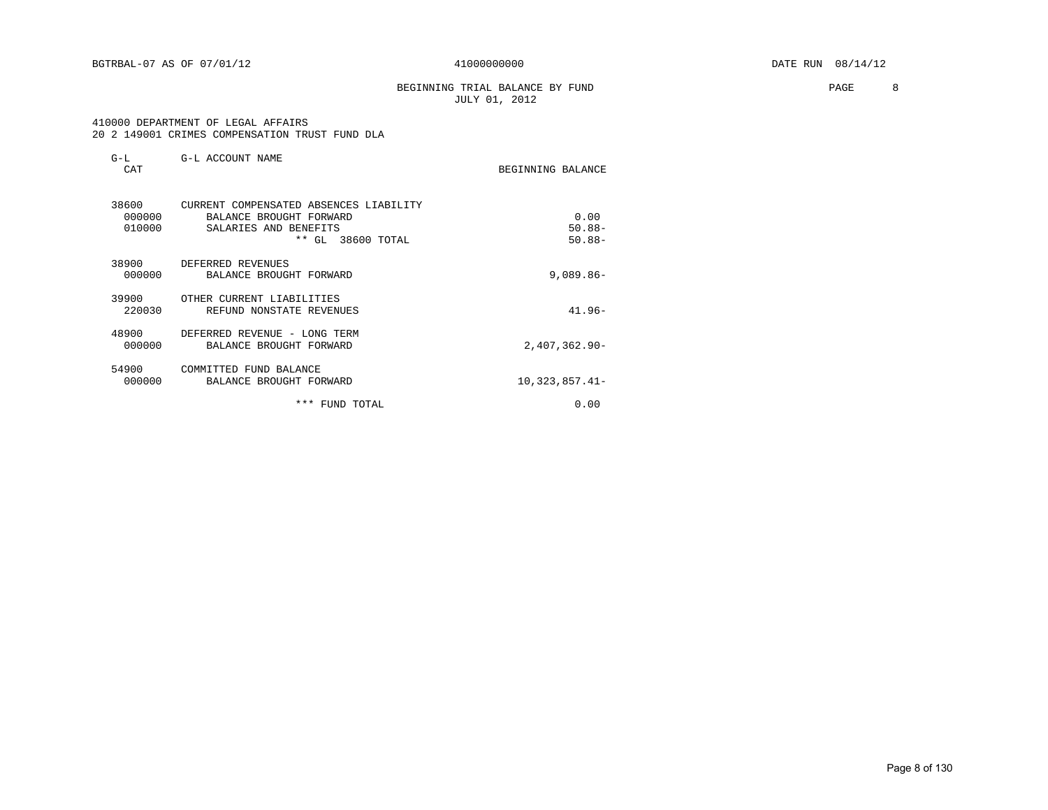BGTRBAL-07 AS OF 07/01/12 41000000000 DATE RUN 08/14/12

BEGINNING TRIAL BALANCE BY FUND
JULY 01, 2012

410000 DEPARTMENT OF LEGAL AFFAIRS
20 2 149001 CRIMES COMPENSATION TRUST FUND DLA

| G-L CAT | G-L ACCOUNT NAME | BEGINNING BALANCE |
|---|---|---|
| 38600 | CURRENT COMPENSATED ABSENCES LIABILITY | |
| 000000 | BALANCE BROUGHT FORWARD | 0.00 |
| 010000 | SALARIES AND BENEFITS | 50.88- |
| | ** GL 38600 TOTAL | 50.88- |
| 38900 | DEFERRED REVENUES | |
| 000000 | BALANCE BROUGHT FORWARD | 9,089.86- |
| 39900 | OTHER CURRENT LIABILITIES | |
| 220030 | REFUND NONSTATE REVENUES | 41.96- |
| 48900 | DEFERRED REVENUE - LONG TERM | |
| 000000 | BALANCE BROUGHT FORWARD | 2,407,362.90- |
| 54900 | COMMITTED FUND BALANCE | |
| 000000 | BALANCE BROUGHT FORWARD | 10,323,857.41- |
| | *** FUND TOTAL | 0.00 |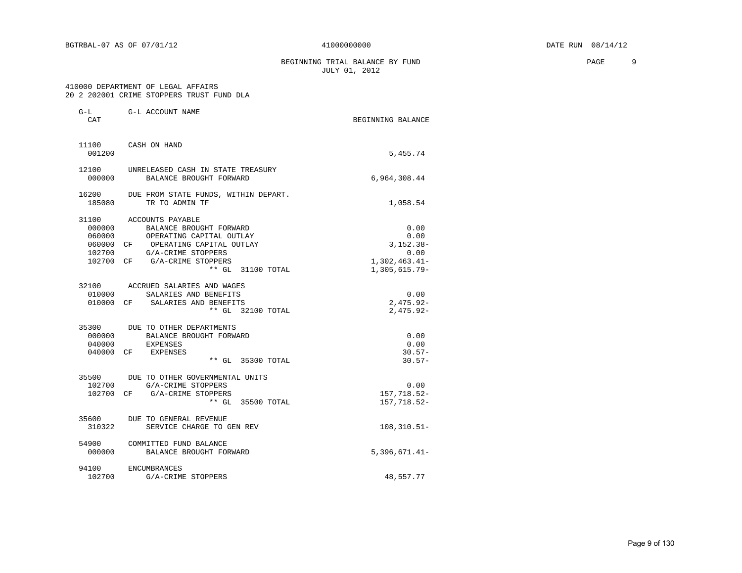BGTRBAL-07 AS OF 07/01/12 41000000000 DATE RUN 08/14/12

BEGINNING TRIAL BALANCE BY FUND
JULY 01, 2012

410000 DEPARTMENT OF LEGAL AFFAIRS
20 2 202001 CRIME STOPPERS TRUST FUND DLA

| G-L CAT | G-L ACCOUNT NAME | BEGINNING BALANCE |
|---|---|---|
| 11100 | CASH ON HAND | |
| 001200 | | 5,455.74 |
| 12100 | UNRELEASED CASH IN STATE TREASURY | |
| 000000 | BALANCE BROUGHT FORWARD | 6,964,308.44 |
| 16200 | DUE FROM STATE FUNDS, WITHIN DEPART. | |
| 185080 | TR TO ADMIN TF | 1,058.54 |
| 31100 | ACCOUNTS PAYABLE | |
| 000000 | BALANCE BROUGHT FORWARD | 0.00 |
| 060000 | OPERATING CAPITAL OUTLAY | 0.00 |
| 060000 CF | OPERATING CAPITAL OUTLAY | 3,152.38- |
| 102700 | G/A-CRIME STOPPERS | 0.00 |
| 102700 CF | G/A-CRIME STOPPERS | 1,302,463.41- |
| | ** GL 31100 TOTAL | 1,305,615.79- |
| 32100 | ACCRUED SALARIES AND WAGES | |
| 010000 | SALARIES AND BENEFITS | 0.00 |
| 010000 CF | SALARIES AND BENEFITS | 2,475.92- |
| | ** GL 32100 TOTAL | 2,475.92- |
| 35300 | DUE TO OTHER DEPARTMENTS | |
| 000000 | BALANCE BROUGHT FORWARD | 0.00 |
| 040000 | EXPENSES | 0.00 |
| 040000 CF | EXPENSES | 30.57- |
| | ** GL 35300 TOTAL | 30.57- |
| 35500 | DUE TO OTHER GOVERNMENTAL UNITS | |
| 102700 | G/A-CRIME STOPPERS | 0.00 |
| 102700 CF | G/A-CRIME STOPPERS | 157,718.52- |
| | ** GL 35500 TOTAL | 157,718.52- |
| 35600 | DUE TO GENERAL REVENUE | |
| 310322 | SERVICE CHARGE TO GEN REV | 108,310.51- |
| 54900 | COMMITTED FUND BALANCE | |
| 000000 | BALANCE BROUGHT FORWARD | 5,396,671.41- |
| 94100 | ENCUMBRANCES | |
| 102700 | G/A-CRIME STOPPERS | 48,557.77 |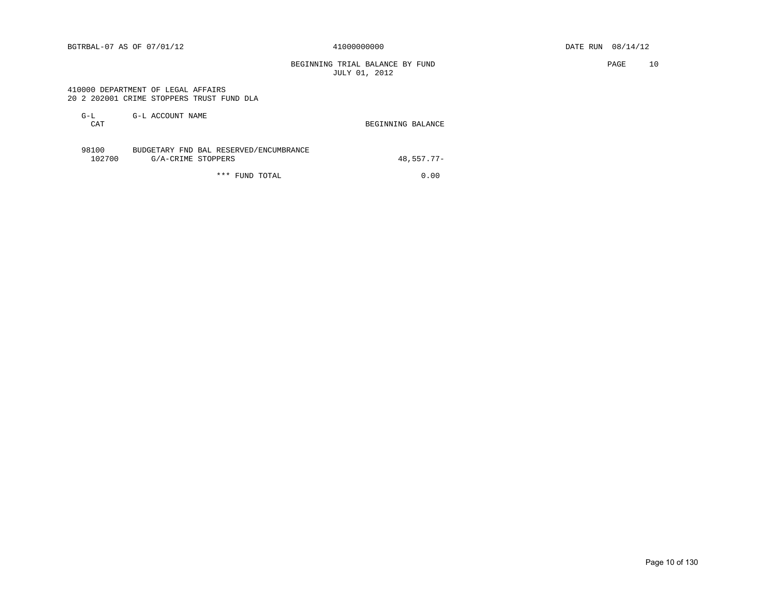BGTRBAL-07 AS OF 07/01/12 41000000000 DATE RUN 08/14/12

BEGINNING TRIAL BALANCE BY FUND
JULY 01, 2012

410000 DEPARTMENT OF LEGAL AFFAIRS
20 2 202001 CRIME STOPPERS TRUST FUND DLA

| G-L CAT | G-L ACCOUNT NAME | BEGINNING BALANCE |
|---|---|---|
| 98100 | BUDGETARY FND BAL RESERVED/ENCUMBRANCE | |
| 102700 | G/A-CRIME STOPPERS | 48,557.77- |
| | *** FUND TOTAL | 0.00 |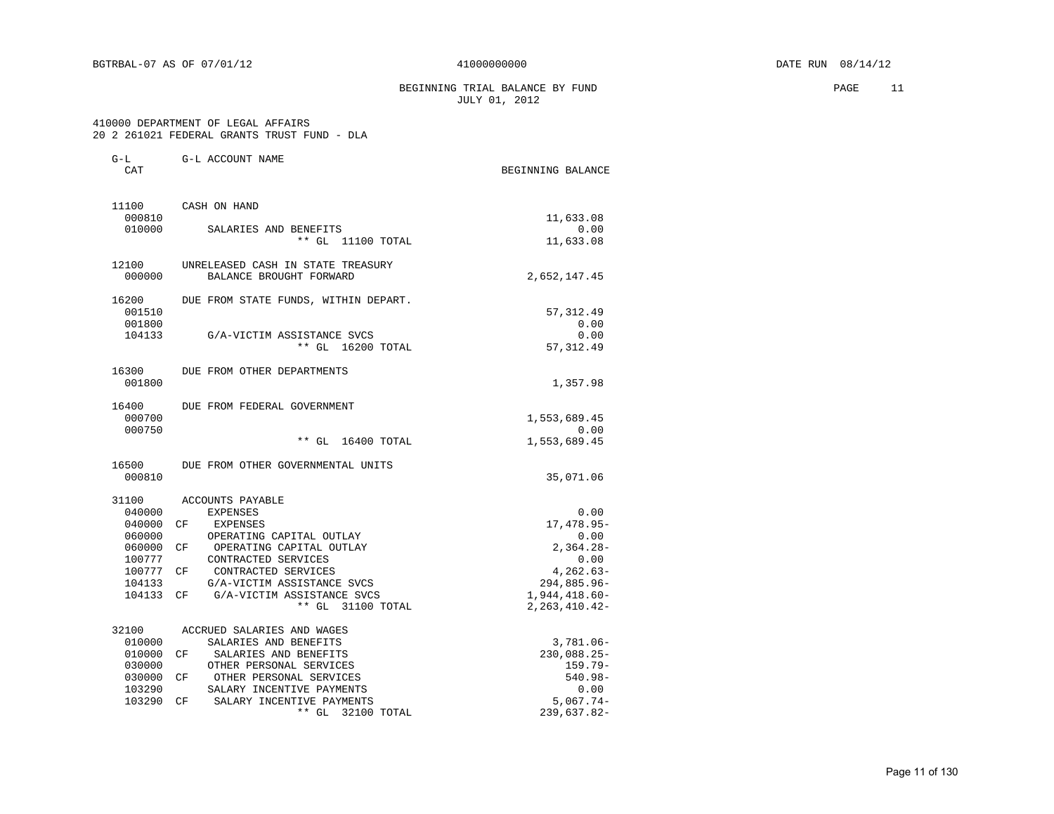BGTRBAL-07 AS OF 07/01/12 — 41000000000 — DATE RUN 08/14/12

# BEGINNING TRIAL BALANCE BY FUND
## JULY 01, 2012

410000 DEPARTMENT OF LEGAL AFFAIRS
20 2 261021 FEDERAL GRANTS TRUST FUND - DLA

| G-L CAT | | G-L ACCOUNT NAME | BEGINNING BALANCE |
|---|---|---|---|
| 11100 | | CASH ON HAND | |
| 000810 | | | 11,633.08 |
| 010000 | | SALARIES AND BENEFITS | 0.00 |
| | | ** GL 11100 TOTAL | 11,633.08 |
| 12100 | | UNRELEASED CASH IN STATE TREASURY | |
| 000000 | | BALANCE BROUGHT FORWARD | 2,652,147.45 |
| 16200 | | DUE FROM STATE FUNDS, WITHIN DEPART. | |
| 001510 | | | 57,312.49 |
| 001800 | | | 0.00 |
| 104133 | | G/A-VICTIM ASSISTANCE SVCS | 0.00 |
| | | ** GL 16200 TOTAL | 57,312.49 |
| 16300 | | DUE FROM OTHER DEPARTMENTS | |
| 001800 | | | 1,357.98 |
| 16400 | | DUE FROM FEDERAL GOVERNMENT | |
| 000700 | | | 1,553,689.45 |
| 000750 | | | 0.00 |
| | | ** GL 16400 TOTAL | 1,553,689.45 |
| 16500 | | DUE FROM OTHER GOVERNMENTAL UNITS | |
| 000810 | | | 35,071.06 |
| 31100 | | ACCOUNTS PAYABLE | |
| 040000 | | EXPENSES | 0.00 |
| 040000 | CF | EXPENSES | 17,478.95- |
| 060000 | | OPERATING CAPITAL OUTLAY | 0.00 |
| 060000 | CF | OPERATING CAPITAL OUTLAY | 2,364.28- |
| 100777 | | CONTRACTED SERVICES | 0.00 |
| 100777 | CF | CONTRACTED SERVICES | 4,262.63- |
| 104133 | | G/A-VICTIM ASSISTANCE SVCS | 294,885.96- |
| 104133 | CF | G/A-VICTIM ASSISTANCE SVCS | 1,944,418.60- |
| | | ** GL 31100 TOTAL | 2,263,410.42- |
| 32100 | | ACCRUED SALARIES AND WAGES | |
| 010000 | | SALARIES AND BENEFITS | 3,781.06- |
| 010000 | CF | SALARIES AND BENEFITS | 230,088.25- |
| 030000 | | OTHER PERSONAL SERVICES | 159.79- |
| 030000 | CF | OTHER PERSONAL SERVICES | 540.98- |
| 103290 | | SALARY INCENTIVE PAYMENTS | 0.00 |
| 103290 | CF | SALARY INCENTIVE PAYMENTS | 5,067.74- |
| | | ** GL 32100 TOTAL | 239,637.82- |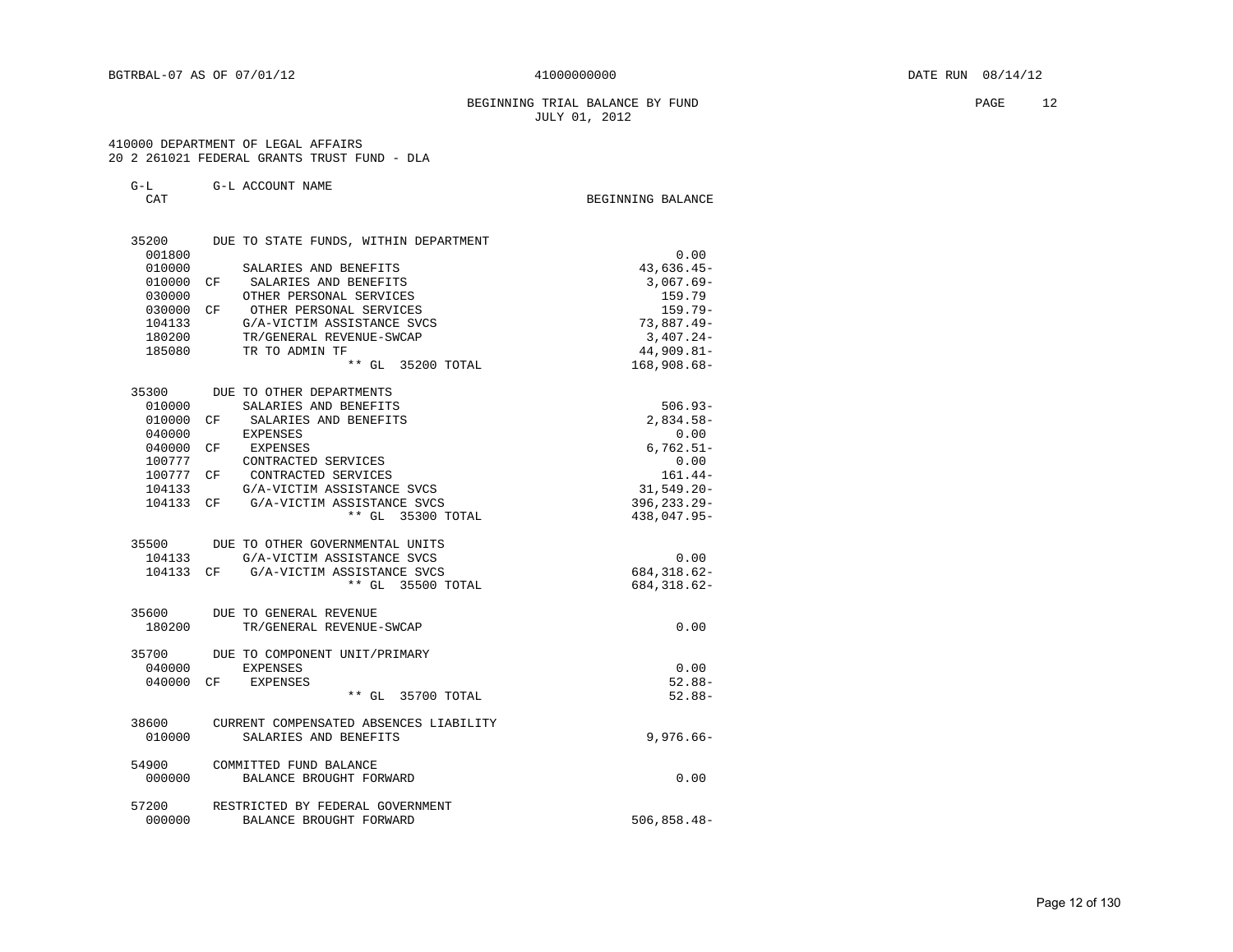BGTRBAL-07 AS OF 07/01/12 41000000000 DATE RUN 08/14/12

BEGINNING TRIAL BALANCE BY FUND
JULY 01, 2012

410000 DEPARTMENT OF LEGAL AFFAIRS
20 2 261021 FEDERAL GRANTS TRUST FUND - DLA

| G-L CAT | | G-L ACCOUNT NAME | BEGINNING BALANCE |
|---|---|---|---|
| 35200 | | DUE TO STATE FUNDS, WITHIN DEPARTMENT | |
| 001800 | | | 0.00 |
| 010000 | | SALARIES AND BENEFITS | 43,636.45- |
| 010000 | CF | SALARIES AND BENEFITS | 3,067.69- |
| 030000 | | OTHER PERSONAL SERVICES | 159.79 |
| 030000 | CF | OTHER PERSONAL SERVICES | 159.79- |
| 104133 | | G/A-VICTIM ASSISTANCE SVCS | 73,887.49- |
| 180200 | | TR/GENERAL REVENUE-SWCAP | 3,407.24- |
| 185080 | | TR TO ADMIN TF | 44,909.81- |
| | | ** GL 35200 TOTAL | 168,908.68- |
| 35300 | | DUE TO OTHER DEPARTMENTS | |
| 010000 | | SALARIES AND BENEFITS | 506.93- |
| 010000 | CF | SALARIES AND BENEFITS | 2,834.58- |
| 040000 | | EXPENSES | 0.00 |
| 040000 | CF | EXPENSES | 6,762.51- |
| 100777 | | CONTRACTED SERVICES | 0.00 |
| 100777 | CF | CONTRACTED SERVICES | 161.44- |
| 104133 | | G/A-VICTIM ASSISTANCE SVCS | 31,549.20- |
| 104133 | CF | G/A-VICTIM ASSISTANCE SVCS | 396,233.29- |
| | | ** GL 35300 TOTAL | 438,047.95- |
| 35500 | | DUE TO OTHER GOVERNMENTAL UNITS | |
| 104133 | | G/A-VICTIM ASSISTANCE SVCS | 0.00 |
| 104133 | CF | G/A-VICTIM ASSISTANCE SVCS | 684,318.62- |
| | | ** GL 35500 TOTAL | 684,318.62- |
| 35600 | | DUE TO GENERAL REVENUE | |
| 180200 | | TR/GENERAL REVENUE-SWCAP | 0.00 |
| 35700 | | DUE TO COMPONENT UNIT/PRIMARY | |
| 040000 | | EXPENSES | 0.00 |
| 040000 | CF | EXPENSES | 52.88- |
| | | ** GL 35700 TOTAL | 52.88- |
| 38600 | | CURRENT COMPENSATED ABSENCES LIABILITY | |
| 010000 | | SALARIES AND BENEFITS | 9,976.66- |
| 54900 | | COMMITTED FUND BALANCE | |
| 000000 | | BALANCE BROUGHT FORWARD | 0.00 |
| 57200 | | RESTRICTED BY FEDERAL GOVERNMENT | |
| 000000 | | BALANCE BROUGHT FORWARD | 506,858.48- |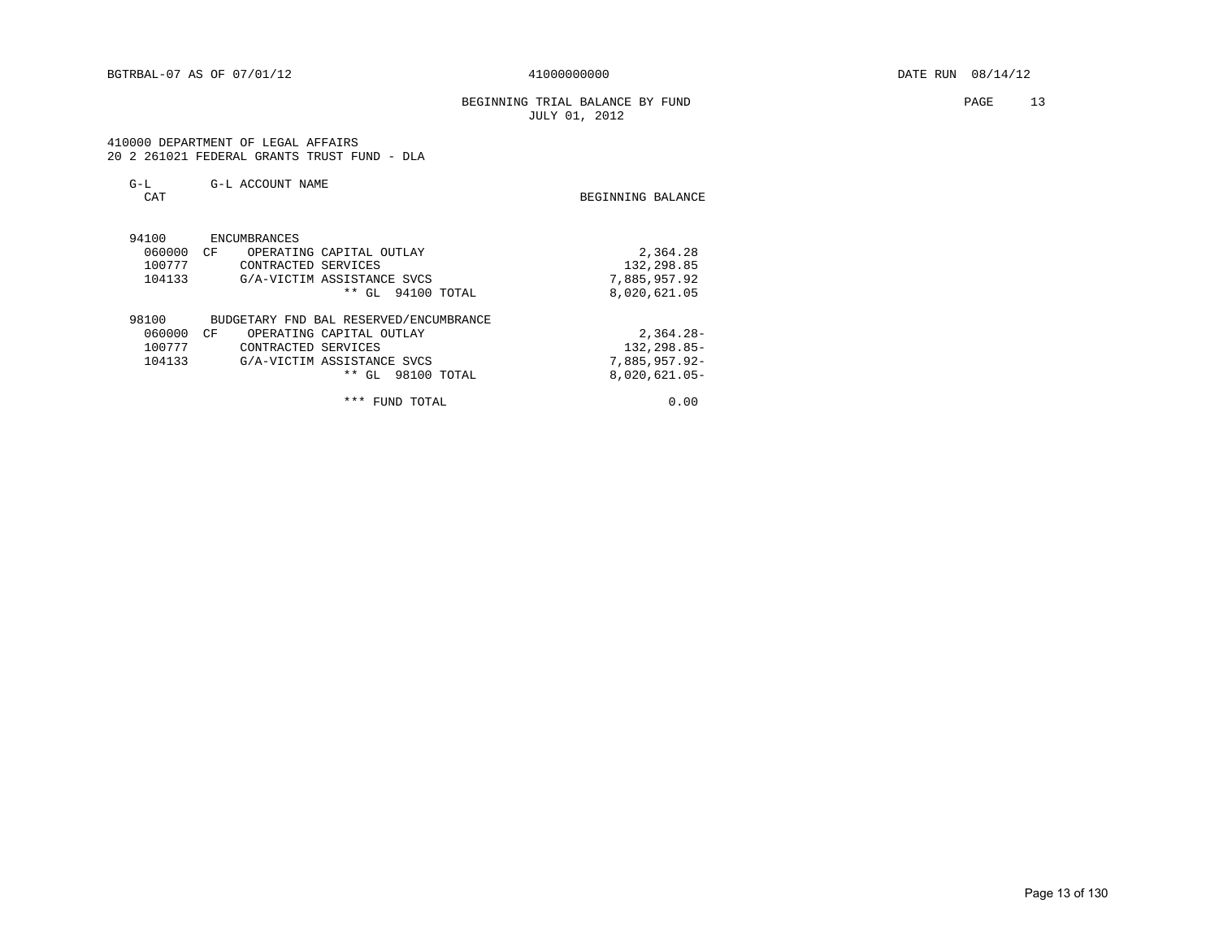BGTRBAL-07 AS OF 07/01/12 41000000000 DATE RUN 08/14/12

BEGINNING TRIAL BALANCE BY FUND
JULY 01, 2012

410000 DEPARTMENT OF LEGAL AFFAIRS
20 2 261021 FEDERAL GRANTS TRUST FUND - DLA

| G-L CAT | | G-L ACCOUNT NAME | BEGINNING BALANCE |
|---|---|---|---|
| 94100 | | ENCUMBRANCES | |
| 060000 | CF | OPERATING CAPITAL OUTLAY | 2,364.28 |
| 100777 | | CONTRACTED SERVICES | 132,298.85 |
| 104133 | | G/A-VICTIM ASSISTANCE SVCS | 7,885,957.92 |
| | | ** GL 94100 TOTAL | 8,020,621.05 |
| 98100 | | BUDGETARY FND BAL RESERVED/ENCUMBRANCE | |
| 060000 | CF | OPERATING CAPITAL OUTLAY | 2,364.28- |
| 100777 | | CONTRACTED SERVICES | 132,298.85- |
| 104133 | | G/A-VICTIM ASSISTANCE SVCS | 7,885,957.92- |
| | | ** GL 98100 TOTAL | 8,020,621.05- |
| | | *** FUND TOTAL | 0.00 |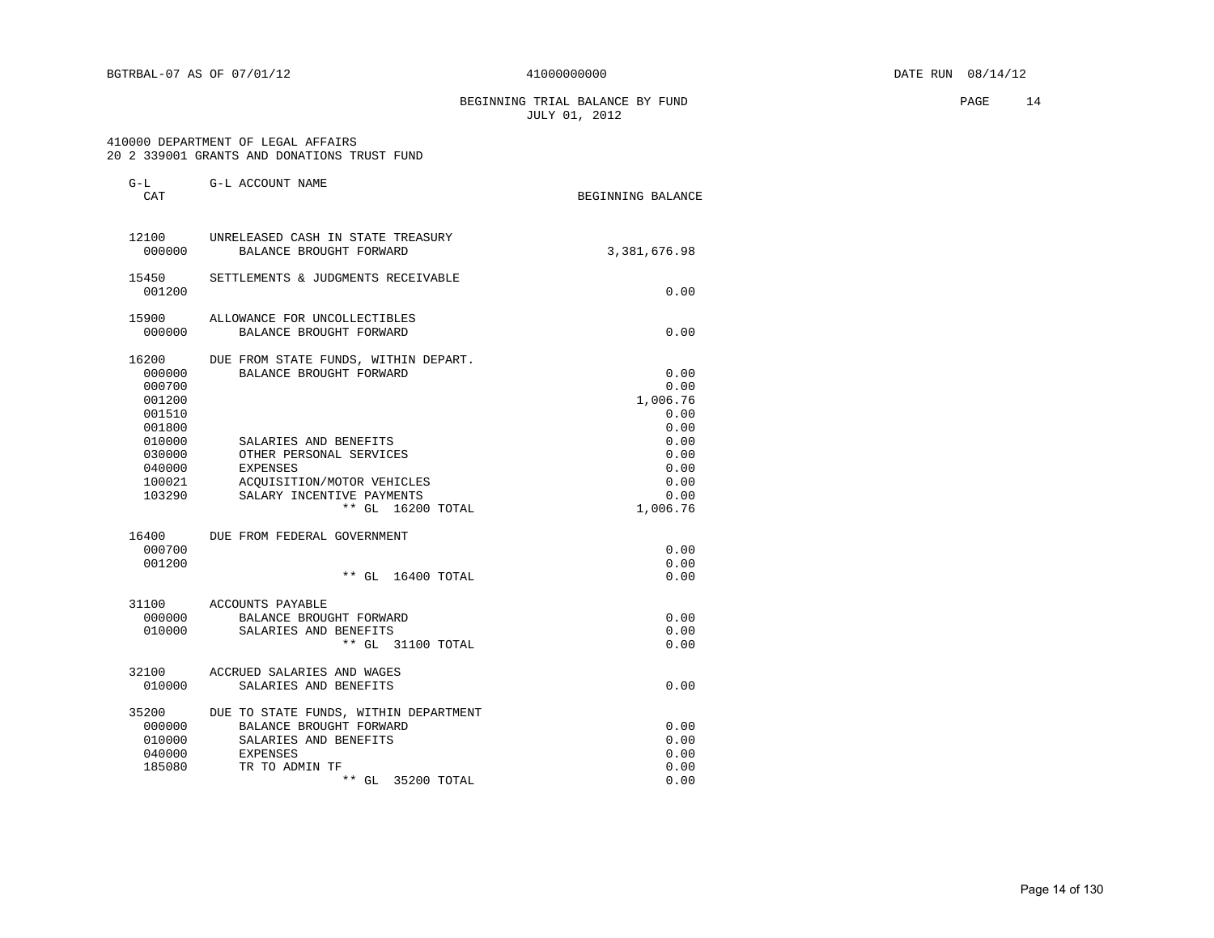BGTRBAL-07 AS OF 07/01/12 41000000000 DATE RUN 08/14/12

BEGINNING TRIAL BALANCE BY FUND
JULY 01, 2012

410000 DEPARTMENT OF LEGAL AFFAIRS
20 2 339001 GRANTS AND DONATIONS TRUST FUND

| G-L CAT | G-L ACCOUNT NAME | BEGINNING BALANCE |
|---|---|---|
| 12100 | UNRELEASED CASH IN STATE TREASURY | |
| 000000 | BALANCE BROUGHT FORWARD | 3,381,676.98 |
| 15450 | SETTLEMENTS & JUDGMENTS RECEIVABLE | |
| 001200 | | 0.00 |
| 15900 | ALLOWANCE FOR UNCOLLECTIBLES | |
| 000000 | BALANCE BROUGHT FORWARD | 0.00 |
| 16200 | DUE FROM STATE FUNDS, WITHIN DEPART. | |
| 000000 | BALANCE BROUGHT FORWARD | 0.00 |
| 000700 | | 0.00 |
| 001200 | | 1,006.76 |
| 001510 | | 0.00 |
| 001800 | | 0.00 |
| 010000 | SALARIES AND BENEFITS | 0.00 |
| 030000 | OTHER PERSONAL SERVICES | 0.00 |
| 040000 | EXPENSES | 0.00 |
| 100021 | ACQUISITION/MOTOR VEHICLES | 0.00 |
| 103290 | SALARY INCENTIVE PAYMENTS | 0.00 |
| | ** GL 16200 TOTAL | 1,006.76 |
| 16400 | DUE FROM FEDERAL GOVERNMENT | |
| 000700 | | 0.00 |
| 001200 | | 0.00 |
| | ** GL 16400 TOTAL | 0.00 |
| 31100 | ACCOUNTS PAYABLE | |
| 000000 | BALANCE BROUGHT FORWARD | 0.00 |
| 010000 | SALARIES AND BENEFITS | 0.00 |
| | ** GL 31100 TOTAL | 0.00 |
| 32100 | ACCRUED SALARIES AND WAGES | |
| 010000 | SALARIES AND BENEFITS | 0.00 |
| 35200 | DUE TO STATE FUNDS, WITHIN DEPARTMENT | |
| 000000 | BALANCE BROUGHT FORWARD | 0.00 |
| 010000 | SALARIES AND BENEFITS | 0.00 |
| 040000 | EXPENSES | 0.00 |
| 185080 | TR TO ADMIN TF | 0.00 |
| | ** GL 35200 TOTAL | 0.00 |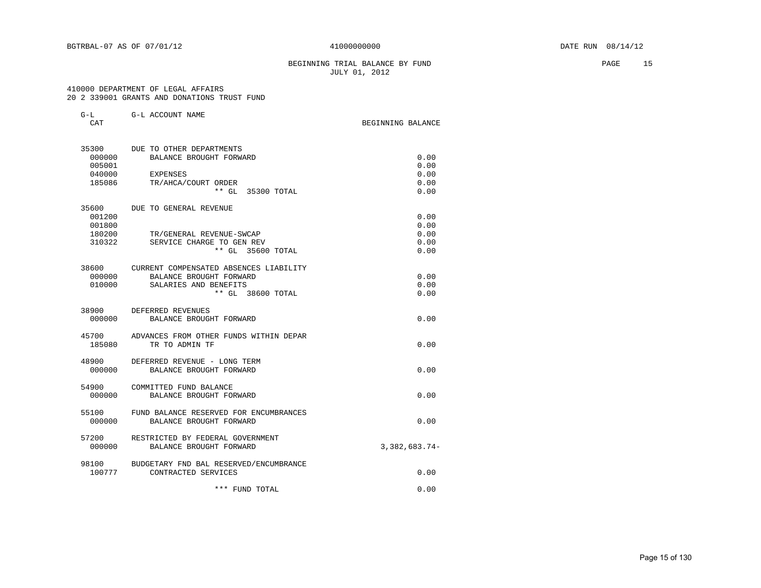BGTRBAL-07 AS OF 07/01/12 41000000000 DATE RUN 08/14/12

BEGINNING TRIAL BALANCE BY FUND
JULY 01, 2012

410000 DEPARTMENT OF LEGAL AFFAIRS
20 2 339001 GRANTS AND DONATIONS TRUST FUND

| G-L CAT | G-L ACCOUNT NAME | BEGINNING BALANCE |
|---|---|---|
| 35300 | DUE TO OTHER DEPARTMENTS | |
| 000000 | BALANCE BROUGHT FORWARD | 0.00 |
| 005001 | | 0.00 |
| 040000 | EXPENSES | 0.00 |
| 185086 | TR/AHCA/COURT ORDER | 0.00 |
| | ** GL 35300 TOTAL | 0.00 |
| 35600 | DUE TO GENERAL REVENUE | |
| 001200 | | 0.00 |
| 001800 | | 0.00 |
| 180200 | TR/GENERAL REVENUE-SWCAP | 0.00 |
| 310322 | SERVICE CHARGE TO GEN REV | 0.00 |
| | ** GL 35600 TOTAL | 0.00 |
| 38600 | CURRENT COMPENSATED ABSENCES LIABILITY | |
| 000000 | BALANCE BROUGHT FORWARD | 0.00 |
| 010000 | SALARIES AND BENEFITS | 0.00 |
| | ** GL 38600 TOTAL | 0.00 |
| 38900 | DEFERRED REVENUES | |
| 000000 | BALANCE BROUGHT FORWARD | 0.00 |
| 45700 | ADVANCES FROM OTHER FUNDS WITHIN DEPAR | |
| 185080 | TR TO ADMIN TF | 0.00 |
| 48900 | DEFERRED REVENUE - LONG TERM | |
| 000000 | BALANCE BROUGHT FORWARD | 0.00 |
| 54900 | COMMITTED FUND BALANCE | |
| 000000 | BALANCE BROUGHT FORWARD | 0.00 |
| 55100 | FUND BALANCE RESERVED FOR ENCUMBRANCES | |
| 000000 | BALANCE BROUGHT FORWARD | 0.00 |
| 57200 | RESTRICTED BY FEDERAL GOVERNMENT | |
| 000000 | BALANCE BROUGHT FORWARD | 3,382,683.74- |
| 98100 | BUDGETARY FND BAL RESERVED/ENCUMBRANCE | |
| 100777 | CONTRACTED SERVICES | 0.00 |
| | *** FUND TOTAL | 0.00 |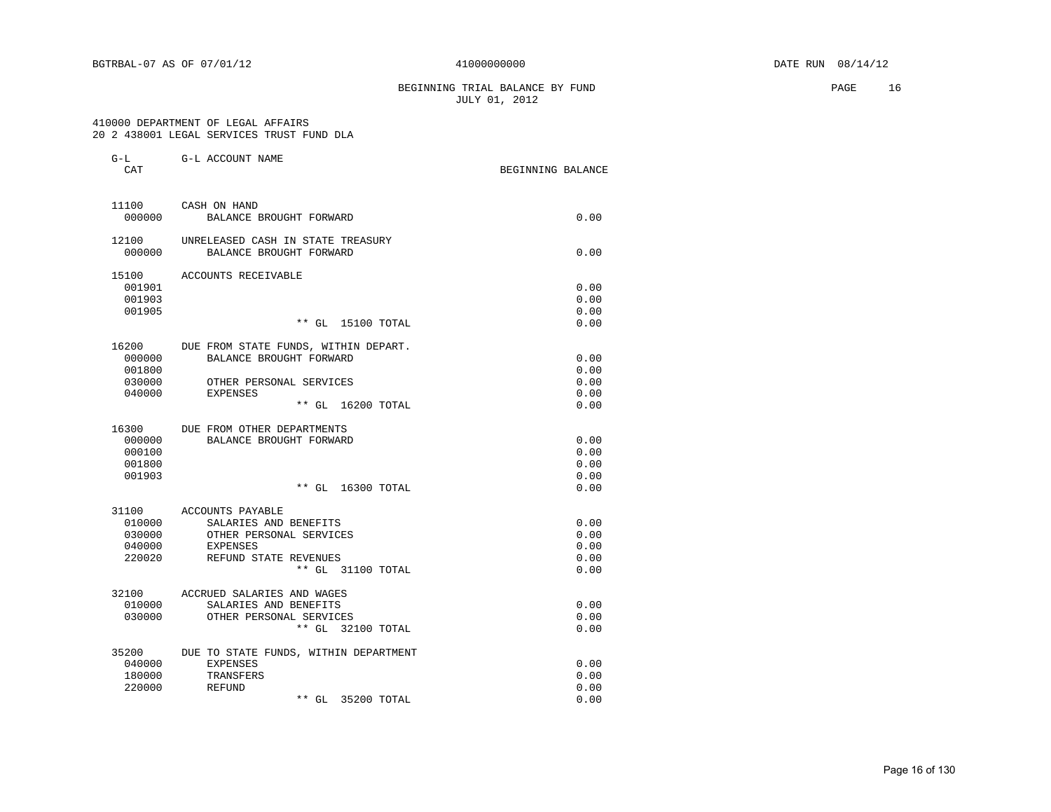BGTRBAL-07 AS OF 07/01/12 41000000000 DATE RUN 08/14/12

BEGINNING TRIAL BALANCE BY FUND
JULY 01, 2012

410000 DEPARTMENT OF LEGAL AFFAIRS
20 2 438001 LEGAL SERVICES TRUST FUND DLA

| G-L CAT | G-L ACCOUNT NAME | BEGINNING BALANCE |
|---|---|---|
| 11100 | CASH ON HAND | |
| 000000 | BALANCE BROUGHT FORWARD | 0.00 |
| 12100 | UNRELEASED CASH IN STATE TREASURY | |
| 000000 | BALANCE BROUGHT FORWARD | 0.00 |
| 15100 | ACCOUNTS RECEIVABLE | |
| 001901 | | 0.00 |
| 001903 | | 0.00 |
| 001905 | | 0.00 |
| | ** GL 15100 TOTAL | 0.00 |
| 16200 | DUE FROM STATE FUNDS, WITHIN DEPART. | |
| 000000 | BALANCE BROUGHT FORWARD | 0.00 |
| 001800 | | 0.00 |
| 030000 | OTHER PERSONAL SERVICES | 0.00 |
| 040000 | EXPENSES | 0.00 |
| | ** GL 16200 TOTAL | 0.00 |
| 16300 | DUE FROM OTHER DEPARTMENTS | |
| 000000 | BALANCE BROUGHT FORWARD | 0.00 |
| 000100 | | 0.00 |
| 001800 | | 0.00 |
| 001903 | | 0.00 |
| | ** GL 16300 TOTAL | 0.00 |
| 31100 | ACCOUNTS PAYABLE | |
| 010000 | SALARIES AND BENEFITS | 0.00 |
| 030000 | OTHER PERSONAL SERVICES | 0.00 |
| 040000 | EXPENSES | 0.00 |
| 220020 | REFUND STATE REVENUES | 0.00 |
| | ** GL 31100 TOTAL | 0.00 |
| 32100 | ACCRUED SALARIES AND WAGES | |
| 010000 | SALARIES AND BENEFITS | 0.00 |
| 030000 | OTHER PERSONAL SERVICES | 0.00 |
| | ** GL 32100 TOTAL | 0.00 |
| 35200 | DUE TO STATE FUNDS, WITHIN DEPARTMENT | |
| 040000 | EXPENSES | 0.00 |
| 180000 | TRANSFERS | 0.00 |
| 220000 | REFUND | 0.00 |
| | ** GL 35200 TOTAL | 0.00 |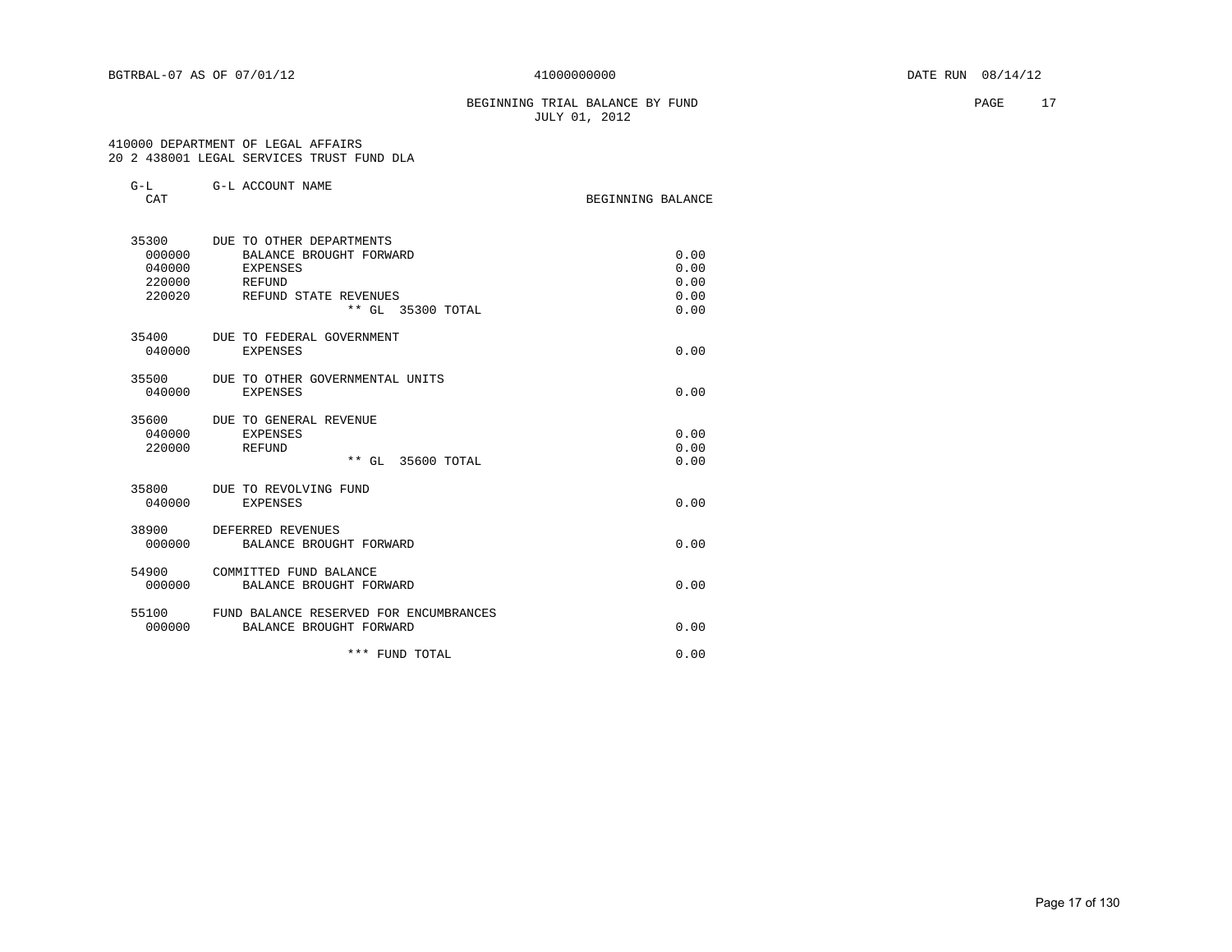BEGINNING TRIAL BALANCE BY FUND
JULY 01, 2012

410000 DEPARTMENT OF LEGAL AFFAIRS
20 2 438001 LEGAL SERVICES TRUST FUND DLA

| G-L CAT | G-L ACCOUNT NAME | BEGINNING BALANCE |
|---|---|---|
| 35300 | DUE TO OTHER DEPARTMENTS | |
| 000000 | BALANCE BROUGHT FORWARD | 0.00 |
| 040000 | EXPENSES | 0.00 |
| 220000 | REFUND | 0.00 |
| 220020 | REFUND STATE REVENUES | 0.00 |
| | ** GL 35300 TOTAL | 0.00 |
| 35400 | DUE TO FEDERAL GOVERNMENT | |
| 040000 | EXPENSES | 0.00 |
| 35500 | DUE TO OTHER GOVERNMENTAL UNITS | |
| 040000 | EXPENSES | 0.00 |
| 35600 | DUE TO GENERAL REVENUE | |
| 040000 | EXPENSES | 0.00 |
| 220000 | REFUND | 0.00 |
| | ** GL 35600 TOTAL | 0.00 |
| 35800 | DUE TO REVOLVING FUND | |
| 040000 | EXPENSES | 0.00 |
| 38900 | DEFERRED REVENUES | |
| 000000 | BALANCE BROUGHT FORWARD | 0.00 |
| 54900 | COMMITTED FUND BALANCE | |
| 000000 | BALANCE BROUGHT FORWARD | 0.00 |
| 55100 | FUND BALANCE RESERVED FOR ENCUMBRANCES | |
| 000000 | BALANCE BROUGHT FORWARD | 0.00 |
| | *** FUND TOTAL | 0.00 |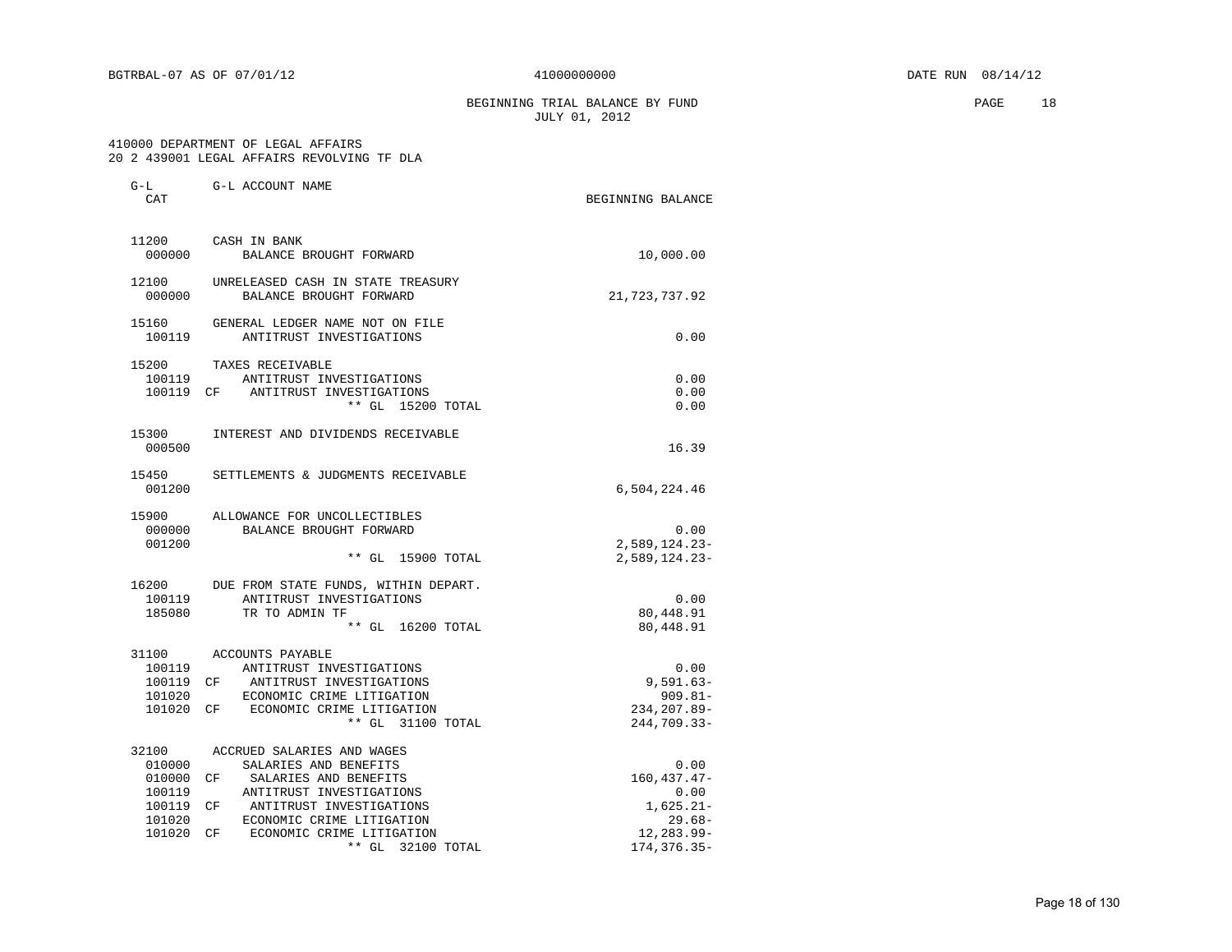BGTRBAL-07 AS OF 07/01/12 41000000000 DATE RUN 08/14/12

BEGINNING TRIAL BALANCE BY FUND
JULY 01, 2012

410000 DEPARTMENT OF LEGAL AFFAIRS
20 2 439001 LEGAL AFFAIRS REVOLVING TF DLA

| G-L CAT | | G-L ACCOUNT NAME | BEGINNING BALANCE |
|---|---|---|---|
| 11200 | | CASH IN BANK | |
| 000000 | | BALANCE BROUGHT FORWARD | 10,000.00 |
| 12100 | | UNRELEASED CASH IN STATE TREASURY | |
| 000000 | | BALANCE BROUGHT FORWARD | 21,723,737.92 |
| 15160 | | GENERAL LEDGER NAME NOT ON FILE | |
| 100119 | | ANTITRUST INVESTIGATIONS | 0.00 |
| 15200 | | TAXES RECEIVABLE | |
| 100119 | | ANTITRUST INVESTIGATIONS | 0.00 |
| 100119 | CF | ANTITRUST INVESTIGATIONS | 0.00 |
| | | ** GL 15200 TOTAL | 0.00 |
| 15300 | | INTEREST AND DIVIDENDS RECEIVABLE | |
| 000500 | | | 16.39 |
| 15450 | | SETTLEMENTS & JUDGMENTS RECEIVABLE | |
| 001200 | | | 6,504,224.46 |
| 15900 | | ALLOWANCE FOR UNCOLLECTIBLES | |
| 000000 | | BALANCE BROUGHT FORWARD | 0.00 |
| 001200 | | | 2,589,124.23- |
| | | ** GL 15900 TOTAL | 2,589,124.23- |
| 16200 | | DUE FROM STATE FUNDS, WITHIN DEPART. | |
| 100119 | | ANTITRUST INVESTIGATIONS | 0.00 |
| 185080 | | TR TO ADMIN TF | 80,448.91 |
| | | ** GL 16200 TOTAL | 80,448.91 |
| 31100 | | ACCOUNTS PAYABLE | |
| 100119 | | ANTITRUST INVESTIGATIONS | 0.00 |
| 100119 | CF | ANTITRUST INVESTIGATIONS | 9,591.63- |
| 101020 | | ECONOMIC CRIME LITIGATION | 909.81- |
| 101020 | CF | ECONOMIC CRIME LITIGATION | 234,207.89- |
| | | ** GL 31100 TOTAL | 244,709.33- |
| 32100 | | ACCRUED SALARIES AND WAGES | |
| 010000 | | SALARIES AND BENEFITS | 0.00 |
| 010000 | CF | SALARIES AND BENEFITS | 160,437.47- |
| 100119 | | ANTITRUST INVESTIGATIONS | 0.00 |
| 100119 | CF | ANTITRUST INVESTIGATIONS | 1,625.21- |
| 101020 | | ECONOMIC CRIME LITIGATION | 29.68- |
| 101020 | CF | ECONOMIC CRIME LITIGATION | 12,283.99- |
| | | ** GL 32100 TOTAL | 174,376.35- |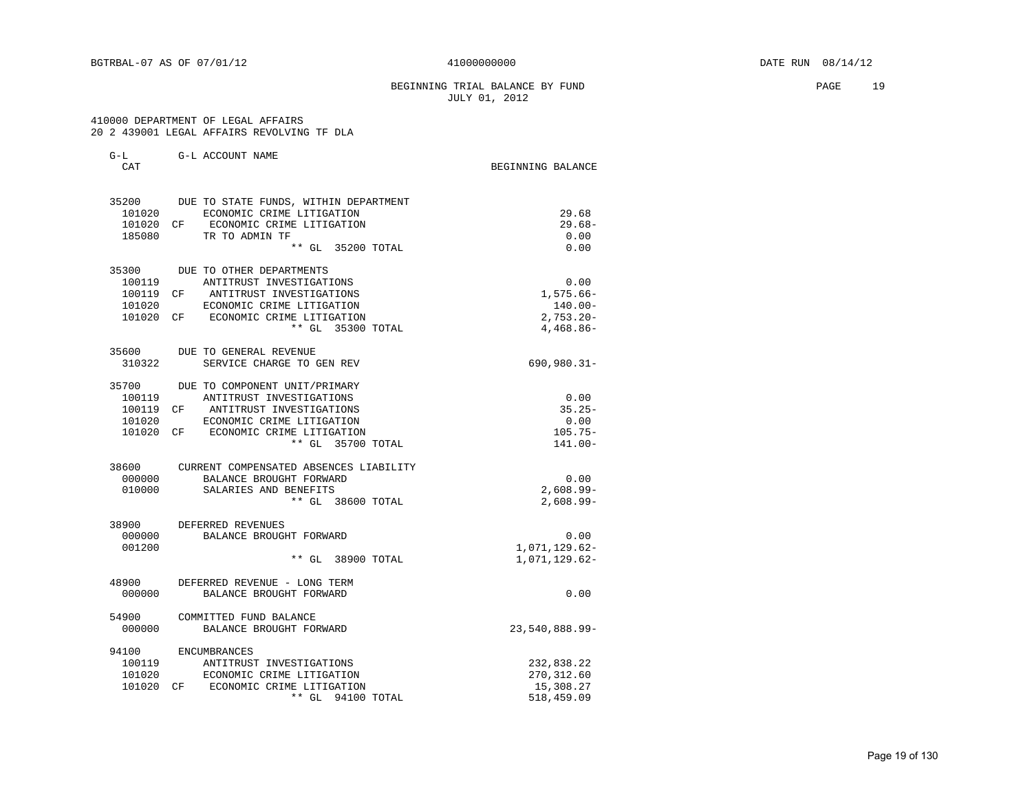BGTRBAL-07 AS OF 07/01/12 — 41000000000 — DATE RUN 08/14/12

## BEGINNING TRIAL BALANCE BY FUND
JULY 01, 2012

410000 DEPARTMENT OF LEGAL AFFAIRS
20 2 439001 LEGAL AFFAIRS REVOLVING TF DLA

| G-L CAT | | G-L ACCOUNT NAME | BEGINNING BALANCE |
|---|---|---|---|
| 35200 | | DUE TO STATE FUNDS, WITHIN DEPARTMENT | |
| 101020 | | ECONOMIC CRIME LITIGATION | 29.68 |
| 101020 | CF | ECONOMIC CRIME LITIGATION | 29.68- |
| 185080 | | TR TO ADMIN TF | 0.00 |
| | | ** GL 35200 TOTAL | 0.00 |
| 35300 | | DUE TO OTHER DEPARTMENTS | |
| 100119 | | ANTITRUST INVESTIGATIONS | 0.00 |
| 100119 | CF | ANTITRUST INVESTIGATIONS | 1,575.66- |
| 101020 | | ECONOMIC CRIME LITIGATION | 140.00- |
| 101020 | CF | ECONOMIC CRIME LITIGATION | 2,753.20- |
| | | ** GL 35300 TOTAL | 4,468.86- |
| 35600 | | DUE TO GENERAL REVENUE | |
| 310322 | | SERVICE CHARGE TO GEN REV | 690,980.31- |
| 35700 | | DUE TO COMPONENT UNIT/PRIMARY | |
| 100119 | | ANTITRUST INVESTIGATIONS | 0.00 |
| 100119 | CF | ANTITRUST INVESTIGATIONS | 35.25- |
| 101020 | | ECONOMIC CRIME LITIGATION | 0.00 |
| 101020 | CF | ECONOMIC CRIME LITIGATION | 105.75- |
| | | ** GL 35700 TOTAL | 141.00- |
| 38600 | | CURRENT COMPENSATED ABSENCES LIABILITY | |
| 000000 | | BALANCE BROUGHT FORWARD | 0.00 |
| 010000 | | SALARIES AND BENEFITS | 2,608.99- |
| | | ** GL 38600 TOTAL | 2,608.99- |
| 38900 | | DEFERRED REVENUES | |
| 000000 | | BALANCE BROUGHT FORWARD | 0.00 |
| 001200 | | | 1,071,129.62- |
| | | ** GL 38900 TOTAL | 1,071,129.62- |
| 48900 | | DEFERRED REVENUE - LONG TERM | |
| 000000 | | BALANCE BROUGHT FORWARD | 0.00 |
| 54900 | | COMMITTED FUND BALANCE | |
| 000000 | | BALANCE BROUGHT FORWARD | 23,540,888.99- |
| 94100 | | ENCUMBRANCES | |
| 100119 | | ANTITRUST INVESTIGATIONS | 232,838.22 |
| 101020 | | ECONOMIC CRIME LITIGATION | 270,312.60 |
| 101020 | CF | ECONOMIC CRIME LITIGATION | 15,308.27 |
| | | ** GL 94100 TOTAL | 518,459.09 |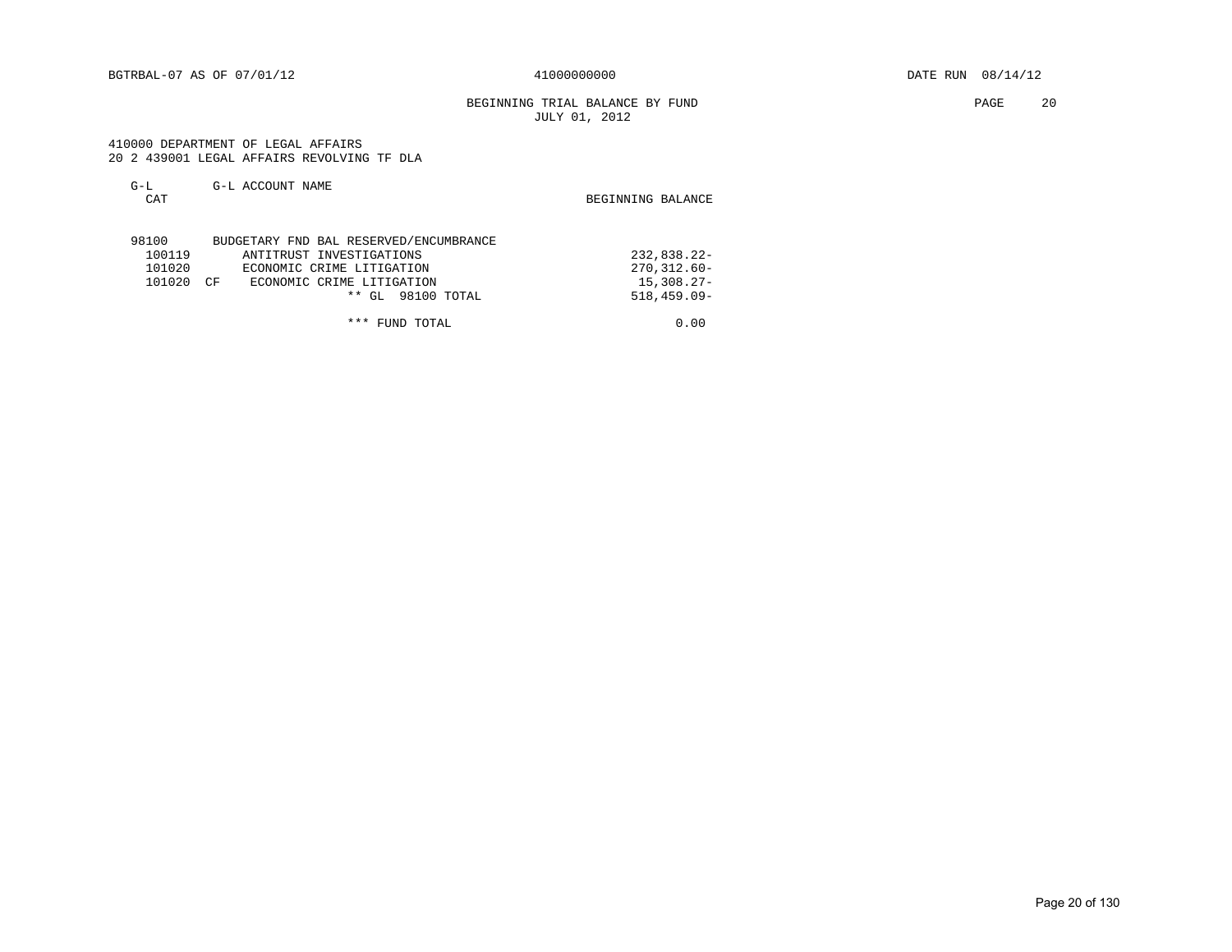BGTRBAL-07 AS OF 07/01/12 — 41000000000 — DATE RUN 08/14/12

BEGINNING TRIAL BALANCE BY FUND
JULY 01, 2012

410000 DEPARTMENT OF LEGAL AFFAIRS
20 2 439001 LEGAL AFFAIRS REVOLVING TF DLA

| G-L CAT | G-L ACCOUNT NAME | BEGINNING BALANCE |
|---|---|---|
| 98100 | BUDGETARY FND BAL RESERVED/ENCUMBRANCE | |
| 100119 | ANTITRUST INVESTIGATIONS | 232,838.22- |
| 101020 | ECONOMIC CRIME LITIGATION | 270,312.60- |
| 101020 CF | ECONOMIC CRIME LITIGATION | 15,308.27- |
| | ** GL 98100 TOTAL | 518,459.09- |
| | *** FUND TOTAL | 0.00 |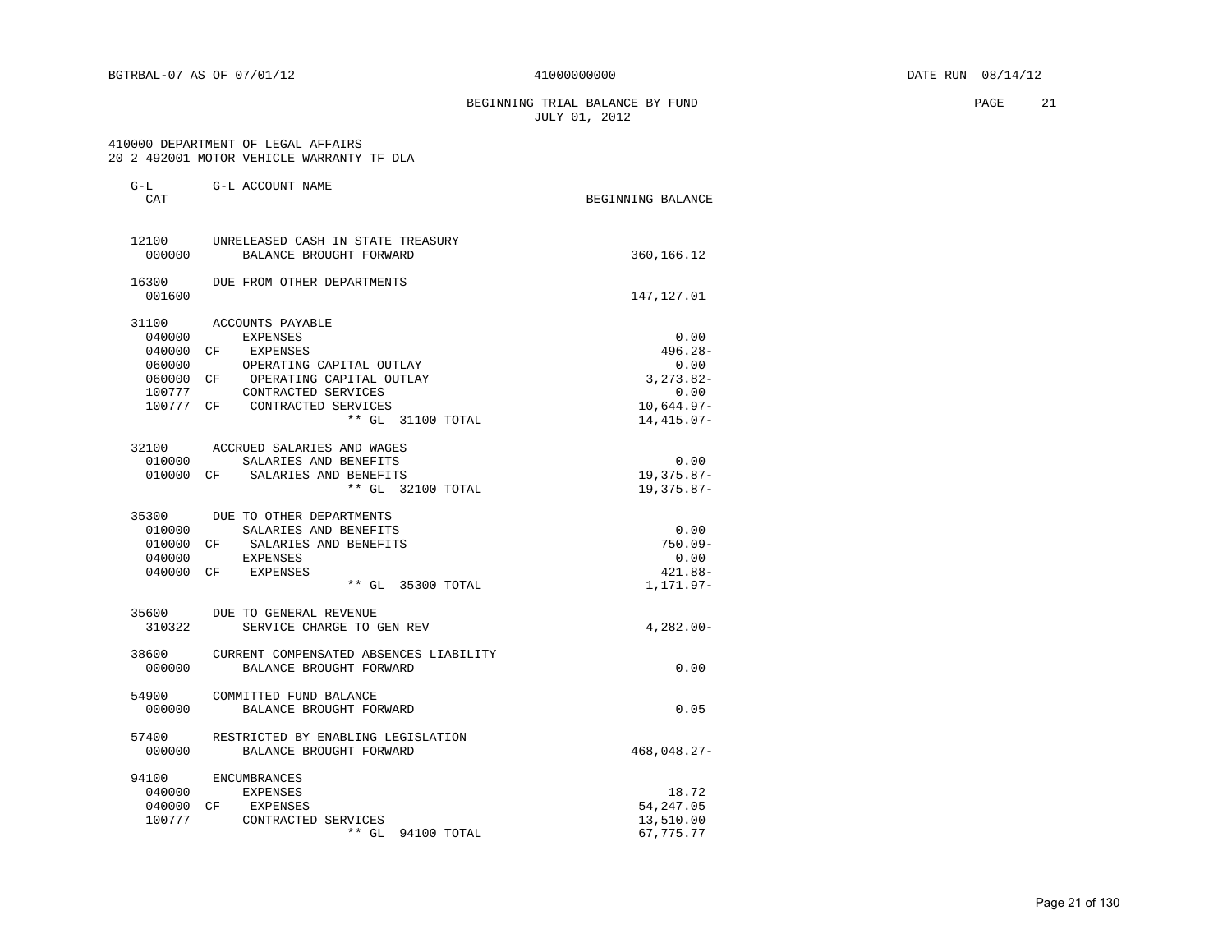BGTRBAL-07 AS OF 07/01/12 41000000000 DATE RUN 08/14/12

BEGINNING TRIAL BALANCE BY FUND
JULY 01, 2012

410000 DEPARTMENT OF LEGAL AFFAIRS
20 2 492001 MOTOR VEHICLE WARRANTY TF DLA

| G-L CAT | | G-L ACCOUNT NAME | BEGINNING BALANCE |
|---|---|---|---|
| 12100 | | UNRELEASED CASH IN STATE TREASURY | |
| 000000 | | BALANCE BROUGHT FORWARD | 360,166.12 |
| 16300 | | DUE FROM OTHER DEPARTMENTS | |
| 001600 | | | 147,127.01 |
| 31100 | | ACCOUNTS PAYABLE | |
| 040000 | | EXPENSES | 0.00 |
| 040000 | CF | EXPENSES | 496.28- |
| 060000 | | OPERATING CAPITAL OUTLAY | 0.00 |
| 060000 | CF | OPERATING CAPITAL OUTLAY | 3,273.82- |
| 100777 | | CONTRACTED SERVICES | 0.00 |
| 100777 | CF | CONTRACTED SERVICES | 10,644.97- |
| | | ** GL 31100 TOTAL | 14,415.07- |
| 32100 | | ACCRUED SALARIES AND WAGES | |
| 010000 | | SALARIES AND BENEFITS | 0.00 |
| 010000 | CF | SALARIES AND BENEFITS | 19,375.87- |
| | | ** GL 32100 TOTAL | 19,375.87- |
| 35300 | | DUE TO OTHER DEPARTMENTS | |
| 010000 | | SALARIES AND BENEFITS | 0.00 |
| 010000 | CF | SALARIES AND BENEFITS | 750.09- |
| 040000 | | EXPENSES | 0.00 |
| 040000 | CF | EXPENSES | 421.88- |
| | | ** GL 35300 TOTAL | 1,171.97- |
| 35600 | | DUE TO GENERAL REVENUE | |
| 310322 | | SERVICE CHARGE TO GEN REV | 4,282.00- |
| 38600 | | CURRENT COMPENSATED ABSENCES LIABILITY | |
| 000000 | | BALANCE BROUGHT FORWARD | 0.00 |
| 54900 | | COMMITTED FUND BALANCE | |
| 000000 | | BALANCE BROUGHT FORWARD | 0.05 |
| 57400 | | RESTRICTED BY ENABLING LEGISLATION | |
| 000000 | | BALANCE BROUGHT FORWARD | 468,048.27- |
| 94100 | | ENCUMBRANCES | |
| 040000 | | EXPENSES | 18.72 |
| 040000 | CF | EXPENSES | 54,247.05 |
| 100777 | | CONTRACTED SERVICES | 13,510.00 |
| | | ** GL 94100 TOTAL | 67,775.77 |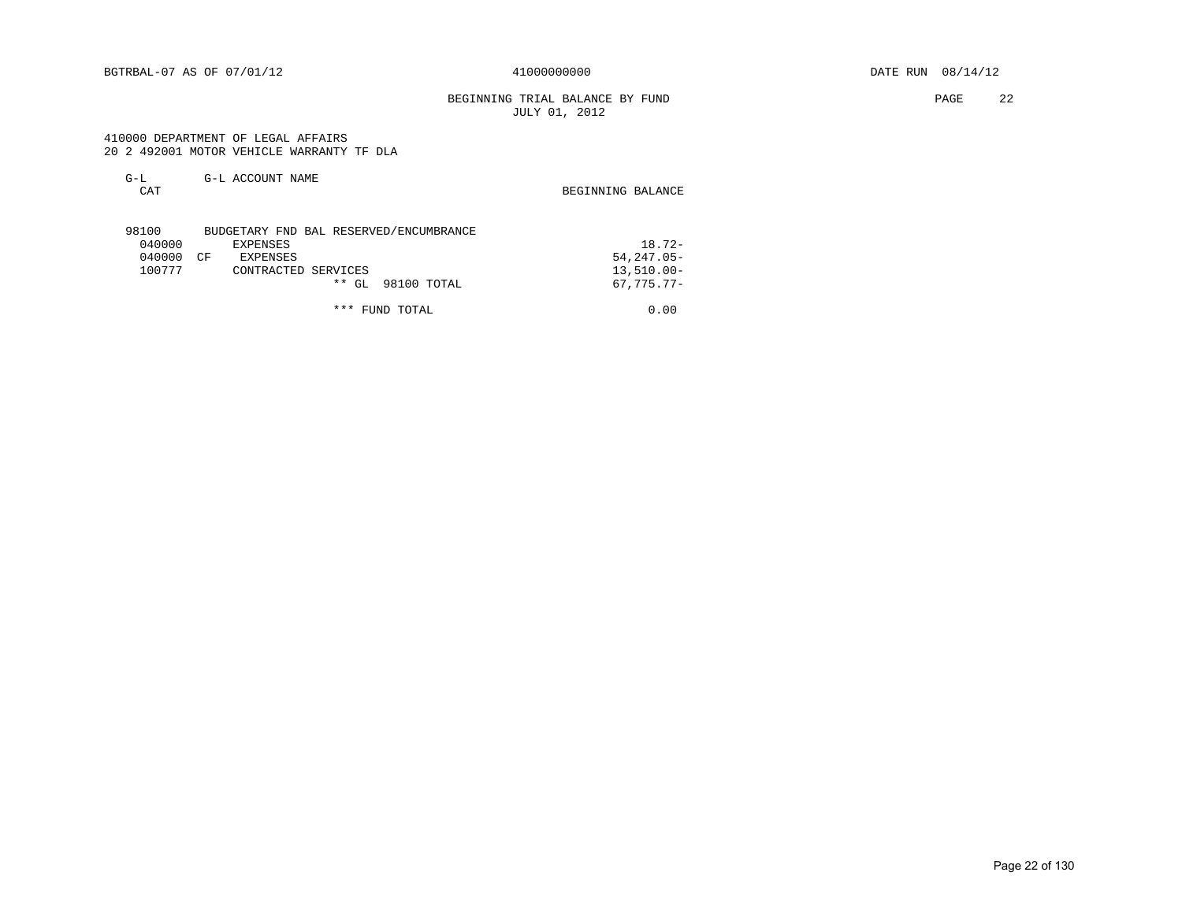BGTRBAL-07 AS OF 07/01/12 | 41000000000 | DATE RUN 08/14/12

## BEGINNING TRIAL BALANCE BY FUND
JULY 01, 2012

410000 DEPARTMENT OF LEGAL AFFAIRS
20 2 492001 MOTOR VEHICLE WARRANTY TF DLA

| G-L CAT | | G-L ACCOUNT NAME | BEGINNING BALANCE |
|---|---|---|---|
| 98100 | | BUDGETARY FND BAL RESERVED/ENCUMBRANCE | |
| 040000 | | EXPENSES | 18.72- |
| 040000 | CF | EXPENSES | 54,247.05- |
| 100777 | | CONTRACTED SERVICES | 13,510.00- |
| | | ** GL 98100 TOTAL | 67,775.77- |
| | | *** FUND TOTAL | 0.00 |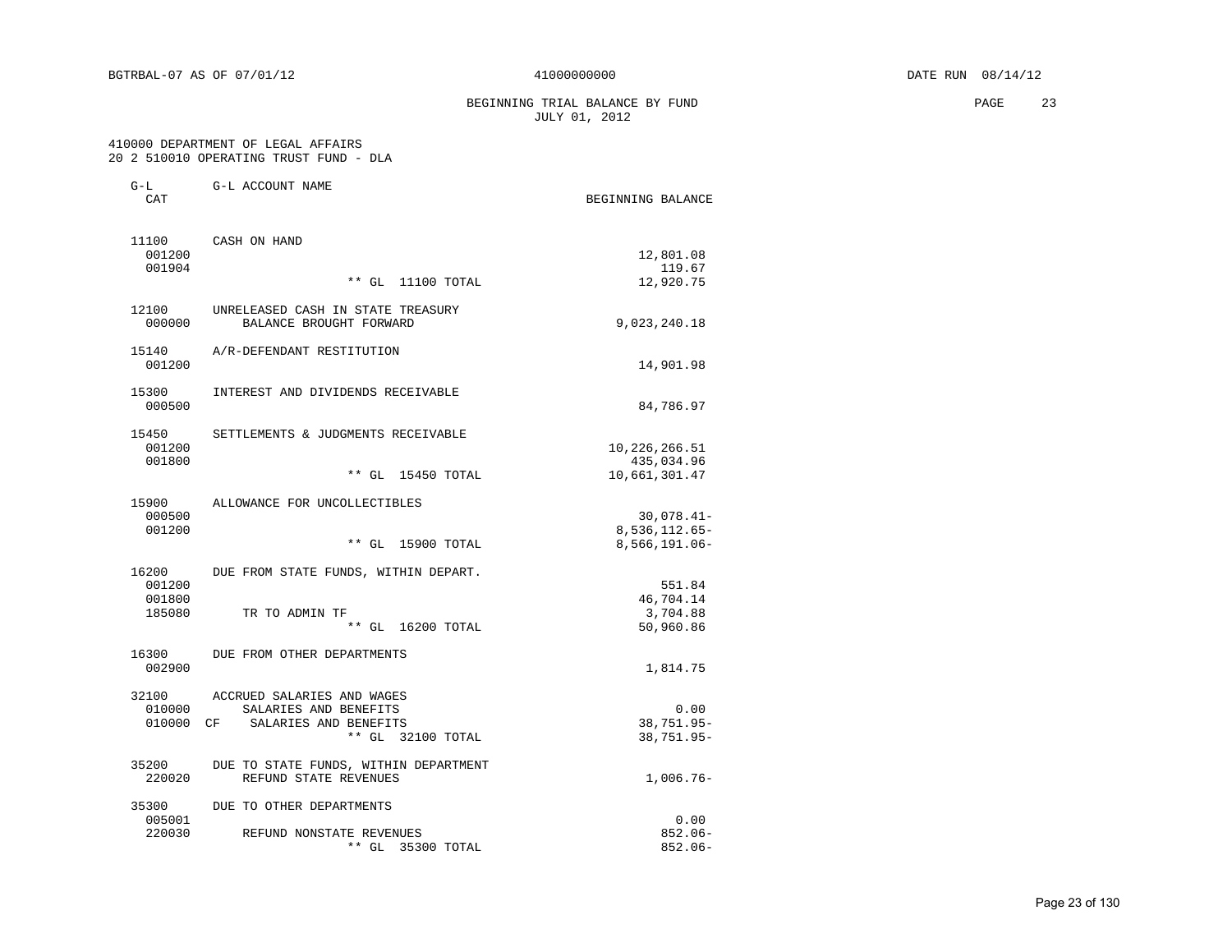BGTRBAL-07 AS OF 07/01/12 41000000000 DATE RUN 08/14/12

## BEGINNING TRIAL BALANCE BY FUND
JULY 01, 2012

410000 DEPARTMENT OF LEGAL AFFAIRS
20 2 510010 OPERATING TRUST FUND - DLA

| G-L CAT | G-L ACCOUNT NAME | BEGINNING BALANCE |
|---|---|---|
| 11100 | CASH ON HAND | |
| 001200 | | 12,801.08 |
| 001904 | | 119.67 |
| | ** GL 11100 TOTAL | 12,920.75 |
| 12100 | UNRELEASED CASH IN STATE TREASURY | |
| 000000 | BALANCE BROUGHT FORWARD | 9,023,240.18 |
| 15140 | A/R-DEFENDANT RESTITUTION | |
| 001200 | | 14,901.98 |
| 15300 | INTEREST AND DIVIDENDS RECEIVABLE | |
| 000500 | | 84,786.97 |
| 15450 | SETTLEMENTS & JUDGMENTS RECEIVABLE | |
| 001200 | | 10,226,266.51 |
| 001800 | | 435,034.96 |
| | ** GL 15450 TOTAL | 10,661,301.47 |
| 15900 | ALLOWANCE FOR UNCOLLECTIBLES | |
| 000500 | | 30,078.41- |
| 001200 | | 8,536,112.65- |
| | ** GL 15900 TOTAL | 8,566,191.06- |
| 16200 | DUE FROM STATE FUNDS, WITHIN DEPART. | |
| 001200 | | 551.84 |
| 001800 | | 46,704.14 |
| 185080 | TR TO ADMIN TF | 3,704.88 |
| | ** GL 16200 TOTAL | 50,960.86 |
| 16300 | DUE FROM OTHER DEPARTMENTS | |
| 002900 | | 1,814.75 |
| 32100 | ACCRUED SALARIES AND WAGES | |
| 010000 | SALARIES AND BENEFITS | 0.00 |
| 010000 CF | SALARIES AND BENEFITS | 38,751.95- |
| | ** GL 32100 TOTAL | 38,751.95- |
| 35200 | DUE TO STATE FUNDS, WITHIN DEPARTMENT | |
| 220020 | REFUND STATE REVENUES | 1,006.76- |
| 35300 | DUE TO OTHER DEPARTMENTS | |
| 005001 | | 0.00 |
| 220030 | REFUND NONSTATE REVENUES | 852.06- |
| | ** GL 35300 TOTAL | 852.06- |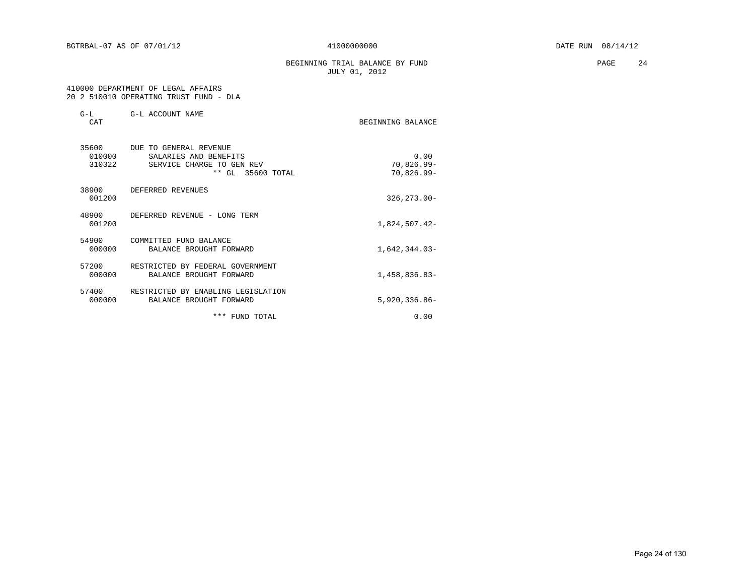BGTRBAL-07 AS OF 07/01/12 41000000000 DATE RUN 08/14/12

BEGINNING TRIAL BALANCE BY FUND
JULY 01, 2012

410000 DEPARTMENT OF LEGAL AFFAIRS
20 2 510010 OPERATING TRUST FUND - DLA

| G-L CAT | G-L ACCOUNT NAME | BEGINNING BALANCE |
|---|---|---|
| 35600 | DUE TO GENERAL REVENUE | |
| 010000 | SALARIES AND BENEFITS | 0.00 |
| 310322 | SERVICE CHARGE TO GEN REV | 70,826.99- |
| | ** GL 35600 TOTAL | 70,826.99- |
| 38900 | DEFERRED REVENUES | |
| 001200 | | 326,273.00- |
| 48900 | DEFERRED REVENUE - LONG TERM | |
| 001200 | | 1,824,507.42- |
| 54900 | COMMITTED FUND BALANCE | |
| 000000 | BALANCE BROUGHT FORWARD | 1,642,344.03- |
| 57200 | RESTRICTED BY FEDERAL GOVERNMENT | |
| 000000 | BALANCE BROUGHT FORWARD | 1,458,836.83- |
| 57400 | RESTRICTED BY ENABLING LEGISLATION | |
| 000000 | BALANCE BROUGHT FORWARD | 5,920,336.86- |
| | *** FUND TOTAL | 0.00 |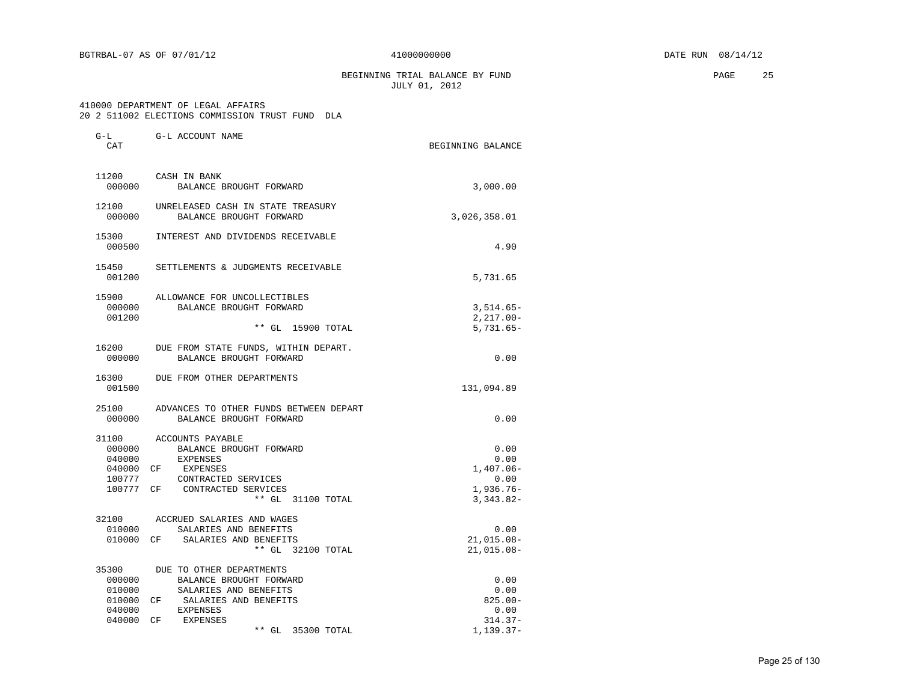BGTRBAL-07 AS OF 07/01/12 41000000000 DATE RUN 08/14/12

BEGINNING TRIAL BALANCE BY FUND
JULY 01, 2012

410000 DEPARTMENT OF LEGAL AFFAIRS
20 2 511002 ELECTIONS COMMISSION TRUST FUND DLA

| G-L CAT | | G-L ACCOUNT NAME | BEGINNING BALANCE |
|---|---|---|---|
| 11200 | | CASH IN BANK | |
| 000000 | | BALANCE BROUGHT FORWARD | 3,000.00 |
| 12100 | | UNRELEASED CASH IN STATE TREASURY | |
| 000000 | | BALANCE BROUGHT FORWARD | 3,026,358.01 |
| 15300 | | INTEREST AND DIVIDENDS RECEIVABLE | |
| 000500 | | | 4.90 |
| 15450 | | SETTLEMENTS & JUDGMENTS RECEIVABLE | |
| 001200 | | | 5,731.65 |
| 15900 | | ALLOWANCE FOR UNCOLLECTIBLES | |
| 000000 | | BALANCE BROUGHT FORWARD | 3,514.65- |
| 001200 | | | 2,217.00- |
| | | ** GL 15900 TOTAL | 5,731.65- |
| 16200 | | DUE FROM STATE FUNDS, WITHIN DEPART. | |
| 000000 | | BALANCE BROUGHT FORWARD | 0.00 |
| 16300 | | DUE FROM OTHER DEPARTMENTS | |
| 001500 | | | 131,094.89 |
| 25100 | | ADVANCES TO OTHER FUNDS BETWEEN DEPART | |
| 000000 | | BALANCE BROUGHT FORWARD | 0.00 |
| 31100 | | ACCOUNTS PAYABLE | |
| 000000 | | BALANCE BROUGHT FORWARD | 0.00 |
| 040000 | | EXPENSES | 0.00 |
| 040000 | CF | EXPENSES | 1,407.06- |
| 100777 | | CONTRACTED SERVICES | 0.00 |
| 100777 | CF | CONTRACTED SERVICES | 1,936.76- |
| | | ** GL 31100 TOTAL | 3,343.82- |
| 32100 | | ACCRUED SALARIES AND WAGES | |
| 010000 | | SALARIES AND BENEFITS | 0.00 |
| 010000 | CF | SALARIES AND BENEFITS | 21,015.08- |
| | | ** GL 32100 TOTAL | 21,015.08- |
| 35300 | | DUE TO OTHER DEPARTMENTS | |
| 000000 | | BALANCE BROUGHT FORWARD | 0.00 |
| 010000 | | SALARIES AND BENEFITS | 0.00 |
| 010000 | CF | SALARIES AND BENEFITS | 825.00- |
| 040000 | | EXPENSES | 0.00 |
| 040000 | CF | EXPENSES | 314.37- |
| | | ** GL 35300 TOTAL | 1,139.37- |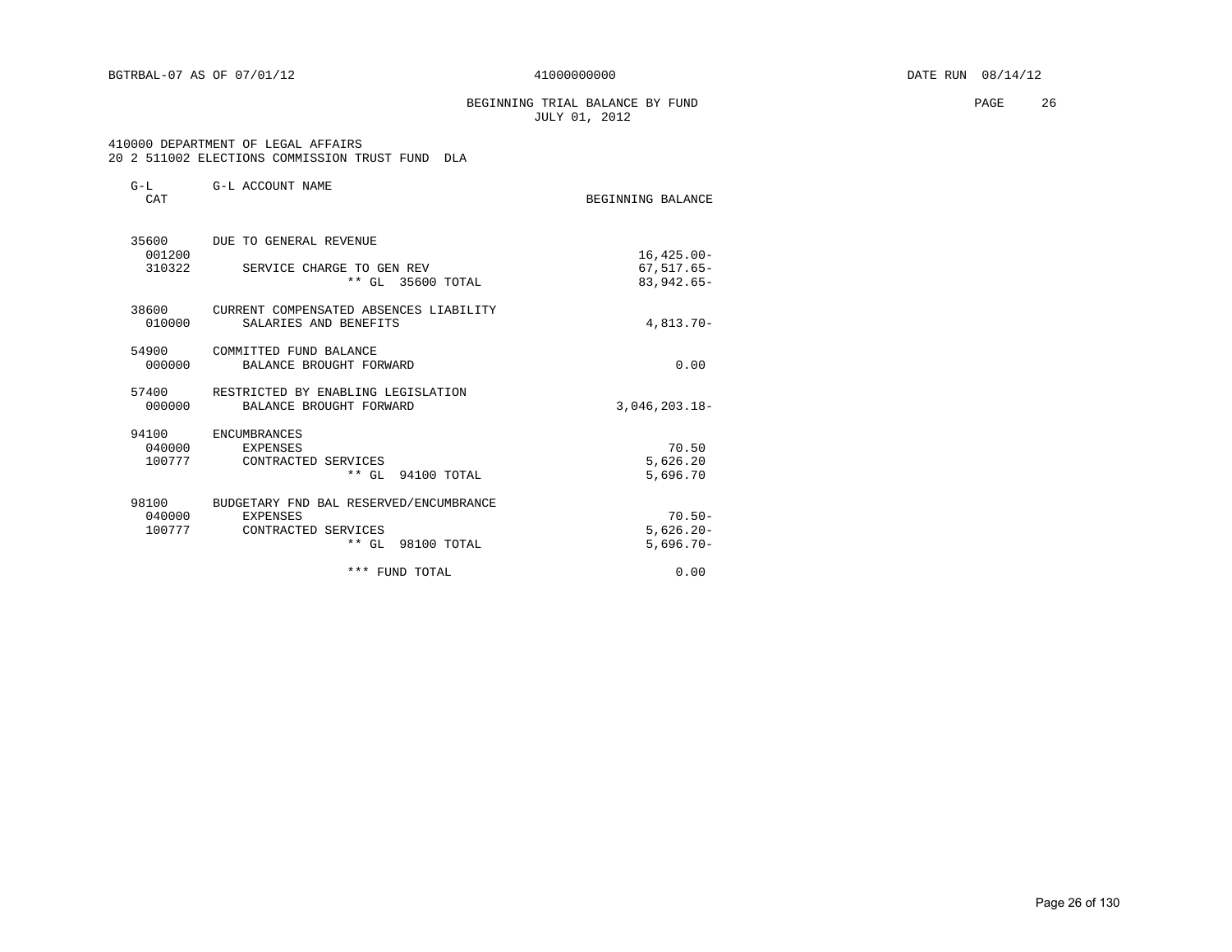BGTRBAL-07 AS OF 07/01/12 41000000000 DATE RUN 08/14/12

BEGINNING TRIAL BALANCE BY FUND
JULY 01, 2012

410000 DEPARTMENT OF LEGAL AFFAIRS
20 2 511002 ELECTIONS COMMISSION TRUST FUND DLA

| G-L CAT | G-L ACCOUNT NAME | BEGINNING BALANCE |
|---|---|---|
| 35600 | DUE TO GENERAL REVENUE | |
| 001200 | | 16,425.00- |
| 310322 | SERVICE CHARGE TO GEN REV | 67,517.65- |
| | ** GL 35600 TOTAL | 83,942.65- |
| 38600 | CURRENT COMPENSATED ABSENCES LIABILITY | |
| 010000 | SALARIES AND BENEFITS | 4,813.70- |
| 54900 | COMMITTED FUND BALANCE | |
| 000000 | BALANCE BROUGHT FORWARD | 0.00 |
| 57400 | RESTRICTED BY ENABLING LEGISLATION | |
| 000000 | BALANCE BROUGHT FORWARD | 3,046,203.18- |
| 94100 | ENCUMBRANCES | |
| 040000 | EXPENSES | 70.50 |
| 100777 | CONTRACTED SERVICES | 5,626.20 |
| | ** GL 94100 TOTAL | 5,696.70 |
| 98100 | BUDGETARY FND BAL RESERVED/ENCUMBRANCE | |
| 040000 | EXPENSES | 70.50- |
| 100777 | CONTRACTED SERVICES | 5,626.20- |
| | ** GL 98100 TOTAL | 5,696.70- |
| | *** FUND TOTAL | 0.00 |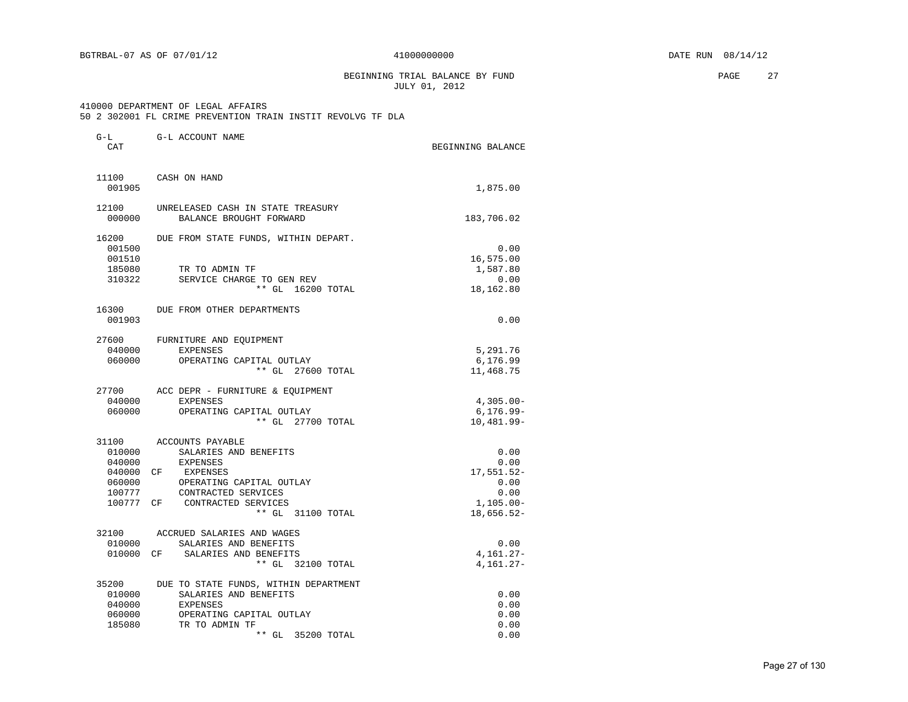BGTRBAL-07 AS OF 07/01/12 41000000000 DATE RUN 08/14/12

BEGINNING TRIAL BALANCE BY FUND
JULY 01, 2012

410000 DEPARTMENT OF LEGAL AFFAIRS
50 2 302001 FL CRIME PREVENTION TRAIN INSTIT REVOLVG TF DLA

| G-L CAT | | G-L ACCOUNT NAME | BEGINNING BALANCE |
|---|---|---|---|
| 11100 | | CASH ON HAND | |
| 001905 | | | 1,875.00 |
| 12100 | | UNRELEASED CASH IN STATE TREASURY | |
| 000000 | | BALANCE BROUGHT FORWARD | 183,706.02 |
| 16200 | | DUE FROM STATE FUNDS, WITHIN DEPART. | |
| 001500 | | | 0.00 |
| 001510 | | | 16,575.00 |
| 185080 | | TR TO ADMIN TF | 1,587.80 |
| 310322 | | SERVICE CHARGE TO GEN REV | 0.00 |
| | | ** GL 16200 TOTAL | 18,162.80 |
| 16300 | | DUE FROM OTHER DEPARTMENTS | |
| 001903 | | | 0.00 |
| 27600 | | FURNITURE AND EQUIPMENT | |
| 040000 | | EXPENSES | 5,291.76 |
| 060000 | | OPERATING CAPITAL OUTLAY | 6,176.99 |
| | | ** GL 27600 TOTAL | 11,468.75 |
| 27700 | | ACC DEPR - FURNITURE & EQUIPMENT | |
| 040000 | | EXPENSES | 4,305.00- |
| 060000 | | OPERATING CAPITAL OUTLAY | 6,176.99- |
| | | ** GL 27700 TOTAL | 10,481.99- |
| 31100 | | ACCOUNTS PAYABLE | |
| 010000 | | SALARIES AND BENEFITS | 0.00 |
| 040000 | | EXPENSES | 0.00 |
| 040000 | CF | EXPENSES | 17,551.52- |
| 060000 | | OPERATING CAPITAL OUTLAY | 0.00 |
| 100777 | | CONTRACTED SERVICES | 0.00 |
| 100777 | CF | CONTRACTED SERVICES | 1,105.00- |
| | | ** GL 31100 TOTAL | 18,656.52- |
| 32100 | | ACCRUED SALARIES AND WAGES | |
| 010000 | | SALARIES AND BENEFITS | 0.00 |
| 010000 | CF | SALARIES AND BENEFITS | 4,161.27- |
| | | ** GL 32100 TOTAL | 4,161.27- |
| 35200 | | DUE TO STATE FUNDS, WITHIN DEPARTMENT | |
| 010000 | | SALARIES AND BENEFITS | 0.00 |
| 040000 | | EXPENSES | 0.00 |
| 060000 | | OPERATING CAPITAL OUTLAY | 0.00 |
| 185080 | | TR TO ADMIN TF | 0.00 |
| | | ** GL 35200 TOTAL | 0.00 |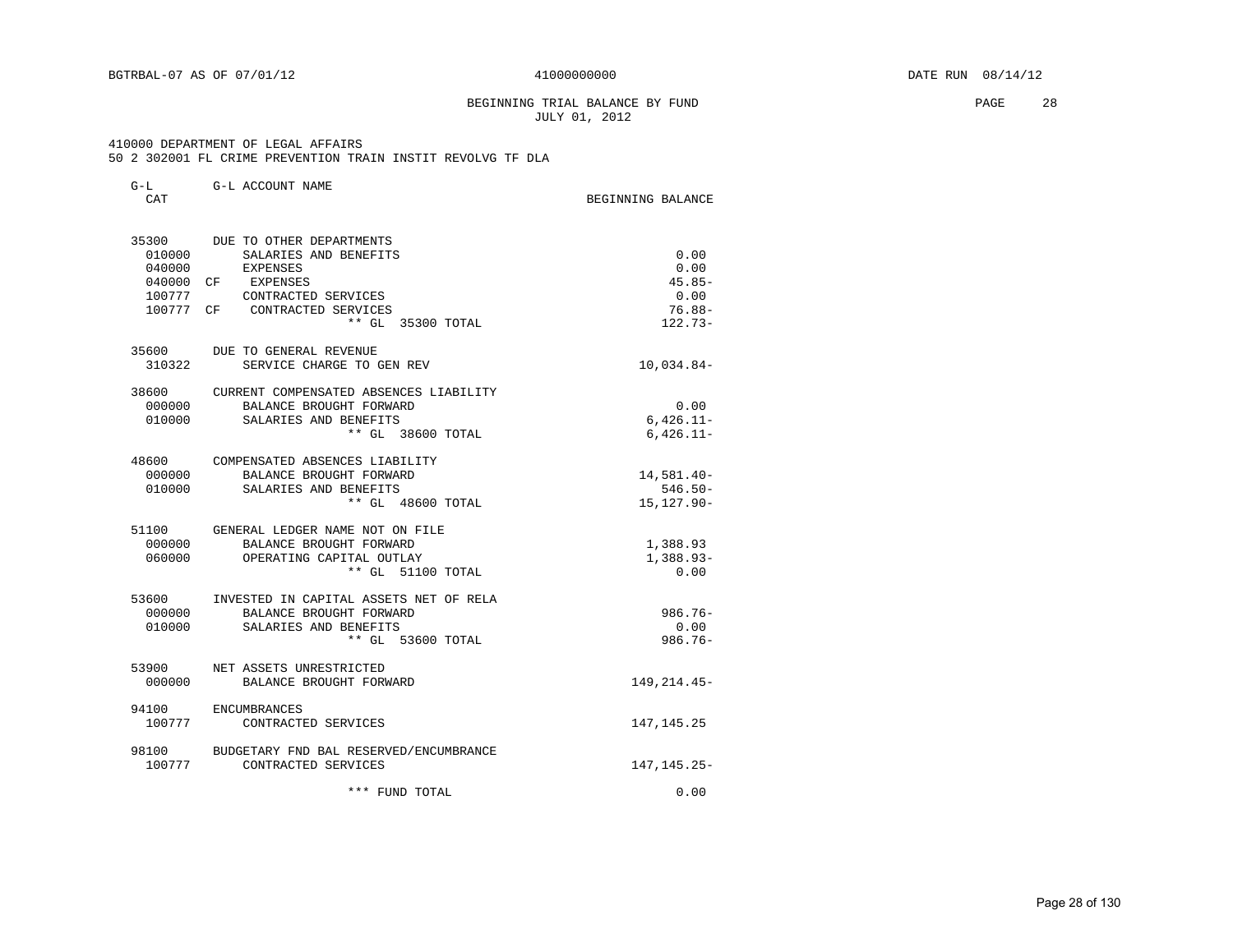BGTRBAL-07 AS OF 07/01/12 — 41000000000 — DATE RUN 08/14/12

# BEGINNING TRIAL BALANCE BY FUND
JULY 01, 2012

410000 DEPARTMENT OF LEGAL AFFAIRS
50 2 302001 FL CRIME PREVENTION TRAIN INSTIT REVOLVG TF DLA

| G-L CAT | | G-L ACCOUNT NAME | BEGINNING BALANCE |
|---|---|---|---|
| 35300 | | DUE TO OTHER DEPARTMENTS | |
| 010000 | | SALARIES AND BENEFITS | 0.00 |
| 040000 | | EXPENSES | 0.00 |
| 040000 | CF | EXPENSES | 45.85- |
| 100777 | | CONTRACTED SERVICES | 0.00 |
| 100777 | CF | CONTRACTED SERVICES | 76.88- |
| | | ** GL 35300 TOTAL | 122.73- |
| 35600 | | DUE TO GENERAL REVENUE | |
| 310322 | | SERVICE CHARGE TO GEN REV | 10,034.84- |
| 38600 | | CURRENT COMPENSATED ABSENCES LIABILITY | |
| 000000 | | BALANCE BROUGHT FORWARD | 0.00 |
| 010000 | | SALARIES AND BENEFITS | 6,426.11- |
| | | ** GL 38600 TOTAL | 6,426.11- |
| 48600 | | COMPENSATED ABSENCES LIABILITY | |
| 000000 | | BALANCE BROUGHT FORWARD | 14,581.40- |
| 010000 | | SALARIES AND BENEFITS | 546.50- |
| | | ** GL 48600 TOTAL | 15,127.90- |
| 51100 | | GENERAL LEDGER NAME NOT ON FILE | |
| 000000 | | BALANCE BROUGHT FORWARD | 1,388.93 |
| 060000 | | OPERATING CAPITAL OUTLAY | 1,388.93- |
| | | ** GL 51100 TOTAL | 0.00 |
| 53600 | | INVESTED IN CAPITAL ASSETS NET OF RELA | |
| 000000 | | BALANCE BROUGHT FORWARD | 986.76- |
| 010000 | | SALARIES AND BENEFITS | 0.00 |
| | | ** GL 53600 TOTAL | 986.76- |
| 53900 | | NET ASSETS UNRESTRICTED | |
| 000000 | | BALANCE BROUGHT FORWARD | 149,214.45- |
| 94100 | | ENCUMBRANCES | |
| 100777 | | CONTRACTED SERVICES | 147,145.25 |
| 98100 | | BUDGETARY FND BAL RESERVED/ENCUMBRANCE | |
| 100777 | | CONTRACTED SERVICES | 147,145.25- |
| | | *** FUND TOTAL | 0.00 |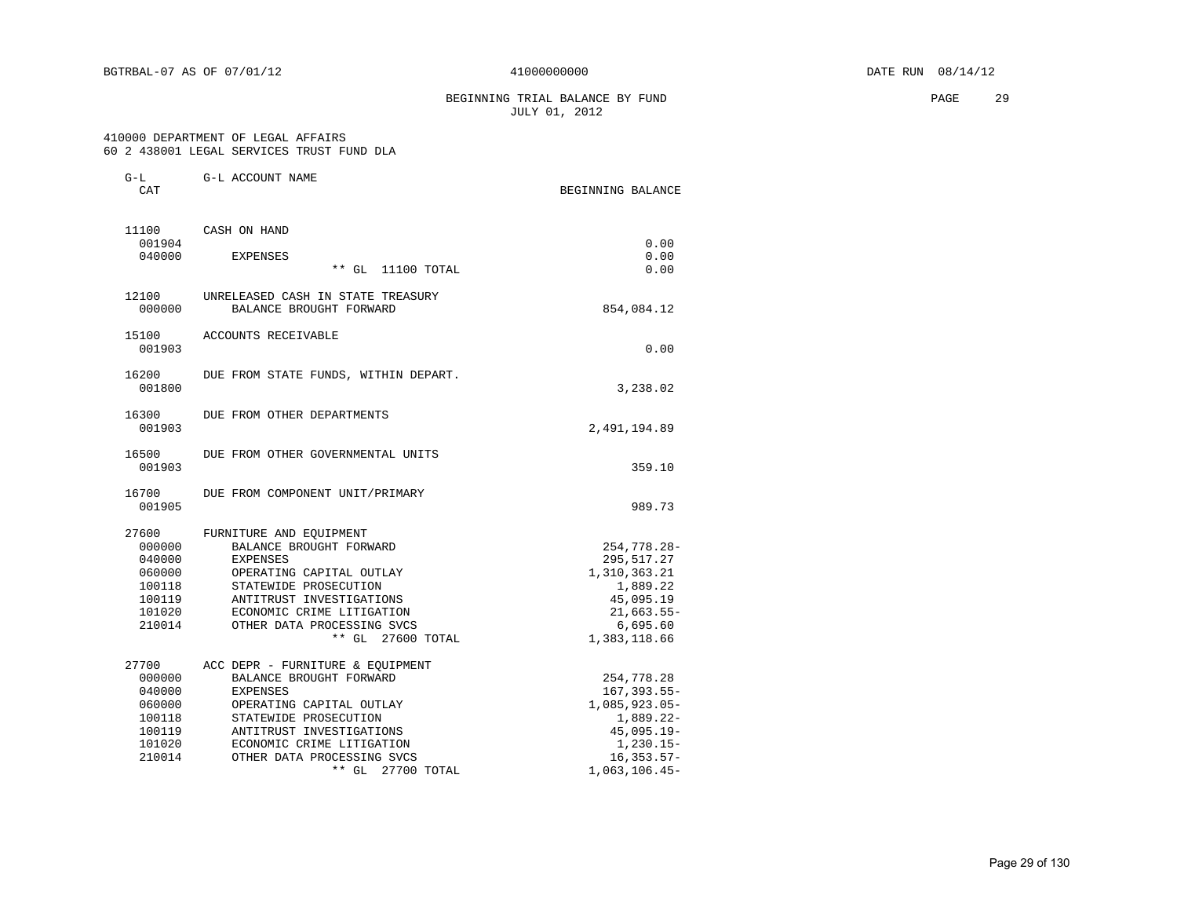BGTRBAL-07 AS OF 07/01/12 41000000000 DATE RUN 08/14/12

BEGINNING TRIAL BALANCE BY FUND
JULY 01, 2012

410000 DEPARTMENT OF LEGAL AFFAIRS
60 2 438001 LEGAL SERVICES TRUST FUND DLA

| G-L CAT | G-L ACCOUNT NAME | BEGINNING BALANCE |
|---|---|---|
| 11100 | CASH ON HAND | |
| 001904 | | 0.00 |
| 040000 | EXPENSES | 0.00 |
| | ** GL 11100 TOTAL | 0.00 |
| 12100 | UNRELEASED CASH IN STATE TREASURY | |
| 000000 | BALANCE BROUGHT FORWARD | 854,084.12 |
| 15100 | ACCOUNTS RECEIVABLE | |
| 001903 | | 0.00 |
| 16200 | DUE FROM STATE FUNDS, WITHIN DEPART. | |
| 001800 | | 3,238.02 |
| 16300 | DUE FROM OTHER DEPARTMENTS | |
| 001903 | | 2,491,194.89 |
| 16500 | DUE FROM OTHER GOVERNMENTAL UNITS | |
| 001903 | | 359.10 |
| 16700 | DUE FROM COMPONENT UNIT/PRIMARY | |
| 001905 | | 989.73 |
| 27600 | FURNITURE AND EQUIPMENT | |
| 000000 | BALANCE BROUGHT FORWARD | 254,778.28- |
| 040000 | EXPENSES | 295,517.27 |
| 060000 | OPERATING CAPITAL OUTLAY | 1,310,363.21 |
| 100118 | STATEWIDE PROSECUTION | 1,889.22 |
| 100119 | ANTITRUST INVESTIGATIONS | 45,095.19 |
| 101020 | ECONOMIC CRIME LITIGATION | 21,663.55- |
| 210014 | OTHER DATA PROCESSING SVCS | 6,695.60 |
| | ** GL 27600 TOTAL | 1,383,118.66 |
| 27700 | ACC DEPR - FURNITURE & EQUIPMENT | |
| 000000 | BALANCE BROUGHT FORWARD | 254,778.28 |
| 040000 | EXPENSES | 167,393.55- |
| 060000 | OPERATING CAPITAL OUTLAY | 1,085,923.05- |
| 100118 | STATEWIDE PROSECUTION | 1,889.22- |
| 100119 | ANTITRUST INVESTIGATIONS | 45,095.19- |
| 101020 | ECONOMIC CRIME LITIGATION | 1,230.15- |
| 210014 | OTHER DATA PROCESSING SVCS | 16,353.57- |
| | ** GL 27700 TOTAL | 1,063,106.45- |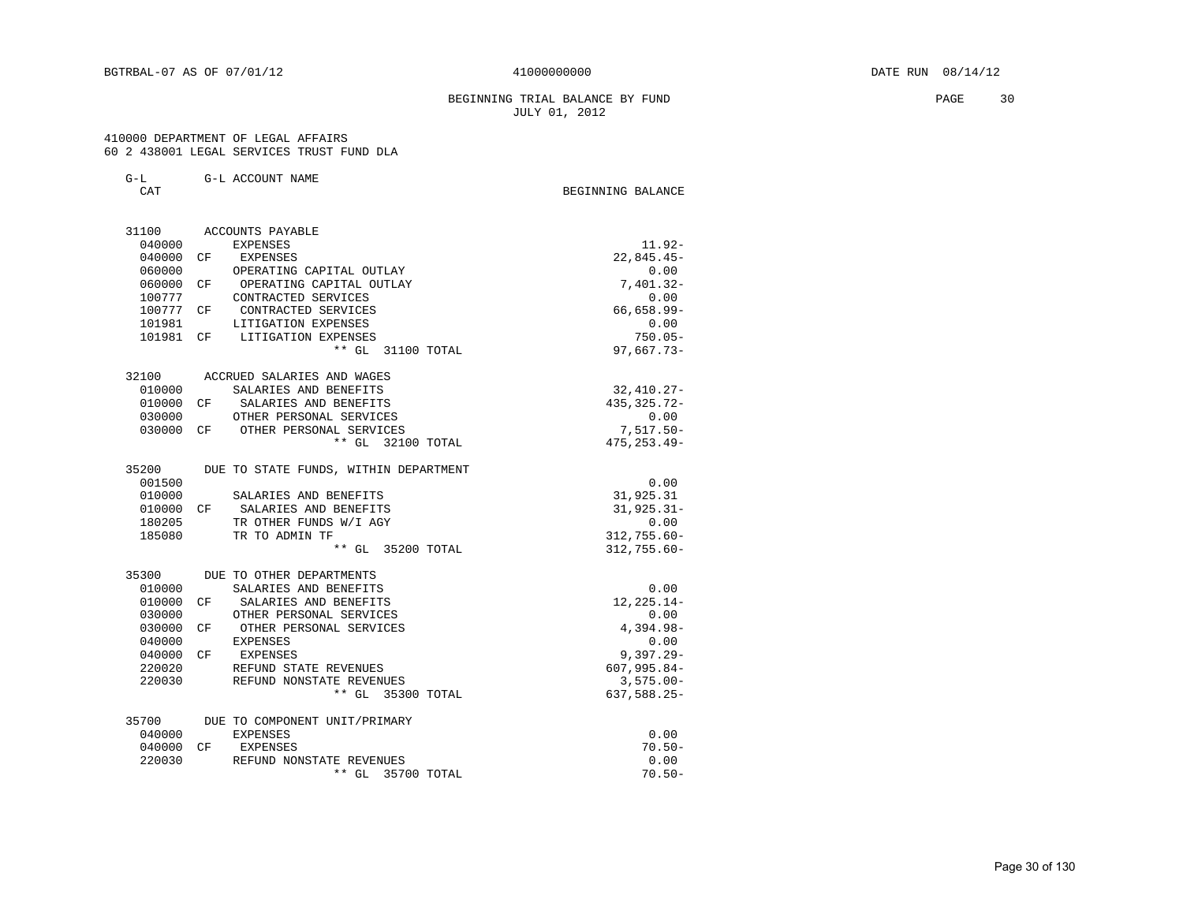BGTRBAL-07 AS OF 07/01/12 41000000000 DATE RUN 08/14/12

BEGINNING TRIAL BALANCE BY FUND
JULY 01, 2012

410000 DEPARTMENT OF LEGAL AFFAIRS
60 2 438001 LEGAL SERVICES TRUST FUND DLA

| G-L CAT | | G-L ACCOUNT NAME | BEGINNING BALANCE |
|---|---|---|---|
| 31100 | | ACCOUNTS PAYABLE | |
| 040000 | | EXPENSES | 11.92- |
| 040000 | CF | EXPENSES | 22,845.45- |
| 060000 | | OPERATING CAPITAL OUTLAY | 0.00 |
| 060000 | CF | OPERATING CAPITAL OUTLAY | 7,401.32- |
| 100777 | | CONTRACTED SERVICES | 0.00 |
| 100777 | CF | CONTRACTED SERVICES | 66,658.99- |
| 101981 | | LITIGATION EXPENSES | 0.00 |
| 101981 | CF | LITIGATION EXPENSES | 750.05- |
| | | ** GL 31100 TOTAL | 97,667.73- |
| 32100 | | ACCRUED SALARIES AND WAGES | |
| 010000 | | SALARIES AND BENEFITS | 32,410.27- |
| 010000 | CF | SALARIES AND BENEFITS | 435,325.72- |
| 030000 | | OTHER PERSONAL SERVICES | 0.00 |
| 030000 | CF | OTHER PERSONAL SERVICES | 7,517.50- |
| | | ** GL 32100 TOTAL | 475,253.49- |
| 35200 | | DUE TO STATE FUNDS, WITHIN DEPARTMENT | |
| 001500 | | | 0.00 |
| 010000 | | SALARIES AND BENEFITS | 31,925.31 |
| 010000 | CF | SALARIES AND BENEFITS | 31,925.31- |
| 180205 | | TR OTHER FUNDS W/I AGY | 0.00 |
| 185080 | | TR TO ADMIN TF | 312,755.60- |
| | | ** GL 35200 TOTAL | 312,755.60- |
| 35300 | | DUE TO OTHER DEPARTMENTS | |
| 010000 | | SALARIES AND BENEFITS | 0.00 |
| 010000 | CF | SALARIES AND BENEFITS | 12,225.14- |
| 030000 | | OTHER PERSONAL SERVICES | 0.00 |
| 030000 | CF | OTHER PERSONAL SERVICES | 4,394.98- |
| 040000 | | EXPENSES | 0.00 |
| 040000 | CF | EXPENSES | 9,397.29- |
| 220020 | | REFUND STATE REVENUES | 607,995.84- |
| 220030 | | REFUND NONSTATE REVENUES | 3,575.00- |
| | | ** GL 35300 TOTAL | 637,588.25- |
| 35700 | | DUE TO COMPONENT UNIT/PRIMARY | |
| 040000 | | EXPENSES | 0.00 |
| 040000 | CF | EXPENSES | 70.50- |
| 220030 | | REFUND NONSTATE REVENUES | 0.00 |
| | | ** GL 35700 TOTAL | 70.50- |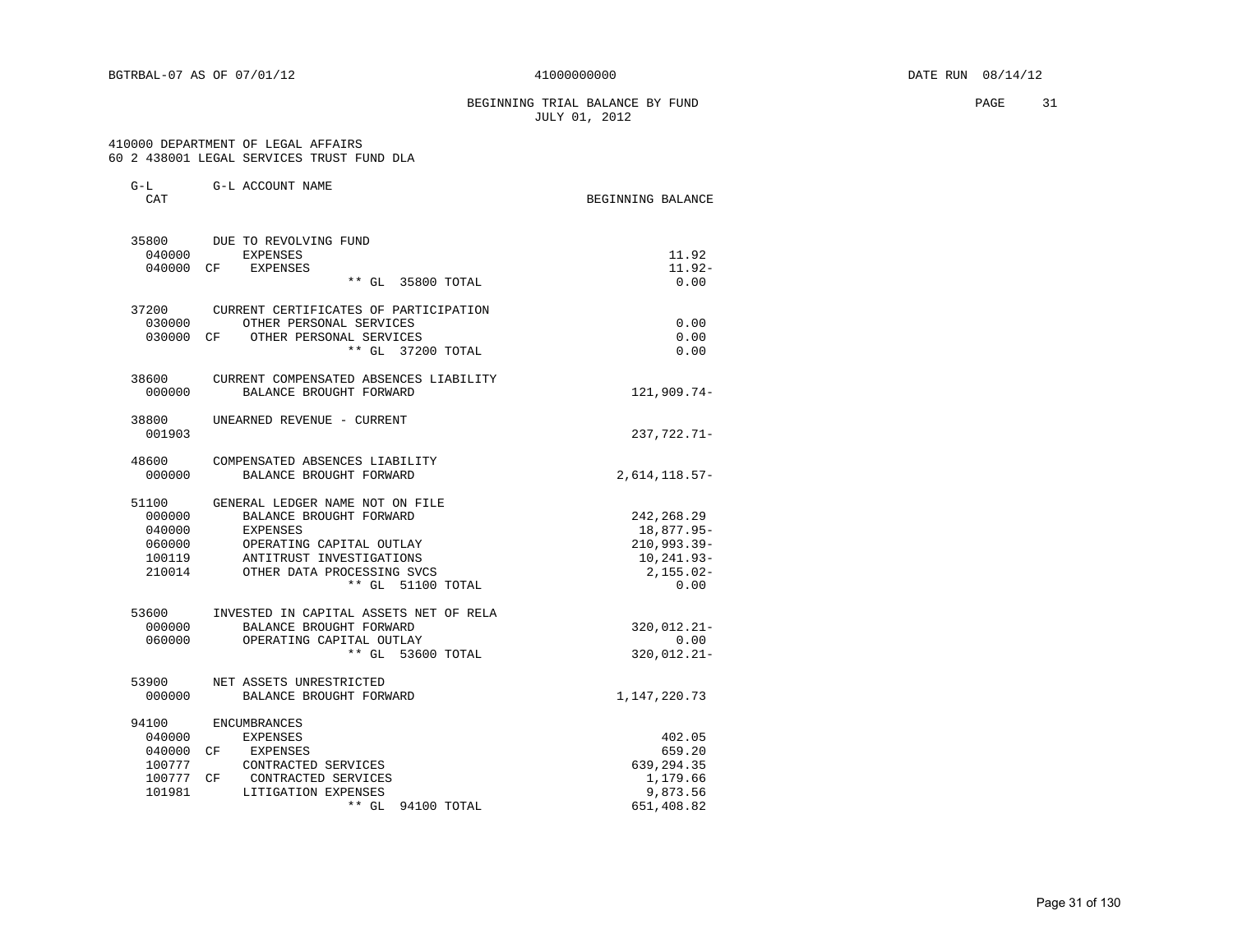BGTRBAL-07 AS OF 07/01/12 41000000000 DATE RUN 08/14/12

BEGINNING TRIAL BALANCE BY FUND
JULY 01, 2012

410000 DEPARTMENT OF LEGAL AFFAIRS
60 2 438001 LEGAL SERVICES TRUST FUND DLA

| G-L CAT | | G-L ACCOUNT NAME | BEGINNING BALANCE |
|---|---|---|---|
| 35800 | | DUE TO REVOLVING FUND | |
| 040000 | | EXPENSES | 11.92 |
| 040000 | CF | EXPENSES | 11.92- |
| | | ** GL 35800 TOTAL | 0.00 |
| 37200 | | CURRENT CERTIFICATES OF PARTICIPATION | |
| 030000 | | OTHER PERSONAL SERVICES | 0.00 |
| 030000 | CF | OTHER PERSONAL SERVICES | 0.00 |
| | | ** GL 37200 TOTAL | 0.00 |
| 38600 | | CURRENT COMPENSATED ABSENCES LIABILITY | |
| 000000 | | BALANCE BROUGHT FORWARD | 121,909.74- |
| 38800 | | UNEARNED REVENUE - CURRENT | |
| 001903 | | | 237,722.71- |
| 48600 | | COMPENSATED ABSENCES LIABILITY | |
| 000000 | | BALANCE BROUGHT FORWARD | 2,614,118.57- |
| 51100 | | GENERAL LEDGER NAME NOT ON FILE | |
| 000000 | | BALANCE BROUGHT FORWARD | 242,268.29 |
| 040000 | | EXPENSES | 18,877.95- |
| 060000 | | OPERATING CAPITAL OUTLAY | 210,993.39- |
| 100119 | | ANTITRUST INVESTIGATIONS | 10,241.93- |
| 210014 | | OTHER DATA PROCESSING SVCS | 2,155.02- |
| | | ** GL 51100 TOTAL | 0.00 |
| 53600 | | INVESTED IN CAPITAL ASSETS NET OF RELA | |
| 000000 | | BALANCE BROUGHT FORWARD | 320,012.21- |
| 060000 | | OPERATING CAPITAL OUTLAY | 0.00 |
| | | ** GL 53600 TOTAL | 320,012.21- |
| 53900 | | NET ASSETS UNRESTRICTED | |
| 000000 | | BALANCE BROUGHT FORWARD | 1,147,220.73 |
| 94100 | | ENCUMBRANCES | |
| 040000 | | EXPENSES | 402.05 |
| 040000 | CF | EXPENSES | 659.20 |
| 100777 | | CONTRACTED SERVICES | 639,294.35 |
| 100777 | CF | CONTRACTED SERVICES | 1,179.66 |
| 101981 | | LITIGATION EXPENSES | 9,873.56 |
| | | ** GL 94100 TOTAL | 651,408.82 |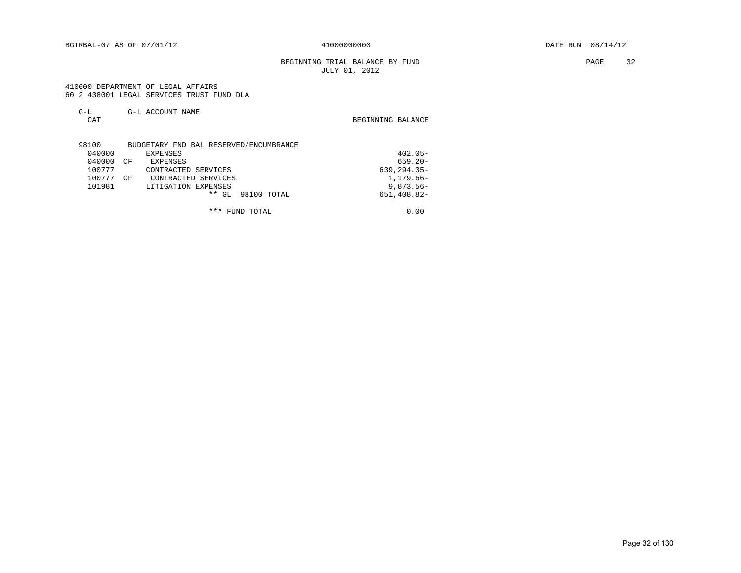BGTRBAL-07 AS OF 07/01/12 41000000000 DATE RUN 08/14/12

BEGINNING TRIAL BALANCE BY FUND
JULY 01, 2012

410000 DEPARTMENT OF LEGAL AFFAIRS
60 2 438001 LEGAL SERVICES TRUST FUND DLA

| G-L CAT | | G-L ACCOUNT NAME | BEGINNING BALANCE |
|---|---|---|---|
| 98100 | | BUDGETARY FND BAL RESERVED/ENCUMBRANCE | |
| 040000 | | EXPENSES | 402.05- |
| 040000 | CF | EXPENSES | 659.20- |
| 100777 | | CONTRACTED SERVICES | 639,294.35- |
| 100777 | CF | CONTRACTED SERVICES | 1,179.66- |
| 101981 | | LITIGATION EXPENSES | 9,873.56- |
| | | ** GL 98100 TOTAL | 651,408.82- |
| | | *** FUND TOTAL | 0.00 |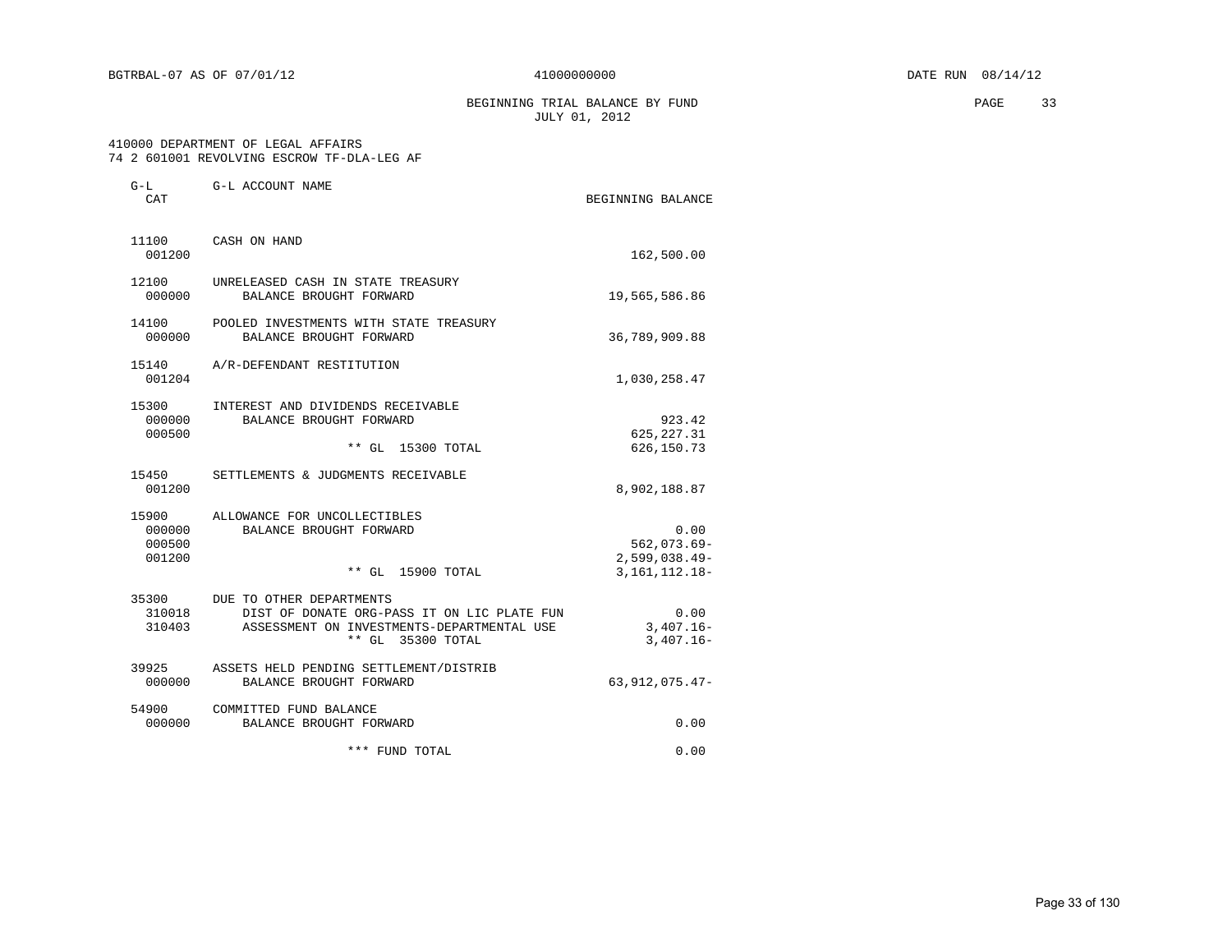BGTRBAL-07 AS OF 07/01/12 41000000000 DATE RUN 08/14/12

## BEGINNING TRIAL BALANCE BY FUND
JULY 01, 2012

410000 DEPARTMENT OF LEGAL AFFAIRS
74 2 601001 REVOLVING ESCROW TF-DLA-LEG AF

| G-L CAT | G-L ACCOUNT NAME | BEGINNING BALANCE |
|---|---|---|
| 11100 | CASH ON HAND | |
| 001200 | | 162,500.00 |
| 12100 | UNRELEASED CASH IN STATE TREASURY | |
| 000000 | BALANCE BROUGHT FORWARD | 19,565,586.86 |
| 14100 | POOLED INVESTMENTS WITH STATE TREASURY | |
| 000000 | BALANCE BROUGHT FORWARD | 36,789,909.88 |
| 15140 | A/R-DEFENDANT RESTITUTION | |
| 001204 | | 1,030,258.47 |
| 15300 | INTEREST AND DIVIDENDS RECEIVABLE | |
| 000000 | BALANCE BROUGHT FORWARD | 923.42 |
| 000500 | | 625,227.31 |
| | ** GL 15300 TOTAL | 626,150.73 |
| 15450 | SETTLEMENTS & JUDGMENTS RECEIVABLE | |
| 001200 | | 8,902,188.87 |
| 15900 | ALLOWANCE FOR UNCOLLECTIBLES | |
| 000000 | BALANCE BROUGHT FORWARD | 0.00 |
| 000500 | | 562,073.69- |
| 001200 | | 2,599,038.49- |
| | ** GL 15900 TOTAL | 3,161,112.18- |
| 35300 | DUE TO OTHER DEPARTMENTS | |
| 310018 | DIST OF DONATE ORG-PASS IT ON LIC PLATE FUN | 0.00 |
| 310403 | ASSESSMENT ON INVESTMENTS-DEPARTMENTAL USE | 3,407.16- |
| | ** GL 35300 TOTAL | 3,407.16- |
| 39925 | ASSETS HELD PENDING SETTLEMENT/DISTRIB | |
| 000000 | BALANCE BROUGHT FORWARD | 63,912,075.47- |
| 54900 | COMMITTED FUND BALANCE | |
| 000000 | BALANCE BROUGHT FORWARD | 0.00 |
| | *** FUND TOTAL | 0.00 |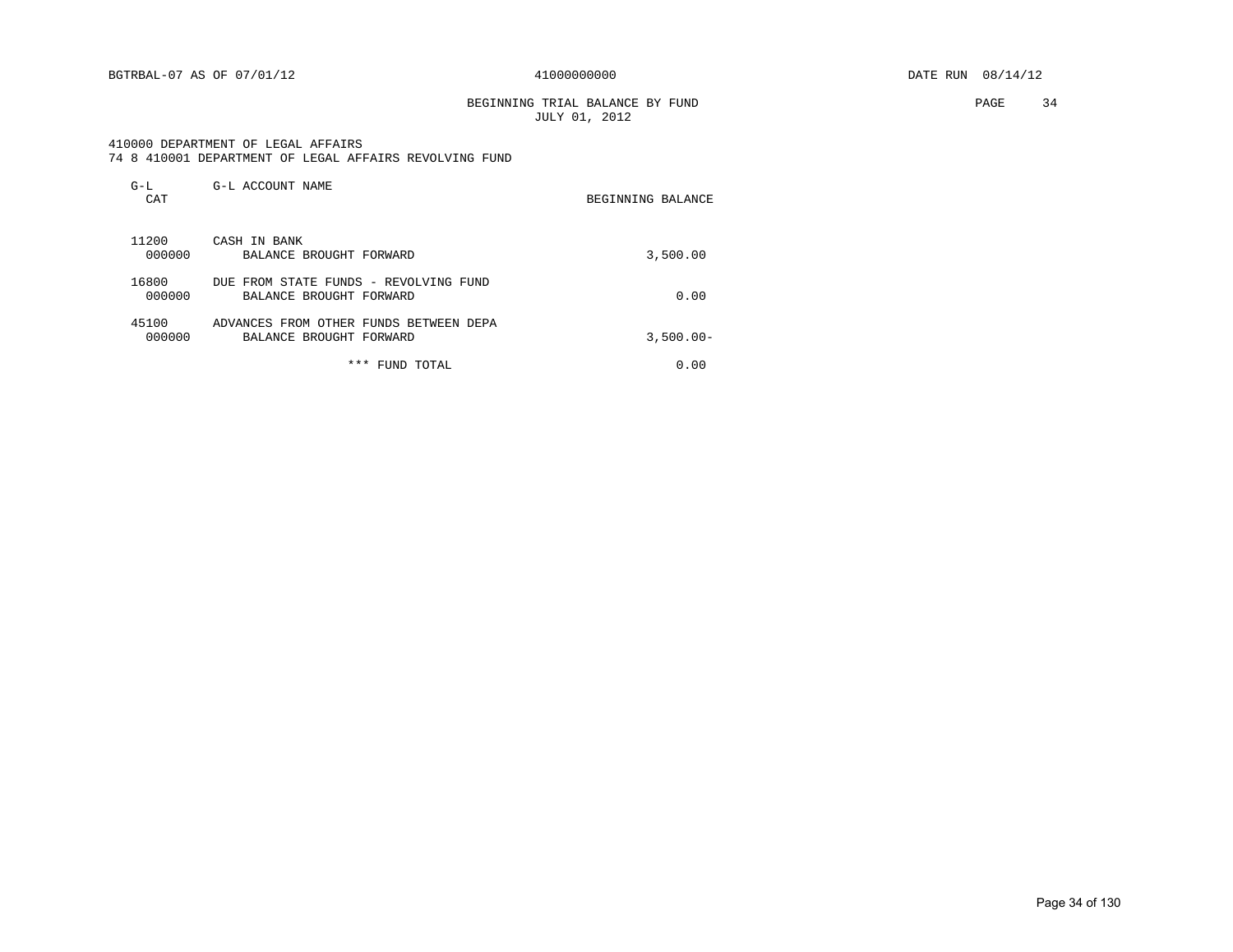BGTRBAL-07 AS OF 07/01/12 41000000000 DATE RUN 08/14/12

# BEGINNING TRIAL BALANCE BY FUND
JULY 01, 2012

410000 DEPARTMENT OF LEGAL AFFAIRS
74 8 410001 DEPARTMENT OF LEGAL AFFAIRS REVOLVING FUND

| G-L CAT | G-L ACCOUNT NAME | BEGINNING BALANCE |
|---|---|---|
| 11200 | CASH IN BANK | |
| 000000 | BALANCE BROUGHT FORWARD | 3,500.00 |
| 16800 | DUE FROM STATE FUNDS - REVOLVING FUND | |
| 000000 | BALANCE BROUGHT FORWARD | 0.00 |
| 45100 | ADVANCES FROM OTHER FUNDS BETWEEN DEPA | |
| 000000 | BALANCE BROUGHT FORWARD | 3,500.00- |
| | *** FUND TOTAL | 0.00 |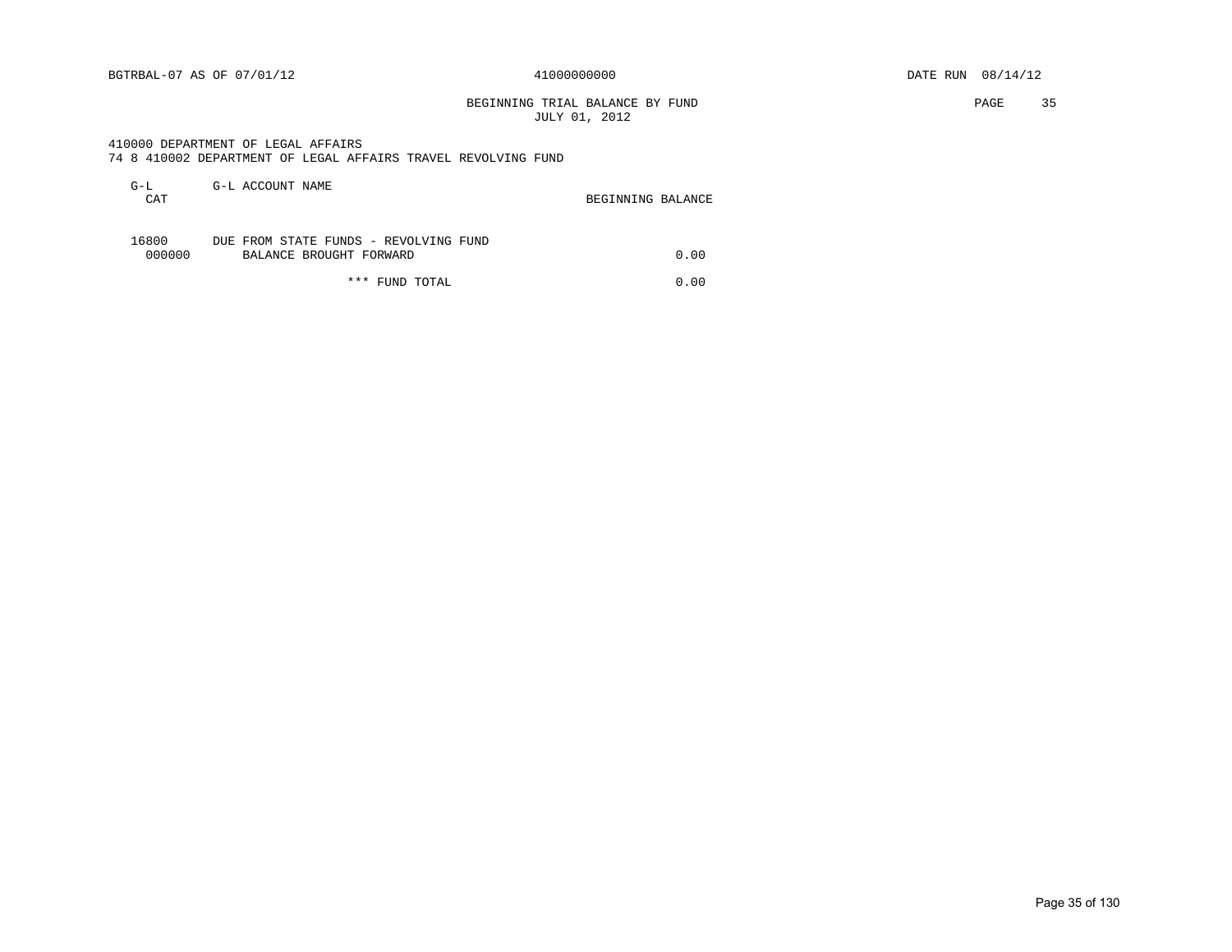BGTRBAL-07 AS OF 07/01/12 | 41000000000 | DATE RUN 08/14/12

BEGINNING TRIAL BALANCE BY FUND
JULY 01, 2012

410000 DEPARTMENT OF LEGAL AFFAIRS
74 8 410002 DEPARTMENT OF LEGAL AFFAIRS TRAVEL REVOLVING FUND

| G-L CAT | G-L ACCOUNT NAME | BEGINNING BALANCE |
|---|---|---|
| 16800 | DUE FROM STATE FUNDS - REVOLVING FUND | |
| 000000 | BALANCE BROUGHT FORWARD | 0.00 |
| | *** FUND TOTAL | 0.00 |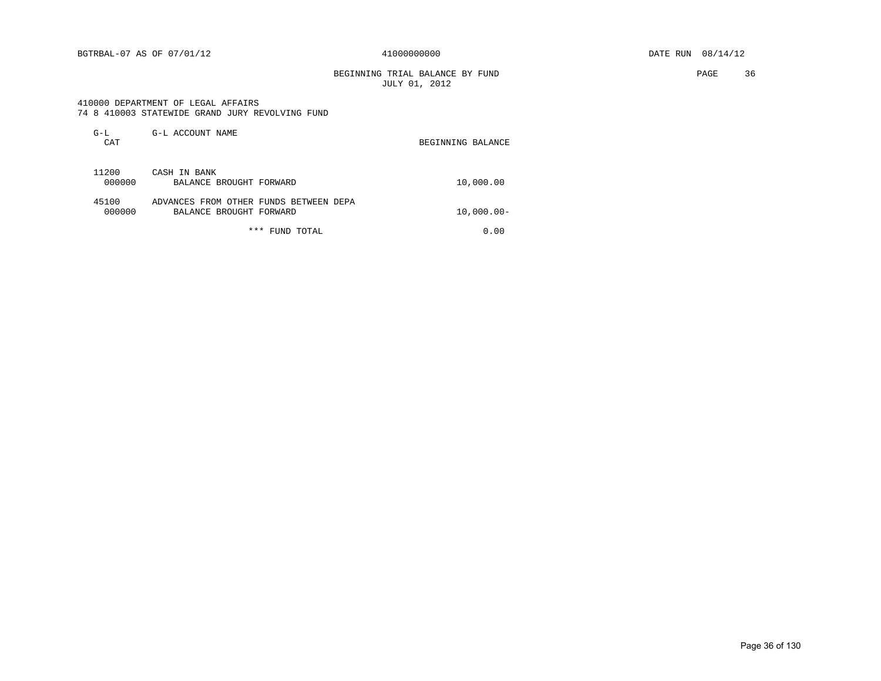BGTRBAL-07 AS OF 07/01/12 41000000000 DATE RUN 08/14/12

BEGINNING TRIAL BALANCE BY FUND
JULY 01, 2012

410000 DEPARTMENT OF LEGAL AFFAIRS
74 8 410003 STATEWIDE GRAND JURY REVOLVING FUND

| G-L CAT | G-L ACCOUNT NAME | BEGINNING BALANCE |
|---|---|---|
| 11200 | CASH IN BANK | |
| 000000 | BALANCE BROUGHT FORWARD | 10,000.00 |
| 45100 | ADVANCES FROM OTHER FUNDS BETWEEN DEPA | |
| 000000 | BALANCE BROUGHT FORWARD | 10,000.00- |
| | *** FUND TOTAL | 0.00 |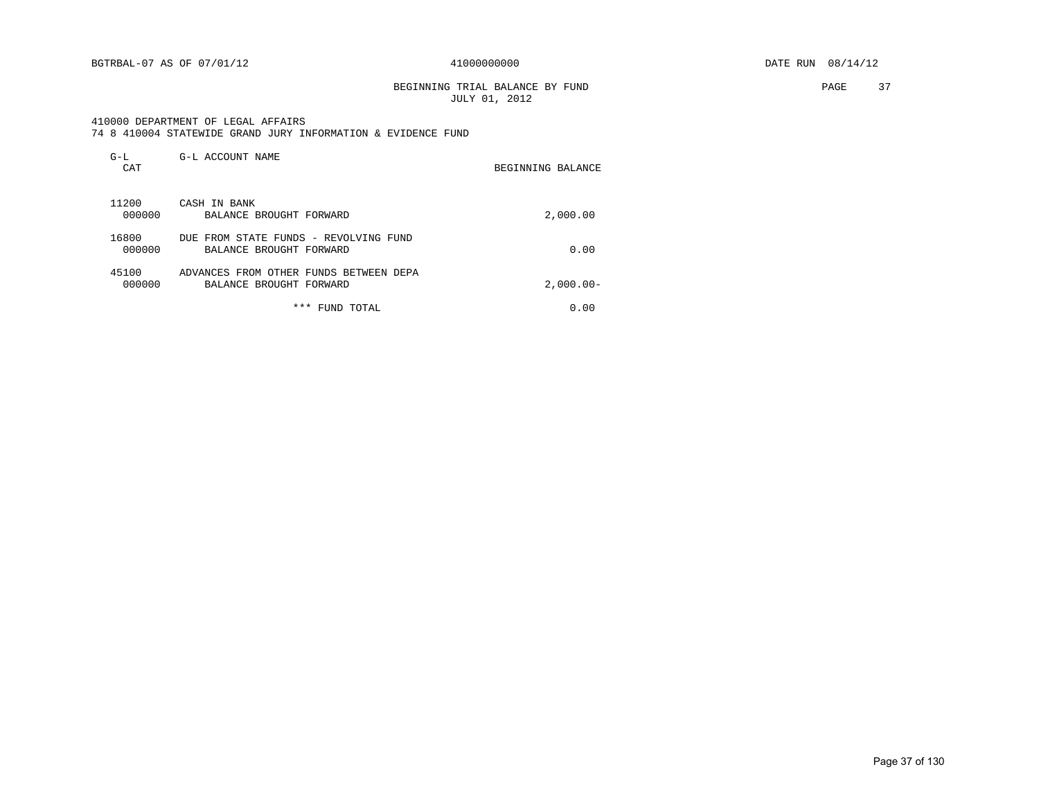BGTRBAL-07 AS OF 07/01/12 41000000000 DATE RUN 08/14/12

BEGINNING TRIAL BALANCE BY FUND
JULY 01, 2012

410000 DEPARTMENT OF LEGAL AFFAIRS
74 8 410004 STATEWIDE GRAND JURY INFORMATION & EVIDENCE FUND

| G-L CAT | G-L ACCOUNT NAME | BEGINNING BALANCE |
|---|---|---|
| 11200 | CASH IN BANK | |
| 000000 | BALANCE BROUGHT FORWARD | 2,000.00 |
| 16800 | DUE FROM STATE FUNDS - REVOLVING FUND | |
| 000000 | BALANCE BROUGHT FORWARD | 0.00 |
| 45100 | ADVANCES FROM OTHER FUNDS BETWEEN DEPA | |
| 000000 | BALANCE BROUGHT FORWARD | 2,000.00- |
| | *** FUND TOTAL | 0.00 |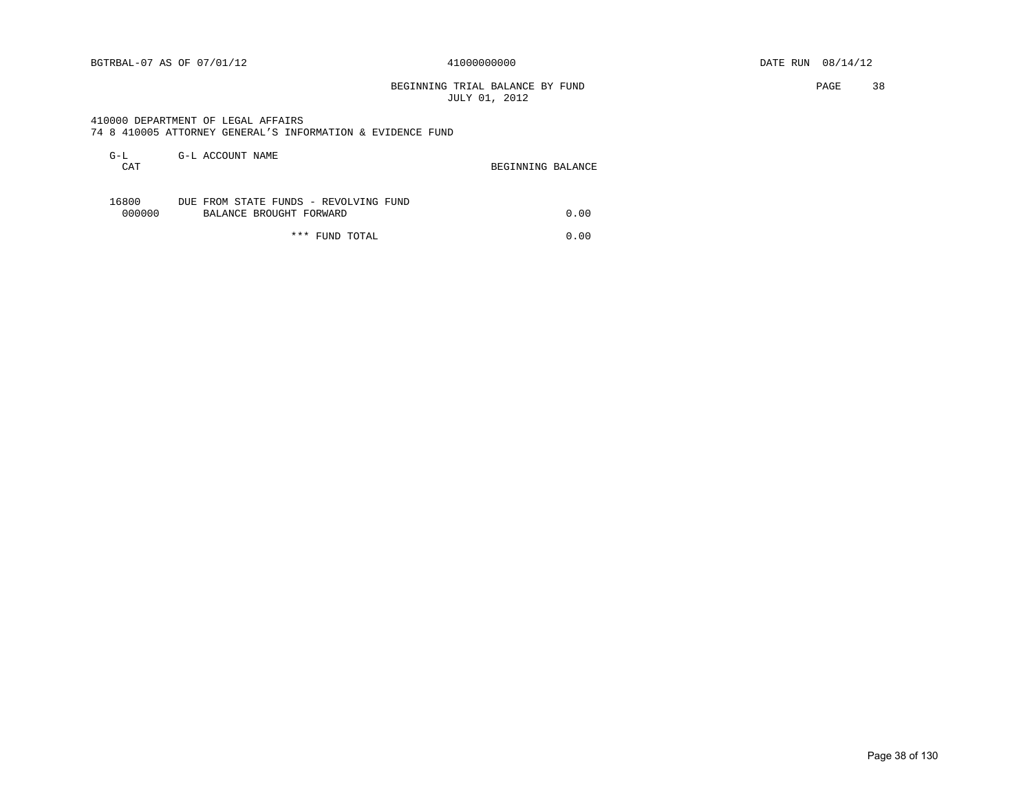BGTRBAL-07 AS OF 07/01/12 41000000000 DATE RUN 08/14/12

BEGINNING TRIAL BALANCE BY FUND
JULY 01, 2012

410000 DEPARTMENT OF LEGAL AFFAIRS
74 8 410005 ATTORNEY GENERAL'S INFORMATION & EVIDENCE FUND

| G-L CAT | G-L ACCOUNT NAME | BEGINNING BALANCE |
|---|---|---|
| 16800 | DUE FROM STATE FUNDS - REVOLVING FUND | |
| 000000 | BALANCE BROUGHT FORWARD | 0.00 |
| | *** FUND TOTAL | 0.00 |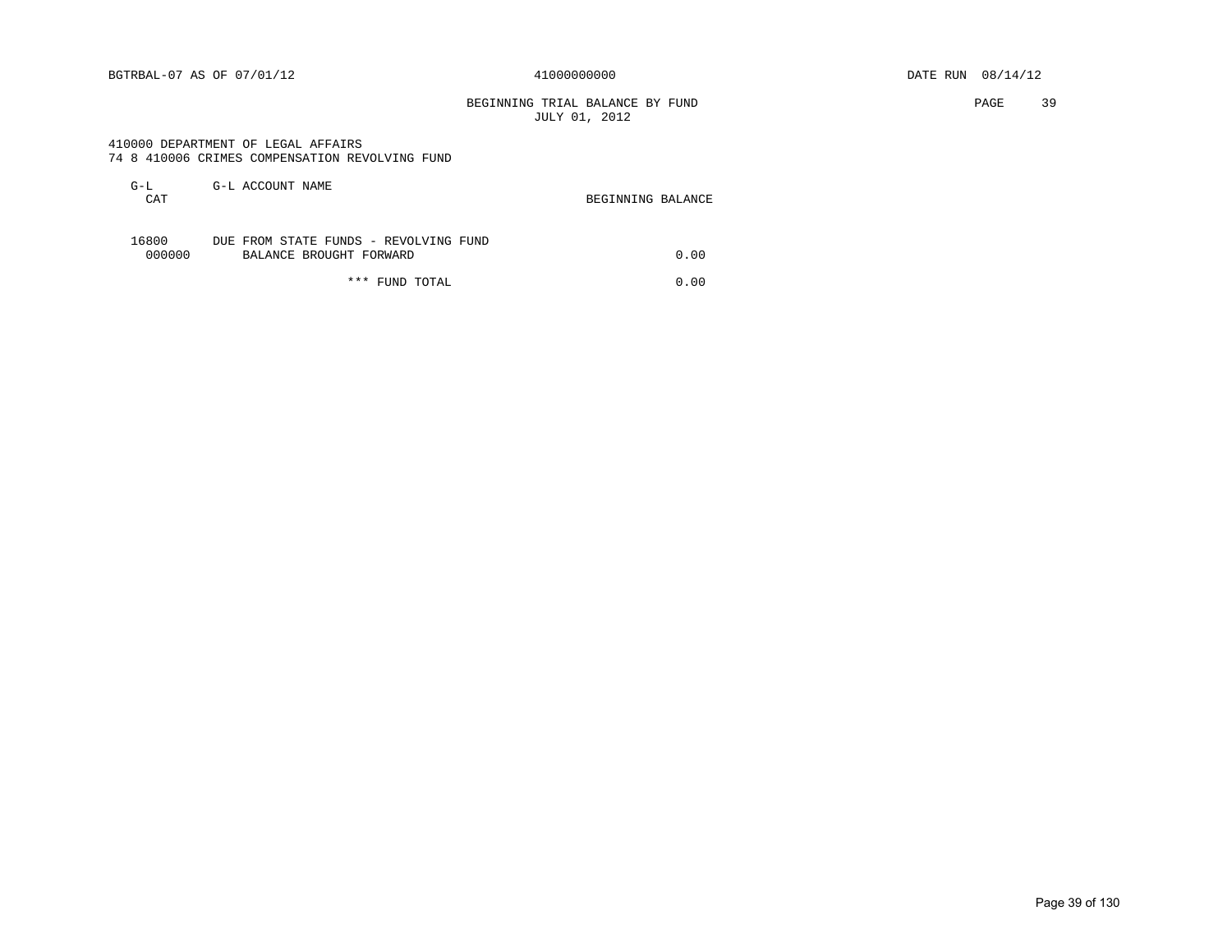BGTRBAL-07 AS OF 07/01/12 — 41000000000 — DATE RUN 08/14/12

# BEGINNING TRIAL BALANCE BY FUND
JULY 01, 2012

410000 DEPARTMENT OF LEGAL AFFAIRS
74 8 410006 CRIMES COMPENSATION REVOLVING FUND

| G-L CAT | G-L ACCOUNT NAME | BEGINNING BALANCE |
|---|---|---|
| 16800 | DUE FROM STATE FUNDS - REVOLVING FUND | |
| 000000 | BALANCE BROUGHT FORWARD | 0.00 |
| | *** FUND TOTAL | 0.00 |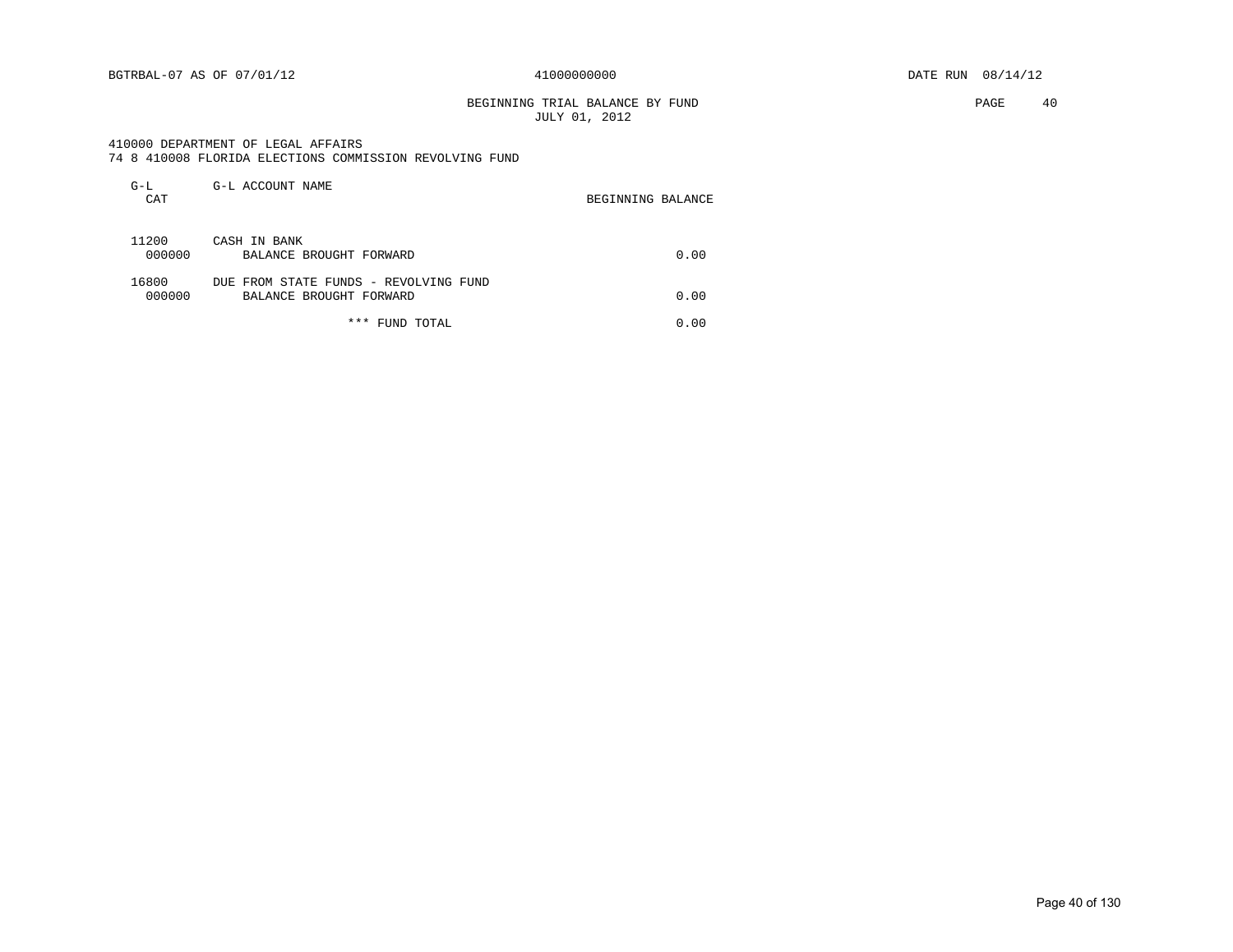BGTRBAL-07 AS OF 07/01/12 41000000000 DATE RUN 08/14/12

## BEGINNING TRIAL BALANCE BY FUND
JULY 01, 2012

410000 DEPARTMENT OF LEGAL AFFAIRS
74 8 410008 FLORIDA ELECTIONS COMMISSION REVOLVING FUND

| G-L CAT | G-L ACCOUNT NAME | BEGINNING BALANCE |
|---|---|---|
| 11200 | CASH IN BANK | |
| 000000 | BALANCE BROUGHT FORWARD | 0.00 |
| 16800 | DUE FROM STATE FUNDS - REVOLVING FUND | |
| 000000 | BALANCE BROUGHT FORWARD | 0.00 |
| | *** FUND TOTAL | 0.00 |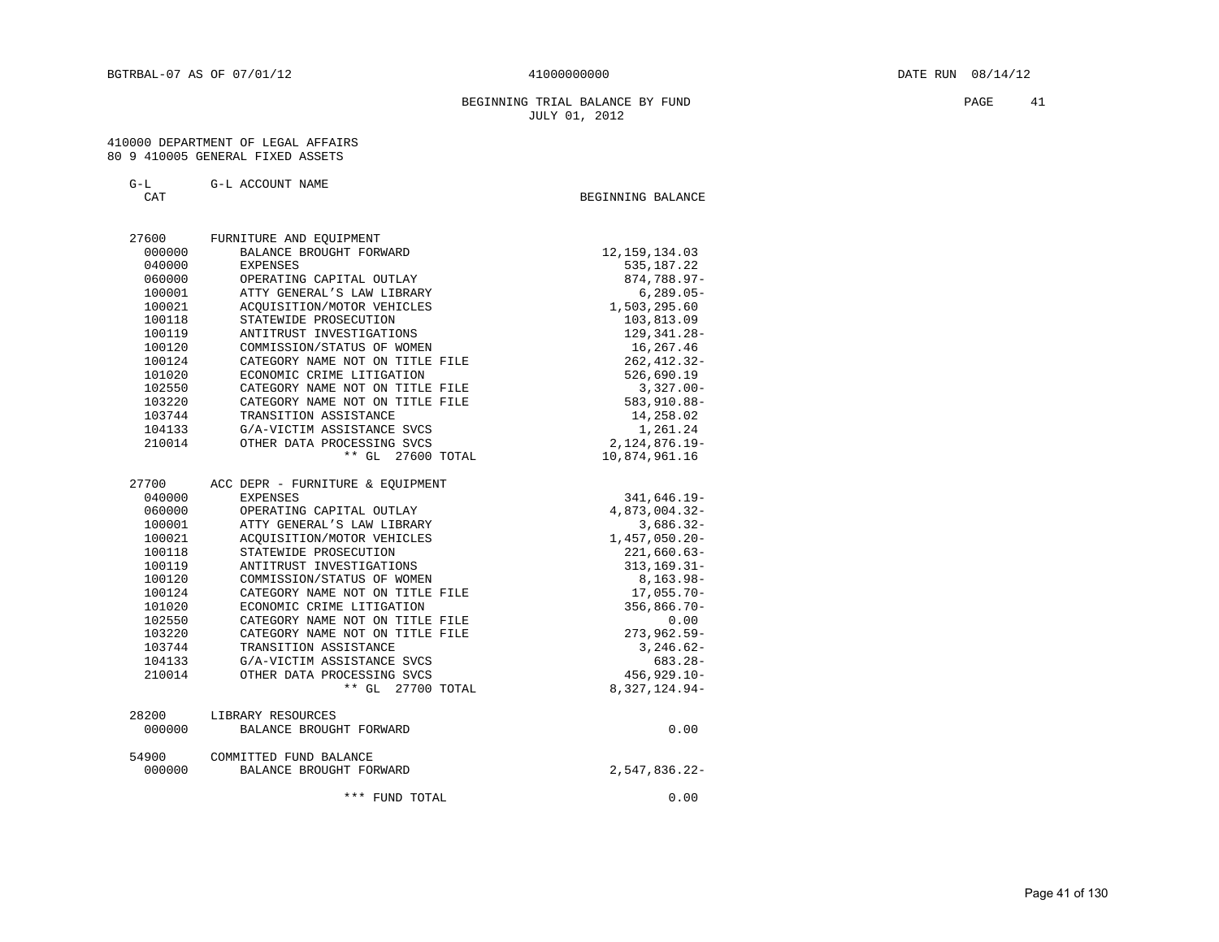BGTRBAL-07 AS OF 07/01/12 41000000000 DATE RUN 08/14/12

BEGINNING TRIAL BALANCE BY FUND
JULY 01, 2012

410000 DEPARTMENT OF LEGAL AFFAIRS
80 9 410005 GENERAL FIXED ASSETS

| G-L CAT | G-L ACCOUNT NAME | BEGINNING BALANCE |
|---|---|---|
| 27600 | FURNITURE AND EQUIPMENT | |
| 000000 | BALANCE BROUGHT FORWARD | 12,159,134.03 |
| 040000 | EXPENSES | 535,187.22 |
| 060000 | OPERATING CAPITAL OUTLAY | 874,788.97- |
| 100001 | ATTY GENERAL'S LAW LIBRARY | 6,289.05- |
| 100021 | ACQUISITION/MOTOR VEHICLES | 1,503,295.60 |
| 100118 | STATEWIDE PROSECUTION | 103,813.09 |
| 100119 | ANTITRUST INVESTIGATIONS | 129,341.28- |
| 100120 | COMMISSION/STATUS OF WOMEN | 16,267.46 |
| 100124 | CATEGORY NAME NOT ON TITLE FILE | 262,412.32- |
| 101020 | ECONOMIC CRIME LITIGATION | 526,690.19 |
| 102550 | CATEGORY NAME NOT ON TITLE FILE | 3,327.00- |
| 103220 | CATEGORY NAME NOT ON TITLE FILE | 583,910.88- |
| 103744 | TRANSITION ASSISTANCE | 14,258.02 |
| 104133 | G/A-VICTIM ASSISTANCE SVCS | 1,261.24 |
| 210014 | OTHER DATA PROCESSING SVCS | 2,124,876.19- |
| | ** GL 27600 TOTAL | 10,874,961.16 |
| 27700 | ACC DEPR - FURNITURE & EQUIPMENT | |
| 040000 | EXPENSES | 341,646.19- |
| 060000 | OPERATING CAPITAL OUTLAY | 4,873,004.32- |
| 100001 | ATTY GENERAL'S LAW LIBRARY | 3,686.32- |
| 100021 | ACQUISITION/MOTOR VEHICLES | 1,457,050.20- |
| 100118 | STATEWIDE PROSECUTION | 221,660.63- |
| 100119 | ANTITRUST INVESTIGATIONS | 313,169.31- |
| 100120 | COMMISSION/STATUS OF WOMEN | 8,163.98- |
| 100124 | CATEGORY NAME NOT ON TITLE FILE | 17,055.70- |
| 101020 | ECONOMIC CRIME LITIGATION | 356,866.70- |
| 102550 | CATEGORY NAME NOT ON TITLE FILE | 0.00 |
| 103220 | CATEGORY NAME NOT ON TITLE FILE | 273,962.59- |
| 103744 | TRANSITION ASSISTANCE | 3,246.62- |
| 104133 | G/A-VICTIM ASSISTANCE SVCS | 683.28- |
| 210014 | OTHER DATA PROCESSING SVCS | 456,929.10- |
| | ** GL 27700 TOTAL | 8,327,124.94- |
| 28200 | LIBRARY RESOURCES | |
| 000000 | BALANCE BROUGHT FORWARD | 0.00 |
| 54900 | COMMITTED FUND BALANCE | |
| 000000 | BALANCE BROUGHT FORWARD | 2,547,836.22- |
| | *** FUND TOTAL | 0.00 |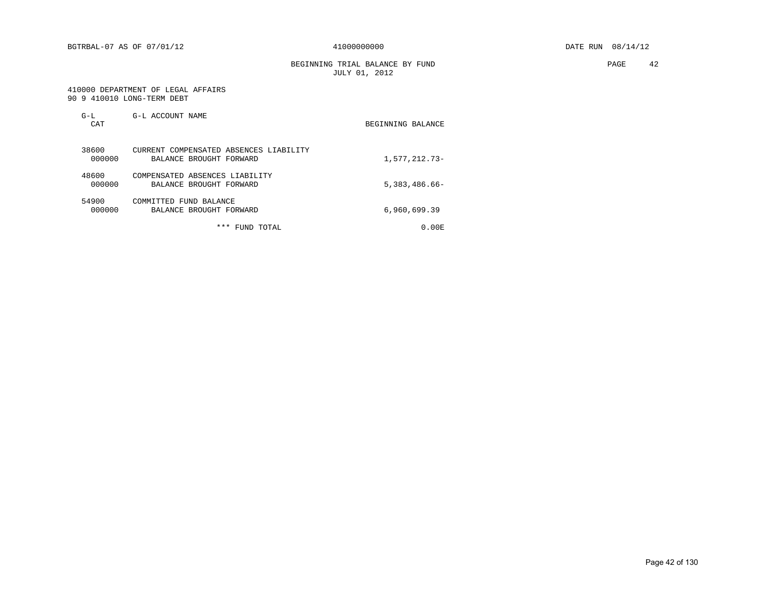BGTRBAL-07 AS OF 07/01/12 — 41000000000 — DATE RUN 08/14/12

## BEGINNING TRIAL BALANCE BY FUND
JULY 01, 2012

410000 DEPARTMENT OF LEGAL AFFAIRS
90 9 410010 LONG-TERM DEBT

| G-L CAT | G-L ACCOUNT NAME | BEGINNING BALANCE |
|---|---|---|
| 38600 | CURRENT COMPENSATED ABSENCES LIABILITY | |
| 000000 | BALANCE BROUGHT FORWARD | 1,577,212.73- |
| 48600 | COMPENSATED ABSENCES LIABILITY | |
| 000000 | BALANCE BROUGHT FORWARD | 5,383,486.66- |
| 54900 | COMMITTED FUND BALANCE | |
| 000000 | BALANCE BROUGHT FORWARD | 6,960,699.39 |
| | *** FUND TOTAL | 0.00E |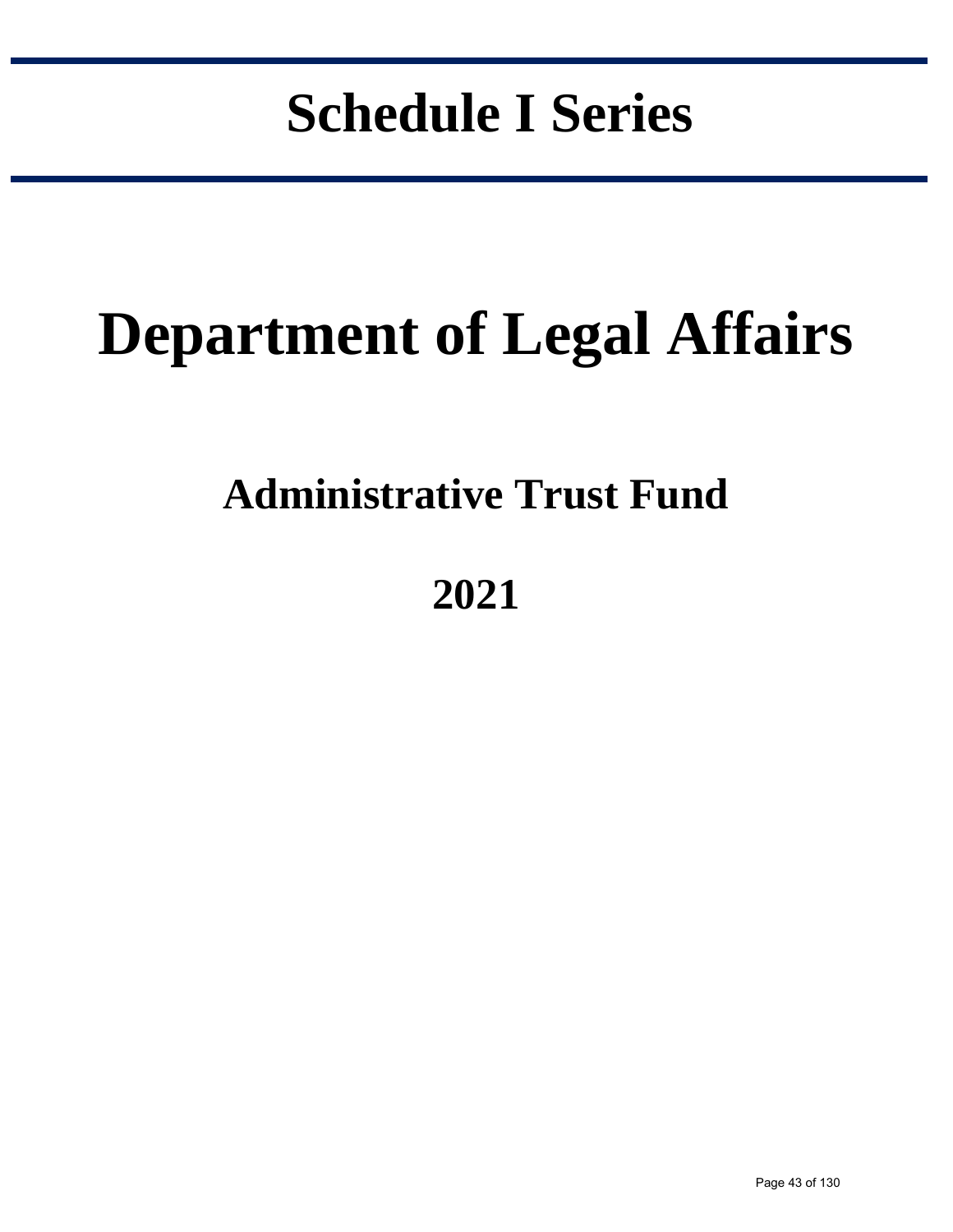# Schedule I Series

# Department of Legal Affairs

## Administrative Trust Fund

## 2021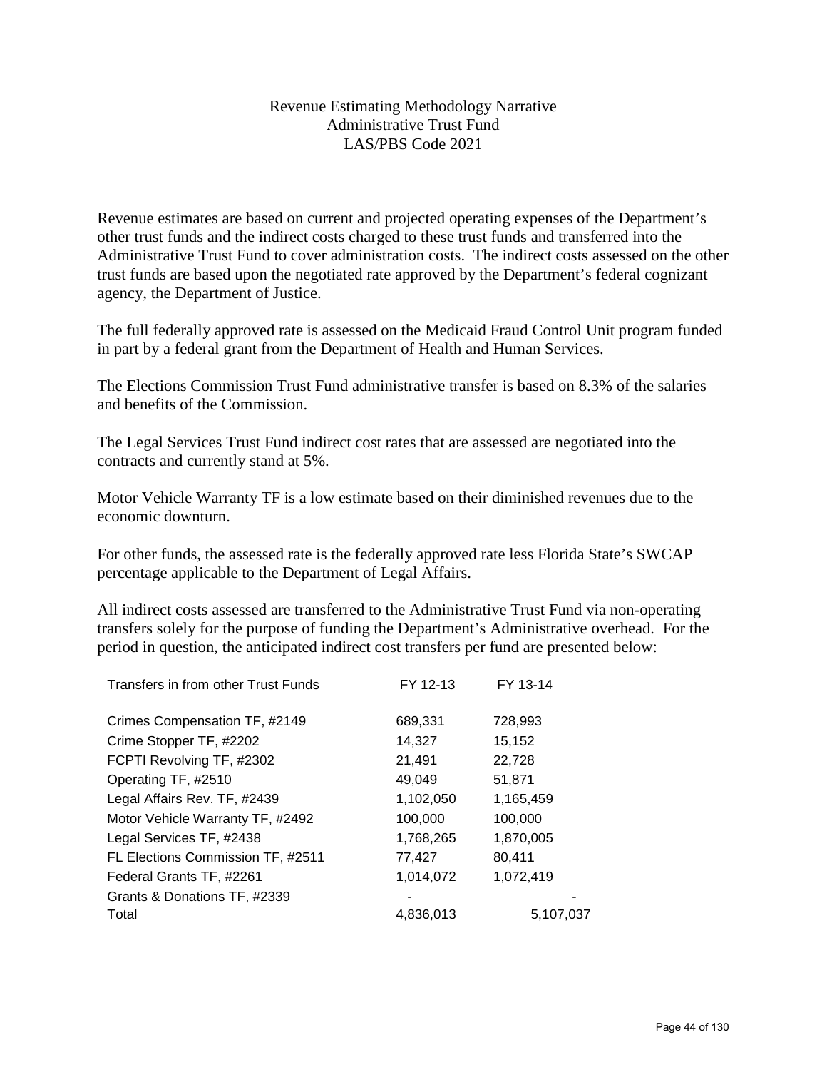# Revenue Estimating Methodology Narrative
## Administrative Trust Fund
## LAS/PBS Code 2021

Revenue estimates are based on current and projected operating expenses of the Department's other trust funds and the indirect costs charged to these trust funds and transferred into the Administrative Trust Fund to cover administration costs. The indirect costs assessed on the other trust funds are based upon the negotiated rate approved by the Department's federal cognizant agency, the Department of Justice.

The full federally approved rate is assessed on the Medicaid Fraud Control Unit program funded in part by a federal grant from the Department of Health and Human Services.

The Elections Commission Trust Fund administrative transfer is based on 8.3% of the salaries and benefits of the Commission.

The Legal Services Trust Fund indirect cost rates that are assessed are negotiated into the contracts and currently stand at 5%.

Motor Vehicle Warranty TF is a low estimate based on their diminished revenues due to the economic downturn.

For other funds, the assessed rate is the federally approved rate less Florida State's SWCAP percentage applicable to the Department of Legal Affairs.

All indirect costs assessed are transferred to the Administrative Trust Fund via non-operating transfers solely for the purpose of funding the Department's Administrative overhead. For the period in question, the anticipated indirect cost transfers per fund are presented below:

| Transfers in from other Trust Funds | FY 12-13 | FY 13-14 |
|---|---|---|
| Crimes Compensation TF, #2149 | 689,331 | 728,993 |
| Crime Stopper TF, #2202 | 14,327 | 15,152 |
| FCPTI Revolving TF, #2302 | 21,491 | 22,728 |
| Operating TF, #2510 | 49,049 | 51,871 |
| Legal Affairs Rev. TF, #2439 | 1,102,050 | 1,165,459 |
| Motor Vehicle Warranty TF, #2492 | 100,000 | 100,000 |
| Legal Services TF, #2438 | 1,768,265 | 1,870,005 |
| FL Elections Commission TF, #2511 | 77,427 | 80,411 |
| Federal Grants TF, #2261 | 1,014,072 | 1,072,419 |
| Grants & Donations TF, #2339 | - | - |
| Total | 4,836,013 | 5,107,037 |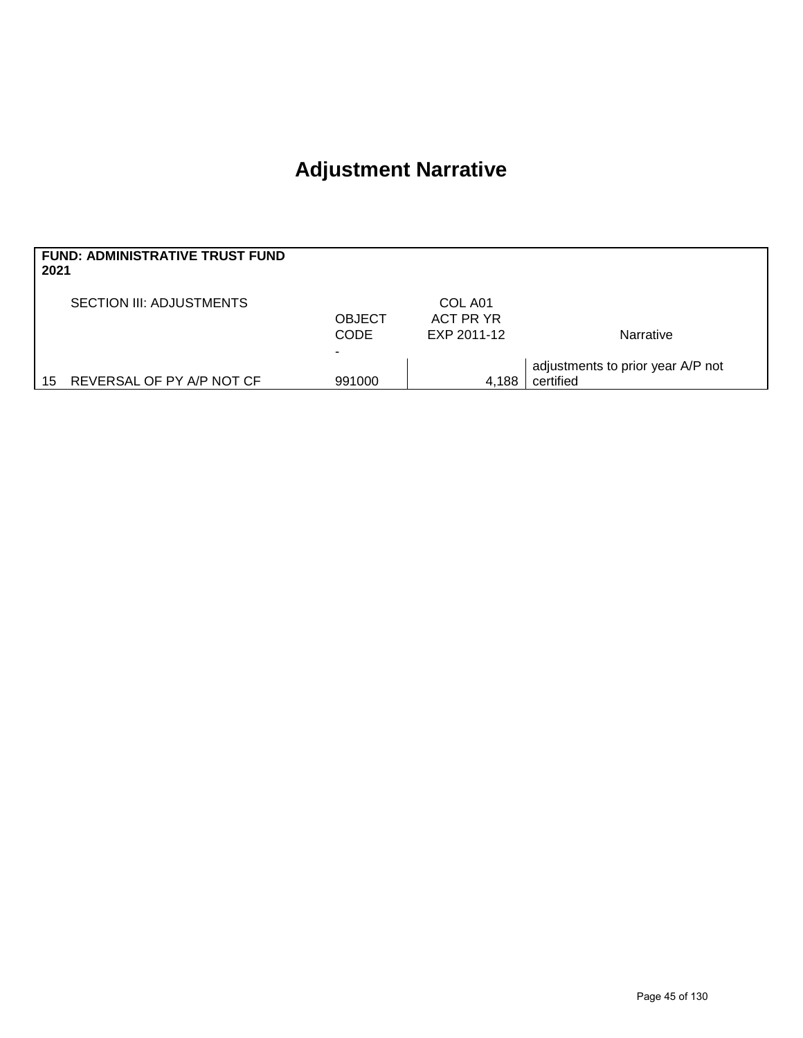# Adjustment Narrative

**FUND: ADMINISTRATIVE TRUST FUND 2021**

| | SECTION III: ADJUSTMENTS | OBJECT CODE | COL A01 ACT PR YR EXP 2011-12 | Narrative |
|---|---|---|---|---|
| | | - | | |
| 15 | REVERSAL OF PY A/P NOT CF | 991000 | 4,188 | adjustments to prior year A/P not certified |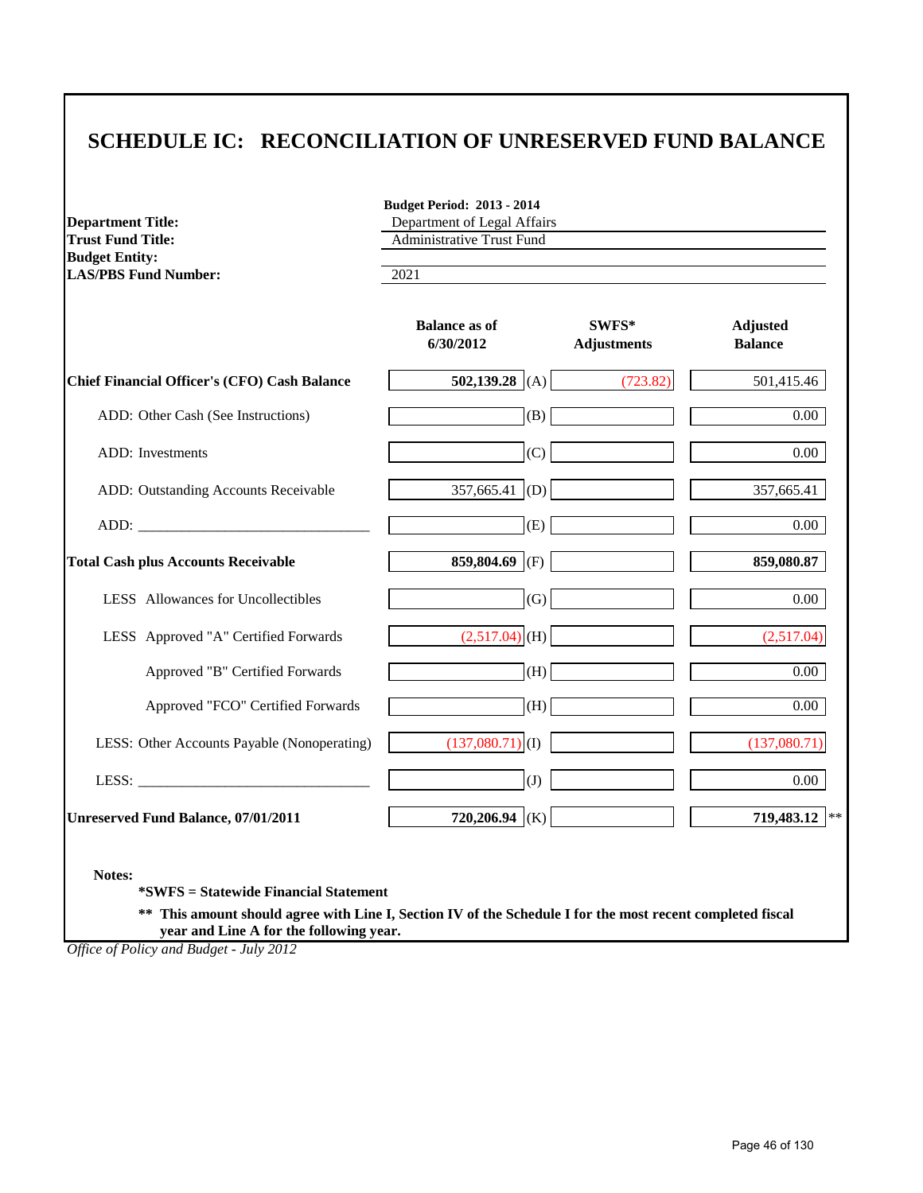# SCHEDULE IC: RECONCILIATION OF UNRESERVED FUND BALANCE

| | Budget Period: 2013 - 2014 |
|---|---|
| **Department Title:** | Department of Legal Affairs |
| **Trust Fund Title:** | Administrative Trust Fund |
| **Budget Entity:** | |
| **LAS/PBS Fund Number:** | 2021 |

| | Balance as of 6/30/2012 | | SWFS* Adjustments | Adjusted Balance |
|---|---|---|---|---|
| **Chief Financial Officer's (CFO) Cash Balance** | **502,139.28** | (A) | (723.82) | 501,415.46 |
| ADD: Other Cash (See Instructions) | | (B) | | 0.00 |
| ADD: Investments | | (C) | | 0.00 |
| ADD: Outstanding Accounts Receivable | 357,665.41 | (D) | | 357,665.41 |
| ADD: _______________________________ | | (E) | | 0.00 |
| **Total Cash plus Accounts Receivable** | **859,804.69** | (F) | | **859,080.87** |
| LESS Allowances for Uncollectibles | | (G) | | 0.00 |
| LESS Approved "A" Certified Forwards | (2,517.04) | (H) | | (2,517.04) |
| Approved "B" Certified Forwards | | (H) | | 0.00 |
| Approved "FCO" Certified Forwards | | (H) | | 0.00 |
| LESS: Other Accounts Payable (Nonoperating) | (137,080.71) | (I) | | (137,080.71) |
| LESS: _______________________________ | | (J) | | 0.00 |
| **Unreserved Fund Balance, 07/01/2011** | **720,206.94** | (K) | | **719,483.12** ** |

**Notes:**

**\*SWFS = Statewide Financial Statement**

**\*\* This amount should agree with Line I, Section IV of the Schedule I for the most recent completed fiscal year and Line A for the following year.**

*Office of Policy and Budget - July 2012*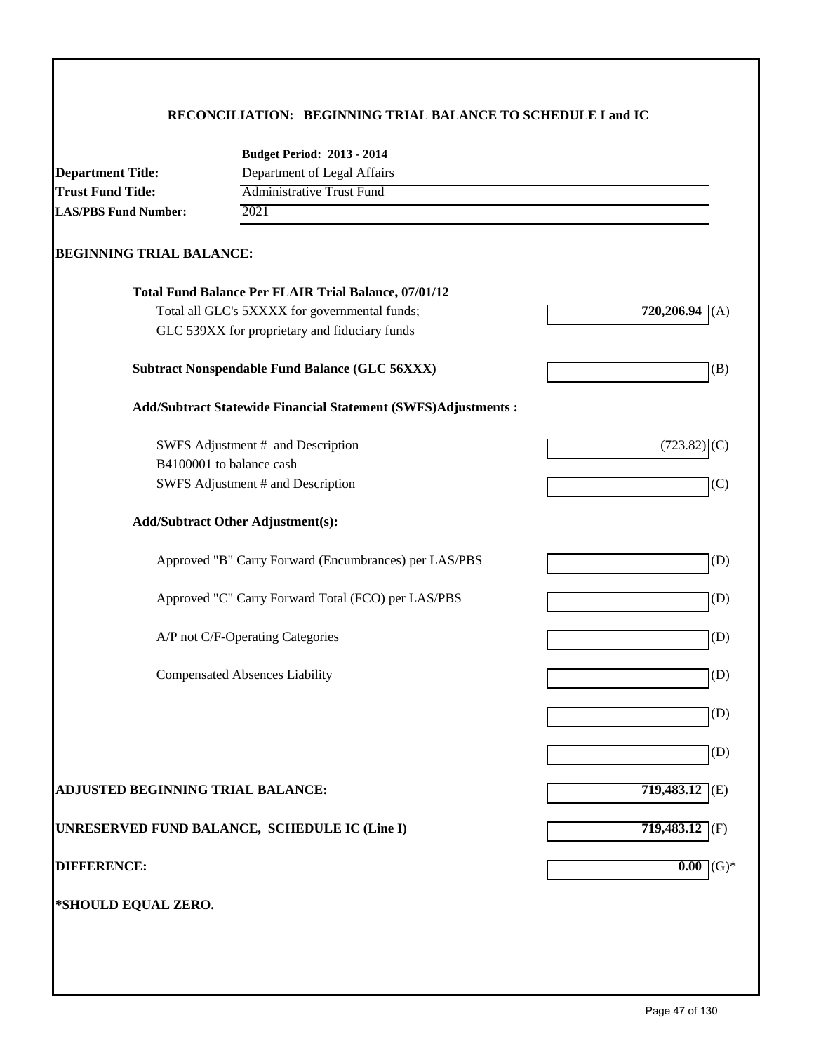## RECONCILIATION: BEGINNING TRIAL BALANCE TO SCHEDULE I and IC

**Budget Period: 2013 - 2014**

**Department Title:** Department of Legal Affairs

**Trust Fund Title:** Administrative Trust Fund

**LAS/PBS Fund Number:** 2021

### BEGINNING TRIAL BALANCE:

| | | |
|---|---|---|
| **Total Fund Balance Per FLAIR Trial Balance, 07/01/12** | | |
| Total all GLC's 5XXXX for governmental funds; GLC 539XX for proprietary and fiduciary funds | **720,206.94** | (A) |
| **Subtract Nonspendable Fund Balance (GLC 56XXX)** | | (B) |
| **Add/Subtract Statewide Financial Statement (SWFS)Adjustments :** | | |
| SWFS Adjustment # and Description B4100001 to balance cash | (723.82) | (C) |
| SWFS Adjustment # and Description | | (C) |
| **Add/Subtract Other Adjustment(s):** | | |
| Approved "B" Carry Forward (Encumbrances) per LAS/PBS | | (D) |
| Approved "C" Carry Forward Total (FCO) per LAS/PBS | | (D) |
| A/P not C/F-Operating Categories | | (D) |
| Compensated Absences Liability | | (D) |
| | | (D) |
| | | (D) |
| **ADJUSTED BEGINNING TRIAL BALANCE:** | **719,483.12** | (E) |
| **UNRESERVED FUND BALANCE, SCHEDULE IC (Line I)** | **719,483.12** | (F) |
| **DIFFERENCE:** | **0.00** | (G)* |

**\*SHOULD EQUAL ZERO.**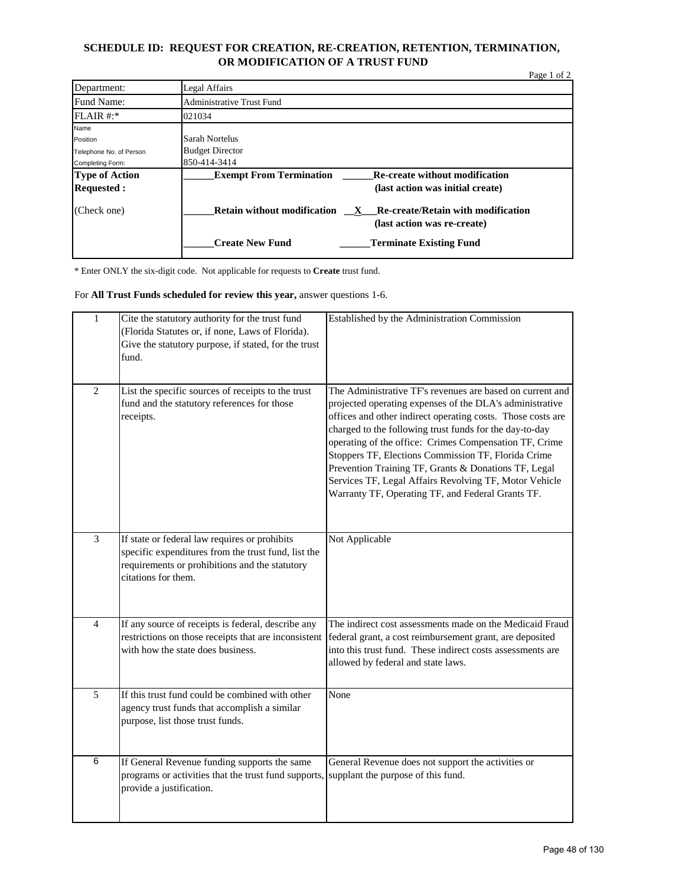# SCHEDULE ID: REQUEST FOR CREATION, RE-CREATION, RETENTION, TERMINATION, OR MODIFICATION OF A TRUST FUND

Page 1 of 2

| | |
|---|---|
| Department: | Legal Affairs |
| Fund Name: | Administrative Trust Fund |
| FLAIR #:* | 021034 |
| Name<br>Position<br>Telephone No. of Person<br>Completing Form: | Sarah Nortelus<br>Budget Director<br>850-414-3414 |
| **Type of Action Requested :**<br><br>(Check one) | **______Exempt From Termination** &nbsp; **______Re-create without modification (last action was initial create)**<br><br>**______Retain without modification** &nbsp; **__X___Re-create/Retain with modification (last action was re-create)**<br><br>**______Create New Fund** &nbsp; **______Terminate Existing Fund** |

\* Enter ONLY the six-digit code. Not applicable for requests to **Create** trust fund.

For **All Trust Funds scheduled for review this year,** answer questions 1-6.

| | | |
|---|---|---|
| 1 | Cite the statutory authority for the trust fund (Florida Statutes or, if none, Laws of Florida). Give the statutory purpose, if stated, for the trust fund. | Established by the Administration Commission |
| 2 | List the specific sources of receipts to the trust fund and the statutory references for those receipts. | The Administrative TF's revenues are based on current and projected operating expenses of the DLA's administrative offices and other indirect operating costs. Those costs are charged to the following trust funds for the day-to-day operating of the office: Crimes Compensation TF, Crime Stoppers TF, Elections Commission TF, Florida Crime Prevention Training TF, Grants & Donations TF, Legal Services TF, Legal Affairs Revolving TF, Motor Vehicle Warranty TF, Operating TF, and Federal Grants TF. |
| 3 | If state or federal law requires or prohibits specific expenditures from the trust fund, list the requirements or prohibitions and the statutory citations for them. | Not Applicable |
| 4 | If any source of receipts is federal, describe any restrictions on those receipts that are inconsistent with how the state does business. | The indirect cost assessments made on the Medicaid Fraud federal grant, a cost reimbursement grant, are deposited into this trust fund. These indirect costs assessments are allowed by federal and state laws. |
| 5 | If this trust fund could be combined with other agency trust funds that accomplish a similar purpose, list those trust funds. | None |
| 6 | If General Revenue funding supports the same programs or activities that the trust fund supports, provide a justification. | General Revenue does not support the activities or supplant the purpose of this fund. |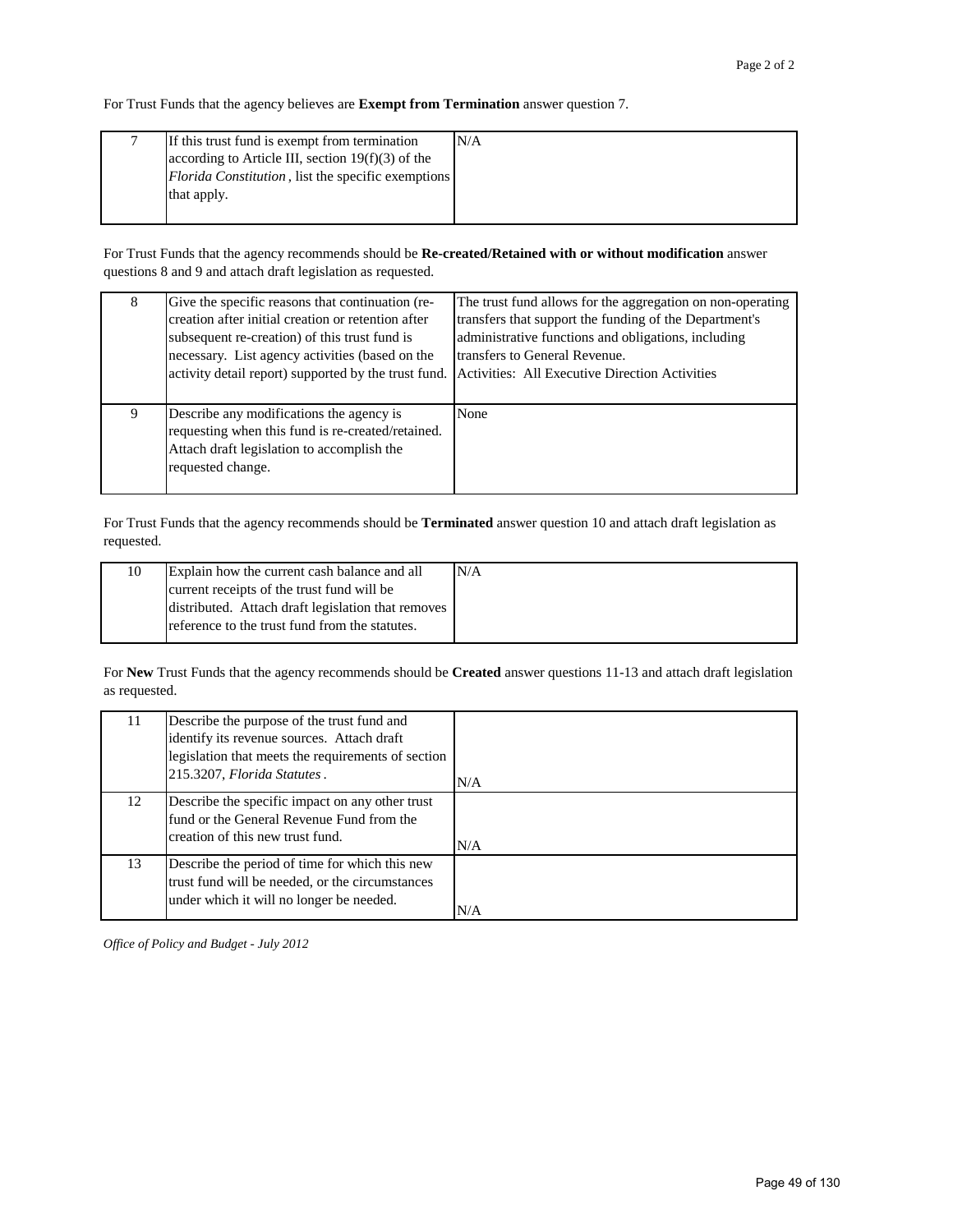For Trust Funds that the agency believes are **Exempt from Termination** answer question 7.

| | | |
|---|---|---|
| 7 | If this trust fund is exempt from termination according to Article III, section 19(f)(3) of the *Florida Constitution*, list the specific exemptions that apply. | N/A |

For Trust Funds that the agency recommends should be **Re-created/Retained with or without modification** answer questions 8 and 9 and attach draft legislation as requested.

| | | |
|---|---|---|
| 8 | Give the specific reasons that continuation (re-creation after initial creation or retention after subsequent re-creation) of this trust fund is necessary. List agency activities (based on the activity detail report) supported by the trust fund. | The trust fund allows for the aggregation on non-operating transfers that support the funding of the Department's administrative functions and obligations, including transfers to General Revenue.<br>Activities: All Executive Direction Activities |
| 9 | Describe any modifications the agency is requesting when this fund is re-created/retained. Attach draft legislation to accomplish the requested change. | None |

For Trust Funds that the agency recommends should be **Terminated** answer question 10 and attach draft legislation as requested.

| | | |
|---|---|---|
| 10 | Explain how the current cash balance and all current receipts of the trust fund will be distributed. Attach draft legislation that removes reference to the trust fund from the statutes. | N/A |

For **New** Trust Funds that the agency recommends should be **Created** answer questions 11-13 and attach draft legislation as requested.

| | | |
|---|---|---|
| 11 | Describe the purpose of the trust fund and identify its revenue sources. Attach draft legislation that meets the requirements of section 215.3207, *Florida Statutes*. | N/A |
| 12 | Describe the specific impact on any other trust fund or the General Revenue Fund from the creation of this new trust fund. | N/A |
| 13 | Describe the period of time for which this new trust fund will be needed, or the circumstances under which it will no longer be needed. | N/A |

*Office of Policy and Budget - July 2012*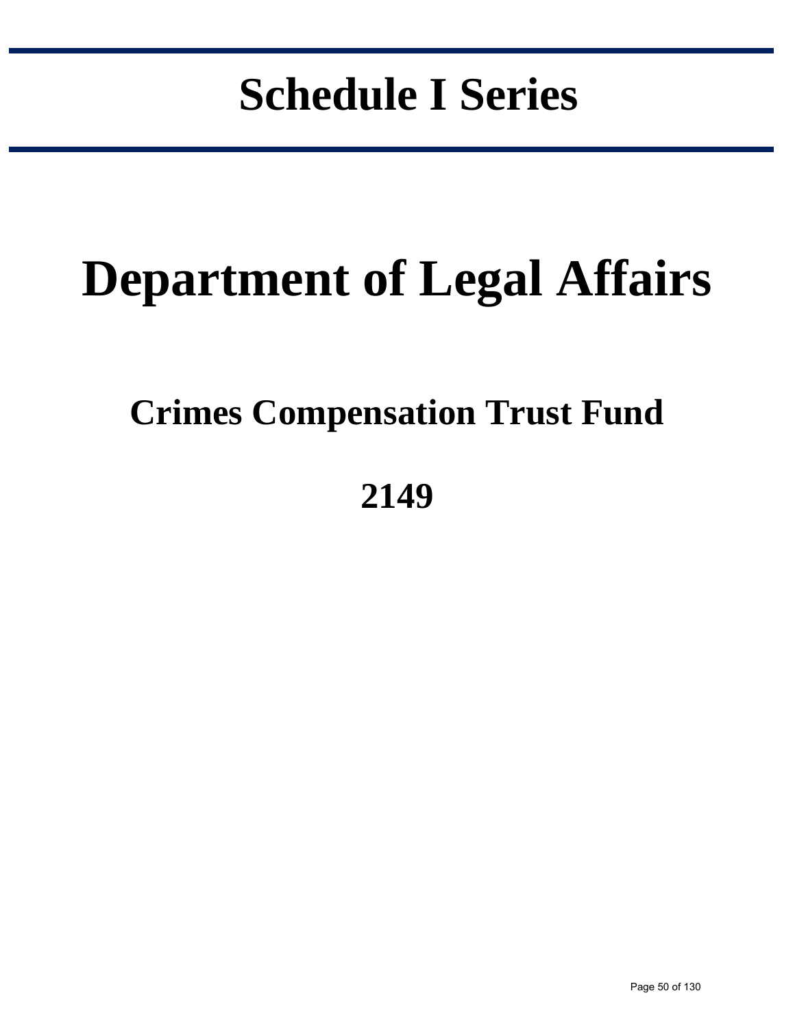# Schedule I Series

# Department of Legal Affairs

## Crimes Compensation Trust Fund

## 2149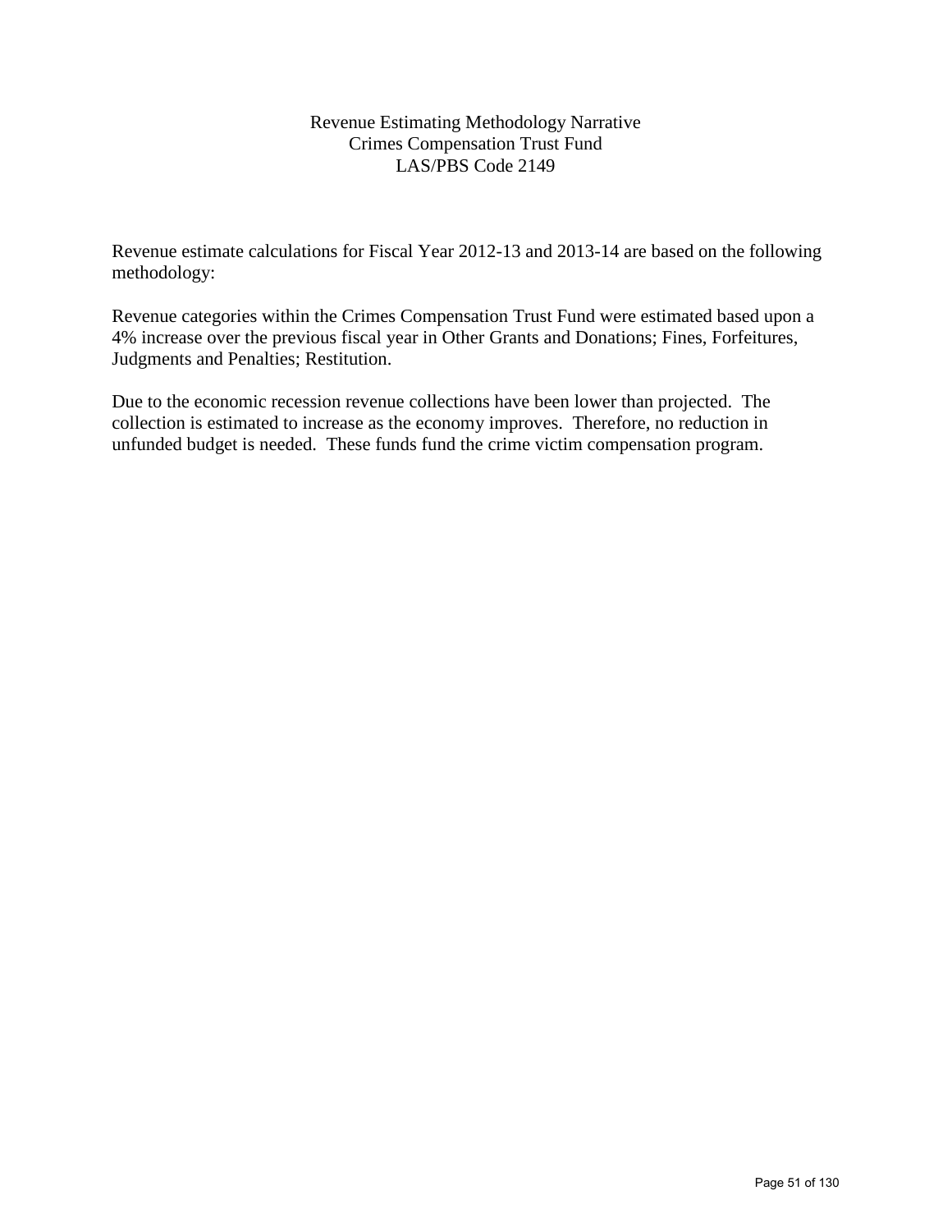# Revenue Estimating Methodology Narrative
## Crimes Compensation Trust Fund
## LAS/PBS Code 2149

Revenue estimate calculations for Fiscal Year 2012-13 and 2013-14 are based on the following methodology:

Revenue categories within the Crimes Compensation Trust Fund were estimated based upon a 4% increase over the previous fiscal year in Other Grants and Donations; Fines, Forfeitures, Judgments and Penalties; Restitution.

Due to the economic recession revenue collections have been lower than projected. The collection is estimated to increase as the economy improves. Therefore, no reduction in unfunded budget is needed. These funds fund the crime victim compensation program.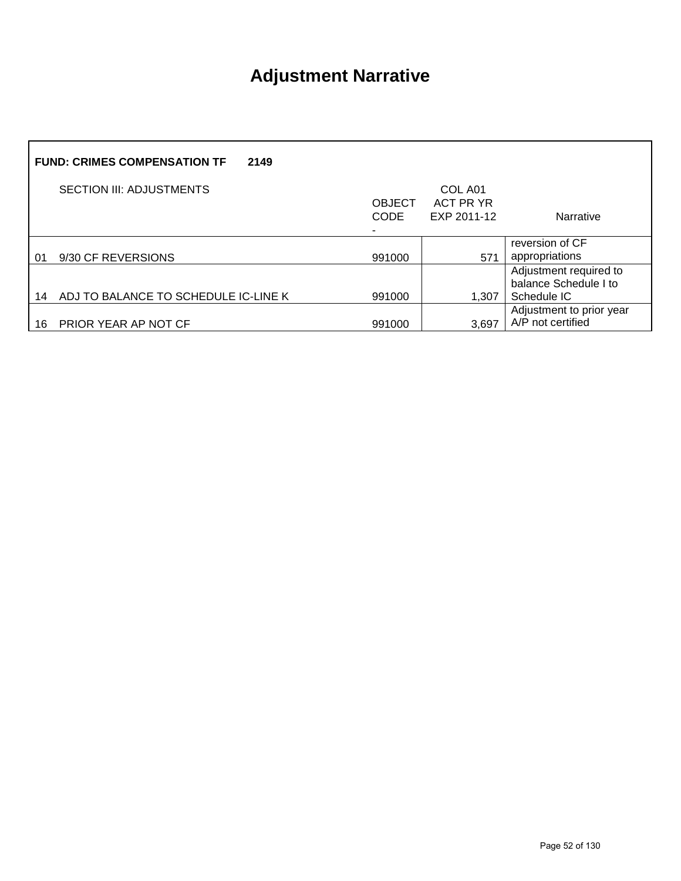# Adjustment Narrative

**FUND: CRIMES COMPENSATION TF 2149**

| SECTION III: ADJUSTMENTS | | OBJECT CODE - | COL A01 ACT PR YR EXP 2011-12 | Narrative |
|---|---|---|---|---|
| 01 | 9/30 CF REVERSIONS | 991000 | 571 | reversion of CF appropriations |
| 14 | ADJ TO BALANCE TO SCHEDULE IC-LINE K | 991000 | 1,307 | Adjustment required to balance Schedule I to Schedule IC |
| 16 | PRIOR YEAR AP NOT CF | 991000 | 3,697 | Adjustment to prior year A/P not certified |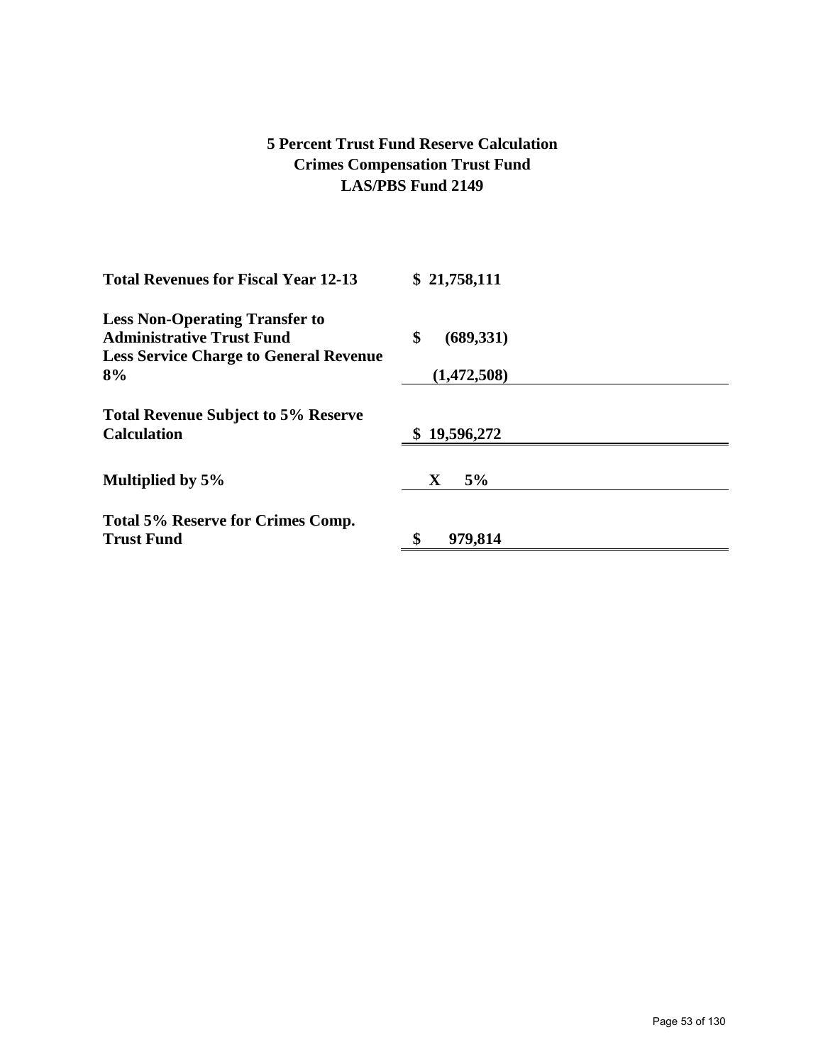# 5 Percent Trust Fund Reserve Calculation
## Crimes Compensation Trust Fund
## LAS/PBS Fund 2149

| | |
|---|---|
| **Total Revenues for Fiscal Year 12-13** | **$ 21,758,111** |
| **Less Non-Operating Transfer to Administrative Trust Fund** | **$ (689,331)** |
| **Less Service Charge to General Revenue 8%** | **(1,472,508)** |
| **Total Revenue Subject to 5% Reserve Calculation** | **$ 19,596,272** |
| **Multiplied by 5%** | **X 5%** |
| **Total 5% Reserve for Crimes Comp. Trust Fund** | **$ 979,814** |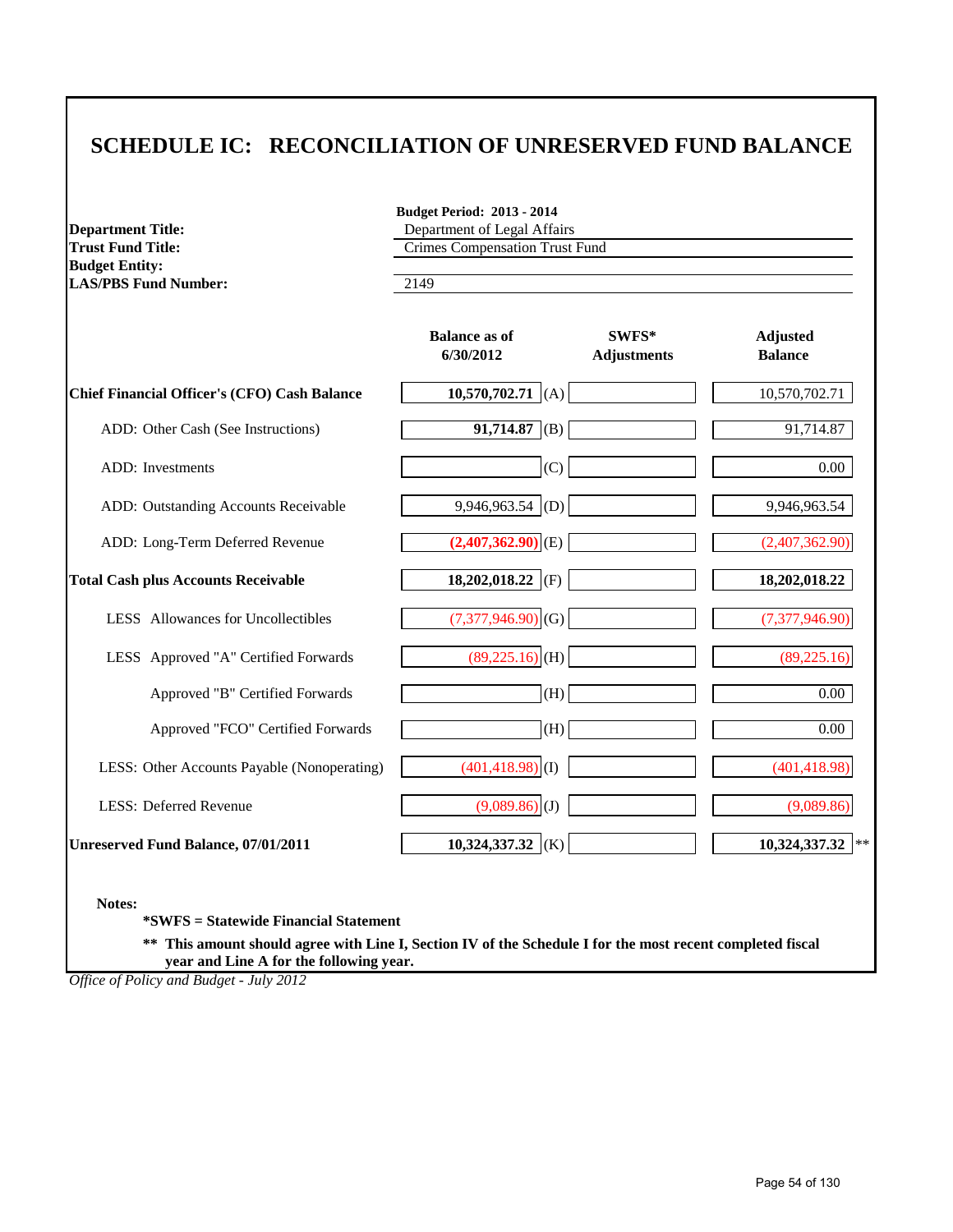# SCHEDULE IC: RECONCILIATION OF UNRESERVED FUND BALANCE

**Budget Period: 2013 - 2014**

**Department Title:** Department of Legal Affairs
**Trust Fund Title:** Crimes Compensation Trust Fund
**Budget Entity:**
**LAS/PBS Fund Number:** 2149

| | Balance as of 6/30/2012 | | SWFS* Adjustments | Adjusted Balance | |
|---|---|---|---|---|---|
| **Chief Financial Officer's (CFO) Cash Balance** | **10,570,702.71** | (A) | | 10,570,702.71 | |
| ADD: Other Cash (See Instructions) | **91,714.87** | (B) | | 91,714.87 | |
| ADD: Investments | | (C) | | 0.00 | |
| ADD: Outstanding Accounts Receivable | 9,946,963.54 | (D) | | 9,946,963.54 | |
| ADD: Long-Term Deferred Revenue | **(2,407,362.90)** | (E) | | (2,407,362.90) | |
| **Total Cash plus Accounts Receivable** | **18,202,018.22** | (F) | | **18,202,018.22** | |
| LESS Allowances for Uncollectibles | (7,377,946.90) | (G) | | (7,377,946.90) | |
| LESS Approved "A" Certified Forwards | (89,225.16) | (H) | | (89,225.16) | |
| Approved "B" Certified Forwards | | (H) | | 0.00 | |
| Approved "FCO" Certified Forwards | | (H) | | 0.00 | |
| LESS: Other Accounts Payable (Nonoperating) | (401,418.98) | (I) | | (401,418.98) | |
| LESS: Deferred Revenue | (9,089.86) | (J) | | (9,089.86) | |
| **Unreserved Fund Balance, 07/01/2011** | **10,324,337.32** | (K) | | **10,324,337.32** | ** |

**Notes:**

**\*SWFS = Statewide Financial Statement**

**\*\* This amount should agree with Line I, Section IV of the Schedule I for the most recent completed fiscal year and Line A for the following year.**

*Office of Policy and Budget - July 2012*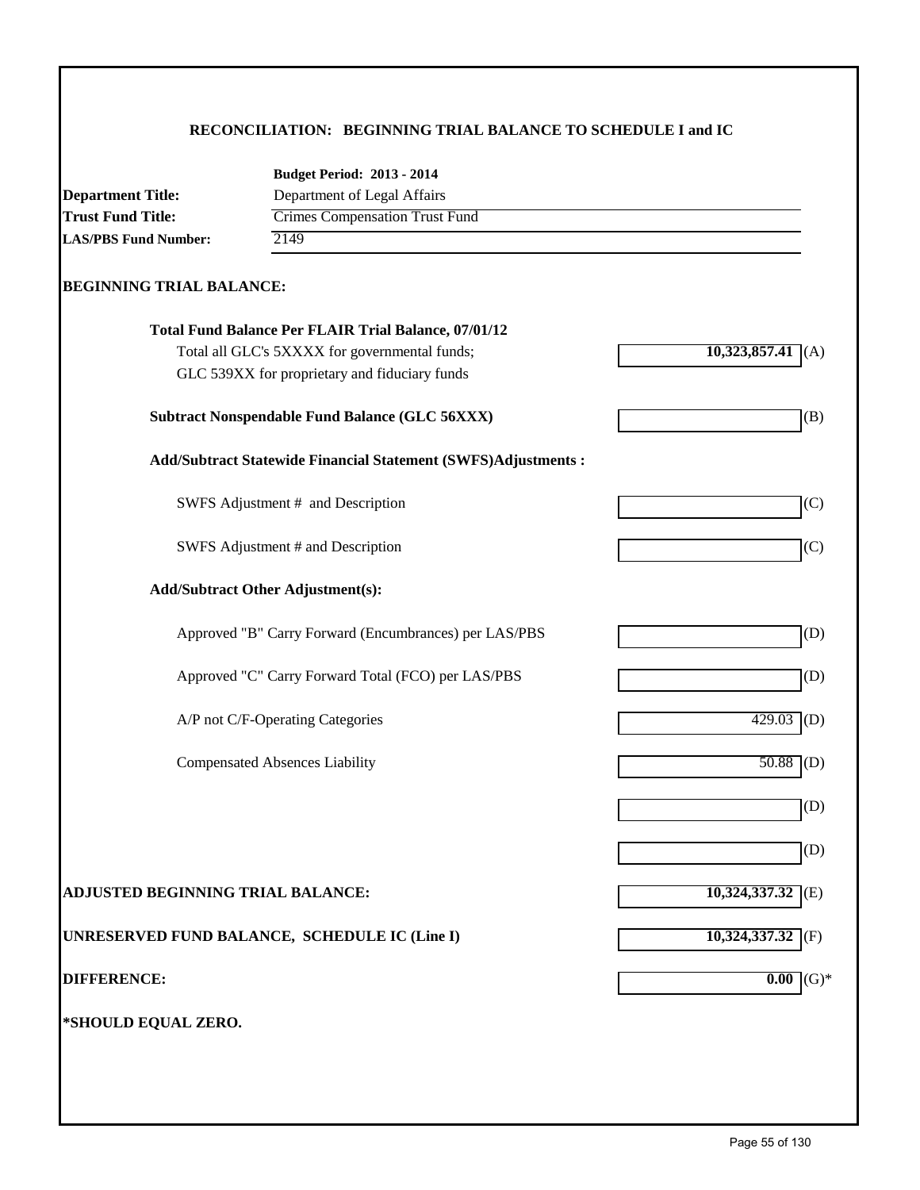## RECONCILIATION: BEGINNING TRIAL BALANCE TO SCHEDULE I and IC

**Budget Period: 2013 - 2014**

**Department Title:** Department of Legal Affairs
**Trust Fund Title:** Crimes Compensation Trust Fund
**LAS/PBS Fund Number:** 2149

### BEGINNING TRIAL BALANCE:

| | | |
|---|---|---|
| **Total Fund Balance Per FLAIR Trial Balance, 07/01/12** | | |
| Total all GLC's 5XXXX for governmental funds; GLC 539XX for proprietary and fiduciary funds | **10,323,857.41** | (A) |
| **Subtract Nonspendable Fund Balance (GLC 56XXX)** | | (B) |
| **Add/Subtract Statewide Financial Statement (SWFS)Adjustments :** | | |
| SWFS Adjustment # and Description | | (C) |
| SWFS Adjustment # and Description | | (C) |
| **Add/Subtract Other Adjustment(s):** | | |
| Approved "B" Carry Forward (Encumbrances) per LAS/PBS | | (D) |
| Approved "C" Carry Forward Total (FCO) per LAS/PBS | | (D) |
| A/P not C/F-Operating Categories | 429.03 | (D) |
| Compensated Absences Liability | 50.88 | (D) |
| | | (D) |
| | | (D) |
| **ADJUSTED BEGINNING TRIAL BALANCE:** | **10,324,337.32** | (E) |
| **UNRESERVED FUND BALANCE, SCHEDULE IC (Line I)** | **10,324,337.32** | (F) |
| **DIFFERENCE:** | **0.00** | (G)* |

**\*SHOULD EQUAL ZERO.**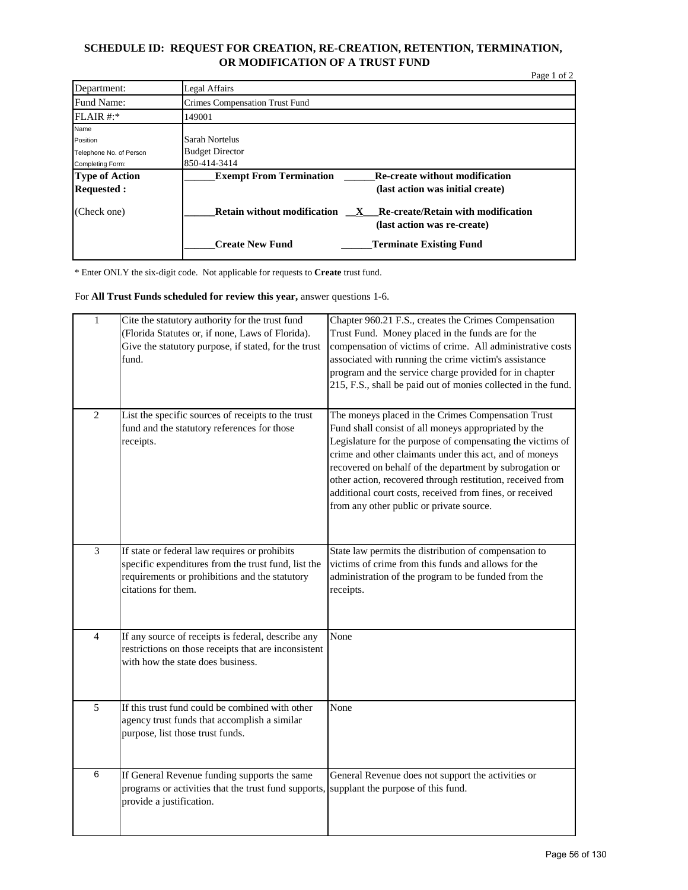# SCHEDULE ID: REQUEST FOR CREATION, RE-CREATION, RETENTION, TERMINATION, OR MODIFICATION OF A TRUST FUND

Page 1 of 2

| | |
|---|---|
| Department: | Legal Affairs |
| Fund Name: | Crimes Compensation Trust Fund |
| FLAIR #:* | 149001 |
| Name<br>Position<br>Telephone No. of Person<br>Completing Form: | Sarah Nortelus<br>Budget Director<br>850-414-3414 |
| **Type of Action Requested :**<br><br>(Check one) | ______**Exempt From Termination** ______**Re-create without modification (last action was initial create)**<br><br>______**Retain without modification** __X__**Re-create/Retain with modification (last action was re-create)**<br><br>______**Create New Fund** ______**Terminate Existing Fund** |

\* Enter ONLY the six-digit code. Not applicable for requests to **Create** trust fund.

For **All Trust Funds scheduled for review this year,** answer questions 1-6.

| | | |
|---|---|---|
| 1 | Cite the statutory authority for the trust fund (Florida Statutes or, if none, Laws of Florida). Give the statutory purpose, if stated, for the trust fund. | Chapter 960.21 F.S., creates the Crimes Compensation Trust Fund. Money placed in the funds are for the compensation of victims of crime. All administrative costs associated with running the crime victim's assistance program and the service charge provided for in chapter 215, F.S., shall be paid out of monies collected in the fund. |
| 2 | List the specific sources of receipts to the trust fund and the statutory references for those receipts. | The moneys placed in the Crimes Compensation Trust Fund shall consist of all moneys appropriated by the Legislature for the purpose of compensating the victims of crime and other claimants under this act, and of moneys recovered on behalf of the department by subrogation or other action, recovered through restitution, received from additional court costs, received from fines, or received from any other public or private source. |
| 3 | If state or federal law requires or prohibits specific expenditures from the trust fund, list the requirements or prohibitions and the statutory citations for them. | State law permits the distribution of compensation to victims of crime from this funds and allows for the administration of the program to be funded from the receipts. |
| 4 | If any source of receipts is federal, describe any restrictions on those receipts that are inconsistent with how the state does business. | None |
| 5 | If this trust fund could be combined with other agency trust funds that accomplish a similar purpose, list those trust funds. | None |
| 6 | If General Revenue funding supports the same programs or activities that the trust fund supports, provide a justification. | General Revenue does not support the activities or supplant the purpose of this fund. |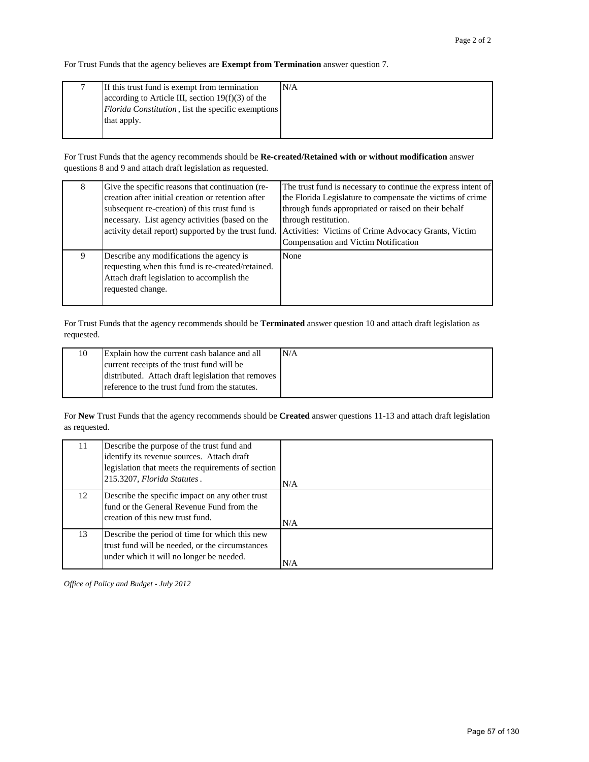For Trust Funds that the agency believes are **Exempt from Termination** answer question 7.

| | | |
|---|---|---|
| 7 | If this trust fund is exempt from termination according to Article III, section 19(f)(3) of the *Florida Constitution*, list the specific exemptions that apply. | N/A |

For Trust Funds that the agency recommends should be **Re-created/Retained with or without modification** answer questions 8 and 9 and attach draft legislation as requested.

| | | |
|---|---|---|
| 8 | Give the specific reasons that continuation (re-creation after initial creation or retention after subsequent re-creation) of this trust fund is necessary. List agency activities (based on the activity detail report) supported by the trust fund. | The trust fund is necessary to continue the express intent of the Florida Legislature to compensate the victims of crime through funds appropriated or raised on their behalf through restitution.<br>Activities: Victims of Crime Advocacy Grants, Victim Compensation and Victim Notification |
| 9 | Describe any modifications the agency is requesting when this fund is re-created/retained. Attach draft legislation to accomplish the requested change. | None |

For Trust Funds that the agency recommends should be **Terminated** answer question 10 and attach draft legislation as requested.

| | | |
|---|---|---|
| 10 | Explain how the current cash balance and all current receipts of the trust fund will be distributed. Attach draft legislation that removes reference to the trust fund from the statutes. | N/A |

For **New** Trust Funds that the agency recommends should be **Created** answer questions 11-13 and attach draft legislation as requested.

| | | |
|---|---|---|
| 11 | Describe the purpose of the trust fund and identify its revenue sources. Attach draft legislation that meets the requirements of section 215.3207, *Florida Statutes*. | N/A |
| 12 | Describe the specific impact on any other trust fund or the General Revenue Fund from the creation of this new trust fund. | N/A |
| 13 | Describe the period of time for which this new trust fund will be needed, or the circumstances under which it will no longer be needed. | N/A |

*Office of Policy and Budget - July 2012*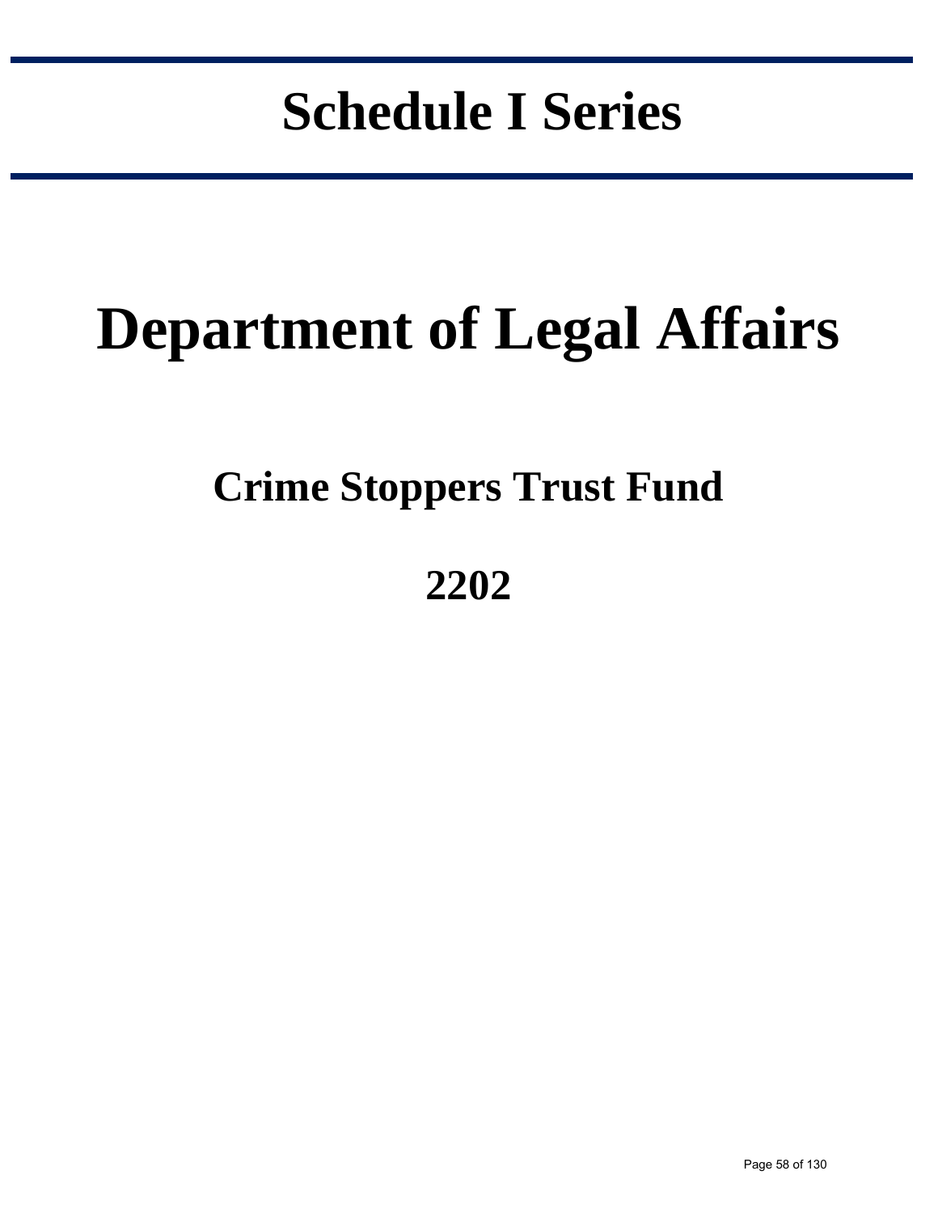# Schedule I Series

# Department of Legal Affairs

## Crime Stoppers Trust Fund

## 2202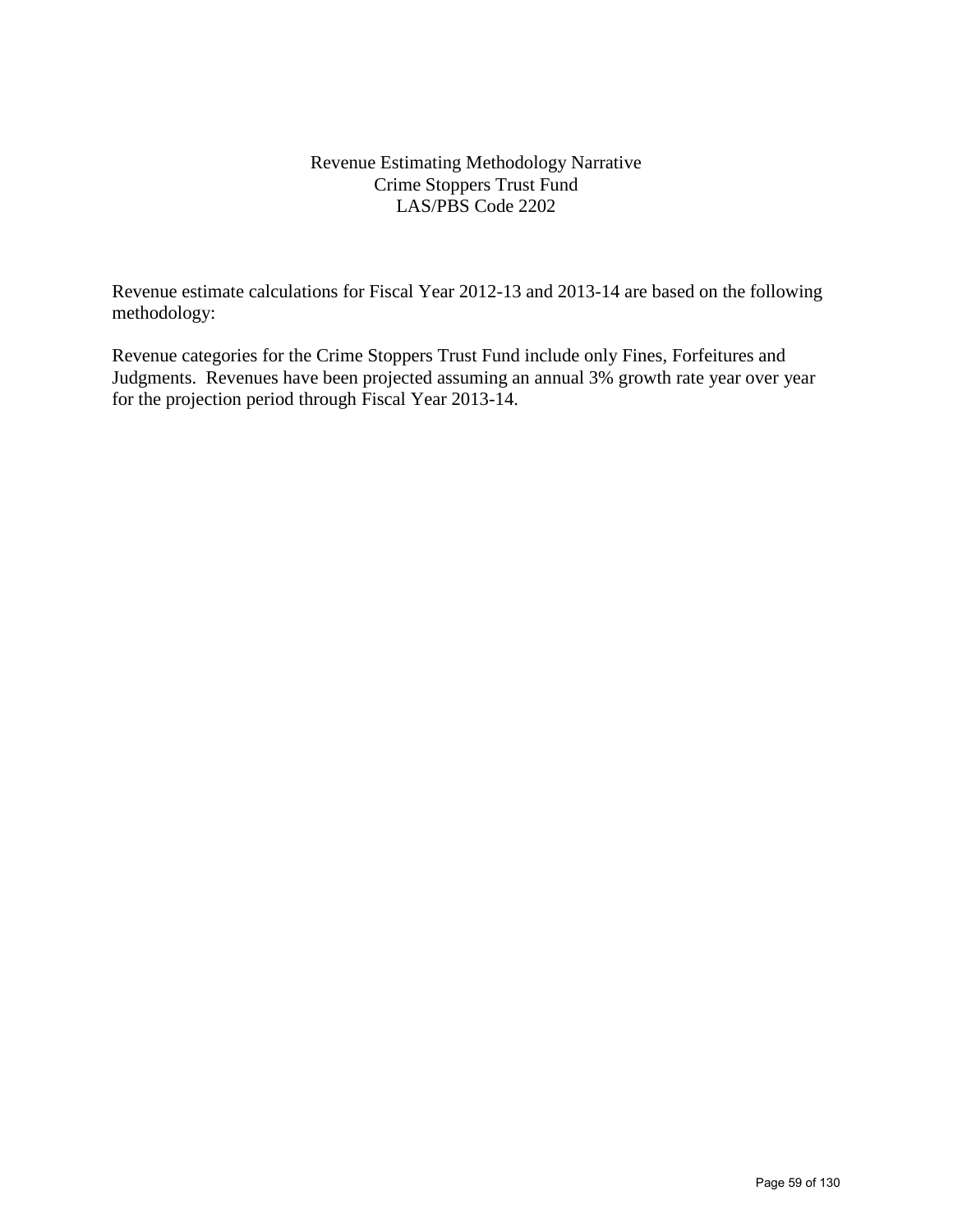# Revenue Estimating Methodology Narrative
## Crime Stoppers Trust Fund
## LAS/PBS Code 2202

Revenue estimate calculations for Fiscal Year 2012-13 and 2013-14 are based on the following methodology:

Revenue categories for the Crime Stoppers Trust Fund include only Fines, Forfeitures and Judgments. Revenues have been projected assuming an annual 3% growth rate year over year for the projection period through Fiscal Year 2013-14.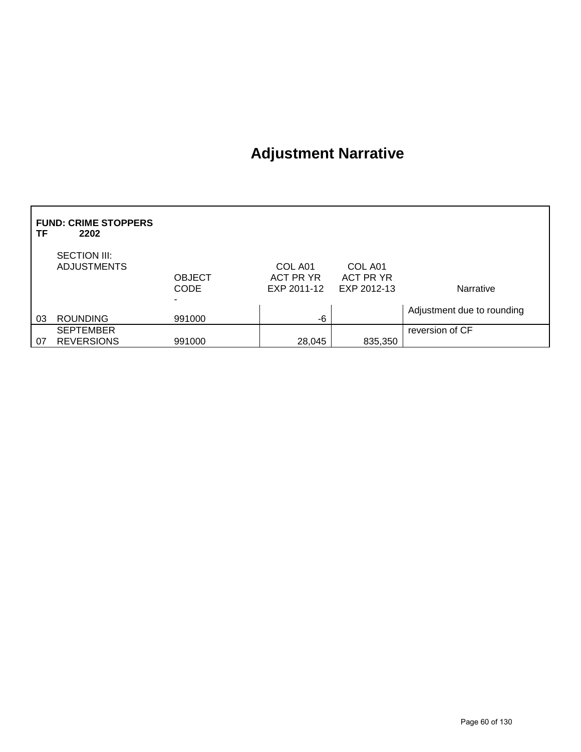# Adjustment Narrative

**FUND: CRIME STOPPERS TF 2202**

| | SECTION III: ADJUSTMENTS | OBJECT CODE | COL A01 ACT PR YR EXP 2011-12 | COL A01 ACT PR YR EXP 2012-13 | Narrative |
|---|---|---|---|---|---|
| | | - | | | |
| 03 | ROUNDING | 991000 | -6 | | Adjustment due to rounding |
| 07 | SEPTEMBER REVERSIONS | 991000 | 28,045 | 835,350 | reversion of CF |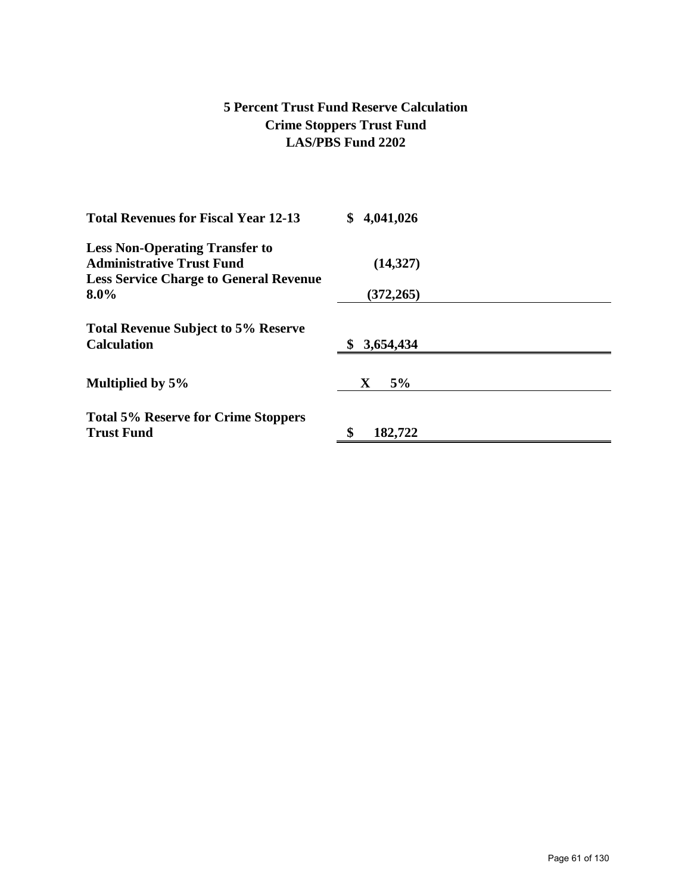# 5 Percent Trust Fund Reserve Calculation
## Crime Stoppers Trust Fund
## LAS/PBS Fund 2202

| | |
|---|---|
| **Total Revenues for Fiscal Year 12-13** | **$ 4,041,026** |
| **Less Non-Operating Transfer to Administrative Trust Fund** | **(14,327)** |
| **Less Service Charge to General Revenue 8.0%** | **(372,265)** |
| **Total Revenue Subject to 5% Reserve Calculation** | **$ 3,654,434** |
| **Multiplied by 5%** | **X 5%** |
| **Total 5% Reserve for Crime Stoppers Trust Fund** | **$ 182,722** |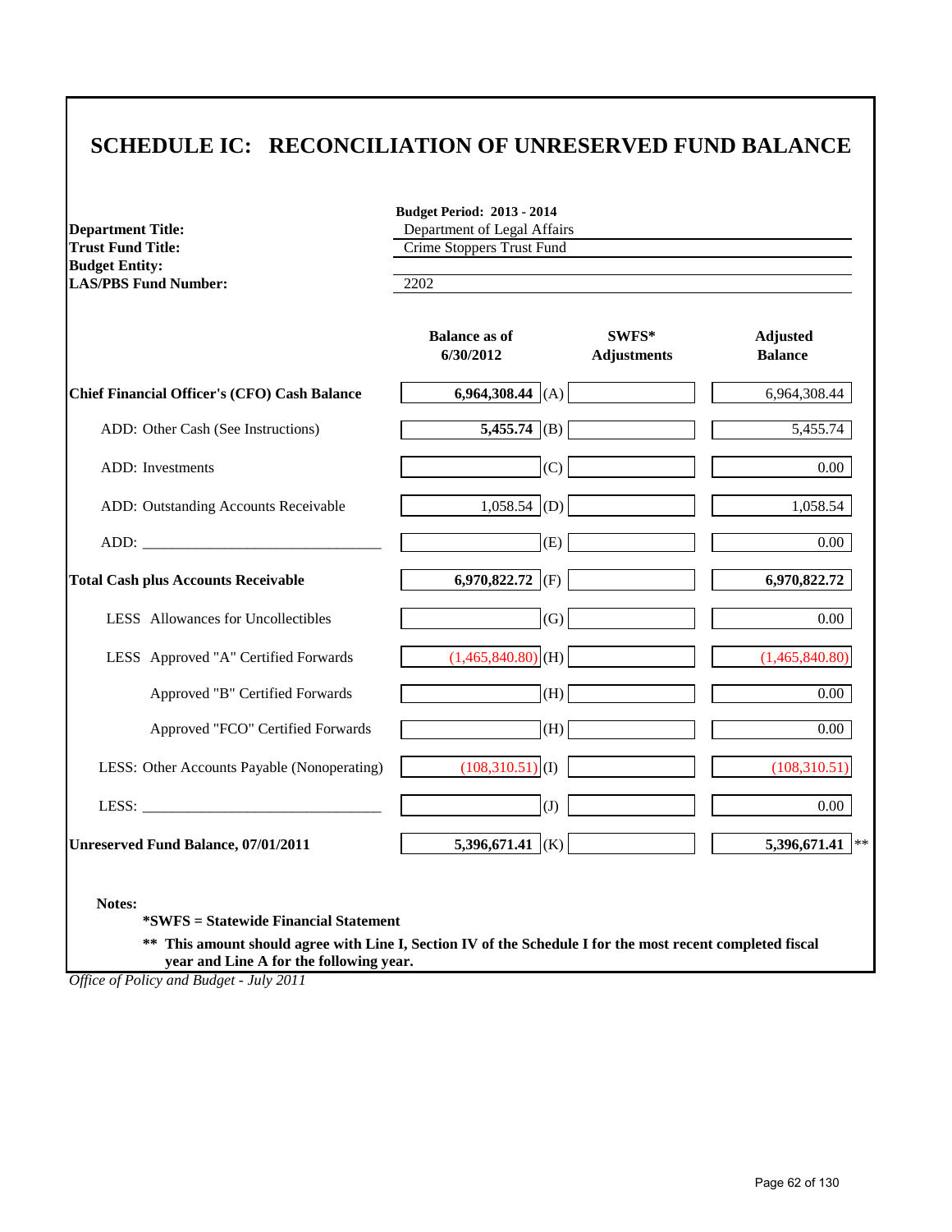# SCHEDULE IC: RECONCILIATION OF UNRESERVED FUND BALANCE

| | |
|---|---|
| | **Budget Period: 2013 - 2014** |
| **Department Title:** | Department of Legal Affairs |
| **Trust Fund Title:** | Crime Stoppers Trust Fund |
| **Budget Entity:** | |
| **LAS/PBS Fund Number:** | 2202 |

| | Balance as of 6/30/2012 | | SWFS* Adjustments | Adjusted Balance |
|---|---|---|---|---|
| **Chief Financial Officer's (CFO) Cash Balance** | **6,964,308.44** | (A) | | 6,964,308.44 |
| ADD: Other Cash (See Instructions) | **5,455.74** | (B) | | 5,455.74 |
| ADD: Investments | | (C) | | 0.00 |
| ADD: Outstanding Accounts Receivable | 1,058.54 | (D) | | 1,058.54 |
| ADD: _______________ | | (E) | | 0.00 |
| **Total Cash plus Accounts Receivable** | **6,970,822.72** | (F) | | **6,970,822.72** |
| LESS Allowances for Uncollectibles | | (G) | | 0.00 |
| LESS Approved "A" Certified Forwards | (1,465,840.80) | (H) | | (1,465,840.80) |
| Approved "B" Certified Forwards | | (H) | | 0.00 |
| Approved "FCO" Certified Forwards | | (H) | | 0.00 |
| LESS: Other Accounts Payable (Nonoperating) | (108,310.51) | (I) | | (108,310.51) |
| LESS: _______________ | | (J) | | 0.00 |
| **Unreserved Fund Balance, 07/01/2011** | **5,396,671.41** | (K) | | **5,396,671.41** ** |

**Notes:**

**\*SWFS = Statewide Financial Statement**

**\*\* This amount should agree with Line I, Section IV of the Schedule I for the most recent completed fiscal year and Line A for the following year.**

*Office of Policy and Budget - July 2011*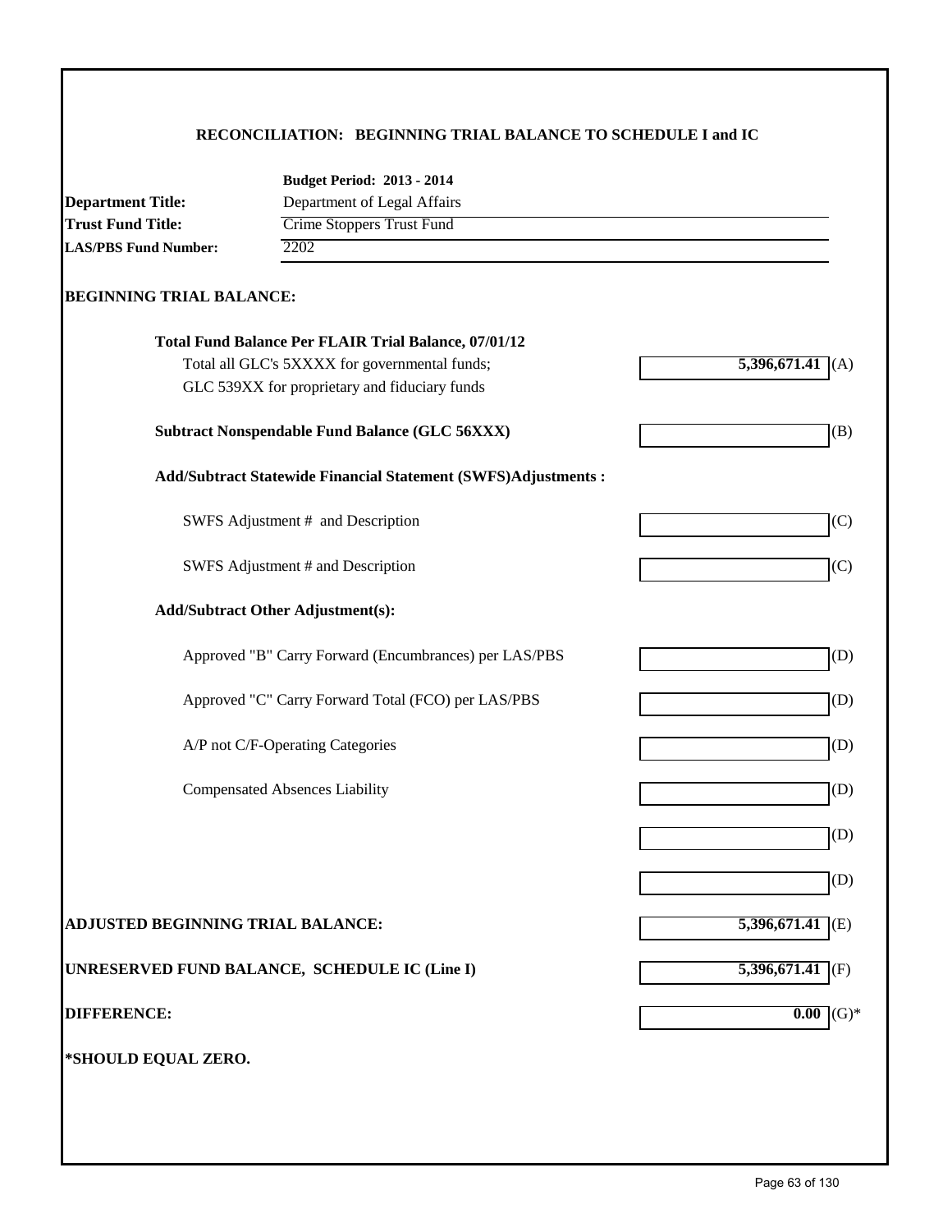## RECONCILIATION: BEGINNING TRIAL BALANCE TO SCHEDULE I and IC

**Budget Period: 2013 - 2014**

**Department Title:** Department of Legal Affairs

**Trust Fund Title:** Crime Stoppers Trust Fund

**LAS/PBS Fund Number:** 2202

### BEGINNING TRIAL BALANCE:

| | | |
|---|---|---|
| **Total Fund Balance Per FLAIR Trial Balance, 07/01/12**<br>Total all GLC's 5XXXX for governmental funds;<br>GLC 539XX for proprietary and fiduciary funds | **5,396,671.41** | (A) |
| **Subtract Nonspendable Fund Balance (GLC 56XXX)** | | (B) |
| **Add/Subtract Statewide Financial Statement (SWFS)Adjustments :** | | |
| SWFS Adjustment # and Description | | (C) |
| SWFS Adjustment # and Description | | (C) |
| **Add/Subtract Other Adjustment(s):** | | |
| Approved "B" Carry Forward (Encumbrances) per LAS/PBS | | (D) |
| Approved "C" Carry Forward Total (FCO) per LAS/PBS | | (D) |
| A/P not C/F-Operating Categories | | (D) |
| Compensated Absences Liability | | (D) |
| | | (D) |
| | | (D) |
| **ADJUSTED BEGINNING TRIAL BALANCE:** | **5,396,671.41** | (E) |
| **UNRESERVED FUND BALANCE, SCHEDULE IC (Line I)** | **5,396,671.41** | (F) |
| **DIFFERENCE:** | **0.00** | (G)* |

**\*SHOULD EQUAL ZERO.**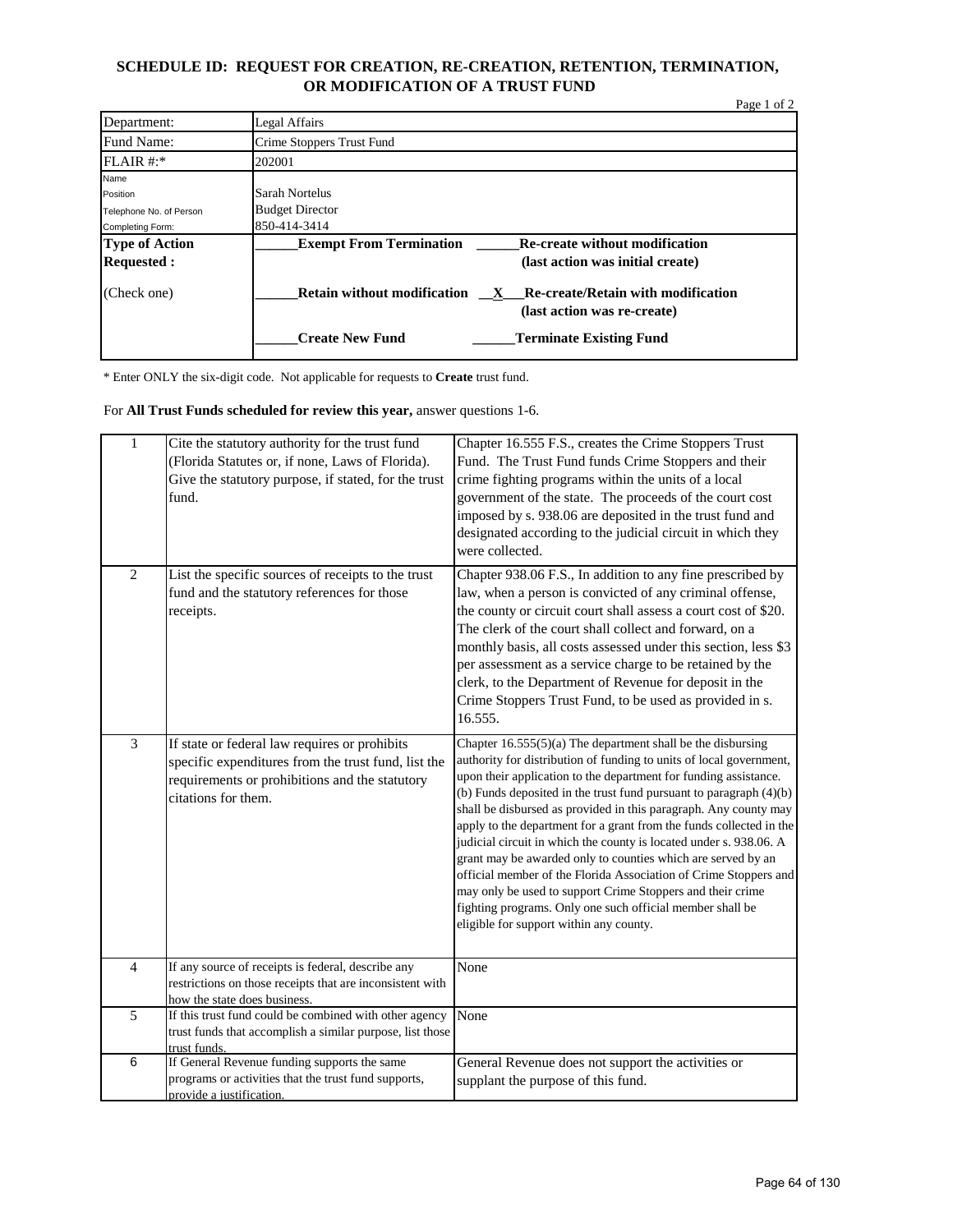**SCHEDULE ID: REQUEST FOR CREATION, RE-CREATION, RETENTION, TERMINATION, OR MODIFICATION OF A TRUST FUND**

Page 1 of 2

| | |
|---|---|
| Department: | Legal Affairs |
| Fund Name: | Crime Stoppers Trust Fund |
| FLAIR #:* | 202001 |
| Name<br>Position<br>Telephone No. of Person<br>Completing Form: | Sarah Nortelus<br>Budget Director<br>850-414-3414 |
| **Type of Action Requested :**<br><br>(Check one) | ______**Exempt From Termination** ______**Re-create without modification (last action was initial create)**<br><br>______**Retain without modification** __X__**Re-create/Retain with modification (last action was re-create)**<br><br>______**Create New Fund** ______**Terminate Existing Fund** |

\* Enter ONLY the six-digit code. Not applicable for requests to **Create** trust fund.

For **All Trust Funds scheduled for review this year,** answer questions 1-6.

| | | |
|---|---|---|
| 1 | Cite the statutory authority for the trust fund (Florida Statutes or, if none, Laws of Florida). Give the statutory purpose, if stated, for the trust fund. | Chapter 16.555 F.S., creates the Crime Stoppers Trust Fund. The Trust Fund funds Crime Stoppers and their crime fighting programs within the units of a local government of the state. The proceeds of the court cost imposed by s. 938.06 are deposited in the trust fund and designated according to the judicial circuit in which they were collected. |
| 2 | List the specific sources of receipts to the trust fund and the statutory references for those receipts. | Chapter 938.06 F.S., In addition to any fine prescribed by law, when a person is convicted of any criminal offense, the county or circuit court shall assess a court cost of $20. The clerk of the court shall collect and forward, on a monthly basis, all costs assessed under this section, less $3 per assessment as a service charge to be retained by the clerk, to the Department of Revenue for deposit in the Crime Stoppers Trust Fund, to be used as provided in s. 16.555. |
| 3 | If state or federal law requires or prohibits specific expenditures from the trust fund, list the requirements or prohibitions and the statutory citations for them. | Chapter 16.555(5)(a) The department shall be the disbursing authority for distribution of funding to units of local government, upon their application to the department for funding assistance. (b) Funds deposited in the trust fund pursuant to paragraph (4)(b) shall be disbursed as provided in this paragraph. Any county may apply to the department for a grant from the funds collected in the judicial circuit in which the county is located under s. 938.06. A grant may be awarded only to counties which are served by an official member of the Florida Association of Crime Stoppers and may only be used to support Crime Stoppers and their crime fighting programs. Only one such official member shall be eligible for support within any county. |
| 4 | If any source of receipts is federal, describe any restrictions on those receipts that are inconsistent with how the state does business. | None |
| 5 | If this trust fund could be combined with other agency trust funds that accomplish a similar purpose, list those trust funds. | None |
| 6 | If General Revenue funding supports the same programs or activities that the trust fund supports, provide a justification. | General Revenue does not support the activities or supplant the purpose of this fund. |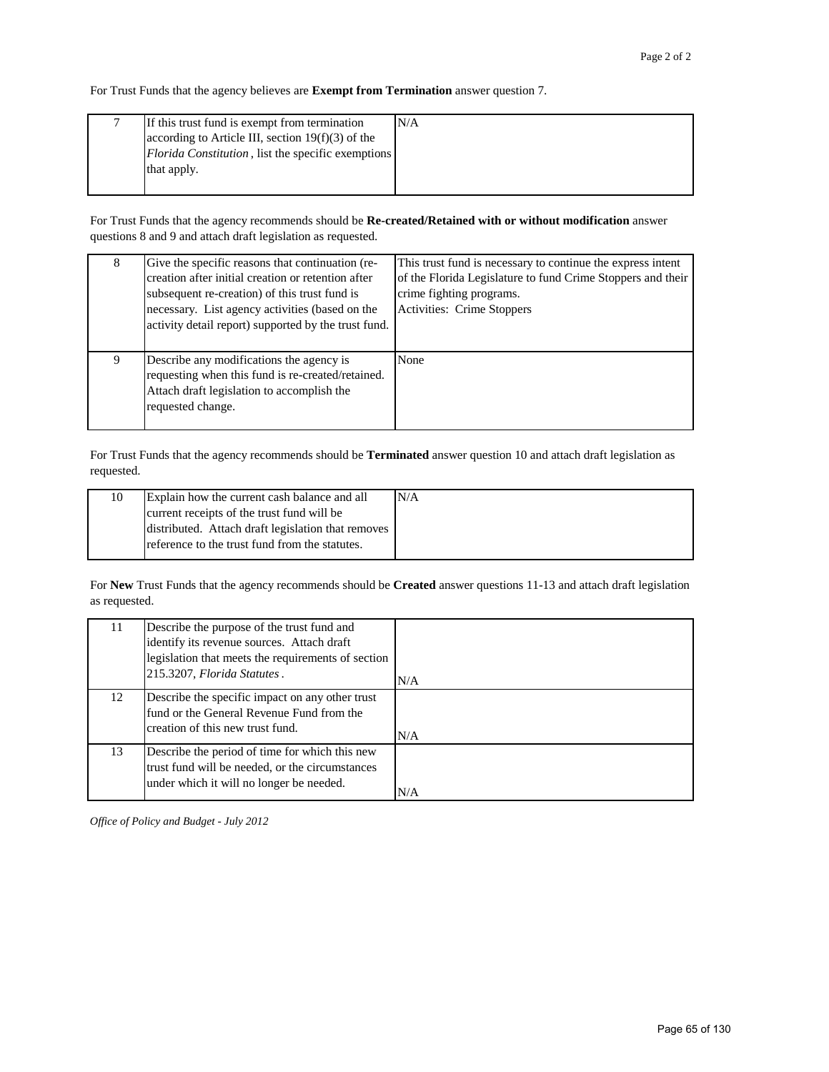For Trust Funds that the agency believes are **Exempt from Termination** answer question 7.

| | | |
|---|---|---|
| 7 | If this trust fund is exempt from termination according to Article III, section 19(f)(3) of the *Florida Constitution*, list the specific exemptions that apply. | N/A |

For Trust Funds that the agency recommends should be **Re-created/Retained with or without modification** answer questions 8 and 9 and attach draft legislation as requested.

| | | |
|---|---|---|
| 8 | Give the specific reasons that continuation (re-creation after initial creation or retention after subsequent re-creation) of this trust fund is necessary. List agency activities (based on the activity detail report) supported by the trust fund. | This trust fund is necessary to continue the express intent of the Florida Legislature to fund Crime Stoppers and their crime fighting programs. Activities: Crime Stoppers |
| 9 | Describe any modifications the agency is requesting when this fund is re-created/retained. Attach draft legislation to accomplish the requested change. | None |

For Trust Funds that the agency recommends should be **Terminated** answer question 10 and attach draft legislation as requested.

| | | |
|---|---|---|
| 10 | Explain how the current cash balance and all current receipts of the trust fund will be distributed. Attach draft legislation that removes reference to the trust fund from the statutes. | N/A |

For **New** Trust Funds that the agency recommends should be **Created** answer questions 11-13 and attach draft legislation as requested.

| | | |
|---|---|---|
| 11 | Describe the purpose of the trust fund and identify its revenue sources. Attach draft legislation that meets the requirements of section 215.3207, *Florida Statutes*. | N/A |
| 12 | Describe the specific impact on any other trust fund or the General Revenue Fund from the creation of this new trust fund. | N/A |
| 13 | Describe the period of time for which this new trust fund will be needed, or the circumstances under which it will no longer be needed. | N/A |

*Office of Policy and Budget - July 2012*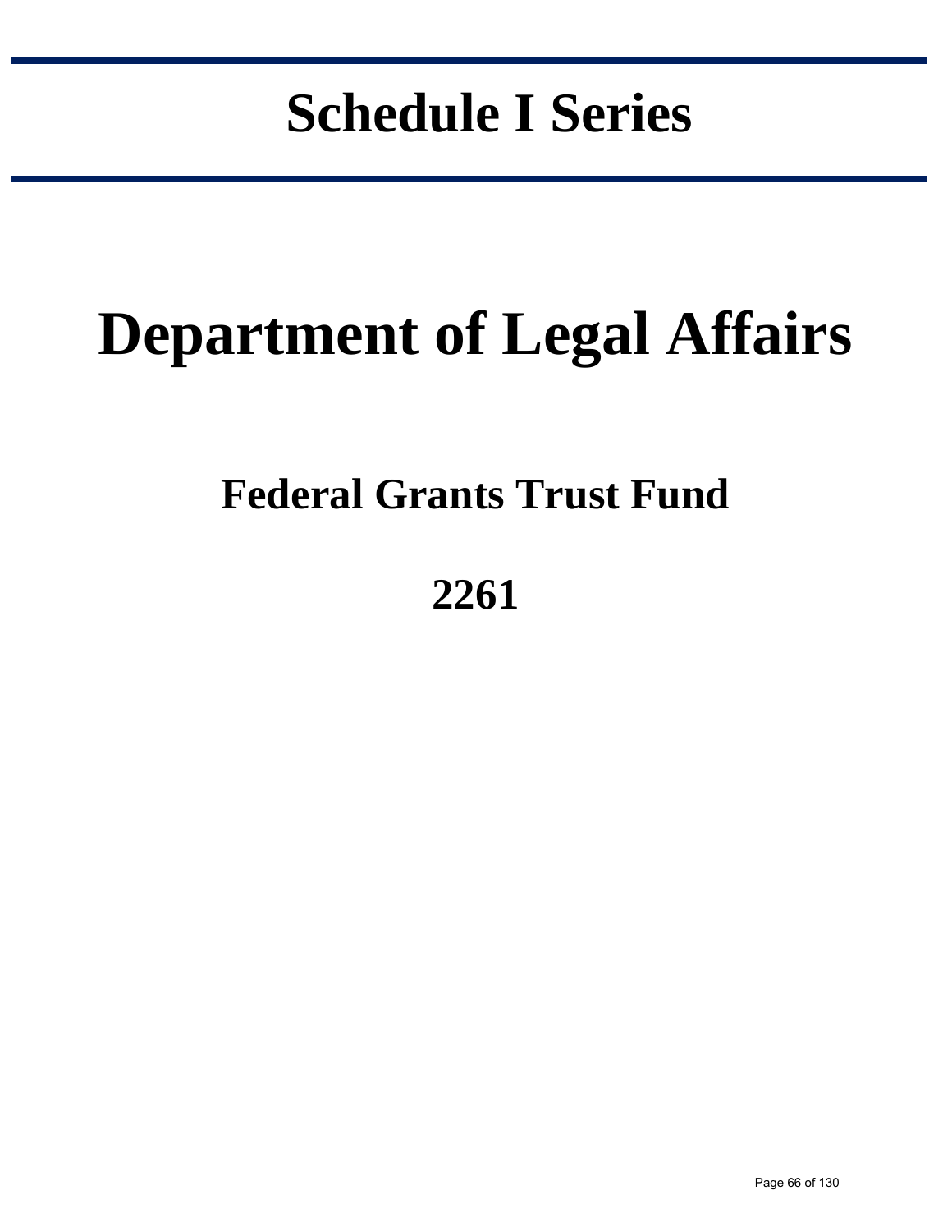# Schedule I Series

# Department of Legal Affairs

## Federal Grants Trust Fund

## 2261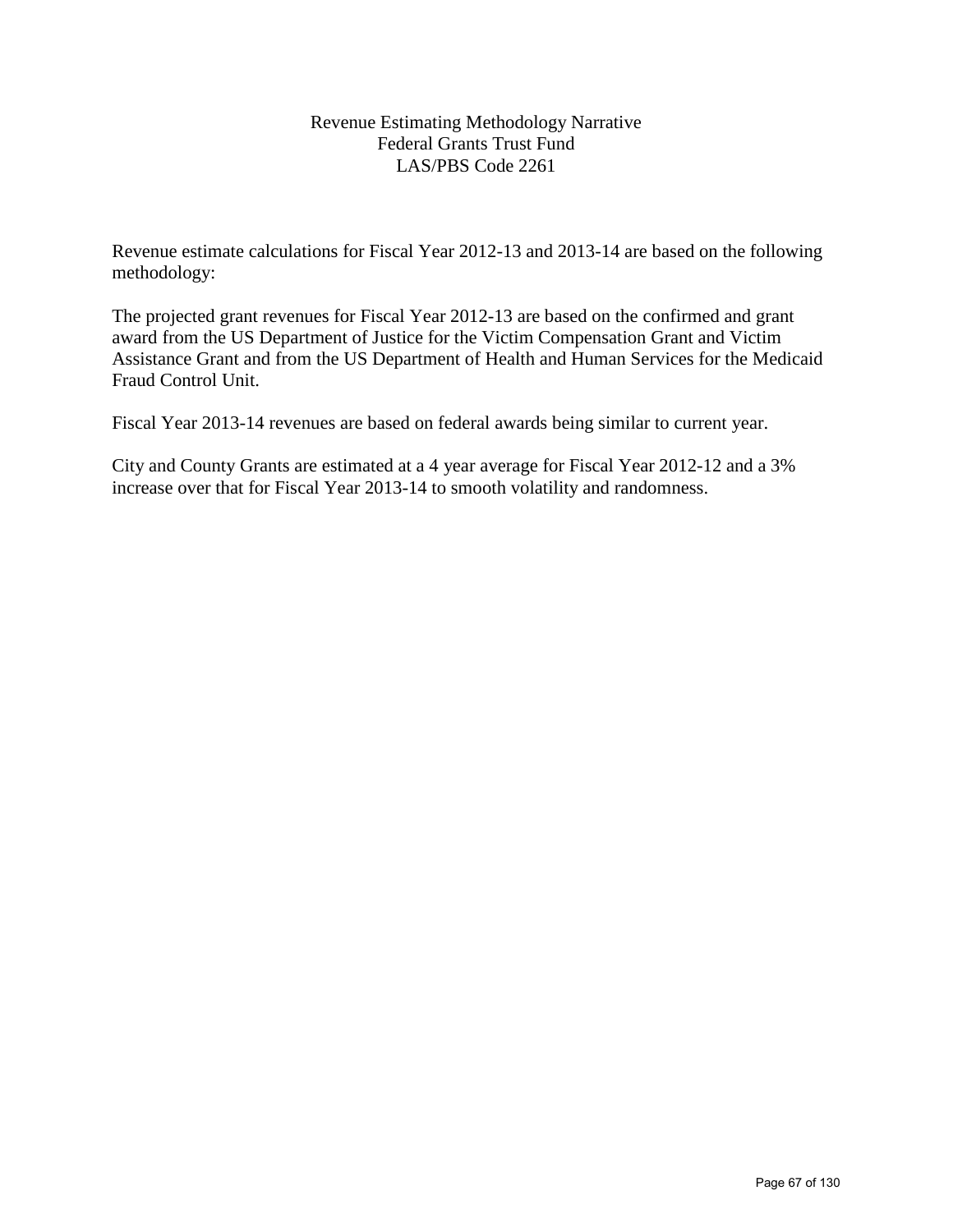# Revenue Estimating Methodology Narrative
## Federal Grants Trust Fund
## LAS/PBS Code 2261

Revenue estimate calculations for Fiscal Year 2012-13 and 2013-14 are based on the following methodology:

The projected grant revenues for Fiscal Year 2012-13 are based on the confirmed and grant award from the US Department of Justice for the Victim Compensation Grant and Victim Assistance Grant and from the US Department of Health and Human Services for the Medicaid Fraud Control Unit.

Fiscal Year 2013-14 revenues are based on federal awards being similar to current year.

City and County Grants are estimated at a 4 year average for Fiscal Year 2012-12 and a 3% increase over that for Fiscal Year 2013-14 to smooth volatility and randomness.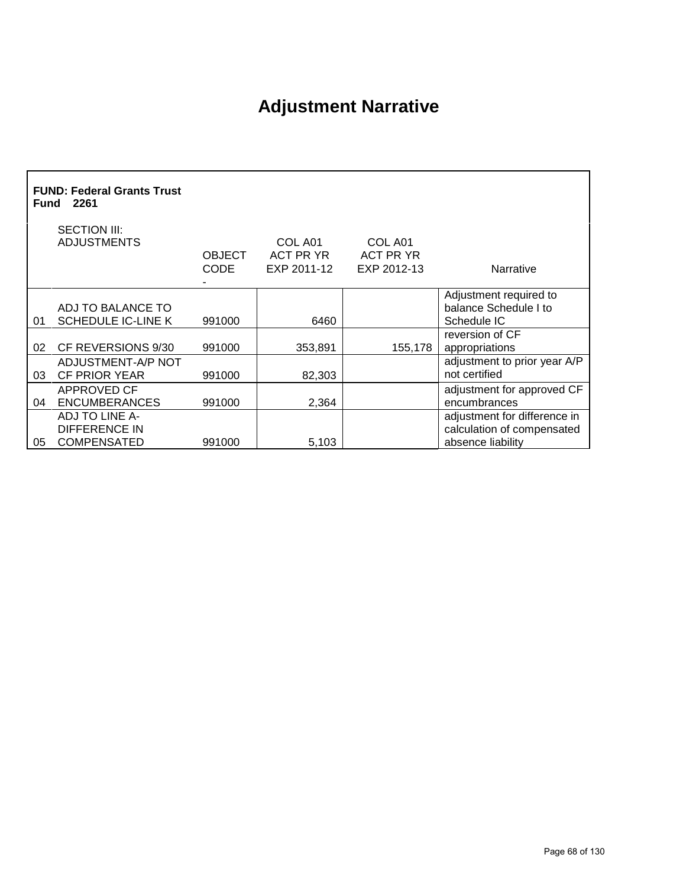# Adjustment Narrative

**FUND: Federal Grants Trust Fund 2261**

| | SECTION III: ADJUSTMENTS | OBJECT CODE - | COL A01 ACT PR YR EXP 2011-12 | COL A01 ACT PR YR EXP 2012-13 | Narrative |
|---|---|---|---|---|---|
| 01 | ADJ TO BALANCE TO SCHEDULE IC-LINE K | 991000 | 6460 | | Adjustment required to balance Schedule I to Schedule IC |
| 02 | CF REVERSIONS 9/30 | 991000 | 353,891 | 155,178 | reversion of CF appropriations |
| 03 | ADJUSTMENT-A/P NOT CF PRIOR YEAR | 991000 | 82,303 | | adjustment to prior year A/P not certified |
| 04 | APPROVED CF ENCUMBERANCES | 991000 | 2,364 | | adjustment for approved CF encumbrances |
| 05 | ADJ TO LINE A-DIFFERENCE IN COMPENSATED | 991000 | 5,103 | | adjustment for difference in calculation of compensated absence liability |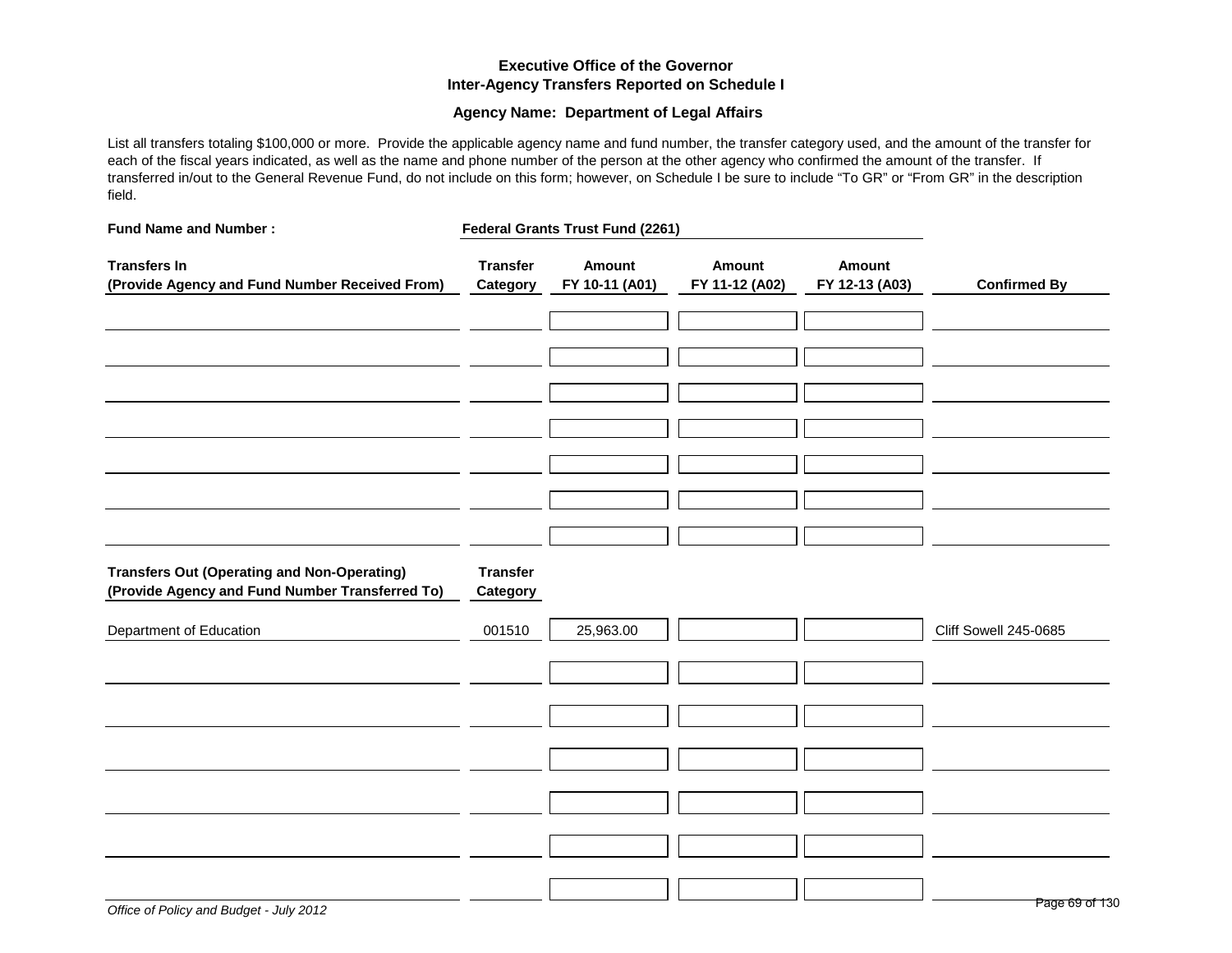**Executive Office of the Governor**
**Inter-Agency Transfers Reported on Schedule I**

**Agency Name: Department of Legal Affairs**

List all transfers totaling $100,000 or more. Provide the applicable agency name and fund number, the transfer category used, and the amount of the transfer for each of the fiscal years indicated, as well as the name and phone number of the person at the other agency who confirmed the amount of the transfer. If transferred in/out to the General Revenue Fund, do not include on this form; however, on Schedule I be sure to include "To GR" or "From GR" in the description field.

**Fund Name and Number :** **Federal Grants Trust Fund (2261)**

| **Transfers In (Provide Agency and Fund Number Received From)** | **Transfer Category** | **Amount FY 10-11 (A01)** | **Amount FY 11-12 (A02)** | **Amount FY 12-13 (A03)** | **Confirmed By** |
|---|---|---|---|---|---|
| | | | | | |
| | | | | | |
| | | | | | |
| | | | | | |
| | | | | | |
| | | | | | |
| | | | | | |

| **Transfers Out (Operating and Non-Operating) (Provide Agency and Fund Number Transferred To)** | **Transfer Category** | **Amount FY 10-11 (A01)** | **Amount FY 11-12 (A02)** | **Amount FY 12-13 (A03)** | **Confirmed By** |
|---|---|---|---|---|---|
| Department of Education | 001510 | 25,963.00 | | | Cliff Sowell 245-0685 |
| | | | | | |
| | | | | | |
| | | | | | |
| | | | | | |
| | | | | | |
| | | | | | |

*Office of Policy and Budget - July 2012*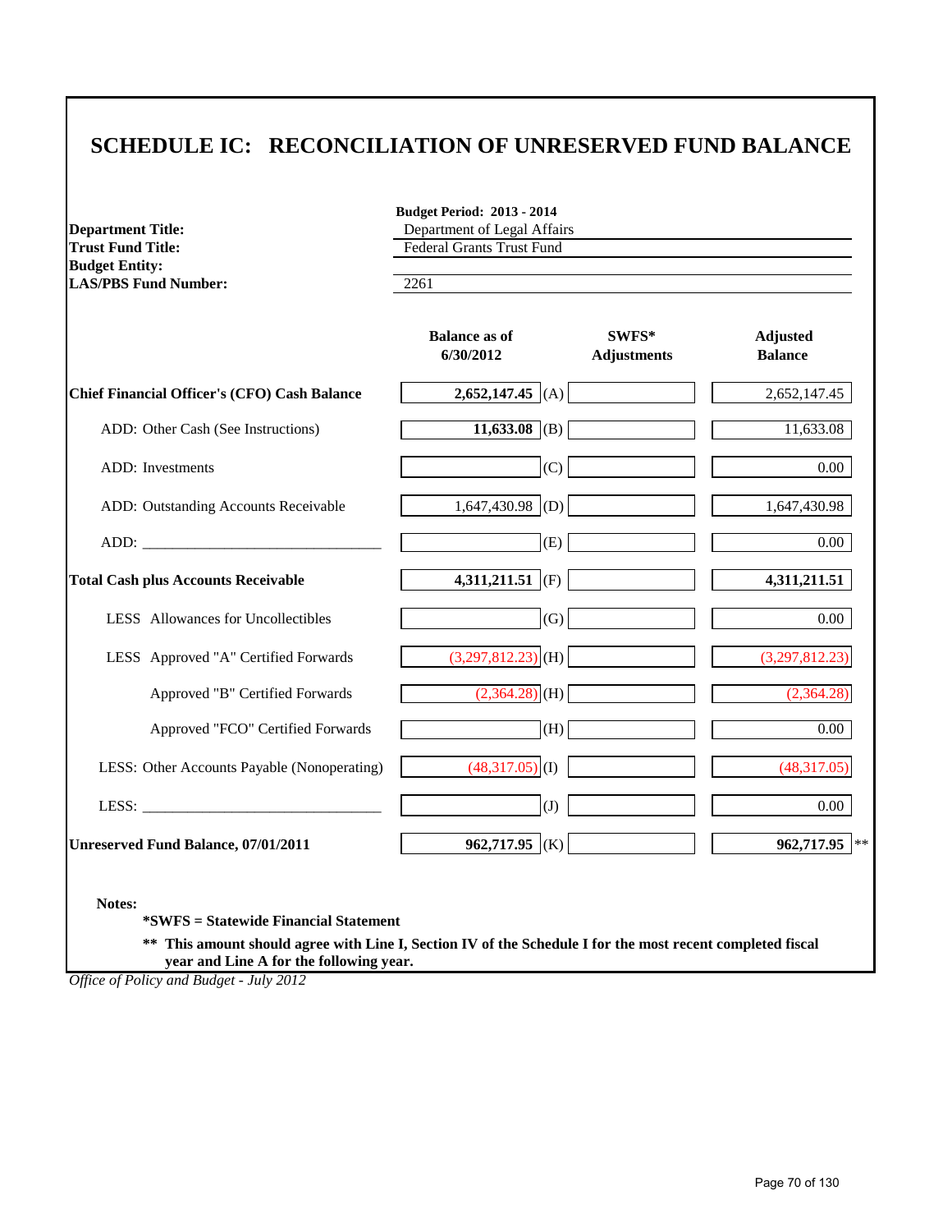# SCHEDULE IC: RECONCILIATION OF UNRESERVED FUND BALANCE

**Budget Period: 2013 - 2014**

**Department Title:** Department of Legal Affairs
**Trust Fund Title:** Federal Grants Trust Fund
**Budget Entity:**
**LAS/PBS Fund Number:** 2261

| | Balance as of 6/30/2012 | | SWFS* Adjustments | Adjusted Balance |
|---|---|---|---|---|
| **Chief Financial Officer's (CFO) Cash Balance** | **2,652,147.45** | (A) | | 2,652,147.45 |
| ADD: Other Cash (See Instructions) | **11,633.08** | (B) | | 11,633.08 |
| ADD: Investments | | (C) | | 0.00 |
| ADD: Outstanding Accounts Receivable | 1,647,430.98 | (D) | | 1,647,430.98 |
| ADD: _______________________________ | | (E) | | 0.00 |
| **Total Cash plus Accounts Receivable** | **4,311,211.51** | (F) | | **4,311,211.51** |
| LESS Allowances for Uncollectibles | | (G) | | 0.00 |
| LESS Approved "A" Certified Forwards | (3,297,812.23) | (H) | | (3,297,812.23) |
| Approved "B" Certified Forwards | (2,364.28) | (H) | | (2,364.28) |
| Approved "FCO" Certified Forwards | | (H) | | 0.00 |
| LESS: Other Accounts Payable (Nonoperating) | (48,317.05) | (I) | | (48,317.05) |
| LESS: _______________________________ | | (J) | | 0.00 |
| **Unreserved Fund Balance, 07/01/2011** | **962,717.95** | (K) | | **962,717.95** ** |

**Notes:**

**\*SWFS = Statewide Financial Statement**

**\*\* This amount should agree with Line I, Section IV of the Schedule I for the most recent completed fiscal year and Line A for the following year.**

*Office of Policy and Budget - July 2012*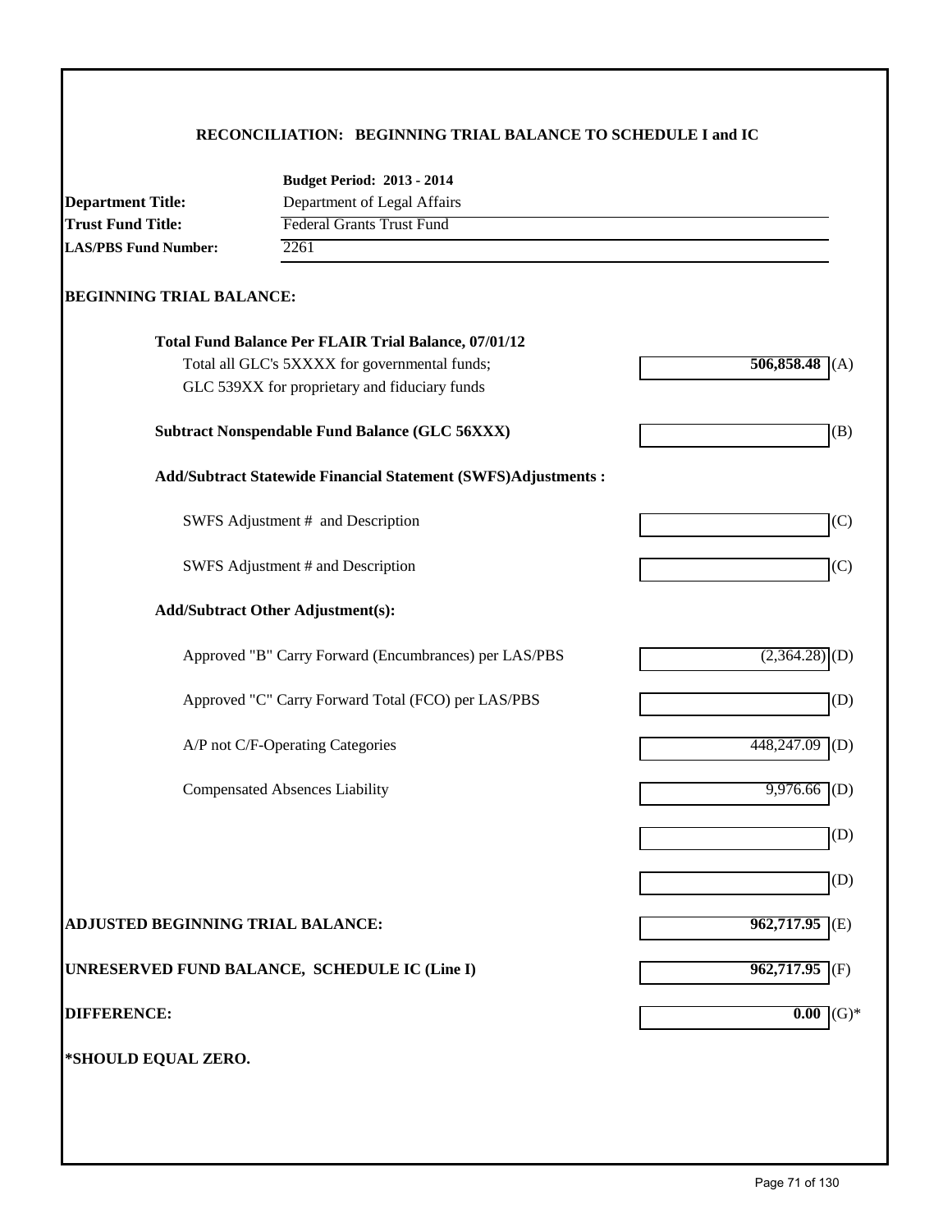# RECONCILIATION: BEGINNING TRIAL BALANCE TO SCHEDULE I and IC

**Budget Period: 2013 - 2014**

**Department Title:** Department of Legal Affairs

**Trust Fund Title:** Federal Grants Trust Fund

**LAS/PBS Fund Number:** 2261

## BEGINNING TRIAL BALANCE:

| | Amount | |
|---|---|---|
| **Total Fund Balance Per FLAIR Trial Balance, 07/01/12** | | |
| Total all GLC's 5XXXX for governmental funds; GLC 539XX for proprietary and fiduciary funds | **506,858.48** | (A) |
| **Subtract Nonspendable Fund Balance (GLC 56XXX)** | | (B) |
| **Add/Subtract Statewide Financial Statement (SWFS)Adjustments :** | | |
| SWFS Adjustment # and Description | | (C) |
| SWFS Adjustment # and Description | | (C) |
| **Add/Subtract Other Adjustment(s):** | | |
| Approved "B" Carry Forward (Encumbrances) per LAS/PBS | (2,364.28) | (D) |
| Approved "C" Carry Forward Total (FCO) per LAS/PBS | | (D) |
| A/P not C/F-Operating Categories | 448,247.09 | (D) |
| Compensated Absences Liability | 9,976.66 | (D) |
| | | (D) |
| | | (D) |
| **ADJUSTED BEGINNING TRIAL BALANCE:** | **962,717.95** | (E) |
| **UNRESERVED FUND BALANCE, SCHEDULE IC (Line I)** | **962,717.95** | (F) |
| **DIFFERENCE:** | **0.00** | (G)* |

**\*SHOULD EQUAL ZERO.**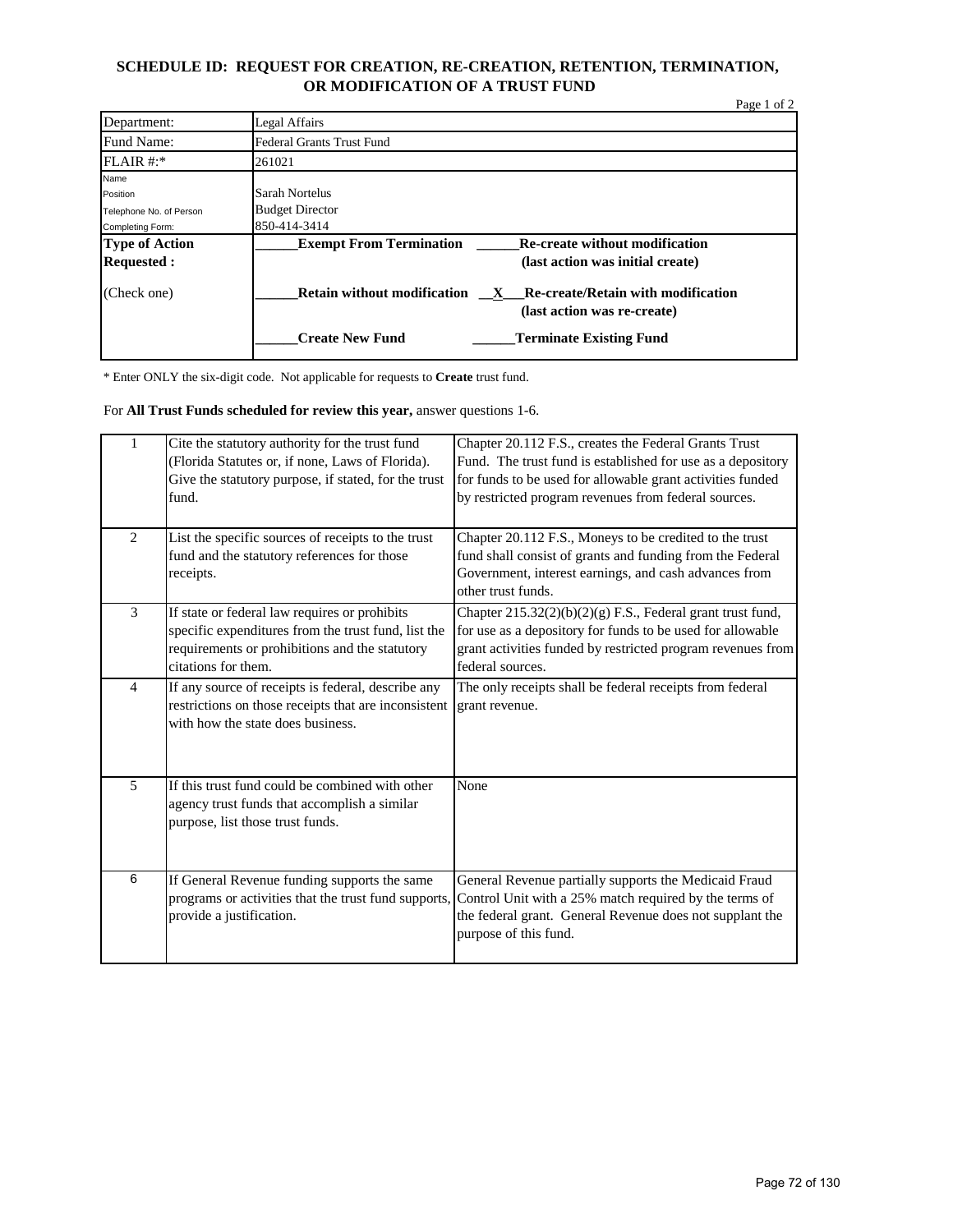## SCHEDULE ID: REQUEST FOR CREATION, RE-CREATION, RETENTION, TERMINATION, OR MODIFICATION OF A TRUST FUND

Page 1 of 2

| | |
|---|---|
| Department: | Legal Affairs |
| Fund Name: | Federal Grants Trust Fund |
| FLAIR #:* | 261021 |
| Name<br>Position<br>Telephone No. of Person<br>Completing Form: | Sarah Nortelus<br>Budget Director<br>850-414-3414 |
| **Type of Action Requested :**<br><br>(Check one) | **______Exempt From Termination** **______Re-create without modification (last action was initial create)**<br><br>**______Retain without modification** **__X__Re-create/Retain with modification (last action was re-create)**<br><br>**______Create New Fund** **______Terminate Existing Fund** |

\* Enter ONLY the six-digit code. Not applicable for requests to **Create** trust fund.

For **All Trust Funds scheduled for review this year,** answer questions 1-6.

| | | |
|---|---|---|
| 1 | Cite the statutory authority for the trust fund (Florida Statutes or, if none, Laws of Florida). Give the statutory purpose, if stated, for the trust fund. | Chapter 20.112 F.S., creates the Federal Grants Trust Fund. The trust fund is established for use as a depository for funds to be used for allowable grant activities funded by restricted program revenues from federal sources. |
| 2 | List the specific sources of receipts to the trust fund and the statutory references for those receipts. | Chapter 20.112 F.S., Moneys to be credited to the trust fund shall consist of grants and funding from the Federal Government, interest earnings, and cash advances from other trust funds. |
| 3 | If state or federal law requires or prohibits specific expenditures from the trust fund, list the requirements or prohibitions and the statutory citations for them. | Chapter 215.32(2)(b)(2)(g) F.S., Federal grant trust fund, for use as a depository for funds to be used for allowable grant activities funded by restricted program revenues from federal sources. |
| 4 | If any source of receipts is federal, describe any restrictions on those receipts that are inconsistent with how the state does business. | The only receipts shall be federal receipts from federal grant revenue. |
| 5 | If this trust fund could be combined with other agency trust funds that accomplish a similar purpose, list those trust funds. | None |
| 6 | If General Revenue funding supports the same programs or activities that the trust fund supports, provide a justification. | General Revenue partially supports the Medicaid Fraud Control Unit with a 25% match required by the terms of the federal grant. General Revenue does not supplant the purpose of this fund. |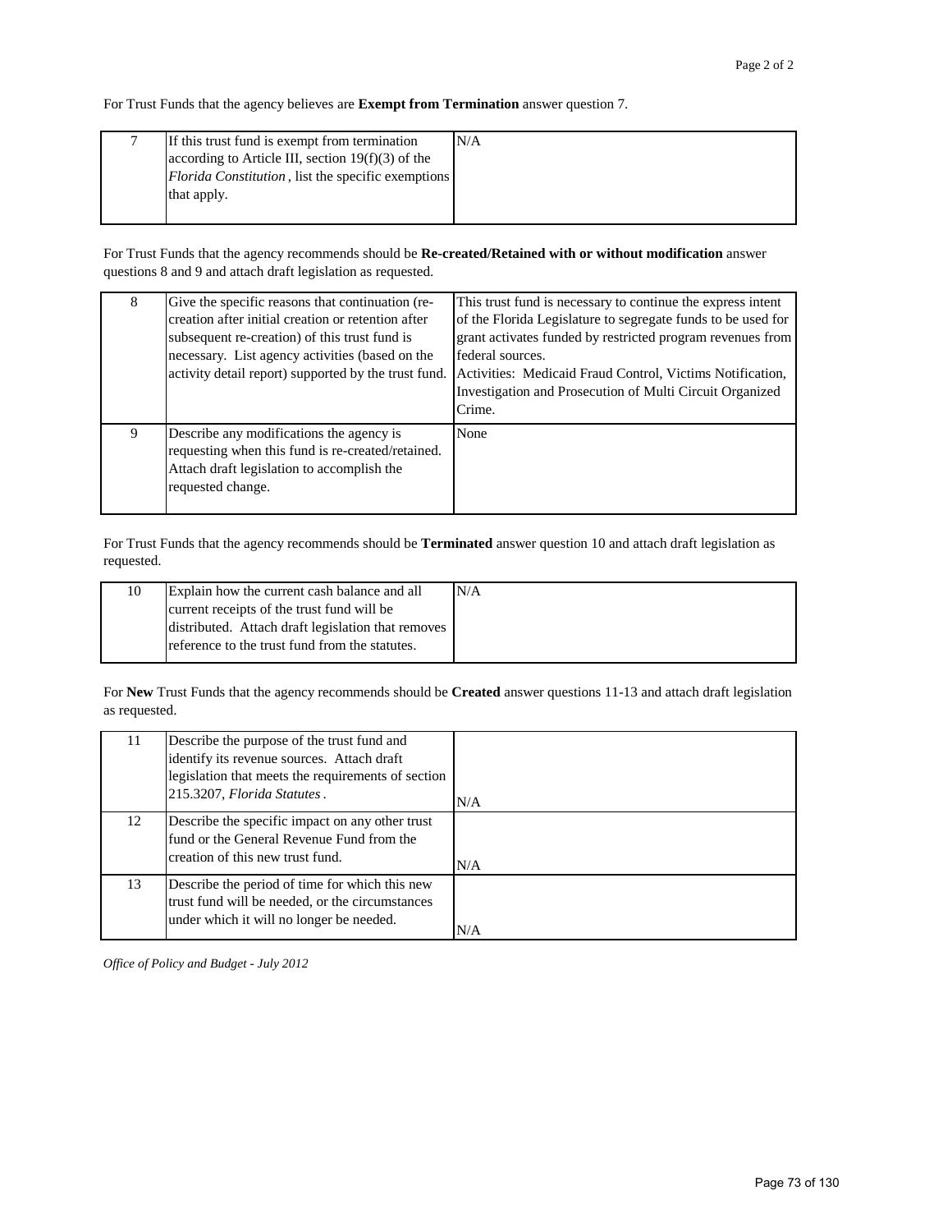For Trust Funds that the agency believes are **Exempt from Termination** answer question 7.

| | | |
|---|---|---|
| 7 | If this trust fund is exempt from termination according to Article III, section 19(f)(3) of the *Florida Constitution*, list the specific exemptions that apply. | N/A |

For Trust Funds that the agency recommends should be **Re-created/Retained with or without modification** answer questions 8 and 9 and attach draft legislation as requested.

| | | |
|---|---|---|
| 8 | Give the specific reasons that continuation (re-creation after initial creation or retention after subsequent re-creation) of this trust fund is necessary. List agency activities (based on the activity detail report) supported by the trust fund. | This trust fund is necessary to continue the express intent of the Florida Legislature to segregate funds to be used for grant activates funded by restricted program revenues from federal sources.<br>Activities: Medicaid Fraud Control, Victims Notification, Investigation and Prosecution of Multi Circuit Organized Crime. |
| 9 | Describe any modifications the agency is requesting when this fund is re-created/retained. Attach draft legislation to accomplish the requested change. | None |

For Trust Funds that the agency recommends should be **Terminated** answer question 10 and attach draft legislation as requested.

| | | |
|---|---|---|
| 10 | Explain how the current cash balance and all current receipts of the trust fund will be distributed. Attach draft legislation that removes reference to the trust fund from the statutes. | N/A |

For **New** Trust Funds that the agency recommends should be **Created** answer questions 11-13 and attach draft legislation as requested.

| | | |
|---|---|---|
| 11 | Describe the purpose of the trust fund and identify its revenue sources. Attach draft legislation that meets the requirements of section 215.3207, *Florida Statutes*. | N/A |
| 12 | Describe the specific impact on any other trust fund or the General Revenue Fund from the creation of this new trust fund. | N/A |
| 13 | Describe the period of time for which this new trust fund will be needed, or the circumstances under which it will no longer be needed. | N/A |

*Office of Policy and Budget - July 2012*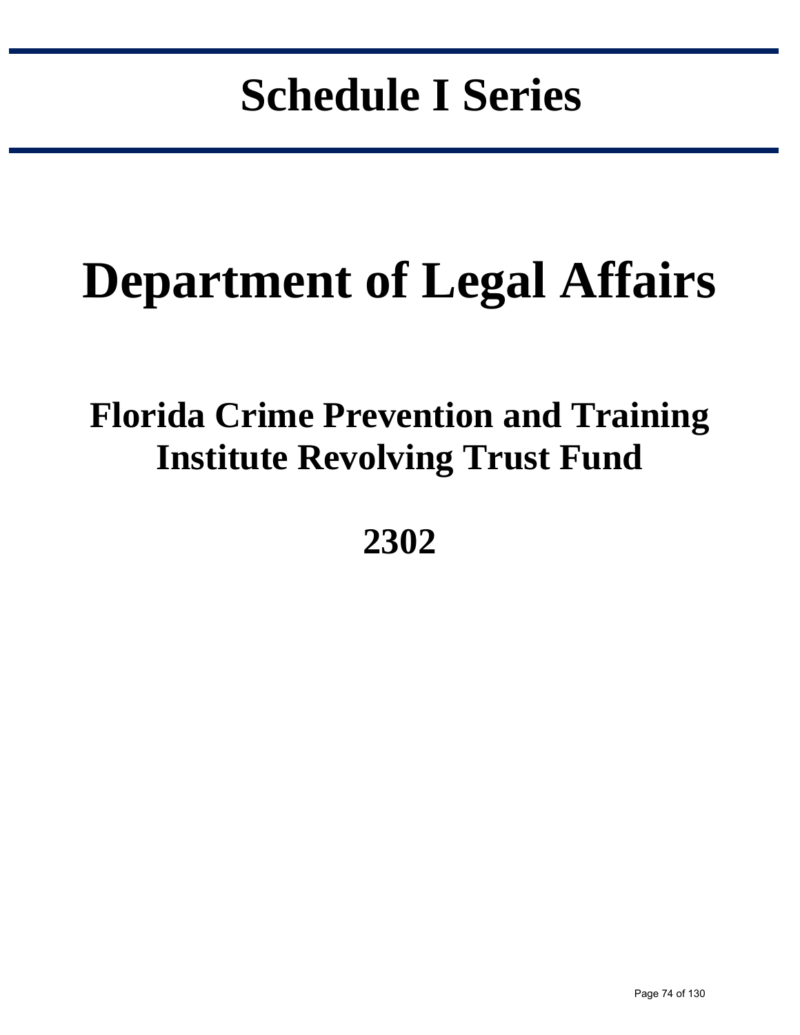# Schedule I Series

# Department of Legal Affairs

## Florida Crime Prevention and Training Institute Revolving Trust Fund

## 2302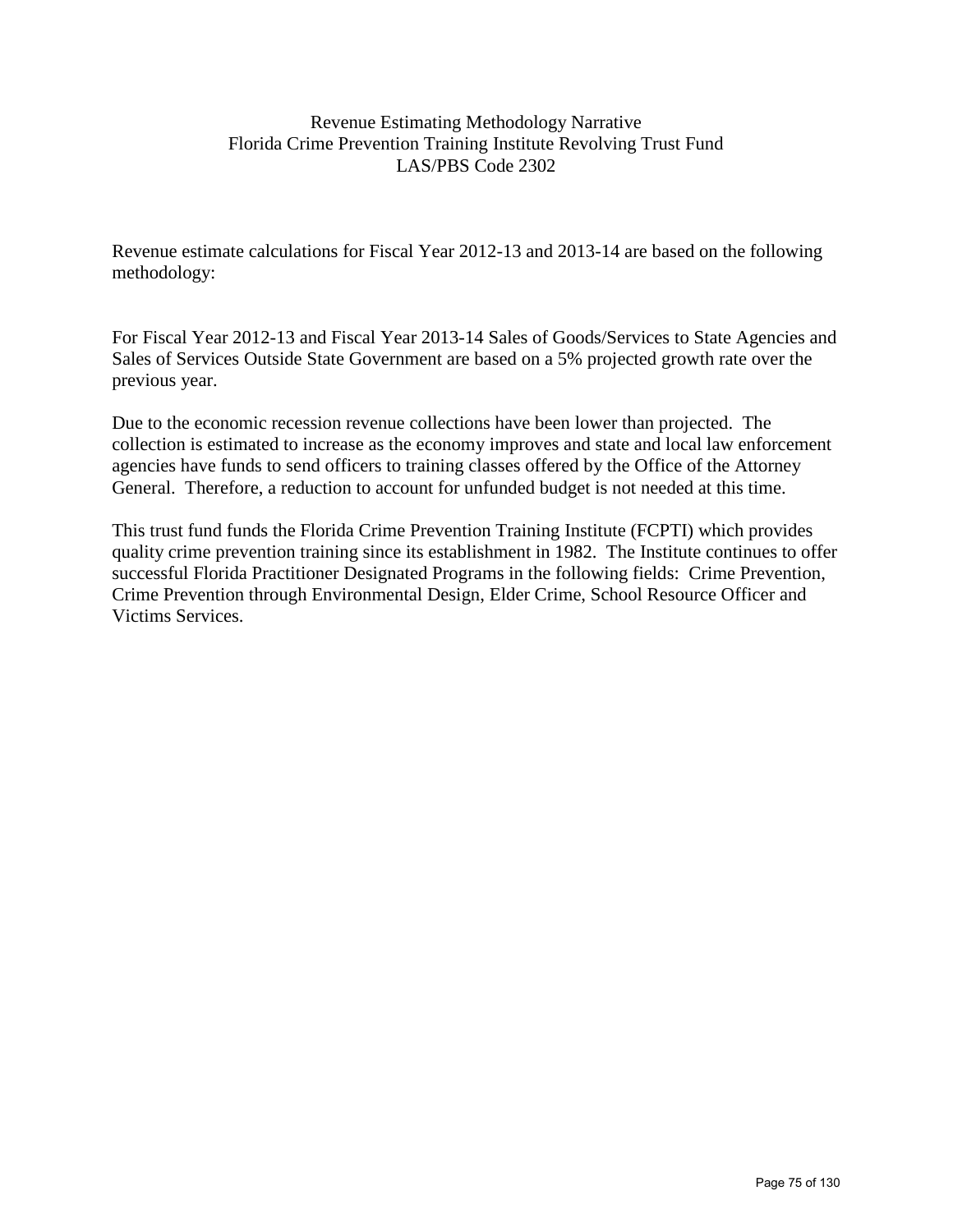# Revenue Estimating Methodology Narrative
## Florida Crime Prevention Training Institute Revolving Trust Fund
## LAS/PBS Code 2302

Revenue estimate calculations for Fiscal Year 2012-13 and 2013-14 are based on the following methodology:

For Fiscal Year 2012-13 and Fiscal Year 2013-14 Sales of Goods/Services to State Agencies and Sales of Services Outside State Government are based on a 5% projected growth rate over the previous year.

Due to the economic recession revenue collections have been lower than projected. The collection is estimated to increase as the economy improves and state and local law enforcement agencies have funds to send officers to training classes offered by the Office of the Attorney General. Therefore, a reduction to account for unfunded budget is not needed at this time.

This trust fund funds the Florida Crime Prevention Training Institute (FCPTI) which provides quality crime prevention training since its establishment in 1982. The Institute continues to offer successful Florida Practitioner Designated Programs in the following fields: Crime Prevention, Crime Prevention through Environmental Design, Elder Crime, School Resource Officer and Victims Services.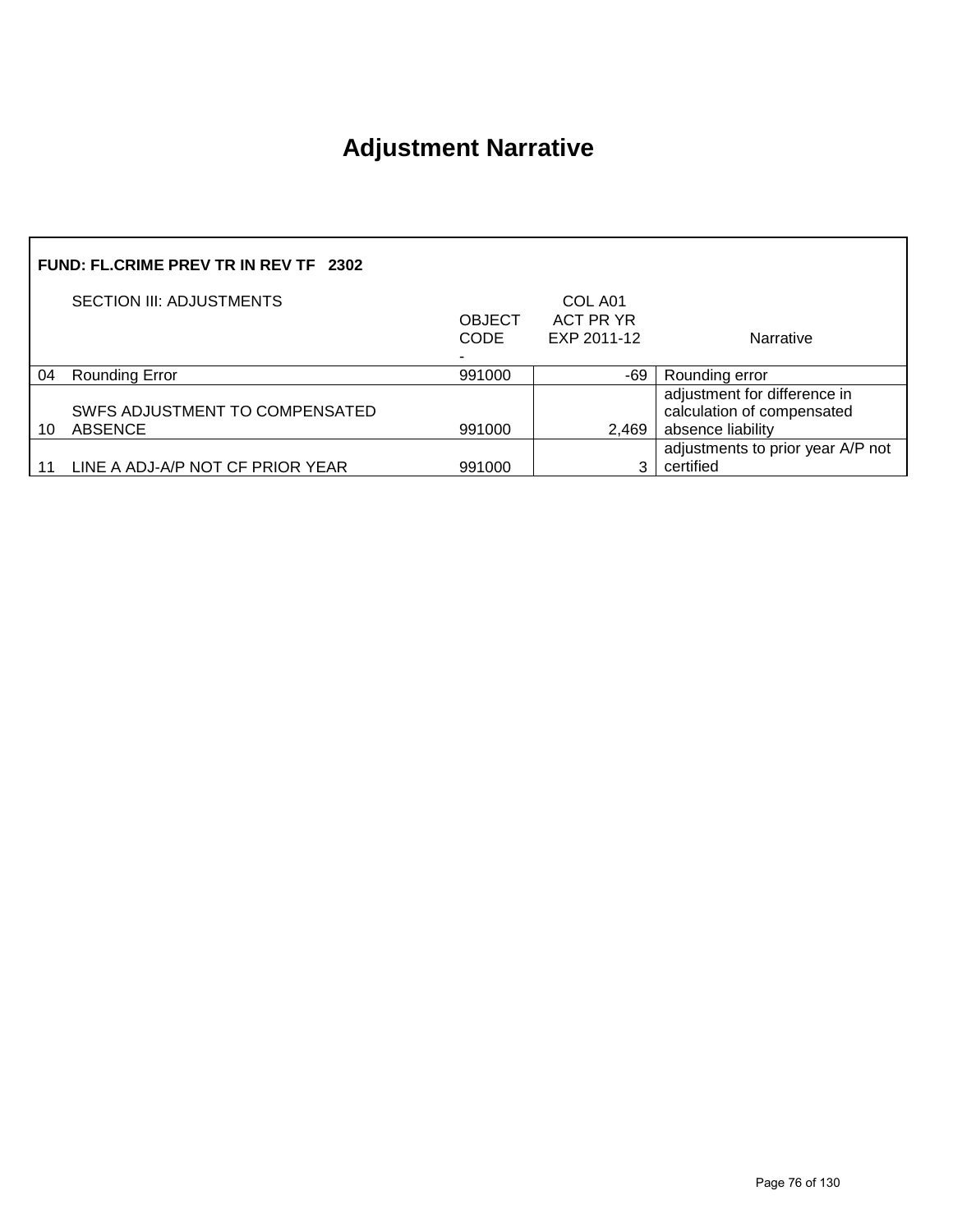# Adjustment Narrative

**FUND: FL.CRIME PREV TR IN REV TF 2302**

| | SECTION III: ADJUSTMENTS | OBJECT CODE - | COL A01 ACT PR YR EXP 2011-12 | Narrative |
|---|---|---|---|---|
| 04 | Rounding Error | 991000 | -69 | Rounding error |
| 10 | SWFS ADJUSTMENT TO COMPENSATED ABSENCE | 991000 | 2,469 | adjustment for difference in calculation of compensated absence liability |
| 11 | LINE A ADJ-A/P NOT CF PRIOR YEAR | 991000 | 3 | adjustments to prior year A/P not certified |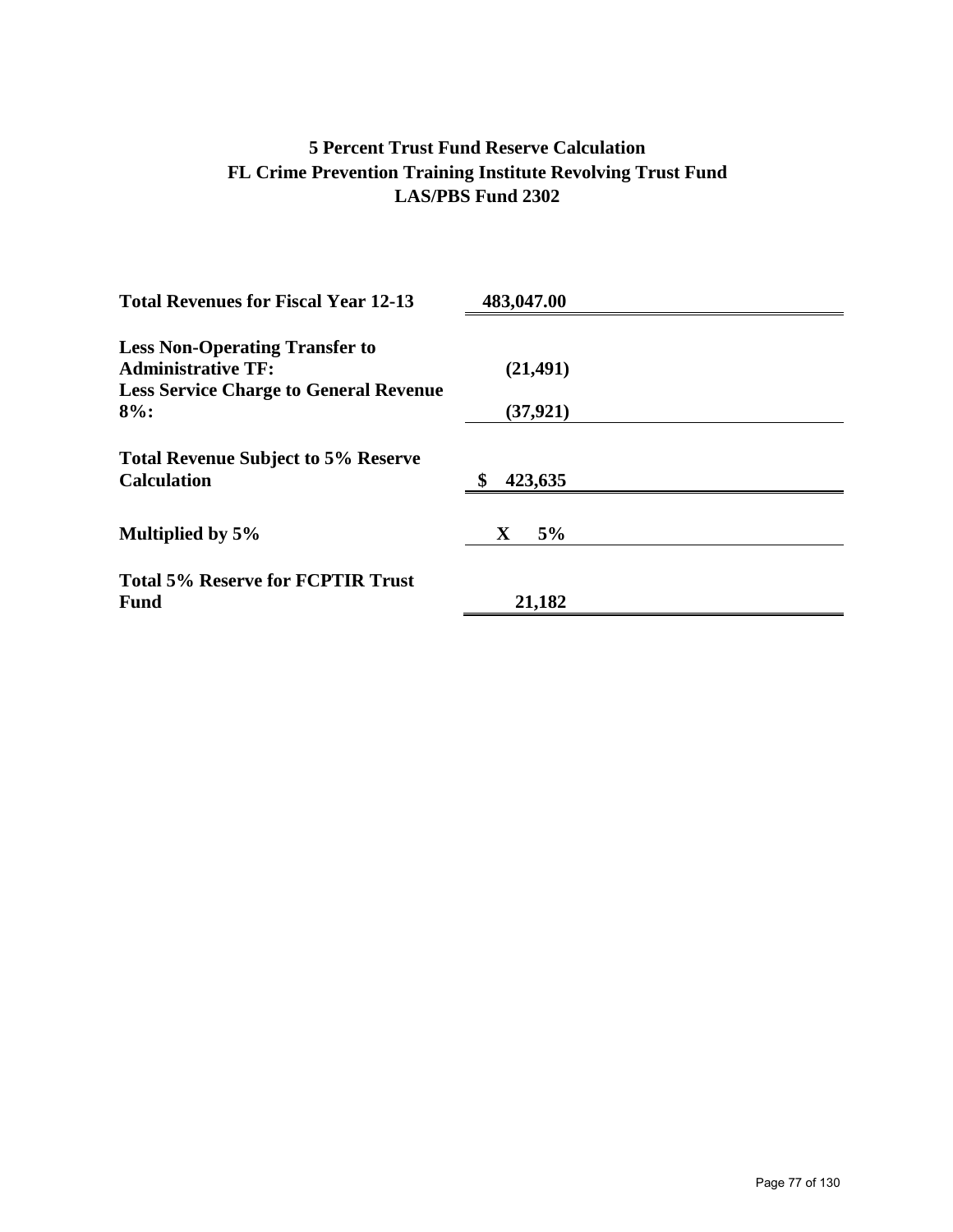# 5 Percent Trust Fund Reserve Calculation
## FL Crime Prevention Training Institute Revolving Trust Fund
## LAS/PBS Fund 2302

| | |
|---|---|
| **Total Revenues for Fiscal Year 12-13** | **483,047.00** |
| **Less Non-Operating Transfer to Administrative TF:** | **(21,491)** |
| **Less Service Charge to General Revenue 8%:** | **(37,921)** |
| **Total Revenue Subject to 5% Reserve Calculation** | **$ 423,635** |
| **Multiplied by 5%** | **X 5%** |
| **Total 5% Reserve for FCPTIR Trust Fund** | **21,182** |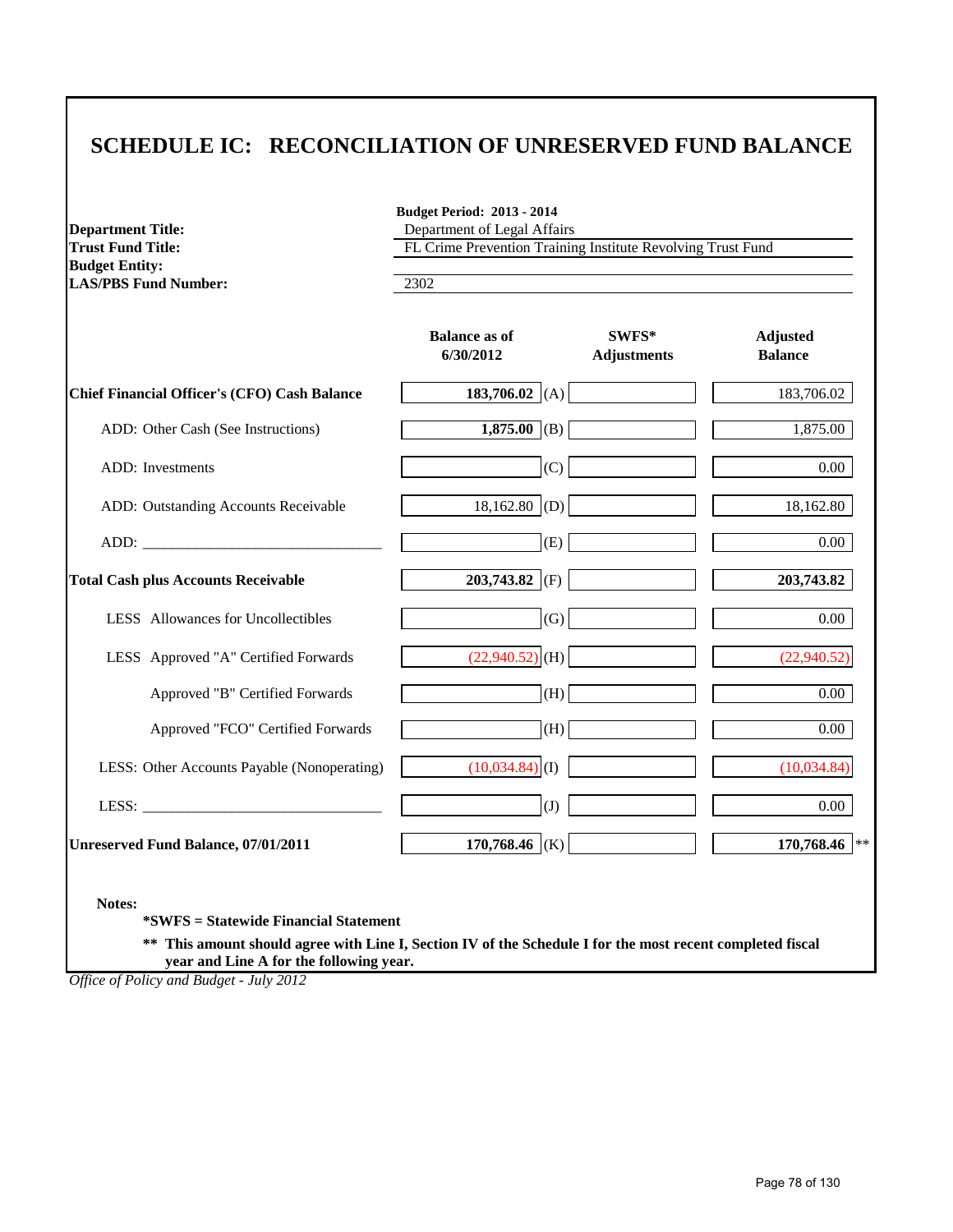# SCHEDULE IC: RECONCILIATION OF UNRESERVED FUND BALANCE

| | |
|---|---|
| | **Budget Period: 2013 - 2014** |
| **Department Title:** | Department of Legal Affairs |
| **Trust Fund Title:** | FL Crime Prevention Training Institute Revolving Trust Fund |
| **Budget Entity:** | |
| **LAS/PBS Fund Number:** | 2302 |

| | Balance as of 6/30/2012 | | SWFS* Adjustments | Adjusted Balance |
|---|---|---|---|---|
| **Chief Financial Officer's (CFO) Cash Balance** | **183,706.02** | (A) | | 183,706.02 |
| ADD: Other Cash (See Instructions) | **1,875.00** | (B) | | 1,875.00 |
| ADD: Investments | | (C) | | 0.00 |
| ADD: Outstanding Accounts Receivable | 18,162.80 | (D) | | 18,162.80 |
| ADD: _______________________________ | | (E) | | 0.00 |
| **Total Cash plus Accounts Receivable** | **203,743.82** | (F) | | **203,743.82** |
| LESS Allowances for Uncollectibles | | (G) | | 0.00 |
| LESS Approved "A" Certified Forwards | (22,940.52) | (H) | | (22,940.52) |
| Approved "B" Certified Forwards | | (H) | | 0.00 |
| Approved "FCO" Certified Forwards | | (H) | | 0.00 |
| LESS: Other Accounts Payable (Nonoperating) | (10,034.84) | (I) | | (10,034.84) |
| LESS: _______________________________ | | (J) | | 0.00 |
| **Unreserved Fund Balance, 07/01/2011** | **170,768.46** | (K) | | **170,768.46** ** |

**Notes:**

**\*SWFS = Statewide Financial Statement**

**\*\* This amount should agree with Line I, Section IV of the Schedule I for the most recent completed fiscal year and Line A for the following year.**

*Office of Policy and Budget - July 2012*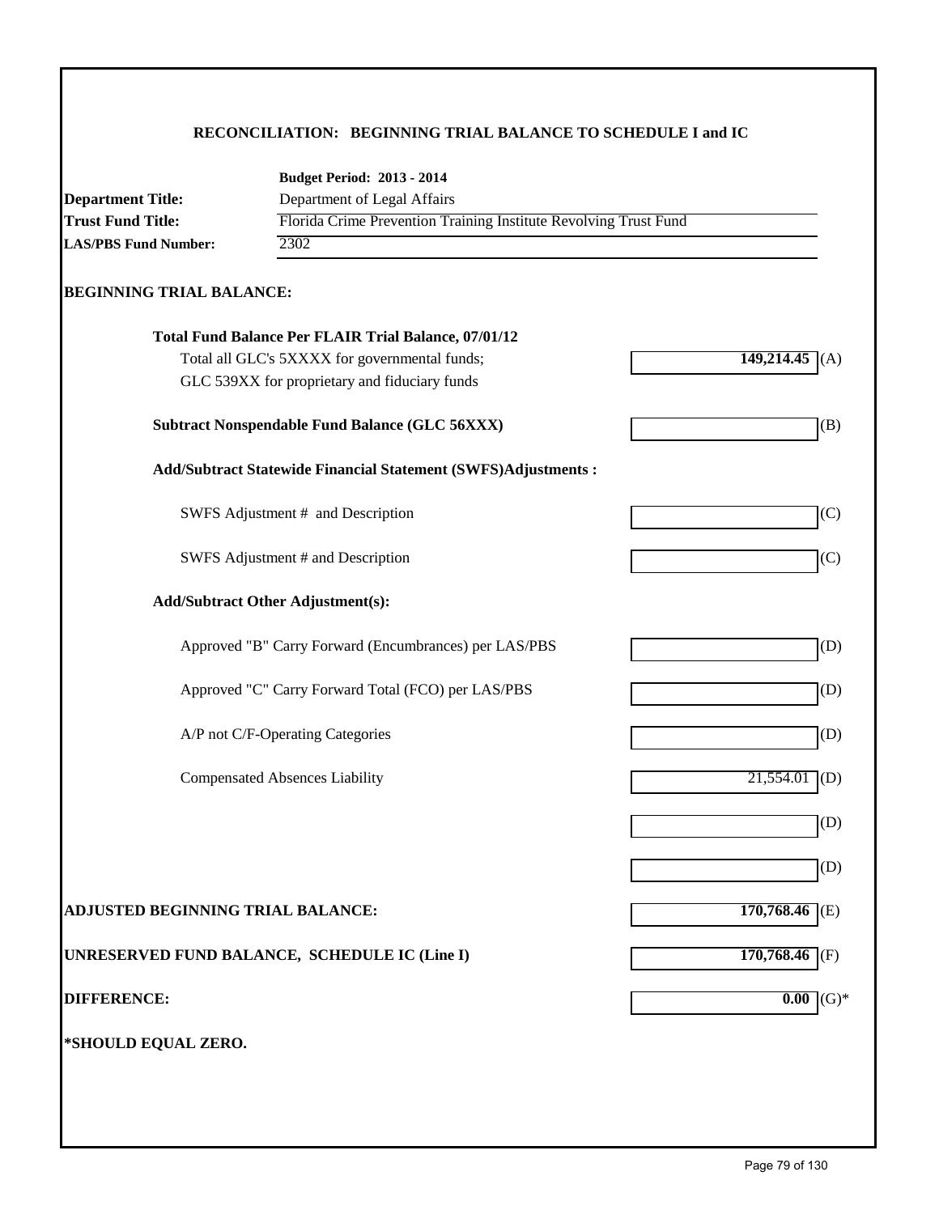## RECONCILIATION: BEGINNING TRIAL BALANCE TO SCHEDULE I and IC

**Budget Period: 2013 - 2014**

**Department Title:** Department of Legal Affairs

**Trust Fund Title:** Florida Crime Prevention Training Institute Revolving Trust Fund

**LAS/PBS Fund Number:** 2302

### BEGINNING TRIAL BALANCE:

| | Amount | |
|---|---|---|
| **Total Fund Balance Per FLAIR Trial Balance, 07/01/12** | | |
| Total all GLC's 5XXXX for governmental funds; GLC 539XX for proprietary and fiduciary funds | **149,214.45** | (A) |
| **Subtract Nonspendable Fund Balance (GLC 56XXX)** | | (B) |
| **Add/Subtract Statewide Financial Statement (SWFS)Adjustments :** | | |
| SWFS Adjustment # and Description | | (C) |
| SWFS Adjustment # and Description | | (C) |
| **Add/Subtract Other Adjustment(s):** | | |
| Approved "B" Carry Forward (Encumbrances) per LAS/PBS | | (D) |
| Approved "C" Carry Forward Total (FCO) per LAS/PBS | | (D) |
| A/P not C/F-Operating Categories | | (D) |
| Compensated Absences Liability | 21,554.01 | (D) |
| | | (D) |
| | | (D) |
| **ADJUSTED BEGINNING TRIAL BALANCE:** | **170,768.46** | (E) |
| **UNRESERVED FUND BALANCE, SCHEDULE IC (Line I)** | **170,768.46** | (F) |
| **DIFFERENCE:** | **0.00** | (G)* |

**\*SHOULD EQUAL ZERO.**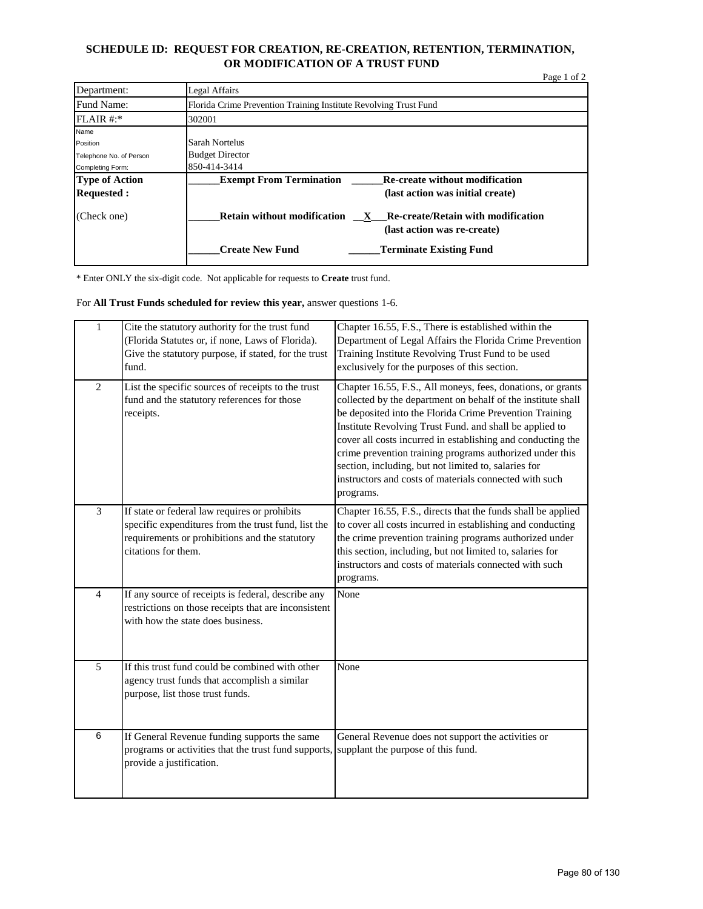## SCHEDULE ID: REQUEST FOR CREATION, RE-CREATION, RETENTION, TERMINATION, OR MODIFICATION OF A TRUST FUND

Page 1 of 2

| | |
|---|---|
| Department: | Legal Affairs |
| Fund Name: | Florida Crime Prevention Training Institute Revolving Trust Fund |
| FLAIR #:* | 302001 |
| Name<br>Position<br>Telephone No. of Person<br>Completing Form: | Sarah Nortelus<br>Budget Director<br>850-414-3414 |
| **Type of Action Requested :**<br><br>(Check one) | ______**Exempt From Termination** ______**Re-create without modification (last action was initial create)**<br><br>______**Retain without modification** __**X**__**Re-create/Retain with modification (last action was re-create)**<br><br>______**Create New Fund** ______**Terminate Existing Fund** |

\* Enter ONLY the six-digit code. Not applicable for requests to **Create** trust fund.

For **All Trust Funds scheduled for review this year,** answer questions 1-6.

| | | |
|---|---|---|
| 1 | Cite the statutory authority for the trust fund (Florida Statutes or, if none, Laws of Florida). Give the statutory purpose, if stated, for the trust fund. | Chapter 16.55, F.S., There is established within the Department of Legal Affairs the Florida Crime Prevention Training Institute Revolving Trust Fund to be used exclusively for the purposes of this section. |
| 2 | List the specific sources of receipts to the trust fund and the statutory references for those receipts. | Chapter 16.55, F.S., All moneys, fees, donations, or grants collected by the department on behalf of the institute shall be deposited into the Florida Crime Prevention Training Institute Revolving Trust Fund. and shall be applied to cover all costs incurred in establishing and conducting the crime prevention training programs authorized under this section, including, but not limited to, salaries for instructors and costs of materials connected with such programs. |
| 3 | If state or federal law requires or prohibits specific expenditures from the trust fund, list the requirements or prohibitions and the statutory citations for them. | Chapter 16.55, F.S., directs that the funds shall be applied to cover all costs incurred in establishing and conducting the crime prevention training programs authorized under this section, including, but not limited to, salaries for instructors and costs of materials connected with such programs. |
| 4 | If any source of receipts is federal, describe any restrictions on those receipts that are inconsistent with how the state does business. | None |
| 5 | If this trust fund could be combined with other agency trust funds that accomplish a similar purpose, list those trust funds. | None |
| 6 | If General Revenue funding supports the same programs or activities that the trust fund supports, provide a justification. | General Revenue does not support the activities or supplant the purpose of this fund. |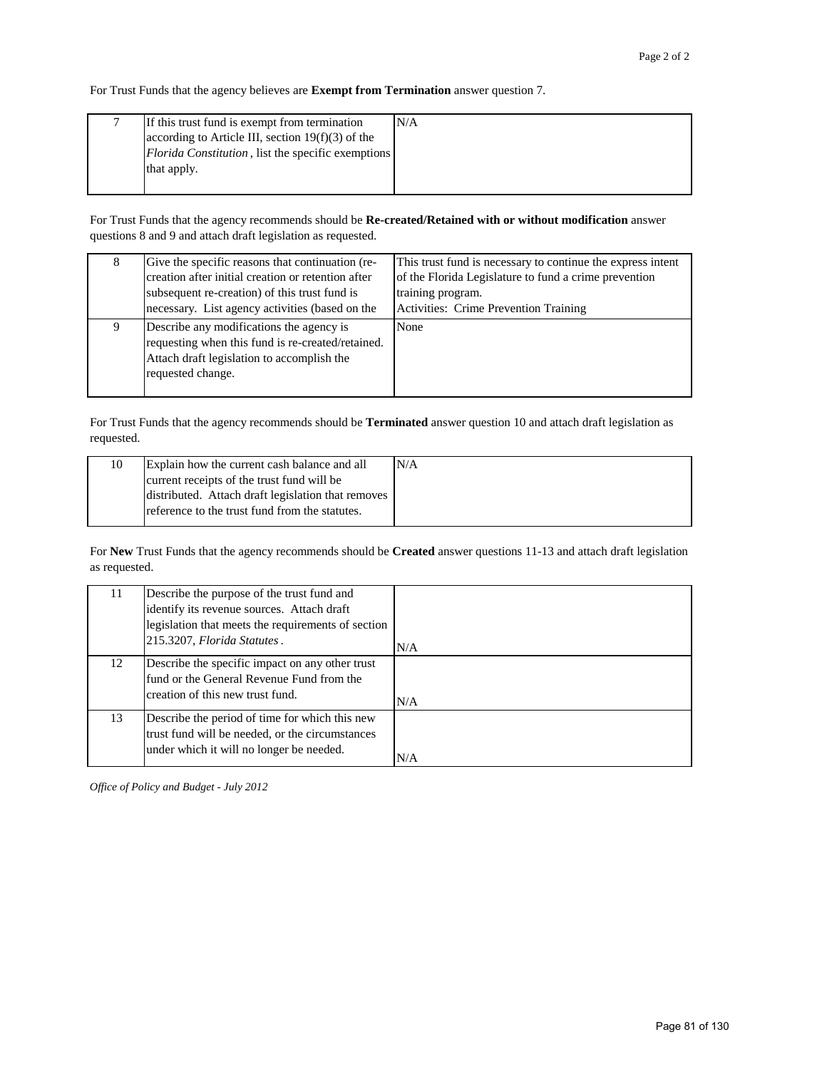For Trust Funds that the agency believes are **Exempt from Termination** answer question 7.

| | | |
|---|---|---|
| 7 | If this trust fund is exempt from termination according to Article III, section 19(f)(3) of the *Florida Constitution*, list the specific exemptions that apply. | N/A |

For Trust Funds that the agency recommends should be **Re-created/Retained with or without modification** answer questions 8 and 9 and attach draft legislation as requested.

| | | |
|---|---|---|
| 8 | Give the specific reasons that continuation (re-creation after initial creation or retention after subsequent re-creation) of this trust fund is necessary. List agency activities (based on the | This trust fund is necessary to continue the express intent of the Florida Legislature to fund a crime prevention training program.<br>Activities: Crime Prevention Training |
| 9 | Describe any modifications the agency is requesting when this fund is re-created/retained. Attach draft legislation to accomplish the requested change. | None |

For Trust Funds that the agency recommends should be **Terminated** answer question 10 and attach draft legislation as requested.

| | | |
|---|---|---|
| 10 | Explain how the current cash balance and all current receipts of the trust fund will be distributed. Attach draft legislation that removes reference to the trust fund from the statutes. | N/A |

For **New** Trust Funds that the agency recommends should be **Created** answer questions 11-13 and attach draft legislation as requested.

| | | |
|---|---|---|
| 11 | Describe the purpose of the trust fund and identify its revenue sources. Attach draft legislation that meets the requirements of section 215.3207, *Florida Statutes*. | N/A |
| 12 | Describe the specific impact on any other trust fund or the General Revenue Fund from the creation of this new trust fund. | N/A |
| 13 | Describe the period of time for which this new trust fund will be needed, or the circumstances under which it will no longer be needed. | N/A |

*Office of Policy and Budget - July 2012*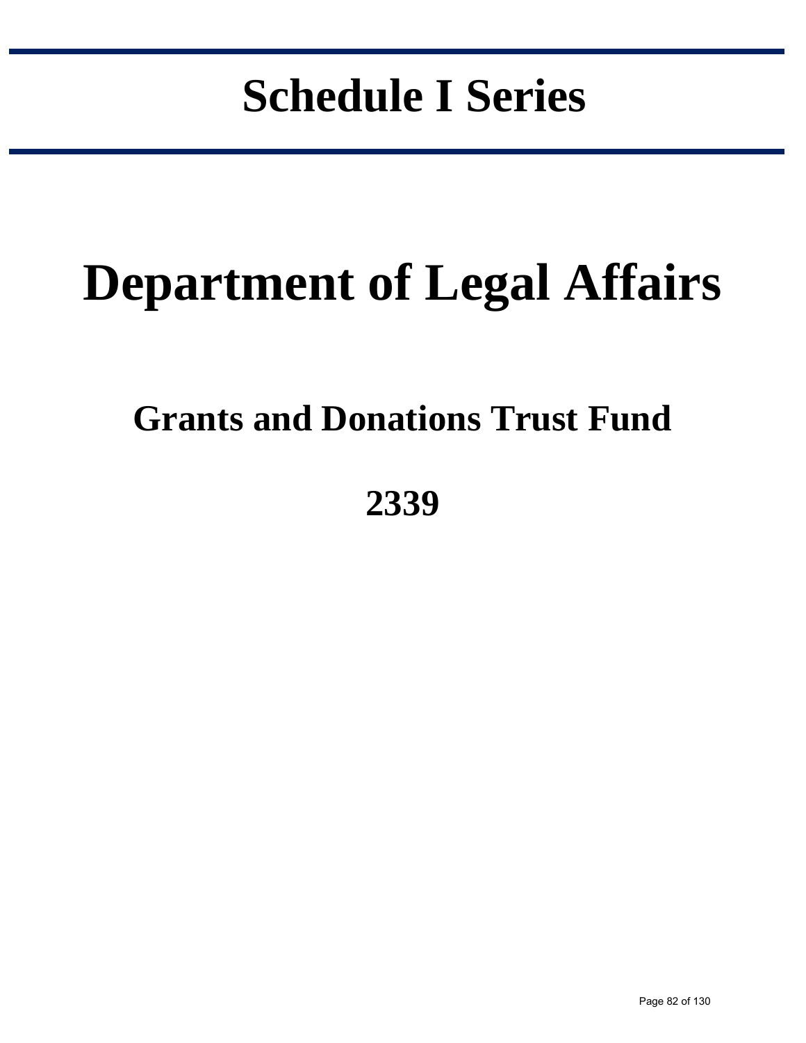# Schedule I Series

# Department of Legal Affairs

## Grants and Donations Trust Fund

## 2339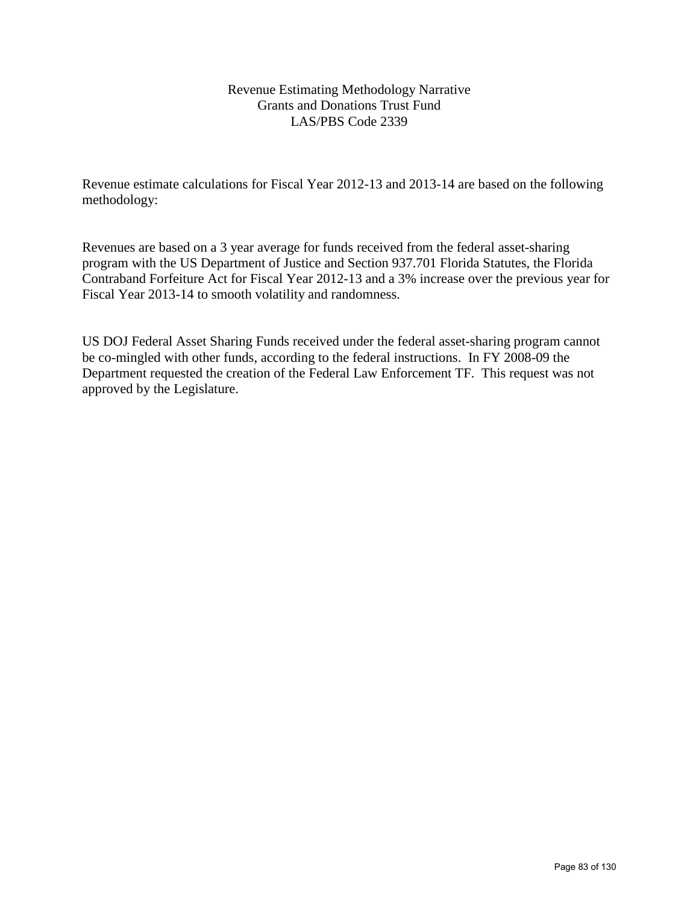# Revenue Estimating Methodology Narrative
## Grants and Donations Trust Fund
## LAS/PBS Code 2339

Revenue estimate calculations for Fiscal Year 2012-13 and 2013-14 are based on the following methodology:

Revenues are based on a 3 year average for funds received from the federal asset-sharing program with the US Department of Justice and Section 937.701 Florida Statutes, the Florida Contraband Forfeiture Act for Fiscal Year 2012-13 and a 3% increase over the previous year for Fiscal Year 2013-14 to smooth volatility and randomness.

US DOJ Federal Asset Sharing Funds received under the federal asset-sharing program cannot be co-mingled with other funds, according to the federal instructions. In FY 2008-09 the Department requested the creation of the Federal Law Enforcement TF. This request was not approved by the Legislature.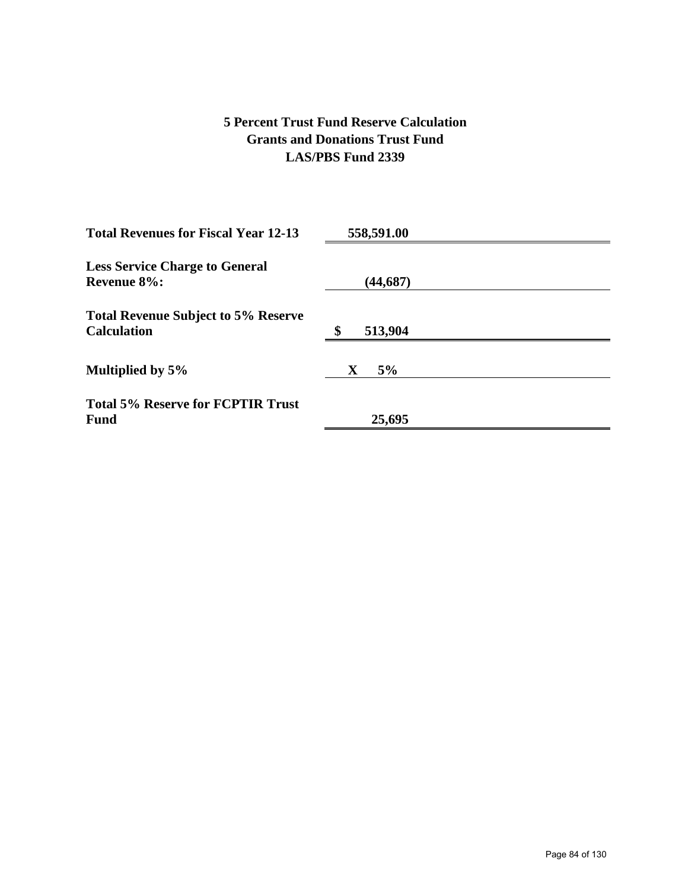# 5 Percent Trust Fund Reserve Calculation
## Grants and Donations Trust Fund
## LAS/PBS Fund 2339

| | |
|---|---|
| **Total Revenues for Fiscal Year 12-13** | **558,591.00** |
| **Less Service Charge to General Revenue 8%:** | **(44,687)** |
| **Total Revenue Subject to 5% Reserve Calculation** | **$ 513,904** |
| **Multiplied by 5%** | **X 5%** |
| **Total 5% Reserve for FCPTIR Trust Fund** | **25,695** |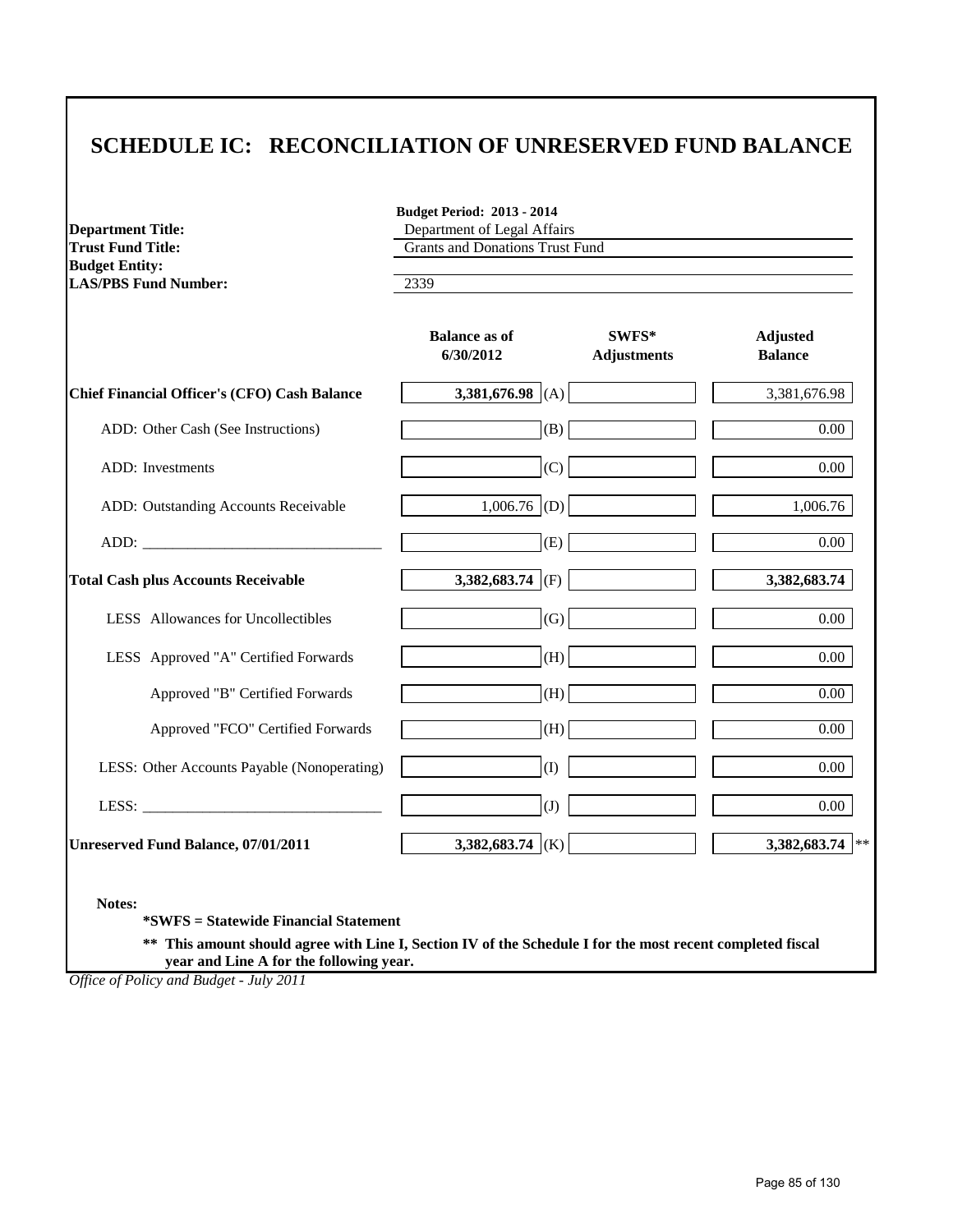# SCHEDULE IC: RECONCILIATION OF UNRESERVED FUND BALANCE

**Budget Period: 2013 - 2014**

| | |
|---|---|
| **Department Title:** | Department of Legal Affairs |
| **Trust Fund Title:** | Grants and Donations Trust Fund |
| **Budget Entity:** | |
| **LAS/PBS Fund Number:** | 2339 |

| | Balance as of 6/30/2012 | | SWFS* Adjustments | Adjusted Balance |
|---|---|---|---|---|
| **Chief Financial Officer's (CFO) Cash Balance** | **3,381,676.98** | (A) | | 3,381,676.98 |
| ADD: Other Cash (See Instructions) | | (B) | | 0.00 |
| ADD: Investments | | (C) | | 0.00 |
| ADD: Outstanding Accounts Receivable | 1,006.76 | (D) | | 1,006.76 |
| ADD: _______________________________ | | (E) | | 0.00 |
| **Total Cash plus Accounts Receivable** | **3,382,683.74** | (F) | | **3,382,683.74** |
| LESS Allowances for Uncollectibles | | (G) | | 0.00 |
| LESS Approved "A" Certified Forwards | | (H) | | 0.00 |
| Approved "B" Certified Forwards | | (H) | | 0.00 |
| Approved "FCO" Certified Forwards | | (H) | | 0.00 |
| LESS: Other Accounts Payable (Nonoperating) | | (I) | | 0.00 |
| LESS: _______________________________ | | (J) | | 0.00 |
| **Unreserved Fund Balance, 07/01/2011** | **3,382,683.74** | (K) | | **3,382,683.74** ** |

**Notes:**

**\*SWFS = Statewide Financial Statement**

**\*\* This amount should agree with Line I, Section IV of the Schedule I for the most recent completed fiscal year and Line A for the following year.**

*Office of Policy and Budget - July 2011*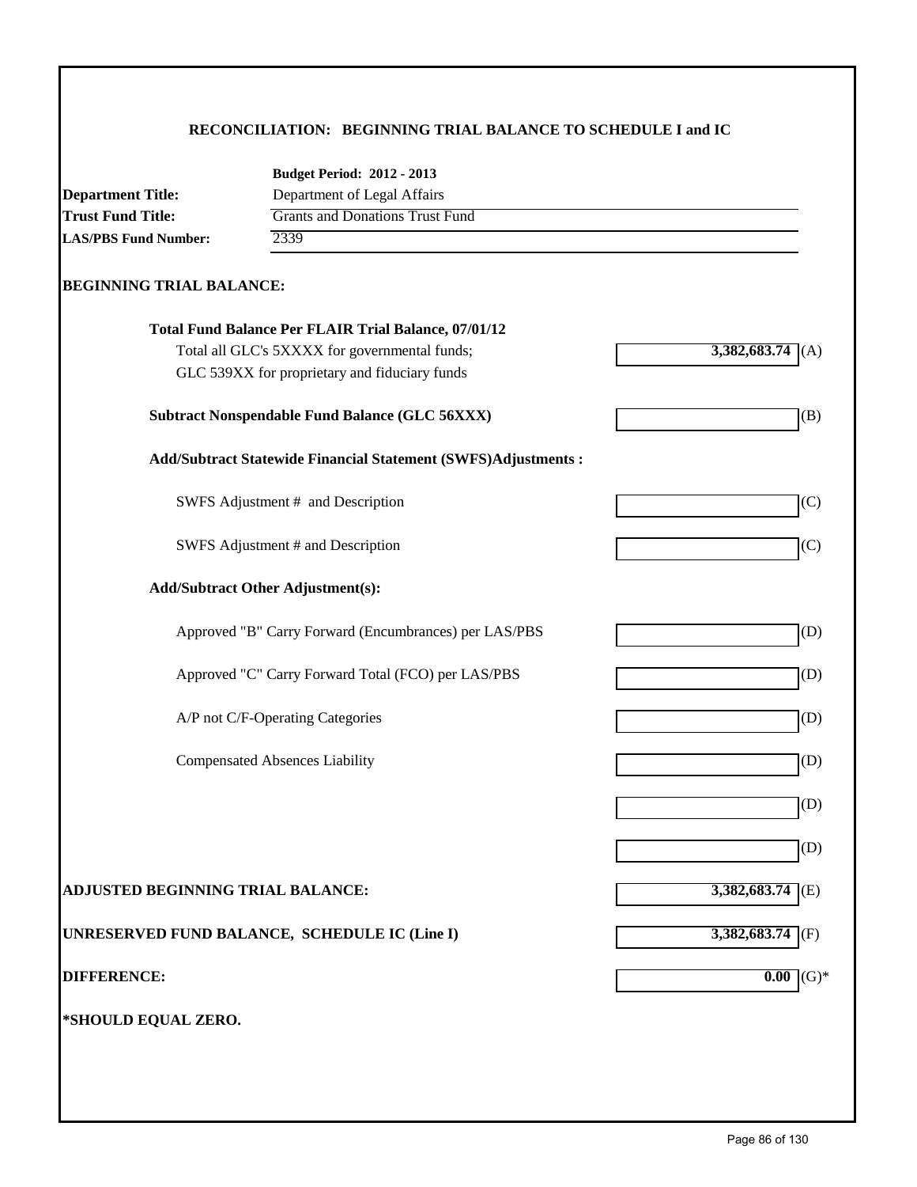## RECONCILIATION: BEGINNING TRIAL BALANCE TO SCHEDULE I and IC

**Budget Period: 2012 - 2013**

| | |
|---|---|
| **Department Title:** | Department of Legal Affairs |
| **Trust Fund Title:** | Grants and Donations Trust Fund |
| **LAS/PBS Fund Number:** | 2339 |

### BEGINNING TRIAL BALANCE:

| | | |
|---|---|---|
| **Total Fund Balance Per FLAIR Trial Balance, 07/01/12**<br>Total all GLC's 5XXXX for governmental funds;<br>GLC 539XX for proprietary and fiduciary funds | **3,382,683.74** | (A) |
| **Subtract Nonspendable Fund Balance (GLC 56XXX)** | | (B) |
| **Add/Subtract Statewide Financial Statement (SWFS)Adjustments :** | | |
| SWFS Adjustment # and Description | | (C) |
| SWFS Adjustment # and Description | | (C) |
| **Add/Subtract Other Adjustment(s):** | | |
| Approved "B" Carry Forward (Encumbrances) per LAS/PBS | | (D) |
| Approved "C" Carry Forward Total (FCO) per LAS/PBS | | (D) |
| A/P not C/F-Operating Categories | | (D) |
| Compensated Absences Liability | | (D) |
| | | (D) |
| | | (D) |
| **ADJUSTED BEGINNING TRIAL BALANCE:** | **3,382,683.74** | (E) |
| **UNRESERVED FUND BALANCE, SCHEDULE IC (Line I)** | **3,382,683.74** | (F) |
| **DIFFERENCE:** | **0.00** | (G)* |

**\*SHOULD EQUAL ZERO.**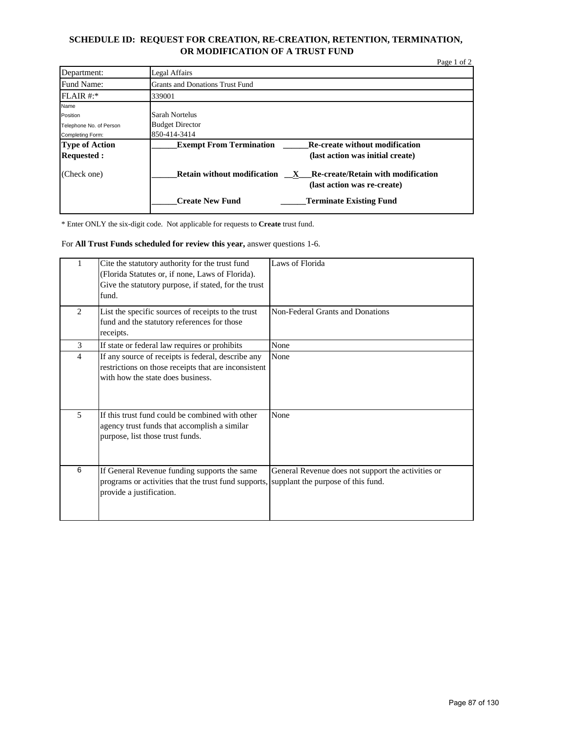## SCHEDULE ID: REQUEST FOR CREATION, RE-CREATION, RETENTION, TERMINATION, OR MODIFICATION OF A TRUST FUND

Page 1 of 2

| | |
|---|---|
| Department: | Legal Affairs |
| Fund Name: | Grants and Donations Trust Fund |
| FLAIR #:* | 339001 |
| Name<br>Position<br>Telephone No. of Person<br>Completing Form: | Sarah Nortelus<br>Budget Director<br>850-414-3414 |
| **Type of Action Requested :**<br><br>(Check one) | **\_\_\_\_\_\_Exempt From Termination** **\_\_\_\_\_\_Re-create without modification (last action was initial create)**<br><br>**\_\_\_\_\_\_Retain without modification** **\_\_X\_\_\_Re-create/Retain with modification (last action was re-create)**<br><br>**\_\_\_\_\_\_Create New Fund** **\_\_\_\_\_\_Terminate Existing Fund** |

* Enter ONLY the six-digit code. Not applicable for requests to **Create** trust fund.

For **All Trust Funds scheduled for review this year,** answer questions 1-6.

| | | |
|---|---|---|
| 1 | Cite the statutory authority for the trust fund (Florida Statutes or, if none, Laws of Florida). Give the statutory purpose, if stated, for the trust fund. | Laws of Florida |
| 2 | List the specific sources of receipts to the trust fund and the statutory references for those receipts. | Non-Federal Grants and Donations |
| 3 | If state or federal law requires or prohibits | None |
| 4 | If any source of receipts is federal, describe any restrictions on those receipts that are inconsistent with how the state does business. | None |
| 5 | If this trust fund could be combined with other agency trust funds that accomplish a similar purpose, list those trust funds. | None |
| 6 | If General Revenue funding supports the same programs or activities that the trust fund supports, provide a justification. | General Revenue does not support the activities or supplant the purpose of this fund. |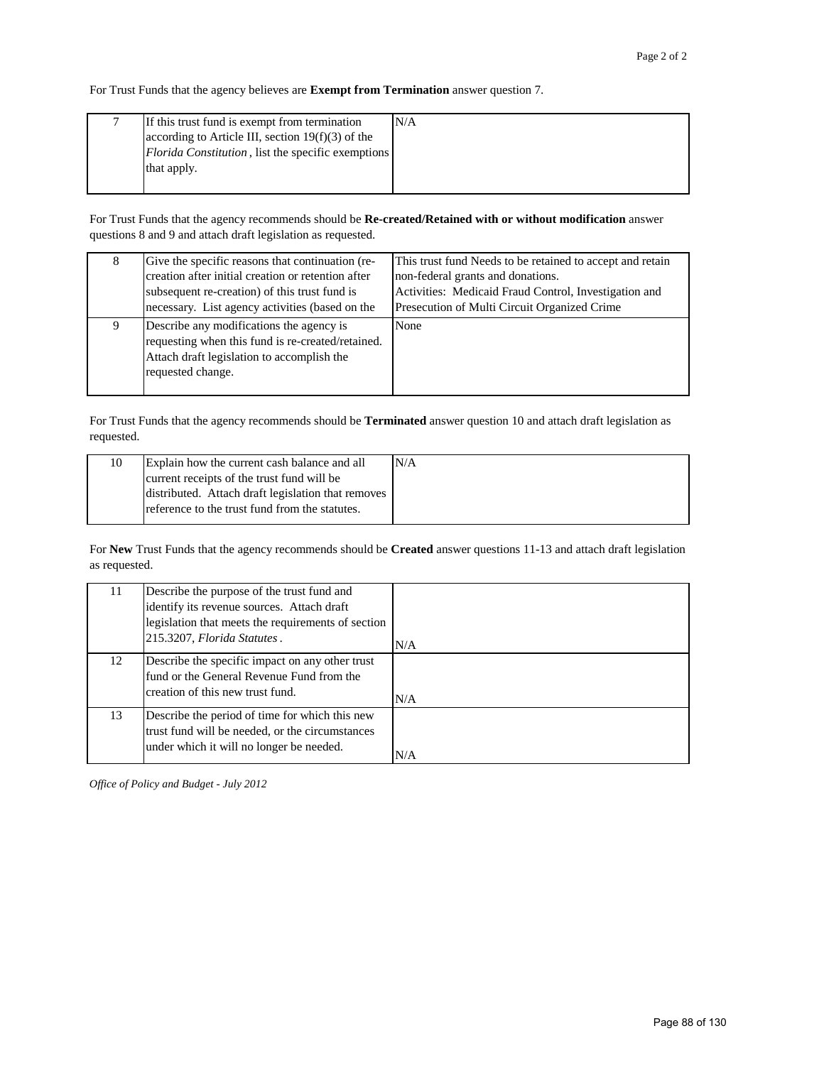For Trust Funds that the agency believes are **Exempt from Termination** answer question 7.

| | | |
|---|---|---|
| 7 | If this trust fund is exempt from termination according to Article III, section 19(f)(3) of the *Florida Constitution*, list the specific exemptions that apply. | N/A |

For Trust Funds that the agency recommends should be **Re-created/Retained with or without modification** answer questions 8 and 9 and attach draft legislation as requested.

| | | |
|---|---|---|
| 8 | Give the specific reasons that continuation (re-creation after initial creation or retention after subsequent re-creation) of this trust fund is necessary. List agency activities (based on the | This trust fund Needs to be retained to accept and retain non-federal grants and donations.<br>Activities: Medicaid Fraud Control, Investigation and Presecution of Multi Circuit Organized Crime |
| 9 | Describe any modifications the agency is requesting when this fund is re-created/retained. Attach draft legislation to accomplish the requested change. | None |

For Trust Funds that the agency recommends should be **Terminated** answer question 10 and attach draft legislation as requested.

| | | |
|---|---|---|
| 10 | Explain how the current cash balance and all current receipts of the trust fund will be distributed. Attach draft legislation that removes reference to the trust fund from the statutes. | N/A |

For **New** Trust Funds that the agency recommends should be **Created** answer questions 11-13 and attach draft legislation as requested.

| | | |
|---|---|---|
| 11 | Describe the purpose of the trust fund and identify its revenue sources. Attach draft legislation that meets the requirements of section 215.3207, *Florida Statutes*. | N/A |
| 12 | Describe the specific impact on any other trust fund or the General Revenue Fund from the creation of this new trust fund. | N/A |
| 13 | Describe the period of time for which this new trust fund will be needed, or the circumstances under which it will no longer be needed. | N/A |

*Office of Policy and Budget - July 2012*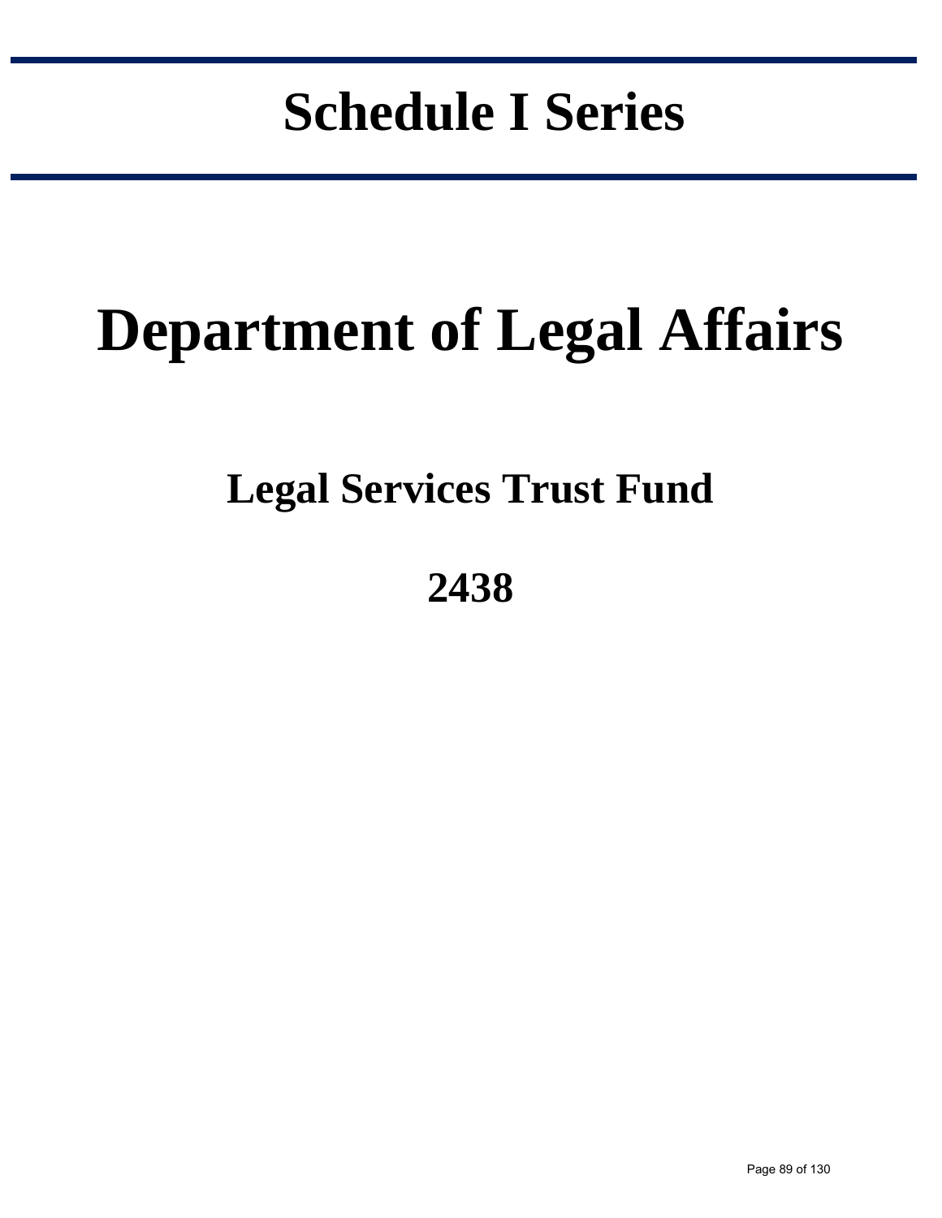# Schedule I Series

# Department of Legal Affairs

## Legal Services Trust Fund

## 2438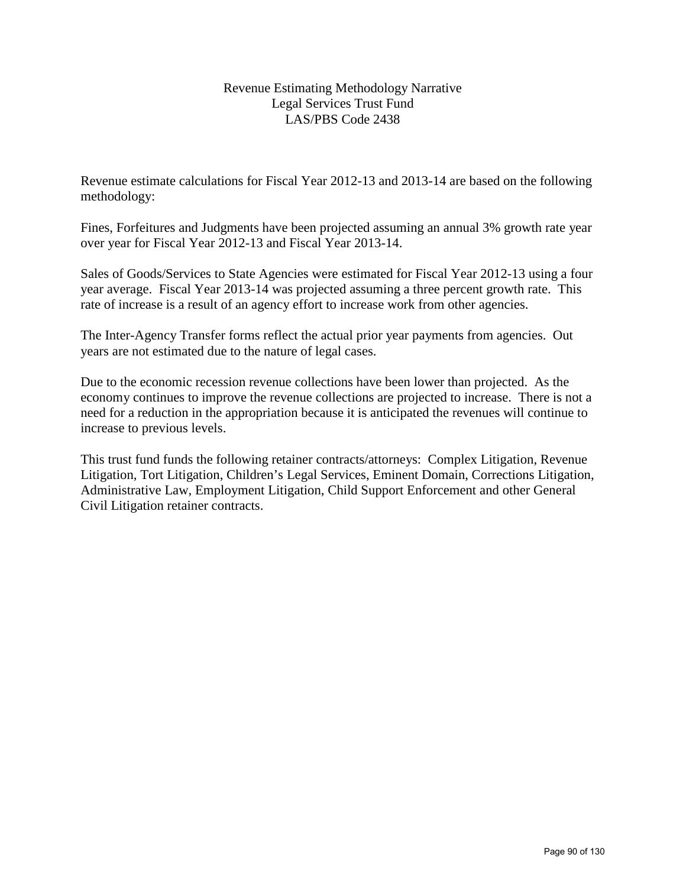# Revenue Estimating Methodology Narrative
## Legal Services Trust Fund
## LAS/PBS Code 2438

Revenue estimate calculations for Fiscal Year 2012-13 and 2013-14 are based on the following methodology:

Fines, Forfeitures and Judgments have been projected assuming an annual 3% growth rate year over year for Fiscal Year 2012-13 and Fiscal Year 2013-14.

Sales of Goods/Services to State Agencies were estimated for Fiscal Year 2012-13 using a four year average. Fiscal Year 2013-14 was projected assuming a three percent growth rate. This rate of increase is a result of an agency effort to increase work from other agencies.

The Inter-Agency Transfer forms reflect the actual prior year payments from agencies. Out years are not estimated due to the nature of legal cases.

Due to the economic recession revenue collections have been lower than projected. As the economy continues to improve the revenue collections are projected to increase. There is not a need for a reduction in the appropriation because it is anticipated the revenues will continue to increase to previous levels.

This trust fund funds the following retainer contracts/attorneys: Complex Litigation, Revenue Litigation, Tort Litigation, Children's Legal Services, Eminent Domain, Corrections Litigation, Administrative Law, Employment Litigation, Child Support Enforcement and other General Civil Litigation retainer contracts.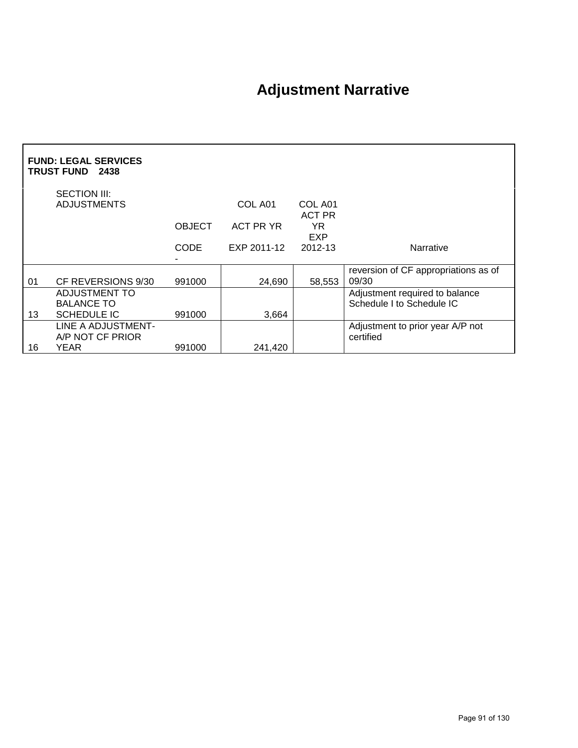# Adjustment Narrative

**FUND: LEGAL SERVICES TRUST FUND 2438**

| | SECTION III: ADJUSTMENTS | OBJECT CODE - | COL A01 ACT PR YR EXP 2011-12 | COL A01 ACT PR YR EXP 2012-13 | Narrative |
|---|---|---|---|---|---|
| 01 | CF REVERSIONS 9/30 | 991000 | 24,690 | 58,553 | reversion of CF appropriations as of 09/30 |
| 13 | ADJUSTMENT TO BALANCE TO SCHEDULE IC | 991000 | 3,664 | | Adjustment required to balance Schedule I to Schedule IC |
| 16 | LINE A ADJUSTMENT-A/P NOT CF PRIOR YEAR | 991000 | 241,420 | | Adjustment to prior year A/P not certified |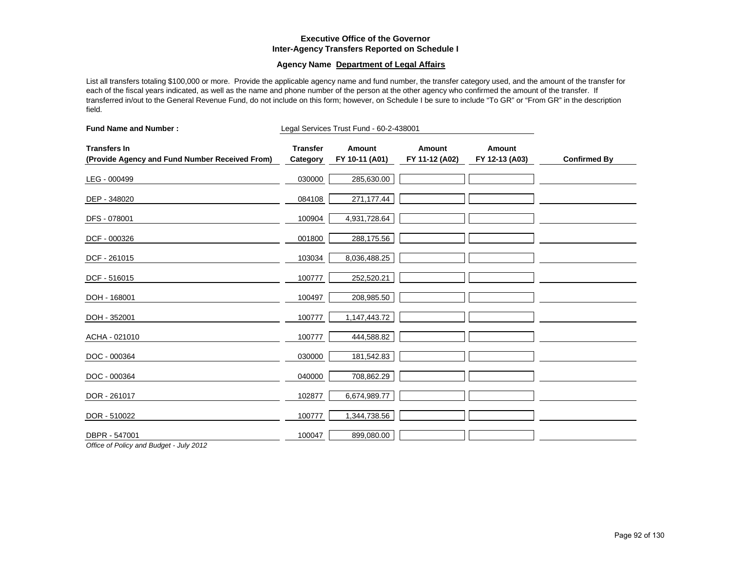**Executive Office of the Governor**
**Inter-Agency Transfers Reported on Schedule I**

**Agency Name Department of Legal Affairs**

List all transfers totaling $100,000 or more. Provide the applicable agency name and fund number, the transfer category used, and the amount of the transfer for each of the fiscal years indicated, as well as the name and phone number of the person at the other agency who confirmed the amount of the transfer. If transferred in/out to the General Revenue Fund, do not include on this form; however, on Schedule I be sure to include "To GR" or "From GR" in the description field.

**Fund Name and Number :** Legal Services Trust Fund - 60-2-438001

| Transfers In (Provide Agency and Fund Number Received From) | Transfer Category | Amount FY 10-11 (A01) | Amount FY 11-12 (A02) | Amount FY 12-13 (A03) | Confirmed By |
|---|---|---|---|---|---|
| LEG - 000499 | 030000 | 285,630.00 | | | |
| DEP - 348020 | 084108 | 271,177.44 | | | |
| DFS - 078001 | 100904 | 4,931,728.64 | | | |
| DCF - 000326 | 001800 | 288,175.56 | | | |
| DCF - 261015 | 103034 | 8,036,488.25 | | | |
| DCF - 516015 | 100777 | 252,520.21 | | | |
| DOH - 168001 | 100497 | 208,985.50 | | | |
| DOH - 352001 | 100777 | 1,147,443.72 | | | |
| ACHA - 021010 | 100777 | 444,588.82 | | | |
| DOC - 000364 | 030000 | 181,542.83 | | | |
| DOC - 000364 | 040000 | 708,862.29 | | | |
| DOR - 261017 | 102877 | 6,674,989.77 | | | |
| DOR - 510022 | 100777 | 1,344,738.56 | | | |
| DBPR - 547001 | 100047 | 899,080.00 | | | |

*Office of Policy and Budget - July 2012*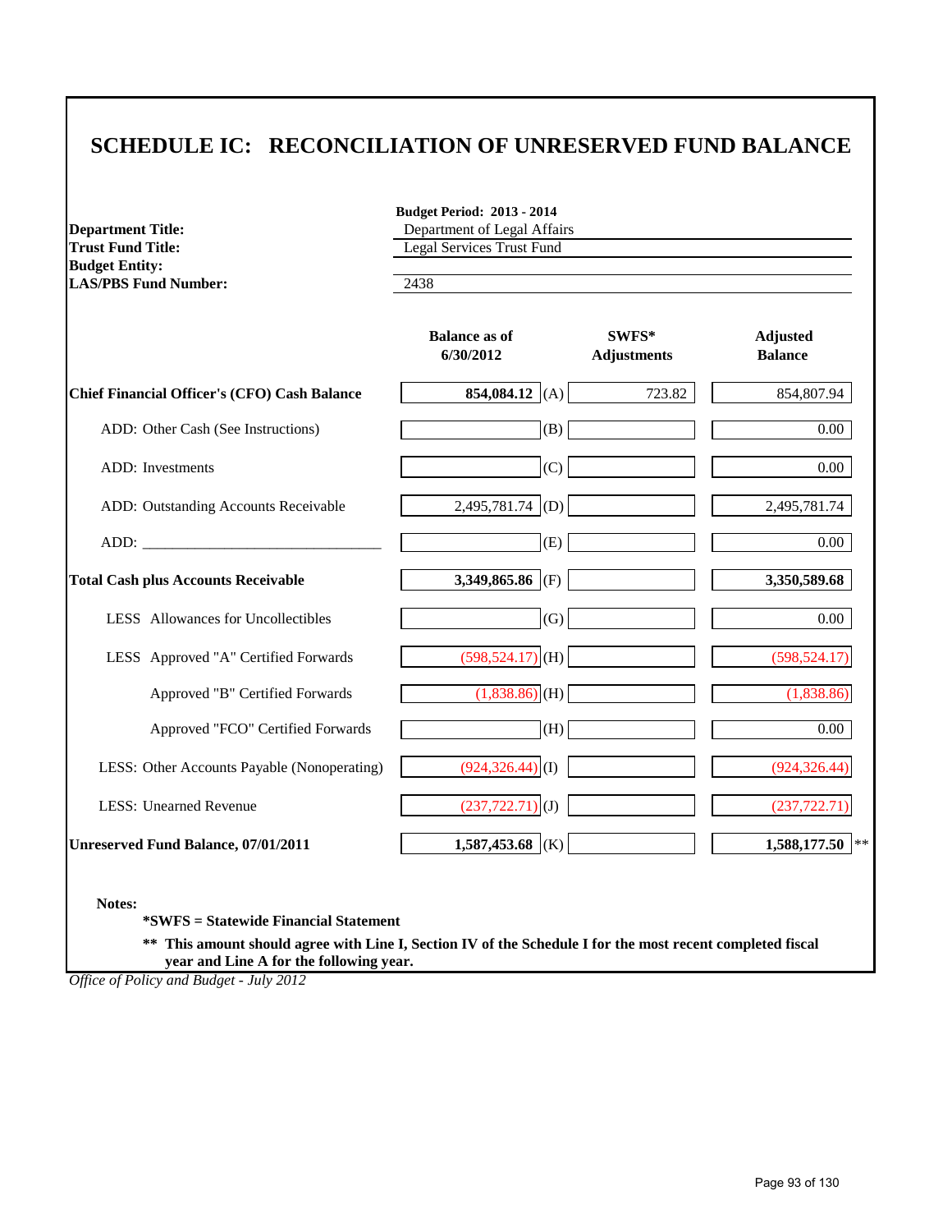# SCHEDULE IC: RECONCILIATION OF UNRESERVED FUND BALANCE

**Budget Period: 2013 - 2014**

| | |
|---|---|
| **Department Title:** | Department of Legal Affairs |
| **Trust Fund Title:** | Legal Services Trust Fund |
| **Budget Entity:** | |
| **LAS/PBS Fund Number:** | 2438 |

| | Balance as of 6/30/2012 | | SWFS* Adjustments | Adjusted Balance |
|---|---|---|---|---|
| **Chief Financial Officer's (CFO) Cash Balance** | **854,084.12** | (A) | 723.82 | 854,807.94 |
| ADD: Other Cash (See Instructions) | | (B) | | 0.00 |
| ADD: Investments | | (C) | | 0.00 |
| ADD: Outstanding Accounts Receivable | 2,495,781.74 | (D) | | 2,495,781.74 |
| ADD: _______________________________ | | (E) | | 0.00 |
| **Total Cash plus Accounts Receivable** | **3,349,865.86** | (F) | | **3,350,589.68** |
| LESS Allowances for Uncollectibles | | (G) | | 0.00 |
| LESS Approved "A" Certified Forwards | (598,524.17) | (H) | | (598,524.17) |
| Approved "B" Certified Forwards | (1,838.86) | (H) | | (1,838.86) |
| Approved "FCO" Certified Forwards | | (H) | | 0.00 |
| LESS: Other Accounts Payable (Nonoperating) | (924,326.44) | (I) | | (924,326.44) |
| LESS: Unearned Revenue | (237,722.71) | (J) | | (237,722.71) |
| **Unreserved Fund Balance, 07/01/2011** | **1,587,453.68** | (K) | | **1,588,177.50** ** |

**Notes:**

**\*SWFS = Statewide Financial Statement**

**\*\* This amount should agree with Line I, Section IV of the Schedule I for the most recent completed fiscal year and Line A for the following year.**

*Office of Policy and Budget - July 2012*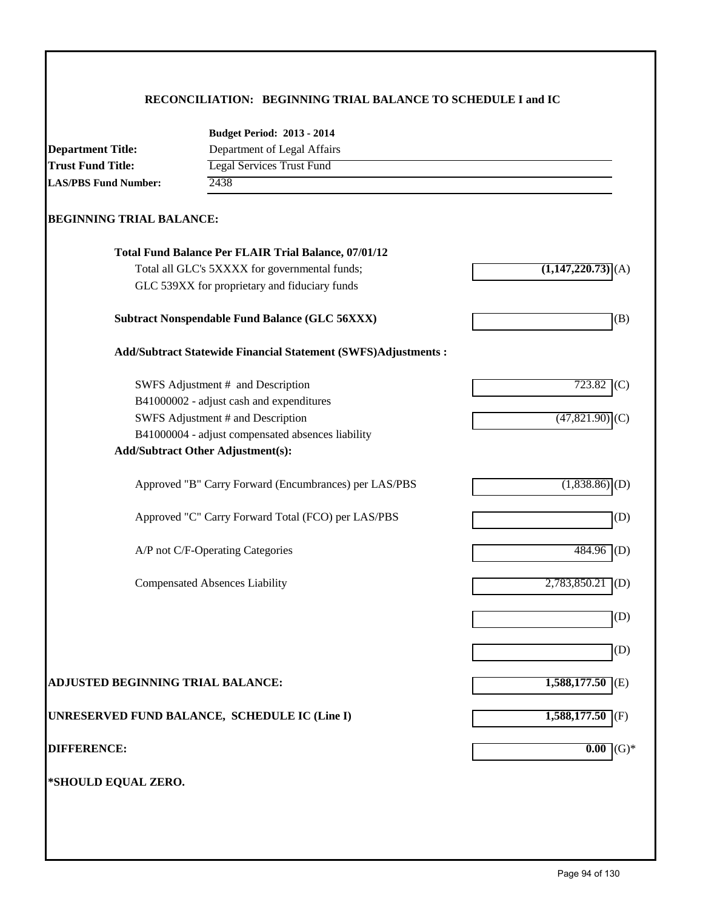## RECONCILIATION: BEGINNING TRIAL BALANCE TO SCHEDULE I and IC

**Budget Period: 2013 - 2014**

**Department Title:** Department of Legal Affairs
**Trust Fund Title:** Legal Services Trust Fund
**LAS/PBS Fund Number:** 2438

### BEGINNING TRIAL BALANCE:

| Item | Amount | |
|---|---|---|
| **Total Fund Balance Per FLAIR Trial Balance, 07/01/12**<br>Total all GLC's 5XXXX for governmental funds;<br>GLC 539XX for proprietary and fiduciary funds | **(1,147,220.73)** | (A) |
| **Subtract Nonspendable Fund Balance (GLC 56XXX)** | | (B) |
| **Add/Subtract Statewide Financial Statement (SWFS)Adjustments :** | | |
| SWFS Adjustment # and Description<br>B41000002 - adjust cash and expenditures | 723.82 | (C) |
| SWFS Adjustment # and Description<br>B41000004 - adjust compensated absences liability | (47,821.90) | (C) |
| **Add/Subtract Other Adjustment(s):** | | |
| Approved "B" Carry Forward (Encumbrances) per LAS/PBS | (1,838.86) | (D) |
| Approved "C" Carry Forward Total (FCO) per LAS/PBS | | (D) |
| A/P not C/F-Operating Categories | 484.96 | (D) |
| Compensated Absences Liability | 2,783,850.21 | (D) |
| | | (D) |
| | | (D) |
| **ADJUSTED BEGINNING TRIAL BALANCE:** | **1,588,177.50** | (E) |
| **UNRESERVED FUND BALANCE, SCHEDULE IC (Line I)** | **1,588,177.50** | (F) |
| **DIFFERENCE:** | **0.00** | (G)* |

**\*SHOULD EQUAL ZERO.**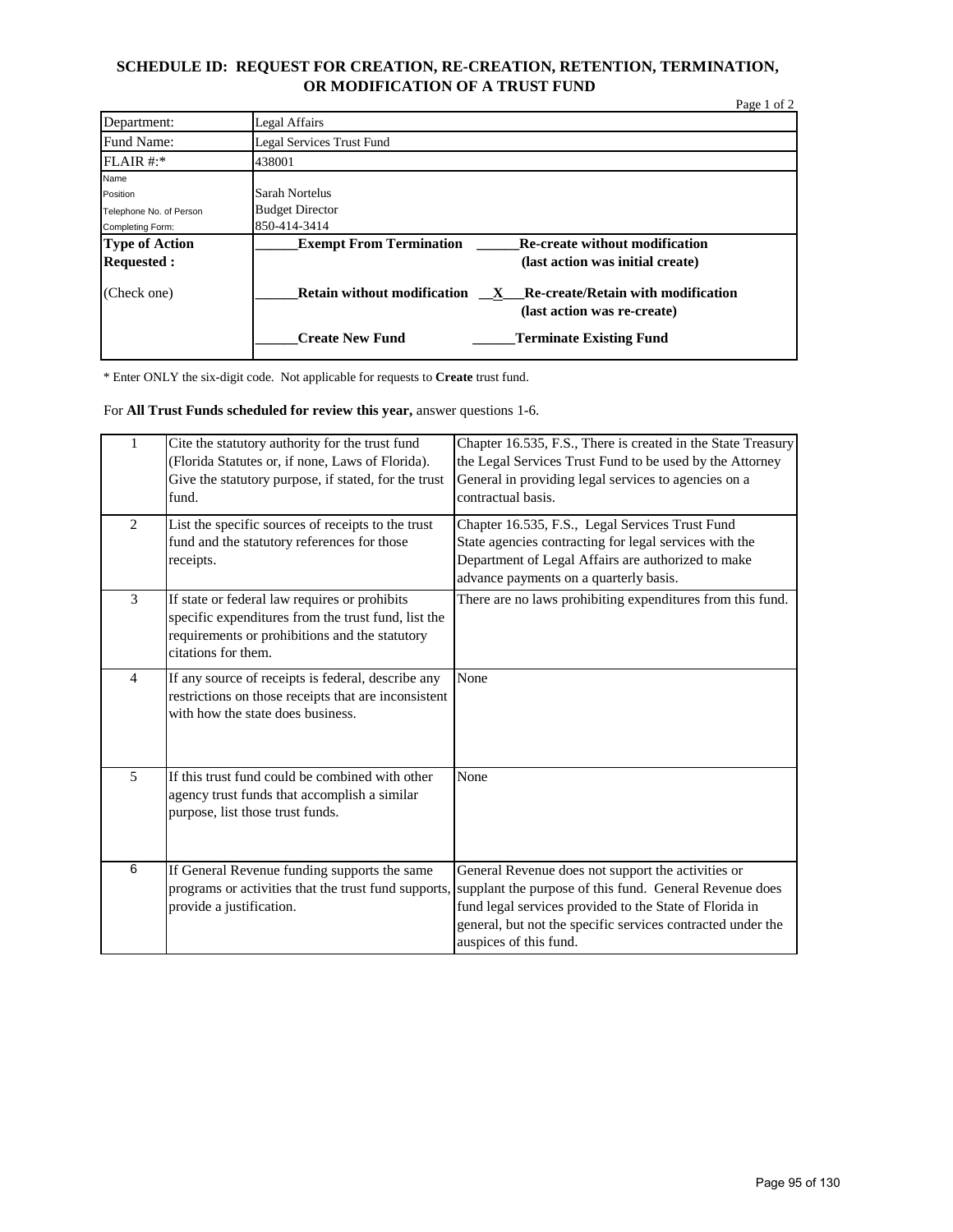## SCHEDULE ID: REQUEST FOR CREATION, RE-CREATION, RETENTION, TERMINATION, OR MODIFICATION OF A TRUST FUND

Page 1 of 2

| | |
|---|---|
| Department: | Legal Affairs |
| Fund Name: | Legal Services Trust Fund |
| FLAIR #:* | 438001 |
| Name<br>Position<br>Telephone No. of Person<br>Completing Form: | Sarah Nortelus<br>Budget Director<br>850-414-3414 |
| **Type of Action Requested :**<br><br>(Check one) | ______**Exempt From Termination** ______**Re-create without modification (last action was initial create)**<br><br>______**Retain without modification** __**X**__**Re-create/Retain with modification (last action was re-create)**<br><br>______**Create New Fund** ______**Terminate Existing Fund** |

\* Enter ONLY the six-digit code. Not applicable for requests to **Create** trust fund.

For **All Trust Funds scheduled for review this year,** answer questions 1-6.

| | | |
|---|---|---|
| 1 | Cite the statutory authority for the trust fund (Florida Statutes or, if none, Laws of Florida). Give the statutory purpose, if stated, for the trust fund. | Chapter 16.535, F.S., There is created in the State Treasury the Legal Services Trust Fund to be used by the Attorney General in providing legal services to agencies on a contractual basis. |
| 2 | List the specific sources of receipts to the trust fund and the statutory references for those receipts. | Chapter 16.535, F.S., Legal Services Trust Fund State agencies contracting for legal services with the Department of Legal Affairs are authorized to make advance payments on a quarterly basis. |
| 3 | If state or federal law requires or prohibits specific expenditures from the trust fund, list the requirements or prohibitions and the statutory citations for them. | There are no laws prohibiting expenditures from this fund. |
| 4 | If any source of receipts is federal, describe any restrictions on those receipts that are inconsistent with how the state does business. | None |
| 5 | If this trust fund could be combined with other agency trust funds that accomplish a similar purpose, list those trust funds. | None |
| 6 | If General Revenue funding supports the same programs or activities that the trust fund supports, provide a justification. | General Revenue does not support the activities or supplant the purpose of this fund. General Revenue does fund legal services provided to the State of Florida in general, but not the specific services contracted under the auspices of this fund. |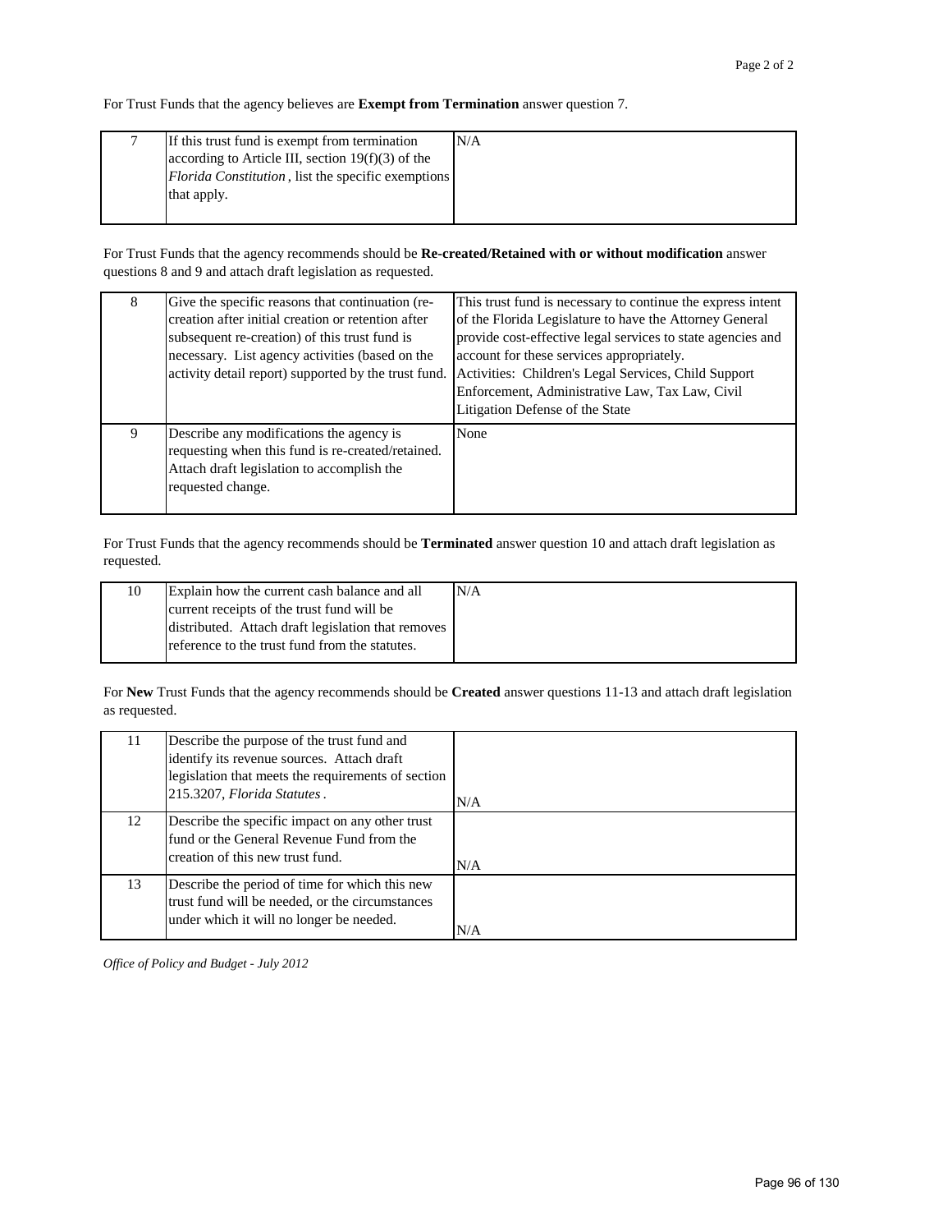For Trust Funds that the agency believes are **Exempt from Termination** answer question 7.

| | | |
|---|---|---|
| 7 | If this trust fund is exempt from termination according to Article III, section 19(f)(3) of the *Florida Constitution*, list the specific exemptions that apply. | N/A |

For Trust Funds that the agency recommends should be **Re-created/Retained with or without modification** answer questions 8 and 9 and attach draft legislation as requested.

| | | |
|---|---|---|
| 8 | Give the specific reasons that continuation (re-creation after initial creation or retention after subsequent re-creation) of this trust fund is necessary. List agency activities (based on the activity detail report) supported by the trust fund. | This trust fund is necessary to continue the express intent of the Florida Legislature to have the Attorney General provide cost-effective legal services to state agencies and account for these services appropriately. Activities: Children's Legal Services, Child Support Enforcement, Administrative Law, Tax Law, Civil Litigation Defense of the State |
| 9 | Describe any modifications the agency is requesting when this fund is re-created/retained. Attach draft legislation to accomplish the requested change. | None |

For Trust Funds that the agency recommends should be **Terminated** answer question 10 and attach draft legislation as requested.

| | | |
|---|---|---|
| 10 | Explain how the current cash balance and all current receipts of the trust fund will be distributed. Attach draft legislation that removes reference to the trust fund from the statutes. | N/A |

For **New** Trust Funds that the agency recommends should be **Created** answer questions 11-13 and attach draft legislation as requested.

| | | |
|---|---|---|
| 11 | Describe the purpose of the trust fund and identify its revenue sources. Attach draft legislation that meets the requirements of section 215.3207, *Florida Statutes*. | N/A |
| 12 | Describe the specific impact on any other trust fund or the General Revenue Fund from the creation of this new trust fund. | N/A |
| 13 | Describe the period of time for which this new trust fund will be needed, or the circumstances under which it will no longer be needed. | N/A |

*Office of Policy and Budget - July 2012*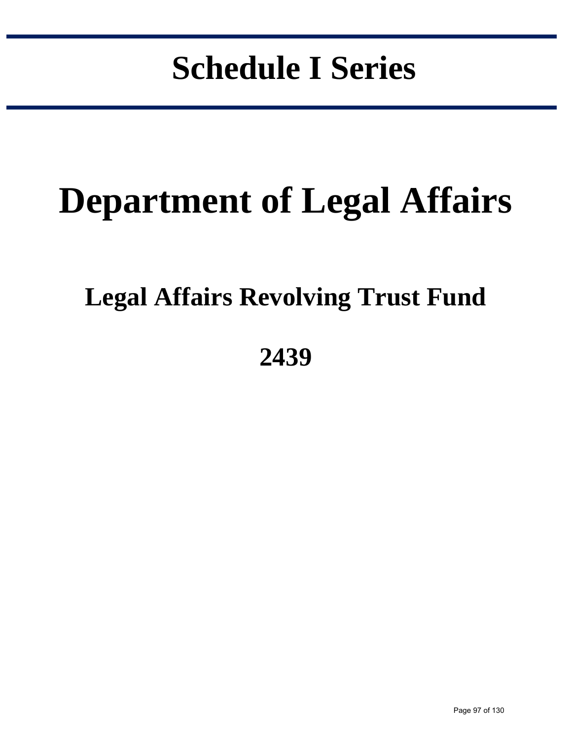# Schedule I Series

# Department of Legal Affairs

## Legal Affairs Revolving Trust Fund

## 2439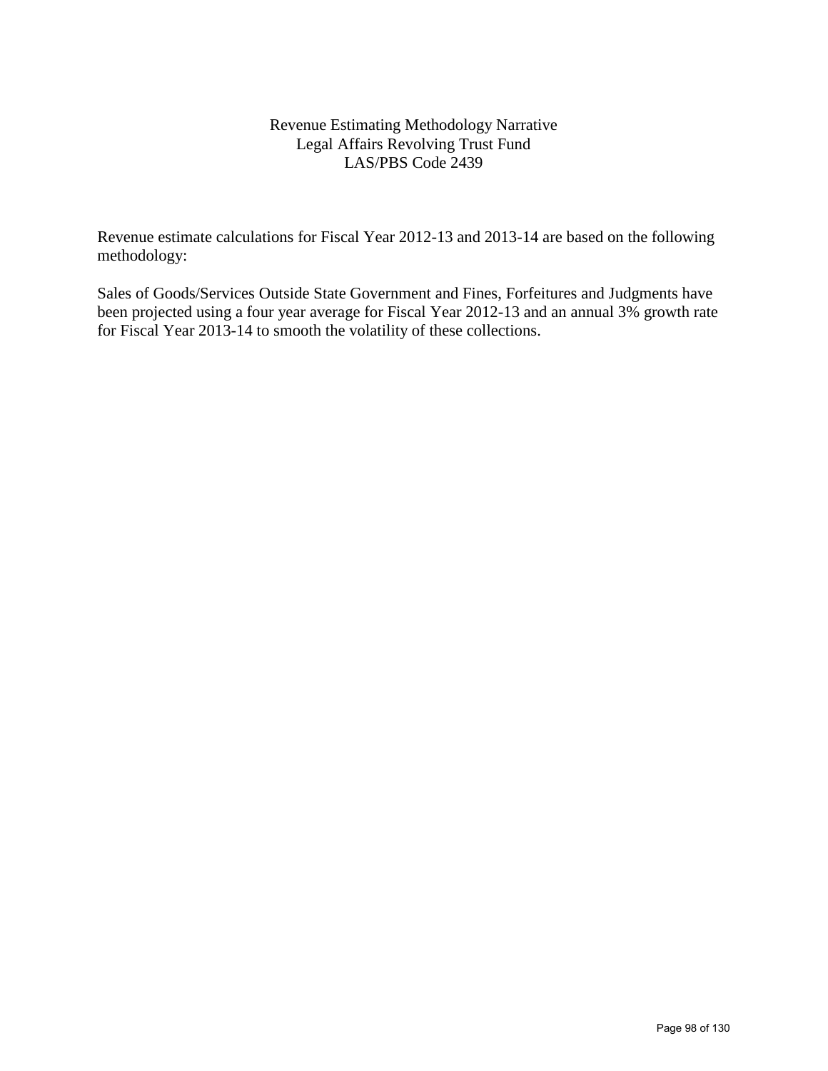# Revenue Estimating Methodology Narrative
## Legal Affairs Revolving Trust Fund
## LAS/PBS Code 2439

Revenue estimate calculations for Fiscal Year 2012-13 and 2013-14 are based on the following methodology:

Sales of Goods/Services Outside State Government and Fines, Forfeitures and Judgments have been projected using a four year average for Fiscal Year 2012-13 and an annual 3% growth rate for Fiscal Year 2013-14 to smooth the volatility of these collections.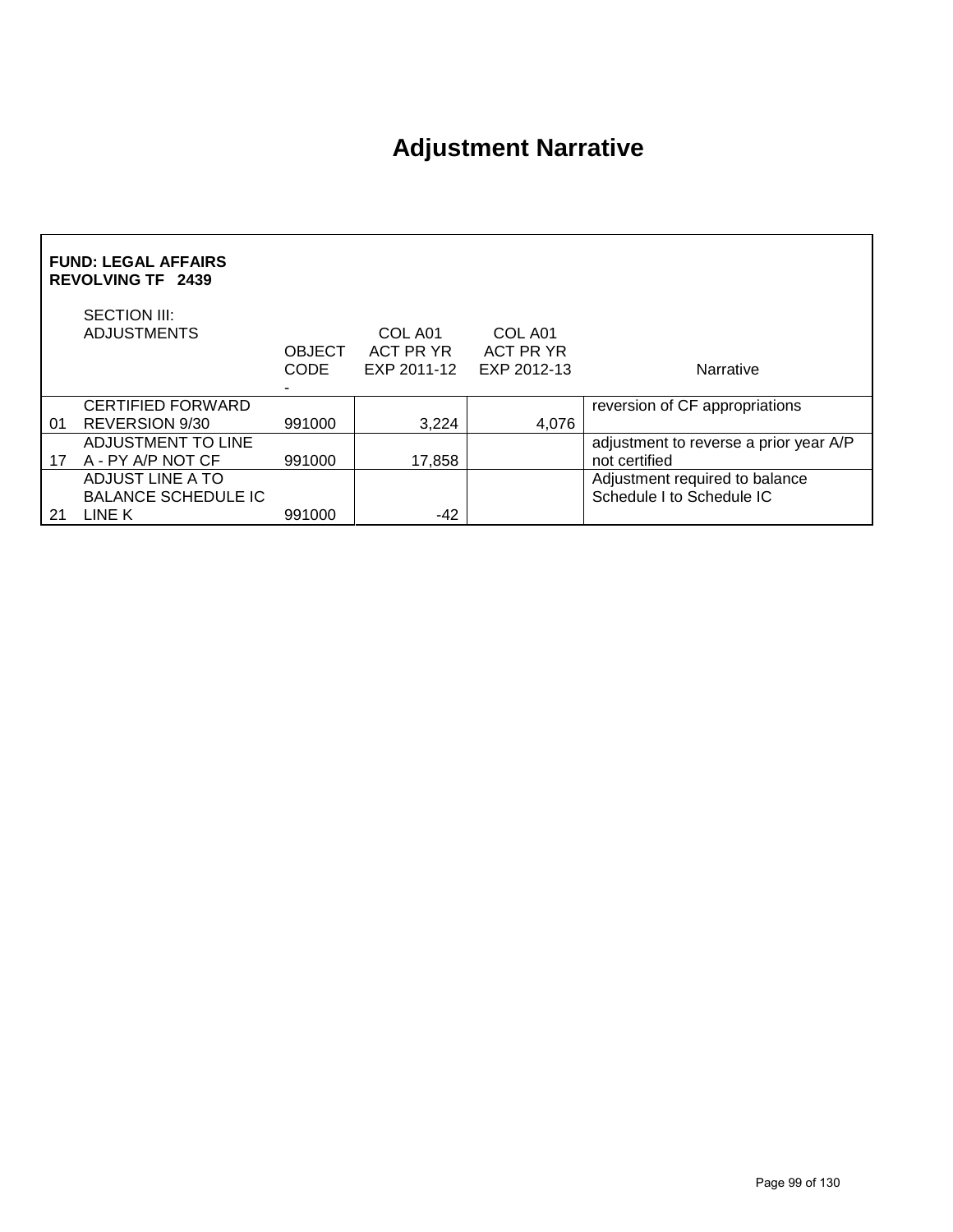# Adjustment Narrative

**FUND: LEGAL AFFAIRS REVOLVING TF 2439**

| | SECTION III: ADJUSTMENTS | OBJECT CODE | COL A01 ACT PR YR EXP 2011-12 | COL A01 ACT PR YR EXP 2012-13 | Narrative |
|---|---|---|---|---|---|
| 01 | CERTIFIED FORWARD REVERSION 9/30 | 991000 | 3,224 | 4,076 | reversion of CF appropriations |
| 17 | ADJUSTMENT TO LINE A - PY A/P NOT CF | 991000 | 17,858 | | adjustment to reverse a prior year A/P not certified |
| 21 | ADJUST LINE A TO BALANCE SCHEDULE IC LINE K | 991000 | -42 | | Adjustment required to balance Schedule I to Schedule IC |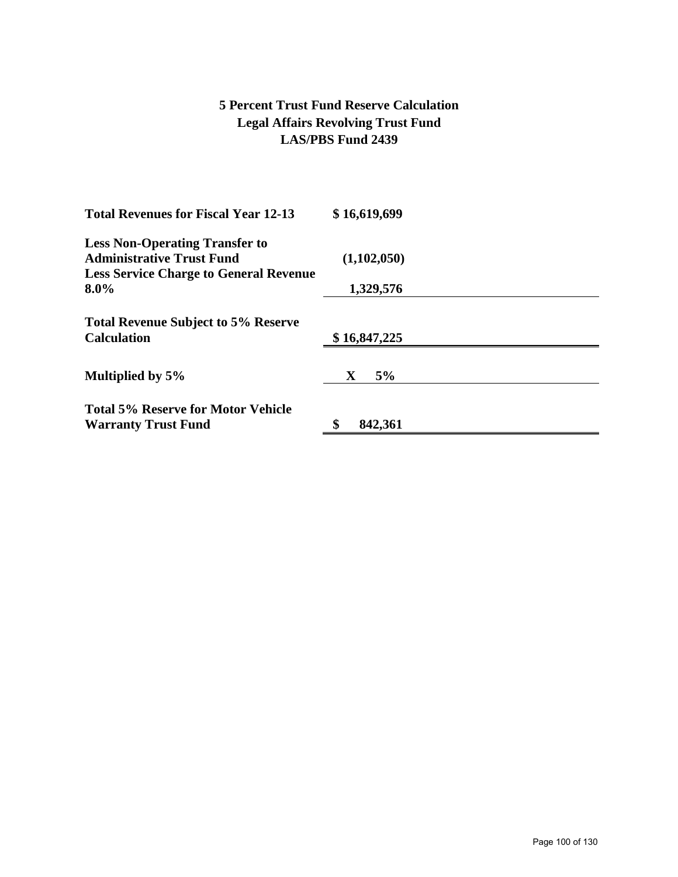# 5 Percent Trust Fund Reserve Calculation
## Legal Affairs Revolving Trust Fund
## LAS/PBS Fund 2439

| | |
|---|---|
| **Total Revenues for Fiscal Year 12-13** | **$ 16,619,699** |
| **Less Non-Operating Transfer to Administrative Trust Fund** | **(1,102,050)** |
| **Less Service Charge to General Revenue 8.0%** | **1,329,576** |
| **Total Revenue Subject to 5% Reserve Calculation** | **$ 16,847,225** |
| **Multiplied by 5%** | **X 5%** |
| **Total 5% Reserve for Motor Vehicle Warranty Trust Fund** | **$ 842,361** |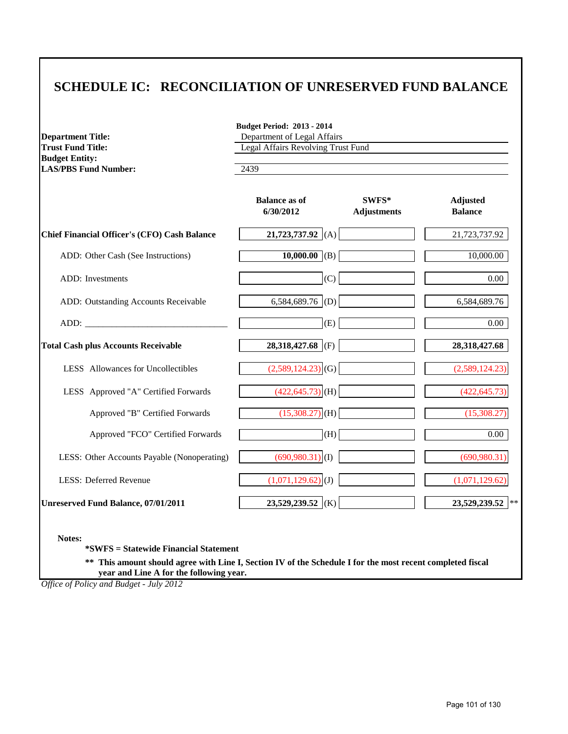# SCHEDULE IC: RECONCILIATION OF UNRESERVED FUND BALANCE

| | |
|---|---|
| | **Budget Period: 2013 - 2014** |
| **Department Title:** | Department of Legal Affairs |
| **Trust Fund Title:** | Legal Affairs Revolving Trust Fund |
| **Budget Entity:** | |
| **LAS/PBS Fund Number:** | 2439 |

| | Balance as of 6/30/2012 | | SWFS* Adjustments | Adjusted Balance |
|---|---|---|---|---|
| **Chief Financial Officer's (CFO) Cash Balance** | **21,723,737.92** | (A) | | 21,723,737.92 |
| ADD: Other Cash (See Instructions) | **10,000.00** | (B) | | 10,000.00 |
| ADD: Investments | | (C) | | 0.00 |
| ADD: Outstanding Accounts Receivable | 6,584,689.76 | (D) | | 6,584,689.76 |
| ADD: _______________________________ | | (E) | | 0.00 |
| **Total Cash plus Accounts Receivable** | **28,318,427.68** | (F) | | **28,318,427.68** |
| LESS Allowances for Uncollectibles | (2,589,124.23) | (G) | | (2,589,124.23) |
| LESS Approved "A" Certified Forwards | (422,645.73) | (H) | | (422,645.73) |
| Approved "B" Certified Forwards | (15,308.27) | (H) | | (15,308.27) |
| Approved "FCO" Certified Forwards | | (H) | | 0.00 |
| LESS: Other Accounts Payable (Nonoperating) | (690,980.31) | (I) | | (690,980.31) |
| LESS: Deferred Revenue | (1,071,129.62) | (J) | | (1,071,129.62) |
| **Unreserved Fund Balance, 07/01/2011** | **23,529,239.52** | (K) | | **23,529,239.52** ** |

**Notes:**

**\*SWFS = Statewide Financial Statement**

**\*\* This amount should agree with Line I, Section IV of the Schedule I for the most recent completed fiscal year and Line A for the following year.**

*Office of Policy and Budget - July 2012*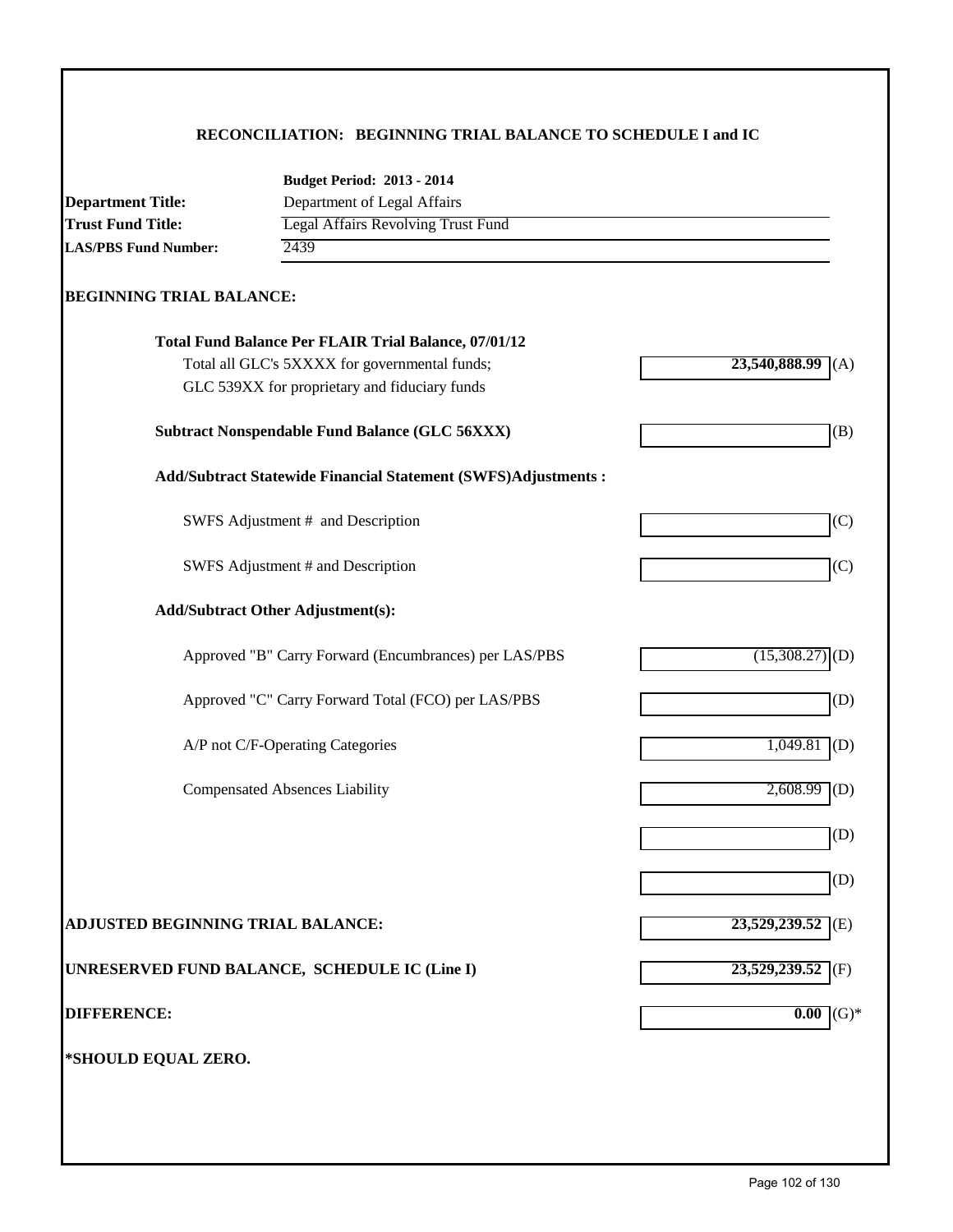## RECONCILIATION: BEGINNING TRIAL BALANCE TO SCHEDULE I and IC

**Budget Period: 2013 - 2014**

**Department Title:** Department of Legal Affairs

**Trust Fund Title:** Legal Affairs Revolving Trust Fund

**LAS/PBS Fund Number:** 2439

### BEGINNING TRIAL BALANCE:

| | | |
|---|---|---|
| **Total Fund Balance Per FLAIR Trial Balance, 07/01/12** | | |
| Total all GLC's 5XXXX for governmental funds; GLC 539XX for proprietary and fiduciary funds | **23,540,888.99** | (A) |
| **Subtract Nonspendable Fund Balance (GLC 56XXX)** | | (B) |
| **Add/Subtract Statewide Financial Statement (SWFS)Adjustments :** | | |
| SWFS Adjustment # and Description | | (C) |
| SWFS Adjustment # and Description | | (C) |
| **Add/Subtract Other Adjustment(s):** | | |
| Approved "B" Carry Forward (Encumbrances) per LAS/PBS | (15,308.27) | (D) |
| Approved "C" Carry Forward Total (FCO) per LAS/PBS | | (D) |
| A/P not C/F-Operating Categories | 1,049.81 | (D) |
| Compensated Absences Liability | 2,608.99 | (D) |
| | | (D) |
| | | (D) |
| **ADJUSTED BEGINNING TRIAL BALANCE:** | **23,529,239.52** | (E) |
| **UNRESERVED FUND BALANCE, SCHEDULE IC (Line I)** | **23,529,239.52** | (F) |
| **DIFFERENCE:** | **0.00** | (G)* |

**\*SHOULD EQUAL ZERO.**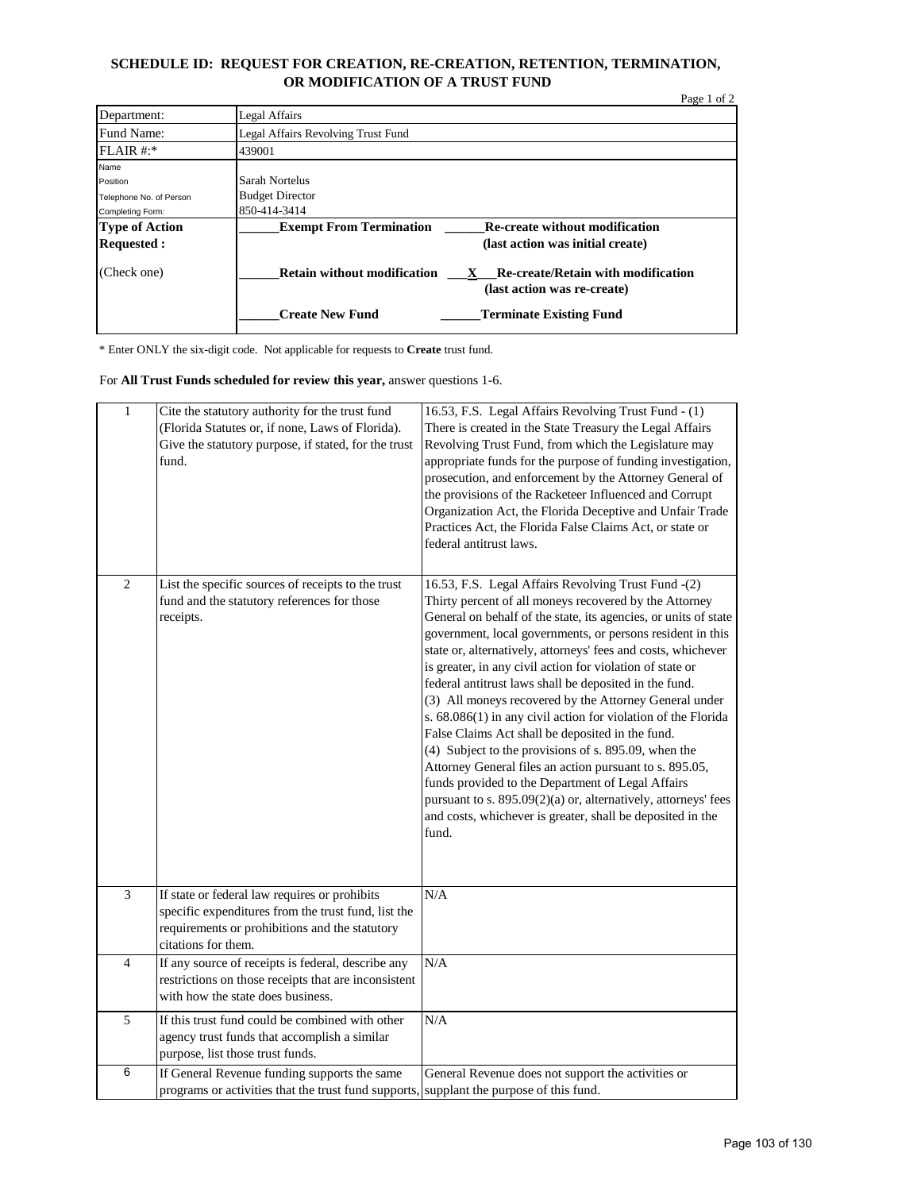# SCHEDULE ID: REQUEST FOR CREATION, RE-CREATION, RETENTION, TERMINATION, OR MODIFICATION OF A TRUST FUND

Page 1 of 2

| | |
|---|---|
| Department: | Legal Affairs |
| Fund Name: | Legal Affairs Revolving Trust Fund |
| FLAIR #:* | 439001 |
| Name<br>Position<br>Telephone No. of Person<br>Completing Form: | Sarah Nortelus<br>Budget Director<br>850-414-3414 |
| **Type of Action Requested :**<br><br>(Check one) | **______Exempt From Termination** &nbsp;&nbsp; **______Re-create without modification (last action was initial create)**<br><br>**______Retain without modification** &nbsp;&nbsp; **___X___Re-create/Retain with modification (last action was re-create)**<br><br>**______Create New Fund** &nbsp;&nbsp; **______Terminate Existing Fund** |

\* Enter ONLY the six-digit code. Not applicable for requests to **Create** trust fund.

For **All Trust Funds scheduled for review this year,** answer questions 1-6.

| | | |
|---|---|---|
| 1 | Cite the statutory authority for the trust fund (Florida Statutes or, if none, Laws of Florida). Give the statutory purpose, if stated, for the trust fund. | 16.53, F.S. Legal Affairs Revolving Trust Fund - (1) There is created in the State Treasury the Legal Affairs Revolving Trust Fund, from which the Legislature may appropriate funds for the purpose of funding investigation, prosecution, and enforcement by the Attorney General of the provisions of the Racketeer Influenced and Corrupt Organization Act, the Florida Deceptive and Unfair Trade Practices Act, the Florida False Claims Act, or state or federal antitrust laws. |
| 2 | List the specific sources of receipts to the trust fund and the statutory references for those receipts. | 16.53, F.S. Legal Affairs Revolving Trust Fund -(2) Thirty percent of all moneys recovered by the Attorney General on behalf of the state, its agencies, or units of state government, local governments, or persons resident in this state or, alternatively, attorneys' fees and costs, whichever is greater, in any civil action for violation of state or federal antitrust laws shall be deposited in the fund.<br>(3) All moneys recovered by the Attorney General under s. 68.086(1) in any civil action for violation of the Florida False Claims Act shall be deposited in the fund.<br>(4) Subject to the provisions of s. 895.09, when the Attorney General files an action pursuant to s. 895.05, funds provided to the Department of Legal Affairs pursuant to s. 895.09(2)(a) or, alternatively, attorneys' fees and costs, whichever is greater, shall be deposited in the fund. |
| 3 | If state or federal law requires or prohibits specific expenditures from the trust fund, list the requirements or prohibitions and the statutory citations for them. | N/A |
| 4 | If any source of receipts is federal, describe any restrictions on those receipts that are inconsistent with how the state does business. | N/A |
| 5 | If this trust fund could be combined with other agency trust funds that accomplish a similar purpose, list those trust funds. | N/A |
| 6 | If General Revenue funding supports the same programs or activities that the trust fund supports, | General Revenue does not support the activities or supplant the purpose of this fund. |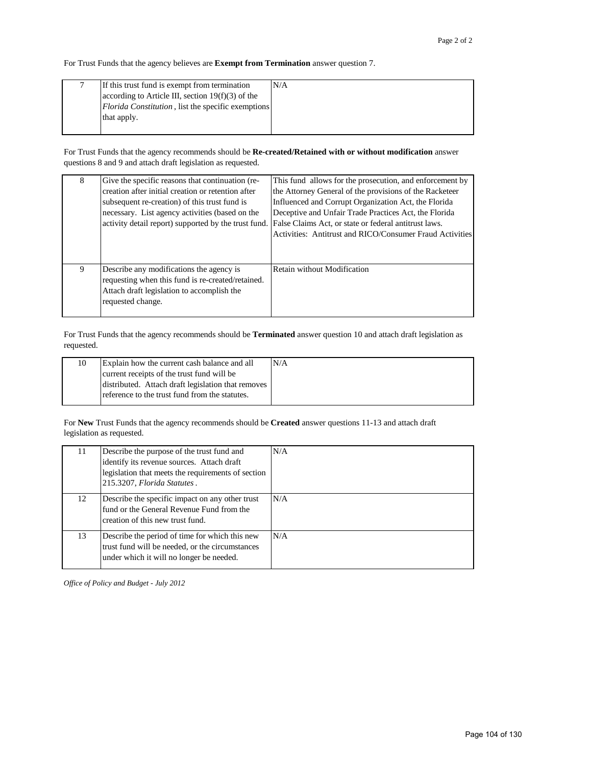For Trust Funds that the agency believes are **Exempt from Termination** answer question 7.

| | | |
|---|---|---|
| 7 | If this trust fund is exempt from termination according to Article III, section 19(f)(3) of the *Florida Constitution*, list the specific exemptions that apply. | N/A |

For Trust Funds that the agency recommends should be **Re-created/Retained with or without modification** answer questions 8 and 9 and attach draft legislation as requested.

| | | |
|---|---|---|
| 8 | Give the specific reasons that continuation (re-creation after initial creation or retention after subsequent re-creation) of this trust fund is necessary. List agency activities (based on the activity detail report) supported by the trust fund. | This fund allows for the prosecution, and enforcement by the Attorney General of the provisions of the Racketeer Influenced and Corrupt Organization Act, the Florida Deceptive and Unfair Trade Practices Act, the Florida False Claims Act, or state or federal antitrust laws. Activities: Antitrust and RICO/Consumer Fraud Activities |
| 9 | Describe any modifications the agency is requesting when this fund is re-created/retained. Attach draft legislation to accomplish the requested change. | Retain without Modification |

For Trust Funds that the agency recommends should be **Terminated** answer question 10 and attach draft legislation as requested.

| | | |
|---|---|---|
| 10 | Explain how the current cash balance and all current receipts of the trust fund will be distributed. Attach draft legislation that removes reference to the trust fund from the statutes. | N/A |

For **New** Trust Funds that the agency recommends should be **Created** answer questions 11-13 and attach draft legislation as requested.

| | | |
|---|---|---|
| 11 | Describe the purpose of the trust fund and identify its revenue sources. Attach draft legislation that meets the requirements of section 215.3207, *Florida Statutes*. | N/A |
| 12 | Describe the specific impact on any other trust fund or the General Revenue Fund from the creation of this new trust fund. | N/A |
| 13 | Describe the period of time for which this new trust fund will be needed, or the circumstances under which it will no longer be needed. | N/A |

*Office of Policy and Budget - July 2012*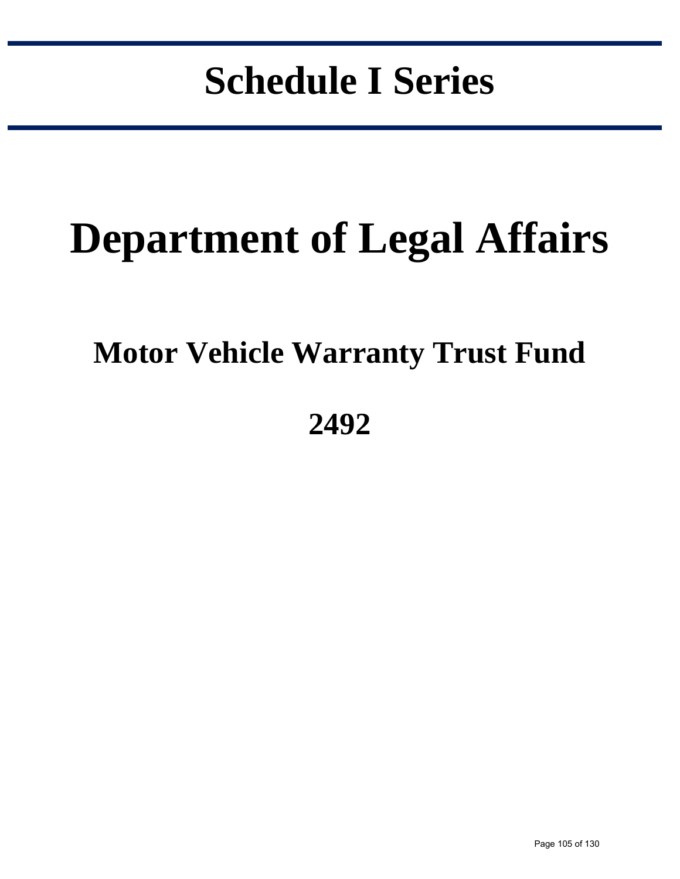# Schedule I Series

# Department of Legal Affairs

## Motor Vehicle Warranty Trust Fund

## 2492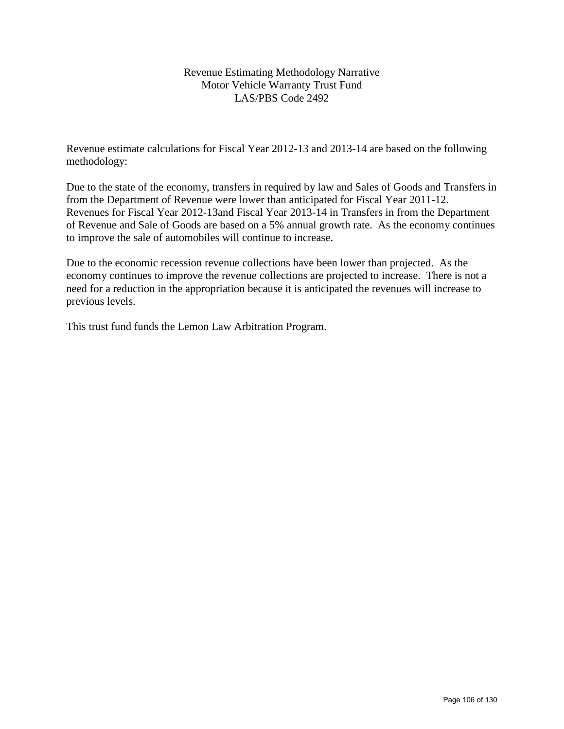# Revenue Estimating Methodology Narrative
## Motor Vehicle Warranty Trust Fund
## LAS/PBS Code 2492

Revenue estimate calculations for Fiscal Year 2012-13 and 2013-14 are based on the following methodology:

Due to the state of the economy, transfers in required by law and Sales of Goods and Transfers in from the Department of Revenue were lower than anticipated for Fiscal Year 2011-12. Revenues for Fiscal Year 2012-13and Fiscal Year 2013-14 in Transfers in from the Department of Revenue and Sale of Goods are based on a 5% annual growth rate. As the economy continues to improve the sale of automobiles will continue to increase.

Due to the economic recession revenue collections have been lower than projected. As the economy continues to improve the revenue collections are projected to increase. There is not a need for a reduction in the appropriation because it is anticipated the revenues will increase to previous levels.

This trust fund funds the Lemon Law Arbitration Program.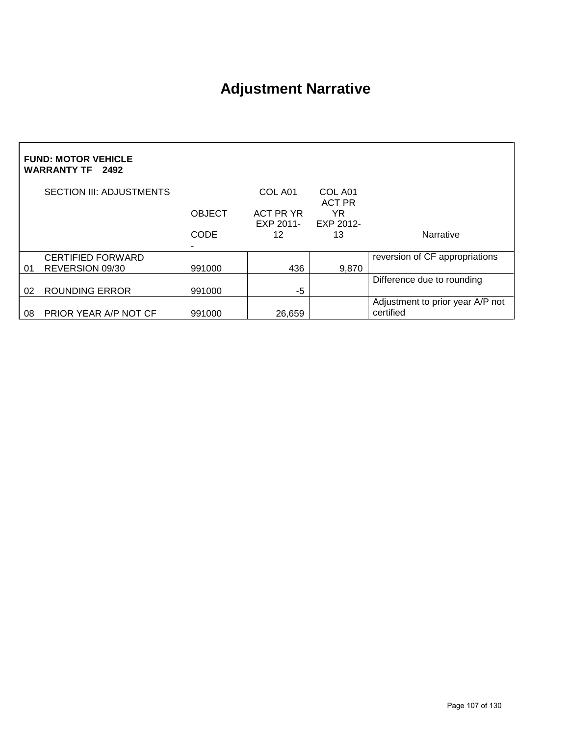# Adjustment Narrative

**FUND: MOTOR VEHICLE WARRANTY TF 2492**

| | SECTION III: ADJUSTMENTS | OBJECT CODE | COL A01 ACT PR YR EXP 2011-12 | COL A01 ACT PR YR EXP 2012-13 | Narrative |
|---|---|---|---|---|---|
| 01 | CERTIFIED FORWARD REVERSION 09/30 | 991000 | 436 | 9,870 | reversion of CF appropriations |
| 02 | ROUNDING ERROR | 991000 | -5 | | Difference due to rounding |
| 08 | PRIOR YEAR A/P NOT CF | 991000 | 26,659 | | Adjustment to prior year A/P not certified |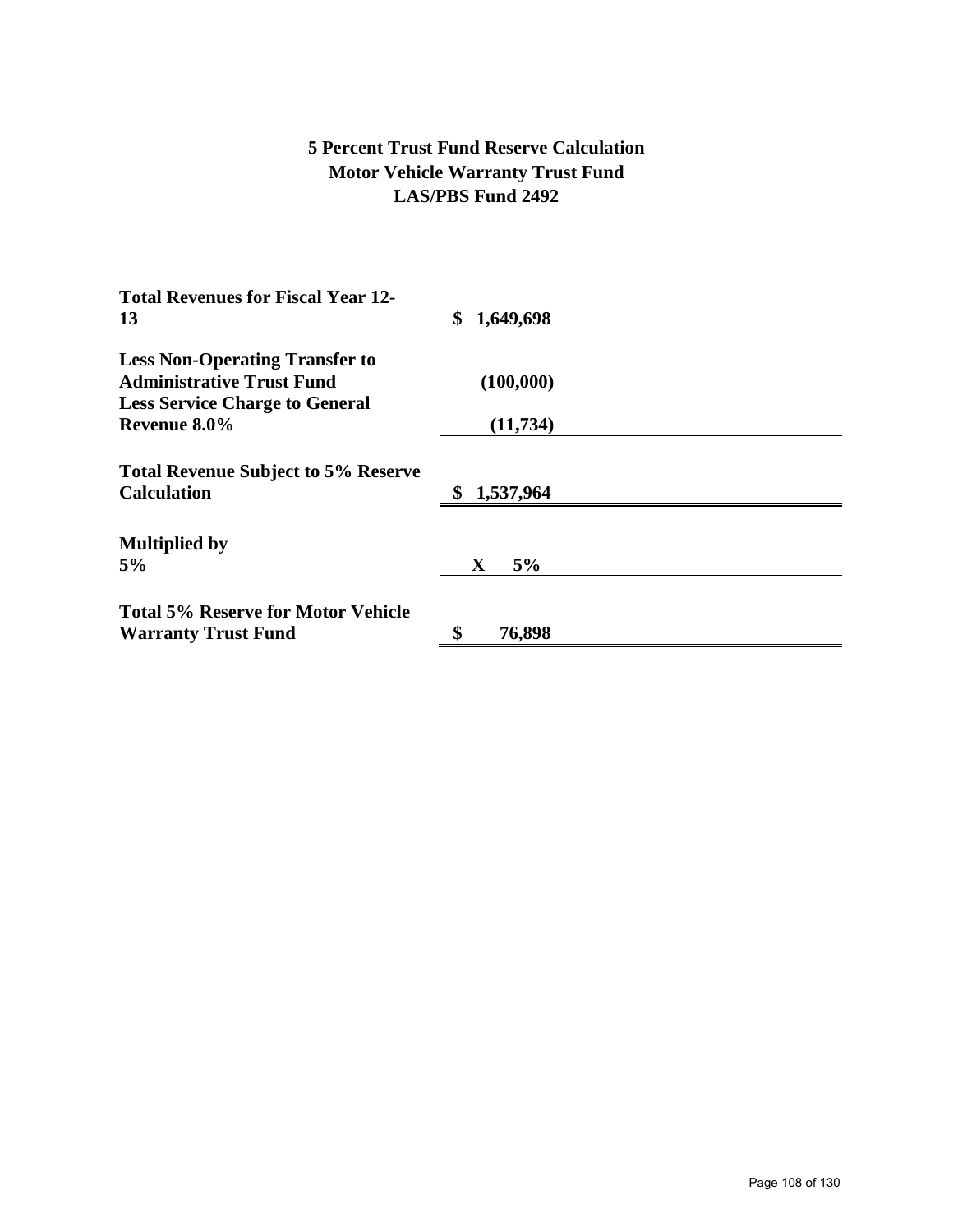# 5 Percent Trust Fund Reserve Calculation
## Motor Vehicle Warranty Trust Fund
## LAS/PBS Fund 2492

| | |
|---|---|
| **Total Revenues for Fiscal Year 12-13** | **$ 1,649,698** |
| **Less Non-Operating Transfer to Administrative Trust Fund** | **(100,000)** |
| **Less Service Charge to General Revenue 8.0%** | **(11,734)** |
| **Total Revenue Subject to 5% Reserve Calculation** | **$ 1,537,964** |
| **Multiplied by 5%** | **X 5%** |
| **Total 5% Reserve for Motor Vehicle Warranty Trust Fund** | **$ 76,898** |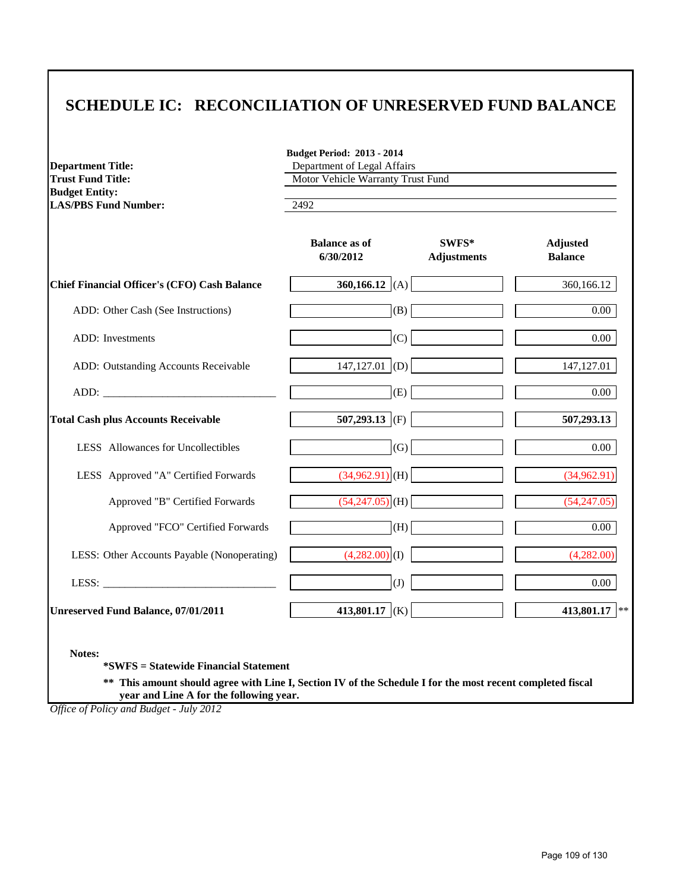# SCHEDULE IC: RECONCILIATION OF UNRESERVED FUND BALANCE

**Budget Period: 2013 - 2014**

| | |
|---|---|
| **Department Title:** | Department of Legal Affairs |
| **Trust Fund Title:** | Motor Vehicle Warranty Trust Fund |
| **Budget Entity:** | |
| **LAS/PBS Fund Number:** | 2492 |

| | Balance as of 6/30/2012 | | SWFS* Adjustments | Adjusted Balance | |
|---|---|---|---|---|---|
| **Chief Financial Officer's (CFO) Cash Balance** | **360,166.12** | (A) | | 360,166.12 | |
| ADD: Other Cash (See Instructions) | | (B) | | 0.00 | |
| ADD: Investments | | (C) | | 0.00 | |
| ADD: Outstanding Accounts Receivable | 147,127.01 | (D) | | 147,127.01 | |
| ADD: _______________________________ | | (E) | | 0.00 | |
| **Total Cash plus Accounts Receivable** | **507,293.13** | (F) | | **507,293.13** | |
| LESS Allowances for Uncollectibles | | (G) | | 0.00 | |
| LESS Approved "A" Certified Forwards | (34,962.91) | (H) | | (34,962.91) | |
| Approved "B" Certified Forwards | (54,247.05) | (H) | | (54,247.05) | |
| Approved "FCO" Certified Forwards | | (H) | | 0.00 | |
| LESS: Other Accounts Payable (Nonoperating) | (4,282.00) | (I) | | (4,282.00) | |
| LESS: _______________________________ | | (J) | | 0.00 | |
| **Unreserved Fund Balance, 07/01/2011** | **413,801.17** | (K) | | **413,801.17** | ** |

**Notes:**

**\*SWFS = Statewide Financial Statement**

**\*\* This amount should agree with Line I, Section IV of the Schedule I for the most recent completed fiscal year and Line A for the following year.**

*Office of Policy and Budget - July 2012*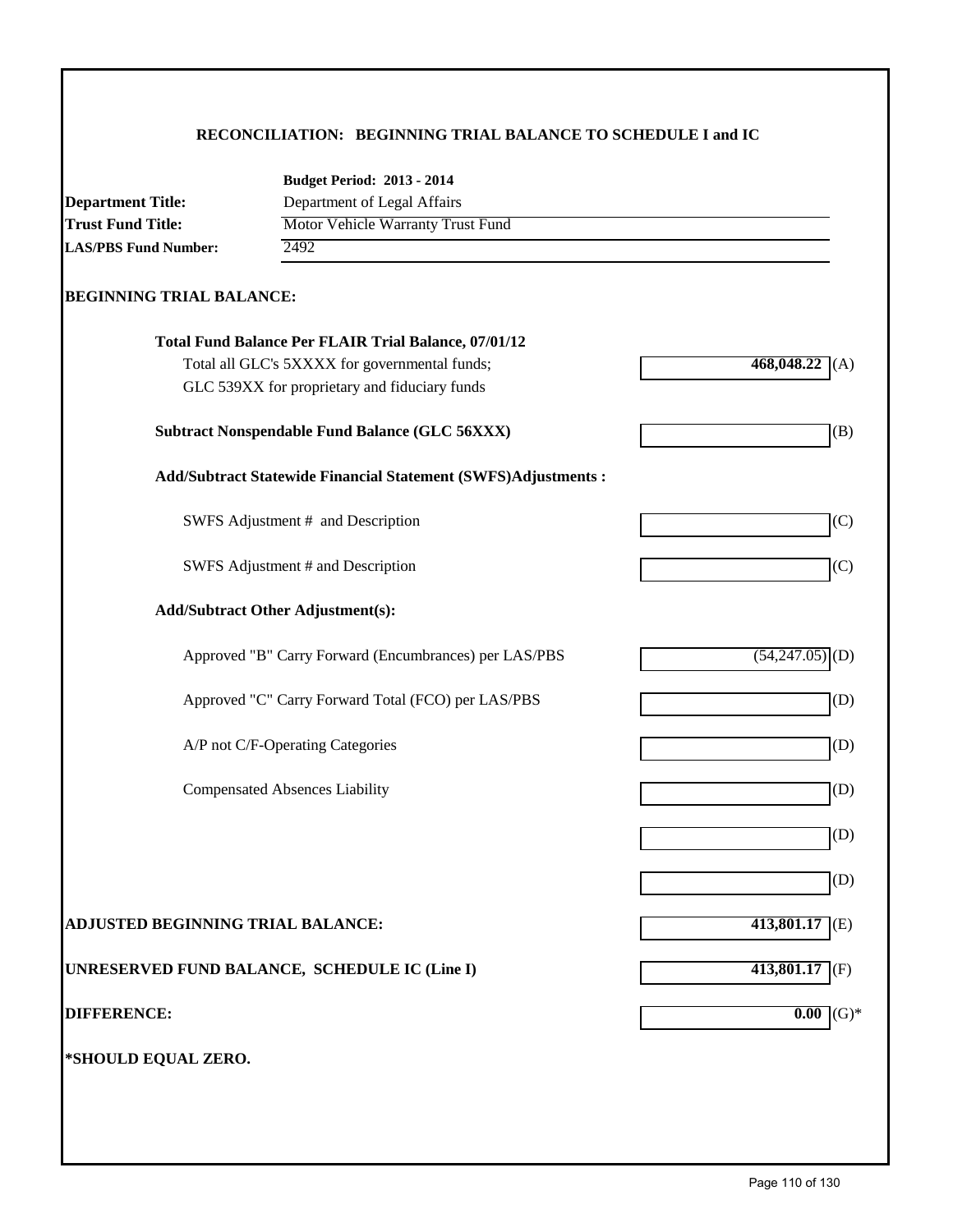## RECONCILIATION: BEGINNING TRIAL BALANCE TO SCHEDULE I and IC

**Budget Period: 2013 - 2014**

**Department Title:** Department of Legal Affairs
**Trust Fund Title:** Motor Vehicle Warranty Trust Fund
**LAS/PBS Fund Number:** 2492

### BEGINNING TRIAL BALANCE:

| | | |
|---|---|---|
| **Total Fund Balance Per FLAIR Trial Balance, 07/01/12** | | |
| Total all GLC's 5XXXX for governmental funds; GLC 539XX for proprietary and fiduciary funds | **468,048.22** | (A) |
| **Subtract Nonspendable Fund Balance (GLC 56XXX)** | | (B) |
| **Add/Subtract Statewide Financial Statement (SWFS)Adjustments :** | | |
| SWFS Adjustment # and Description | | (C) |
| SWFS Adjustment # and Description | | (C) |
| **Add/Subtract Other Adjustment(s):** | | |
| Approved "B" Carry Forward (Encumbrances) per LAS/PBS | (54,247.05) | (D) |
| Approved "C" Carry Forward Total (FCO) per LAS/PBS | | (D) |
| A/P not C/F-Operating Categories | | (D) |
| Compensated Absences Liability | | (D) |
| | | (D) |
| | | (D) |
| **ADJUSTED BEGINNING TRIAL BALANCE:** | **413,801.17** | (E) |
| **UNRESERVED FUND BALANCE, SCHEDULE IC (Line I)** | **413,801.17** | (F) |
| **DIFFERENCE:** | **0.00** | (G)* |

**\*SHOULD EQUAL ZERO.**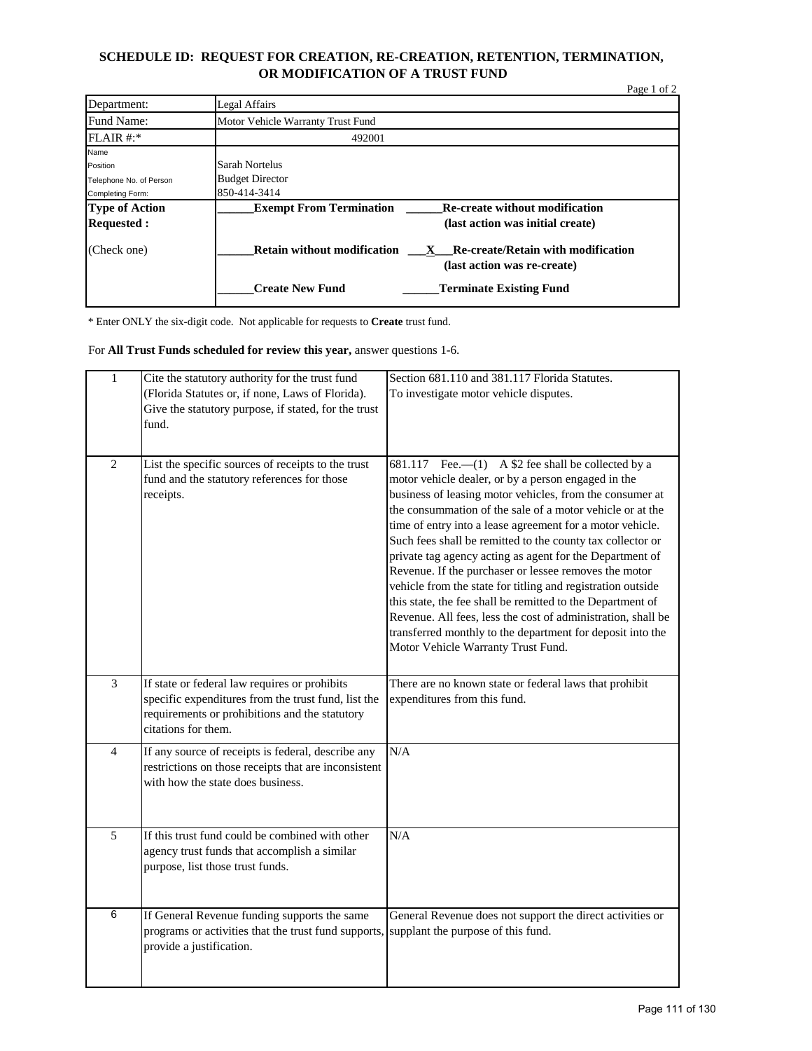## SCHEDULE ID: REQUEST FOR CREATION, RE-CREATION, RETENTION, TERMINATION, OR MODIFICATION OF A TRUST FUND

Page 1 of 2

| | |
|---|---|
| Department: | Legal Affairs |
| Fund Name: | Motor Vehicle Warranty Trust Fund |
| FLAIR #:* | 492001 |
| Name<br>Position<br>Telephone No. of Person<br>Completing Form: | Sarah Nortelus<br>Budget Director<br>850-414-3414 |
| **Type of Action Requested :**<br><br>(Check one) | ______**Exempt From Termination** ______**Re-create without modification (last action was initial create)**<br><br>______**Retain without modification** ___X___**Re-create/Retain with modification (last action was re-create)**<br><br>______**Create New Fund** ______**Terminate Existing Fund** |

\* Enter ONLY the six-digit code. Not applicable for requests to **Create** trust fund.

For **All Trust Funds scheduled for review this year,** answer questions 1-6.

| | | |
|---|---|---|
| 1 | Cite the statutory authority for the trust fund (Florida Statutes or, if none, Laws of Florida). Give the statutory purpose, if stated, for the trust fund. | Section 681.110 and 381.117 Florida Statutes. To investigate motor vehicle disputes. |
| 2 | List the specific sources of receipts to the trust fund and the statutory references for those receipts. | 681.117 Fee.—(1) A $2 fee shall be collected by a motor vehicle dealer, or by a person engaged in the business of leasing motor vehicles, from the consumer at the consummation of the sale of a motor vehicle or at the time of entry into a lease agreement for a motor vehicle. Such fees shall be remitted to the county tax collector or private tag agency acting as agent for the Department of Revenue. If the purchaser or lessee removes the motor vehicle from the state for titling and registration outside this state, the fee shall be remitted to the Department of Revenue. All fees, less the cost of administration, shall be transferred monthly to the department for deposit into the Motor Vehicle Warranty Trust Fund. |
| 3 | If state or federal law requires or prohibits specific expenditures from the trust fund, list the requirements or prohibitions and the statutory citations for them. | There are no known state or federal laws that prohibit expenditures from this fund. |
| 4 | If any source of receipts is federal, describe any restrictions on those receipts that are inconsistent with how the state does business. | N/A |
| 5 | If this trust fund could be combined with other agency trust funds that accomplish a similar purpose, list those trust funds. | N/A |
| 6 | If General Revenue funding supports the same programs or activities that the trust fund supports, provide a justification. | General Revenue does not support the direct activities or supplant the purpose of this fund. |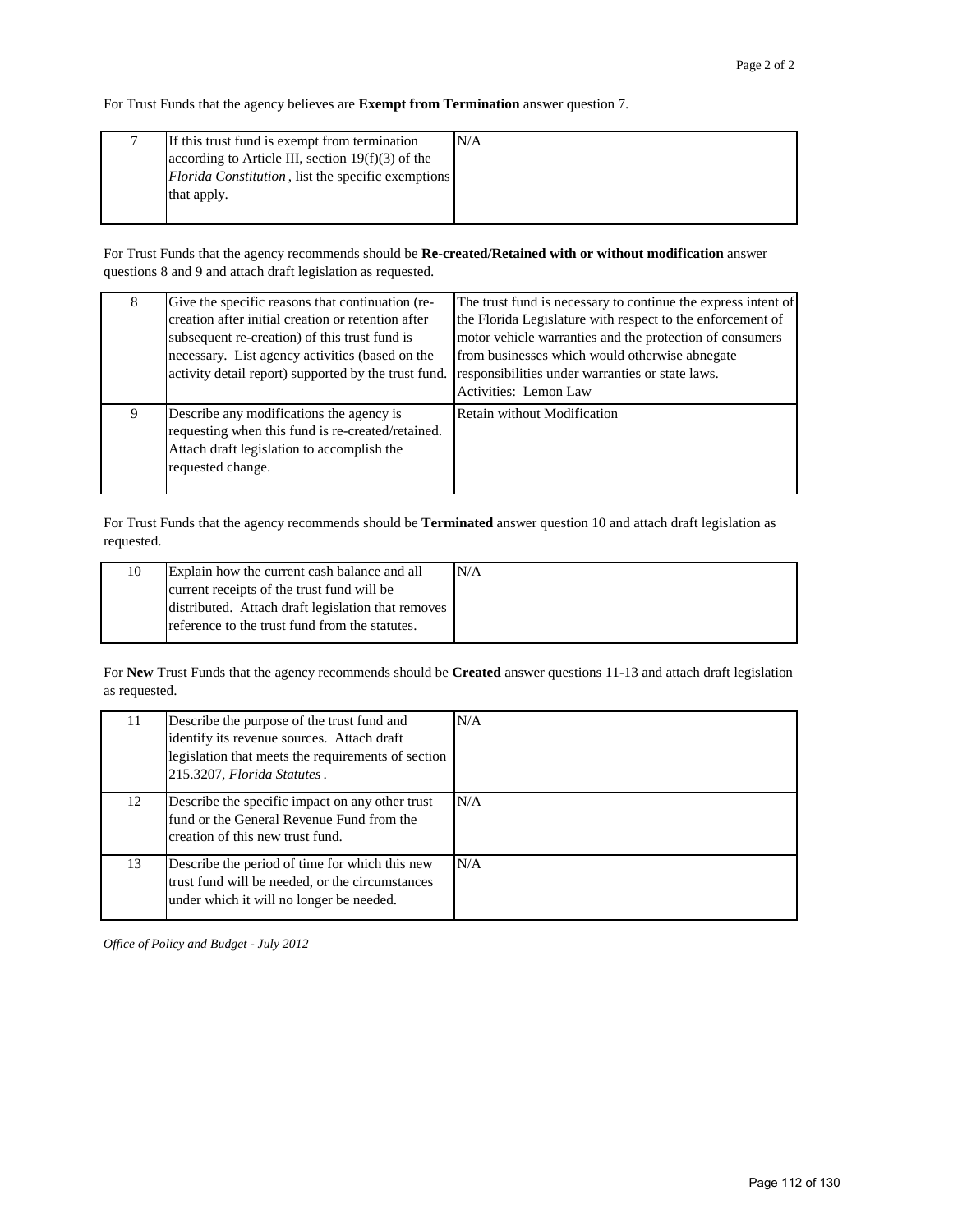For Trust Funds that the agency believes are **Exempt from Termination** answer question 7.

| | | |
|---|---|---|
| 7 | If this trust fund is exempt from termination according to Article III, section 19(f)(3) of the *Florida Constitution*, list the specific exemptions that apply. | N/A |

For Trust Funds that the agency recommends should be **Re-created/Retained with or without modification** answer questions 8 and 9 and attach draft legislation as requested.

| | | |
|---|---|---|
| 8 | Give the specific reasons that continuation (re-creation after initial creation or retention after subsequent re-creation) of this trust fund is necessary. List agency activities (based on the activity detail report) supported by the trust fund. | The trust fund is necessary to continue the express intent of the Florida Legislature with respect to the enforcement of motor vehicle warranties and the protection of consumers from businesses which would otherwise abnegate responsibilities under warranties or state laws. Activities: Lemon Law |
| 9 | Describe any modifications the agency is requesting when this fund is re-created/retained. Attach draft legislation to accomplish the requested change. | Retain without Modification |

For Trust Funds that the agency recommends should be **Terminated** answer question 10 and attach draft legislation as requested.

| | | |
|---|---|---|
| 10 | Explain how the current cash balance and all current receipts of the trust fund will be distributed. Attach draft legislation that removes reference to the trust fund from the statutes. | N/A |

For **New** Trust Funds that the agency recommends should be **Created** answer questions 11-13 and attach draft legislation as requested.

| | | |
|---|---|---|
| 11 | Describe the purpose of the trust fund and identify its revenue sources. Attach draft legislation that meets the requirements of section 215.3207, *Florida Statutes*. | N/A |
| 12 | Describe the specific impact on any other trust fund or the General Revenue Fund from the creation of this new trust fund. | N/A |
| 13 | Describe the period of time for which this new trust fund will be needed, or the circumstances under which it will no longer be needed. | N/A |

*Office of Policy and Budget - July 2012*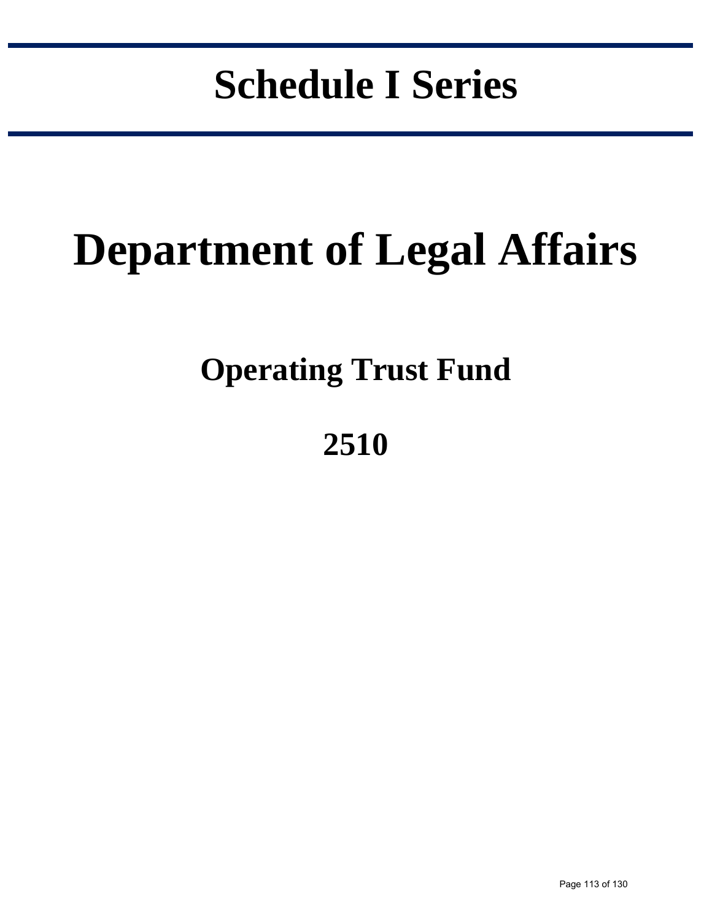# Schedule I Series

# Department of Legal Affairs

## Operating Trust Fund

## 2510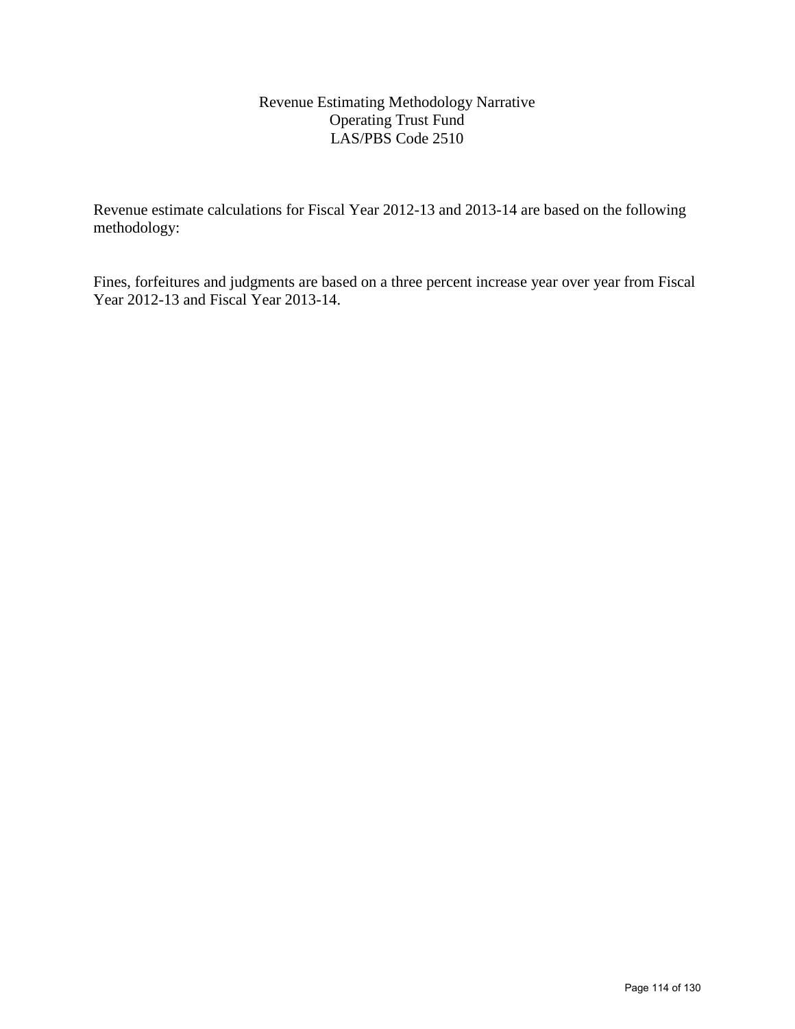# Revenue Estimating Methodology Narrative
## Operating Trust Fund
## LAS/PBS Code 2510

Revenue estimate calculations for Fiscal Year 2012-13 and 2013-14 are based on the following methodology:

Fines, forfeitures and judgments are based on a three percent increase year over year from Fiscal Year 2012-13 and Fiscal Year 2013-14.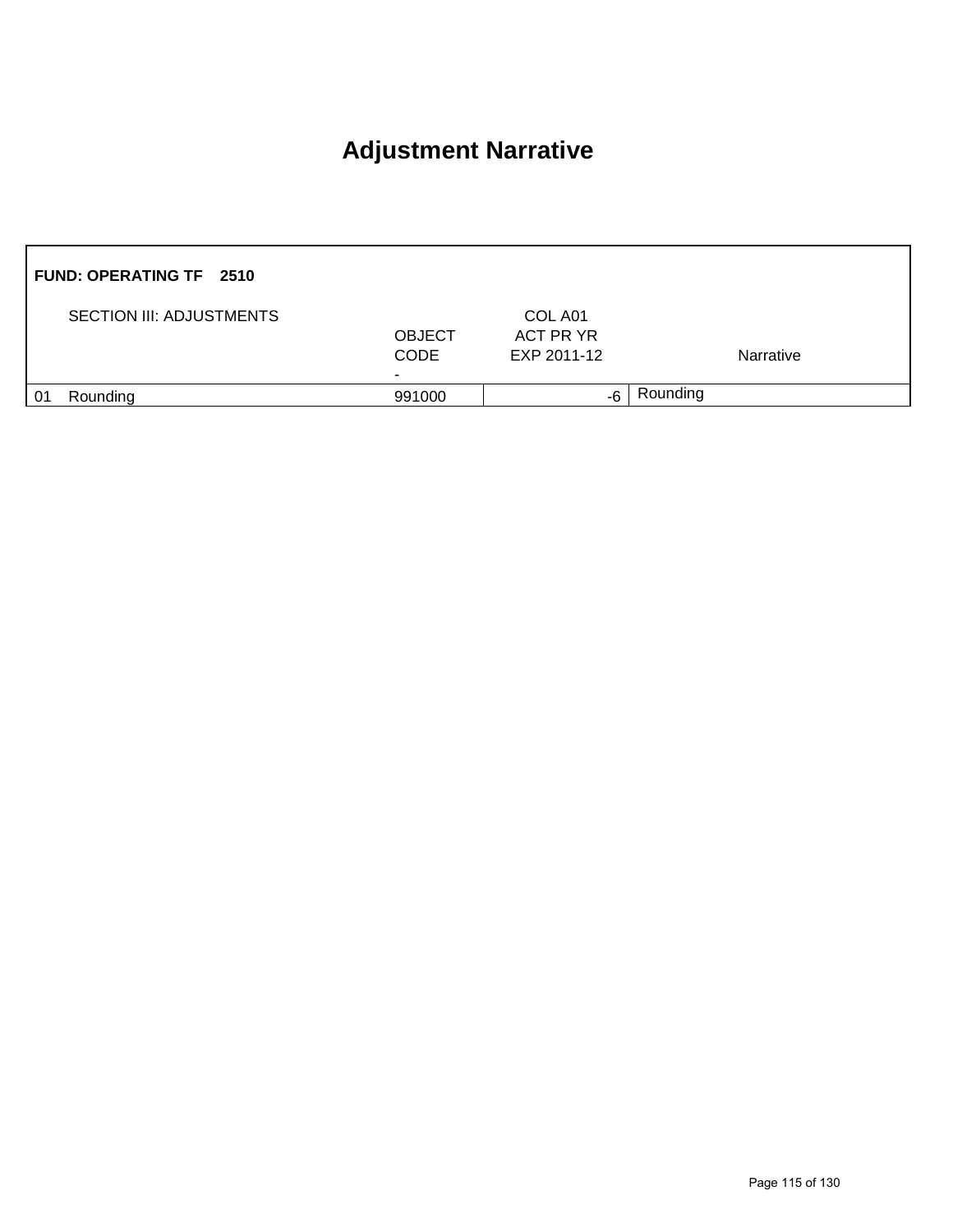# Adjustment Narrative

| FUND: OPERATING TF 2510 | | | | |
|---|---|---|---|---|
| | SECTION III: ADJUSTMENTS | OBJECT CODE - | COL A01 ACT PR YR EXP 2011-12 | Narrative |
| 01 | Rounding | 991000 | -6 | Rounding |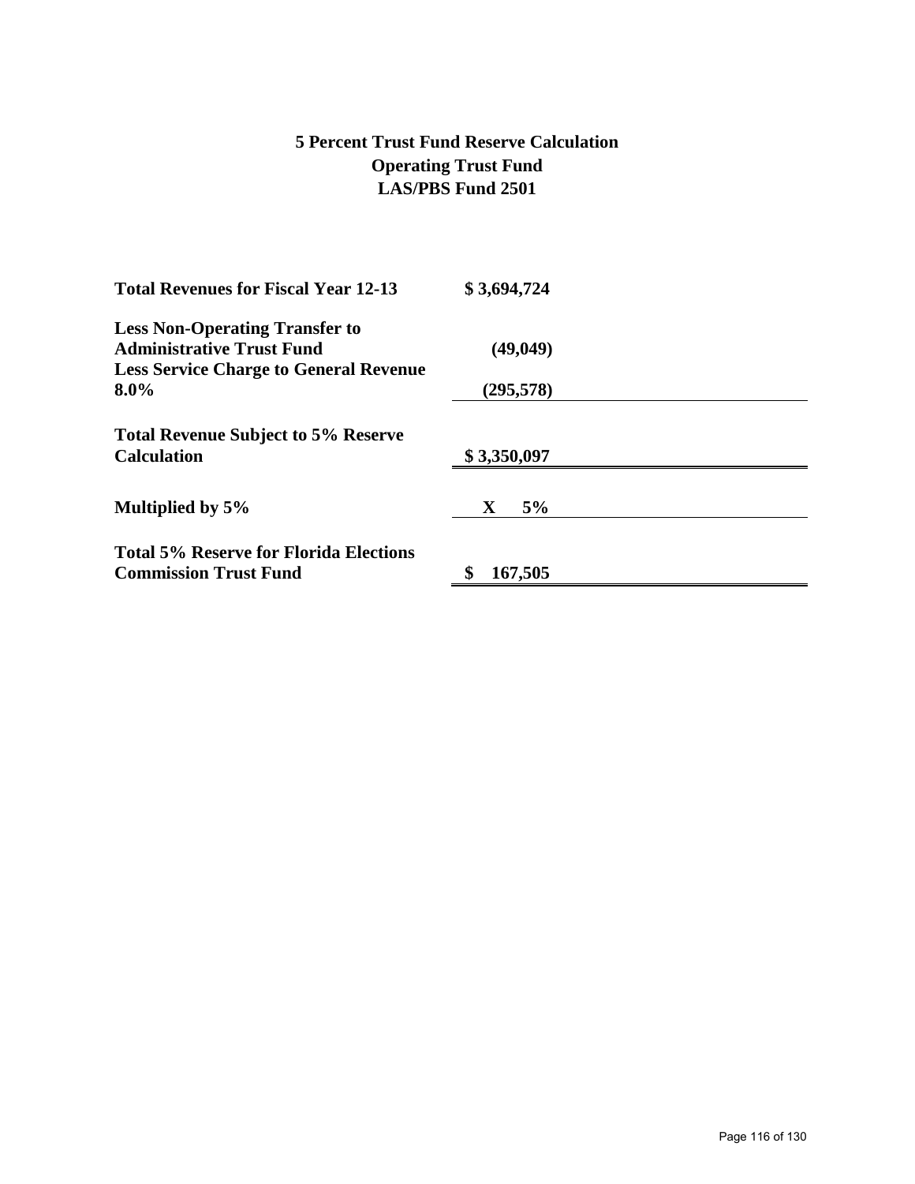# 5 Percent Trust Fund Reserve Calculation
# Operating Trust Fund
# LAS/PBS Fund 2501

| | |
|---|---|
| **Total Revenues for Fiscal Year 12-13** | **$ 3,694,724** |
| **Less Non-Operating Transfer to Administrative Trust Fund** | **(49,049)** |
| **Less Service Charge to General Revenue 8.0%** | **(295,578)** |
| **Total Revenue Subject to 5% Reserve Calculation** | **$ 3,350,097** |
| **Multiplied by 5%** | **X 5%** |
| **Total 5% Reserve for Florida Elections Commission Trust Fund** | **$ 167,505** |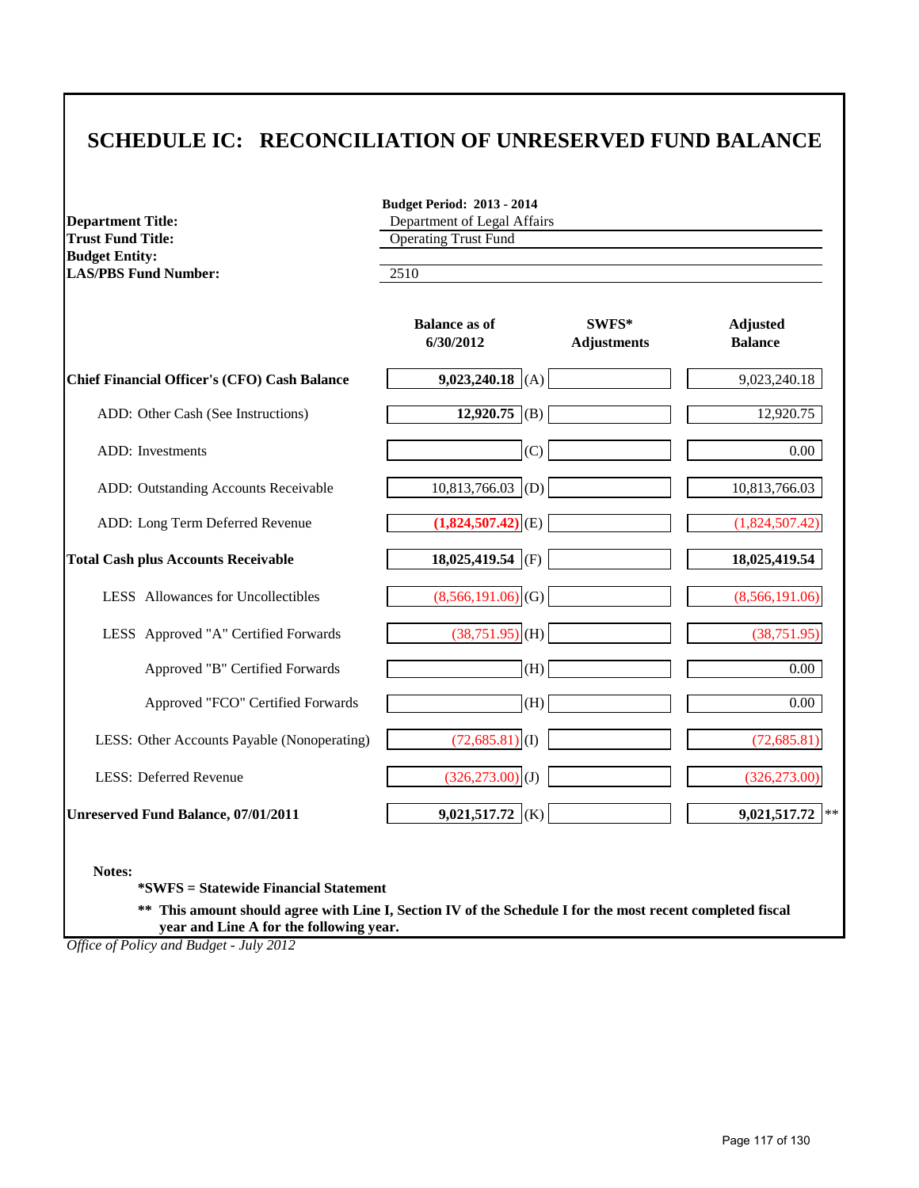# SCHEDULE IC: RECONCILIATION OF UNRESERVED FUND BALANCE

**Budget Period: 2013 - 2014**

| | |
|---|---|
| **Department Title:** | Department of Legal Affairs |
| **Trust Fund Title:** | Operating Trust Fund |
| **Budget Entity:** | |
| **LAS/PBS Fund Number:** | 2510 |

| | **Balance as of 6/30/2012** | | **SWFS* Adjustments** | **Adjusted Balance** |
|---|---|---|---|---|
| **Chief Financial Officer's (CFO) Cash Balance** | **9,023,240.18** | (A) | | 9,023,240.18 |
| ADD: Other Cash (See Instructions) | **12,920.75** | (B) | | 12,920.75 |
| ADD: Investments | | (C) | | 0.00 |
| ADD: Outstanding Accounts Receivable | 10,813,766.03 | (D) | | 10,813,766.03 |
| ADD: Long Term Deferred Revenue | **(1,824,507.42)** | (E) | | (1,824,507.42) |
| **Total Cash plus Accounts Receivable** | **18,025,419.54** | (F) | | **18,025,419.54** |
| LESS Allowances for Uncollectibles | (8,566,191.06) | (G) | | (8,566,191.06) |
| LESS Approved "A" Certified Forwards | (38,751.95) | (H) | | (38,751.95) |
| Approved "B" Certified Forwards | | (H) | | 0.00 |
| Approved "FCO" Certified Forwards | | (H) | | 0.00 |
| LESS: Other Accounts Payable (Nonoperating) | (72,685.81) | (I) | | (72,685.81) |
| LESS: Deferred Revenue | (326,273.00) | (J) | | (326,273.00) |
| **Unreserved Fund Balance, 07/01/2011** | **9,021,517.72** | (K) | | **9,021,517.72** ** |

**Notes:**

**\*SWFS = Statewide Financial Statement**

**\*\* This amount should agree with Line I, Section IV of the Schedule I for the most recent completed fiscal year and Line A for the following year.**

*Office of Policy and Budget - July 2012*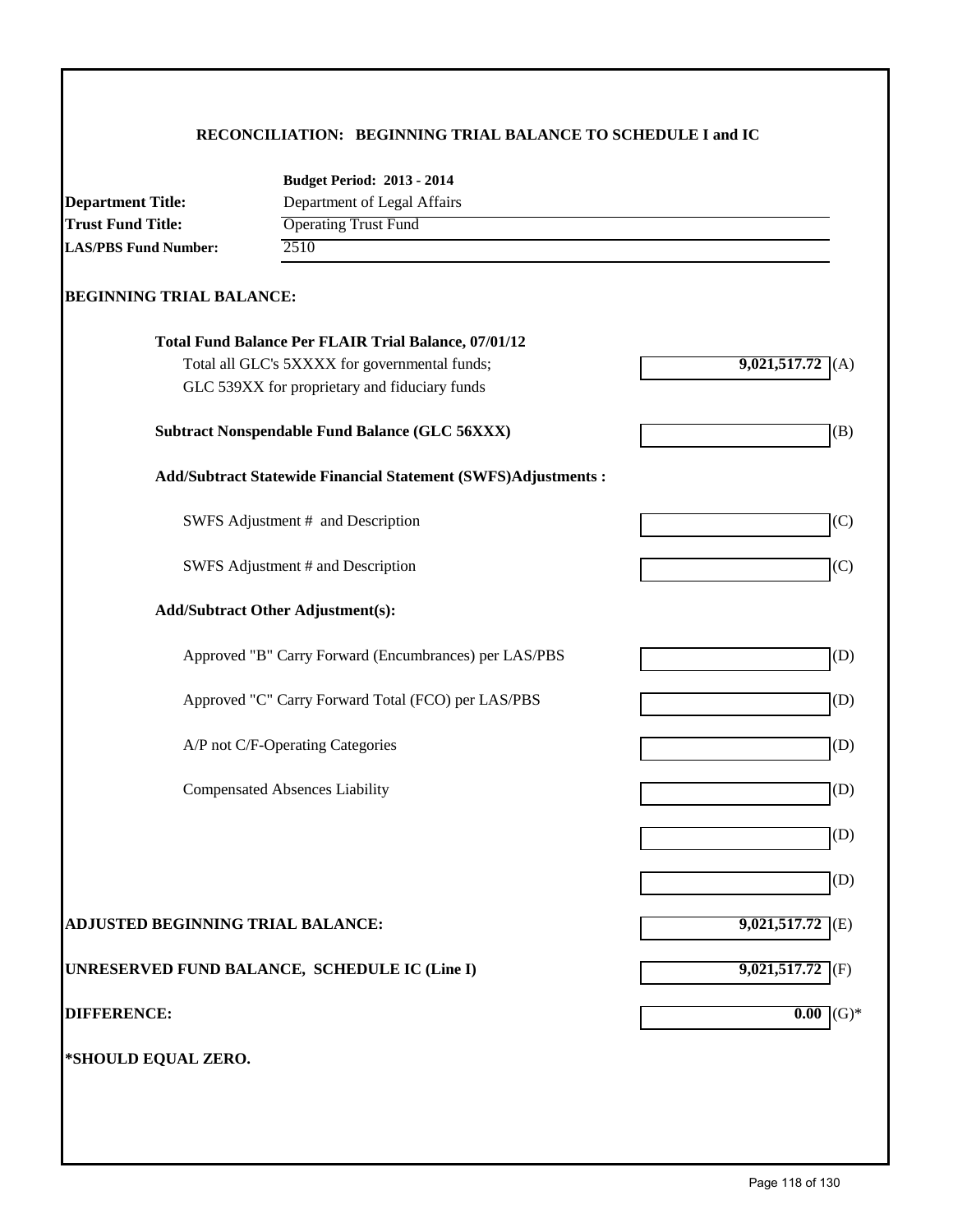## RECONCILIATION: BEGINNING TRIAL BALANCE TO SCHEDULE I and IC

**Budget Period: 2013 - 2014**

**Department Title:** Department of Legal Affairs
**Trust Fund Title:** Operating Trust Fund
**LAS/PBS Fund Number:** 2510

### BEGINNING TRIAL BALANCE:

| | | |
|---|---|---|
| **Total Fund Balance Per FLAIR Trial Balance, 07/01/12** | | |
| Total all GLC's 5XXXX for governmental funds; GLC 539XX for proprietary and fiduciary funds | **9,021,517.72** | (A) |
| **Subtract Nonspendable Fund Balance (GLC 56XXX)** | | (B) |
| **Add/Subtract Statewide Financial Statement (SWFS)Adjustments :** | | |
| SWFS Adjustment # and Description | | (C) |
| SWFS Adjustment # and Description | | (C) |
| **Add/Subtract Other Adjustment(s):** | | |
| Approved "B" Carry Forward (Encumbrances) per LAS/PBS | | (D) |
| Approved "C" Carry Forward Total (FCO) per LAS/PBS | | (D) |
| A/P not C/F-Operating Categories | | (D) |
| Compensated Absences Liability | | (D) |
| | | (D) |
| | | (D) |
| **ADJUSTED BEGINNING TRIAL BALANCE:** | **9,021,517.72** | (E) |
| **UNRESERVED FUND BALANCE, SCHEDULE IC (Line I)** | **9,021,517.72** | (F) |
| **DIFFERENCE:** | **0.00** | (G)* |

**\*SHOULD EQUAL ZERO.**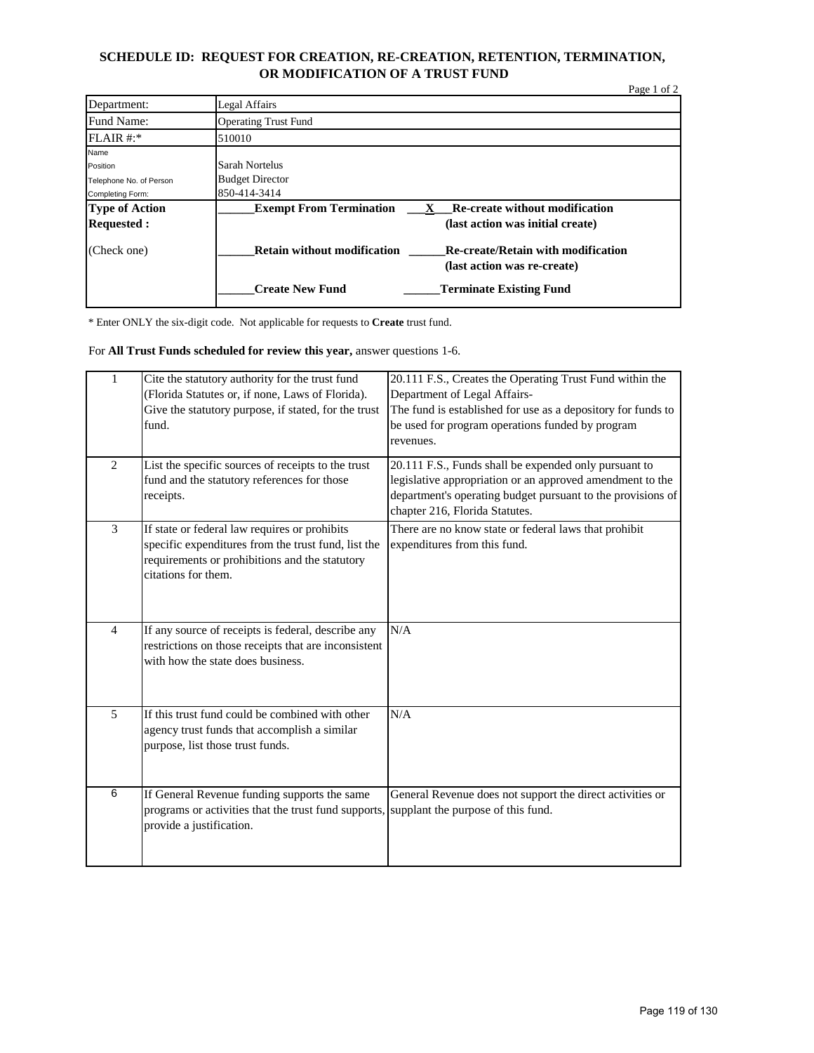## SCHEDULE ID: REQUEST FOR CREATION, RE-CREATION, RETENTION, TERMINATION, OR MODIFICATION OF A TRUST FUND

Page 1 of 2

| | |
|---|---|
| Department: | Legal Affairs |
| Fund Name: | Operating Trust Fund |
| FLAIR #:* | 510010 |
| Name<br>Position<br>Telephone No. of Person<br>Completing Form: | Sarah Nortelus<br>Budget Director<br>850-414-3414 |
| **Type of Action Requested :**<br><br>(Check one) | ______**Exempt From Termination** ___X___**Re-create without modification (last action was initial create)**<br><br>______**Retain without modification** ______**Re-create/Retain with modification (last action was re-create)**<br><br>______**Create New Fund** ______**Terminate Existing Fund** |

\* Enter ONLY the six-digit code. Not applicable for requests to **Create** trust fund.

For **All Trust Funds scheduled for review this year,** answer questions 1-6.

| | | |
|---|---|---|
| 1 | Cite the statutory authority for the trust fund (Florida Statutes or, if none, Laws of Florida). Give the statutory purpose, if stated, for the trust fund. | 20.111 F.S., Creates the Operating Trust Fund within the Department of Legal Affairs-<br>The fund is established for use as a depository for funds to be used for program operations funded by program revenues. |
| 2 | List the specific sources of receipts to the trust fund and the statutory references for those receipts. | 20.111 F.S., Funds shall be expended only pursuant to legislative appropriation or an approved amendment to the department's operating budget pursuant to the provisions of chapter 216, Florida Statutes. |
| 3 | If state or federal law requires or prohibits specific expenditures from the trust fund, list the requirements or prohibitions and the statutory citations for them. | There are no know state or federal laws that prohibit expenditures from this fund. |
| 4 | If any source of receipts is federal, describe any restrictions on those receipts that are inconsistent with how the state does business. | N/A |
| 5 | If this trust fund could be combined with other agency trust funds that accomplish a similar purpose, list those trust funds. | N/A |
| 6 | If General Revenue funding supports the same programs or activities that the trust fund supports, provide a justification. | General Revenue does not support the direct activities or supplant the purpose of this fund. |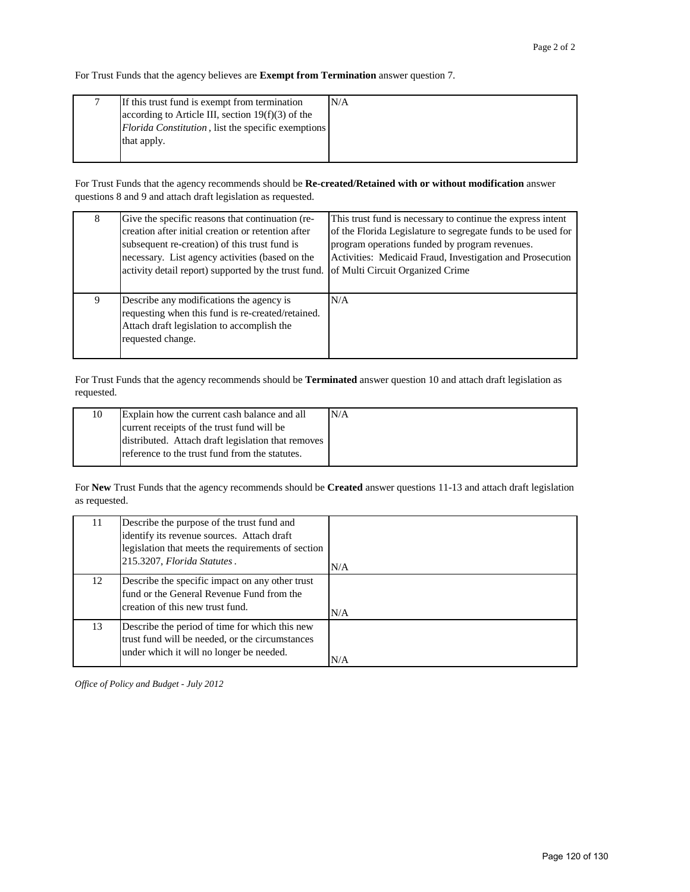For Trust Funds that the agency believes are **Exempt from Termination** answer question 7.

| | | |
|---|---|---|
| 7 | If this trust fund is exempt from termination according to Article III, section 19(f)(3) of the *Florida Constitution*, list the specific exemptions that apply. | N/A |

For Trust Funds that the agency recommends should be **Re-created/Retained with or without modification** answer questions 8 and 9 and attach draft legislation as requested.

| | | |
|---|---|---|
| 8 | Give the specific reasons that continuation (re-creation after initial creation or retention after subsequent re-creation) of this trust fund is necessary. List agency activities (based on the activity detail report) supported by the trust fund. | This trust fund is necessary to continue the express intent of the Florida Legislature to segregate funds to be used for program operations funded by program revenues. Activities: Medicaid Fraud, Investigation and Prosecution of Multi Circuit Organized Crime |
| 9 | Describe any modifications the agency is requesting when this fund is re-created/retained. Attach draft legislation to accomplish the requested change. | N/A |

For Trust Funds that the agency recommends should be **Terminated** answer question 10 and attach draft legislation as requested.

| | | |
|---|---|---|
| 10 | Explain how the current cash balance and all current receipts of the trust fund will be distributed. Attach draft legislation that removes reference to the trust fund from the statutes. | N/A |

For **New** Trust Funds that the agency recommends should be **Created** answer questions 11-13 and attach draft legislation as requested.

| | | |
|---|---|---|
| 11 | Describe the purpose of the trust fund and identify its revenue sources. Attach draft legislation that meets the requirements of section 215.3207, *Florida Statutes*. | N/A |
| 12 | Describe the specific impact on any other trust fund or the General Revenue Fund from the creation of this new trust fund. | N/A |
| 13 | Describe the period of time for which this new trust fund will be needed, or the circumstances under which it will no longer be needed. | N/A |

*Office of Policy and Budget - July 2012*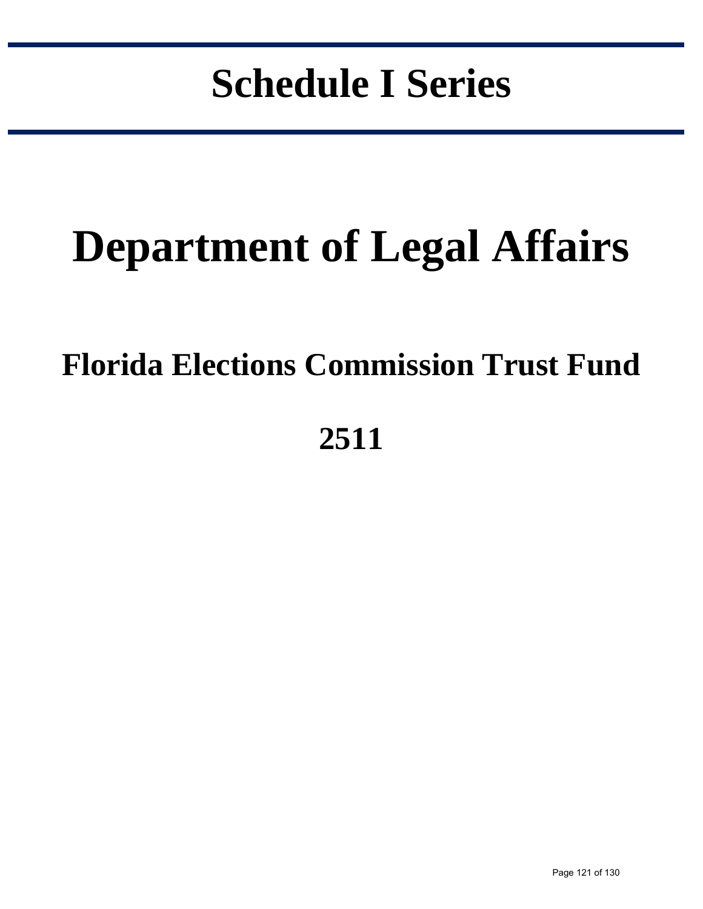# Schedule I Series

# Department of Legal Affairs

## Florida Elections Commission Trust Fund

## 2511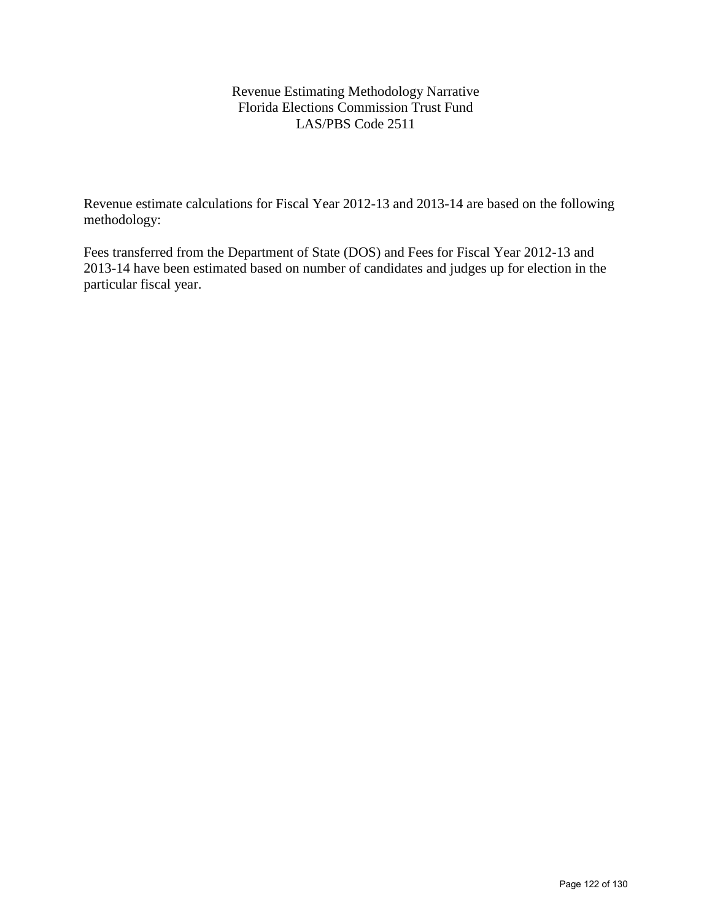# Revenue Estimating Methodology Narrative
## Florida Elections Commission Trust Fund
## LAS/PBS Code 2511

Revenue estimate calculations for Fiscal Year 2012-13 and 2013-14 are based on the following methodology:

Fees transferred from the Department of State (DOS) and Fees for Fiscal Year 2012-13 and 2013-14 have been estimated based on number of candidates and judges up for election in the particular fiscal year.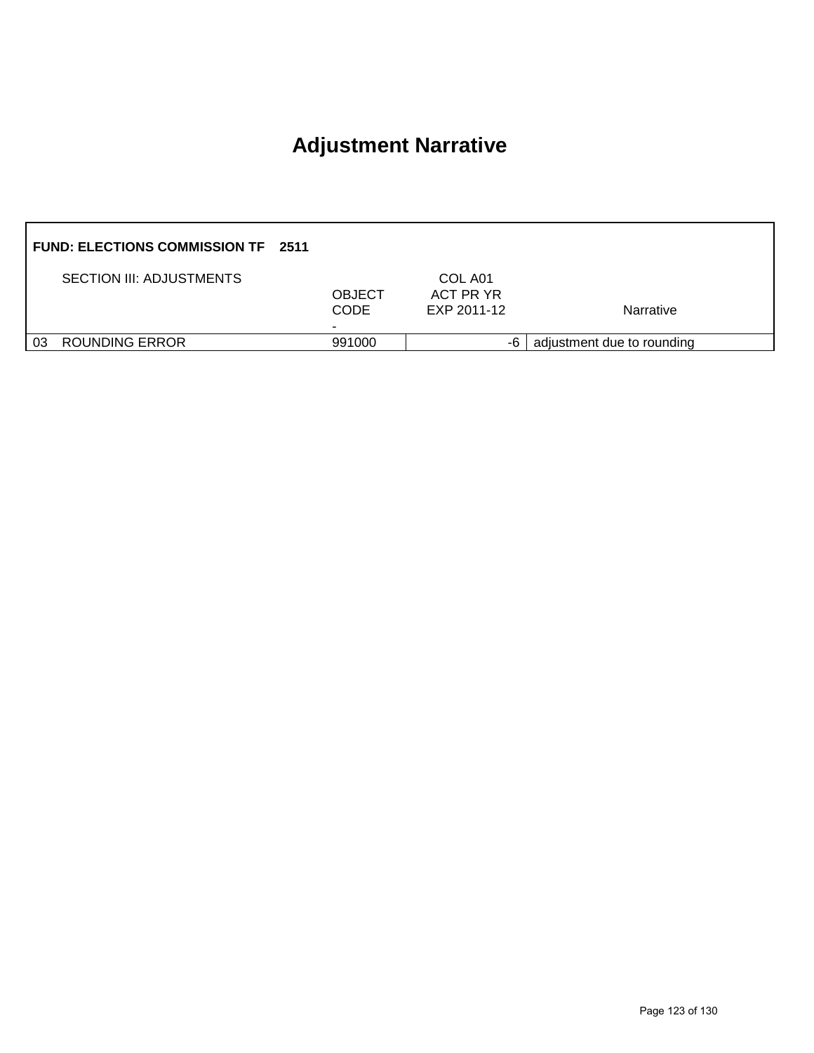# Adjustment Narrative

**FUND: ELECTIONS COMMISSION TF 2511**

| | SECTION III: ADJUSTMENTS | OBJECT CODE - | COL A01 ACT PR YR EXP 2011-12 | Narrative |
|---|---|---|---|---|
| 03 | ROUNDING ERROR | 991000 | -6 | adjustment due to rounding |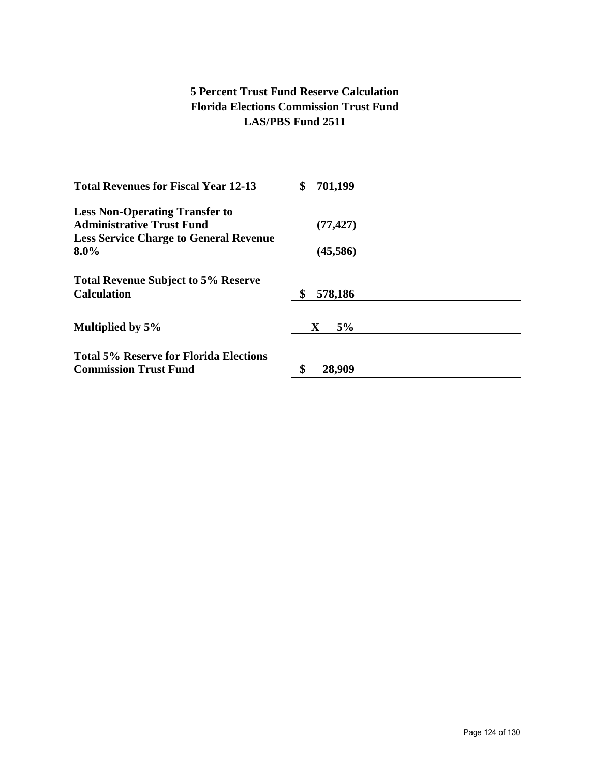**5 Percent Trust Fund Reserve Calculation**
**Florida Elections Commission Trust Fund**
**LAS/PBS Fund 2511**

| | |
|---|---|
| **Total Revenues for Fiscal Year 12-13** | **$ 701,199** |
| **Less Non-Operating Transfer to Administrative Trust Fund** | **(77,427)** |
| **Less Service Charge to General Revenue 8.0%** | **(45,586)** |
| **Total Revenue Subject to 5% Reserve Calculation** | **$ 578,186** |
| **Multiplied by 5%** | **X 5%** |
| **Total 5% Reserve for Florida Elections Commission Trust Fund** | **$ 28,909** |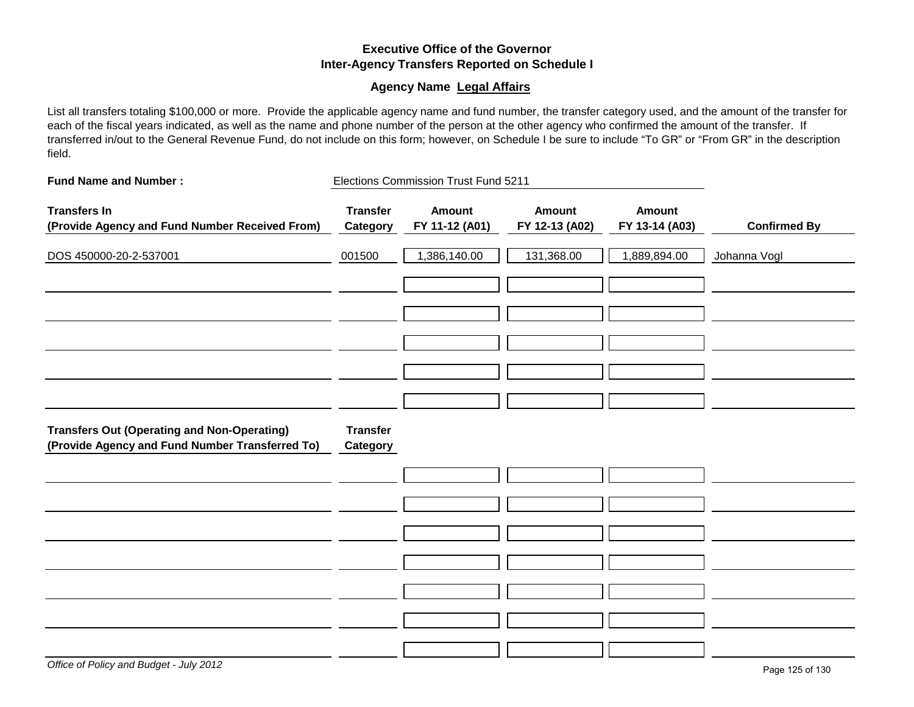# Executive Office of the Governor
## Inter-Agency Transfers Reported on Schedule I

**Agency Name Legal Affairs**

List all transfers totaling $100,000 or more. Provide the applicable agency name and fund number, the transfer category used, and the amount of the transfer for each of the fiscal years indicated, as well as the name and phone number of the person at the other agency who confirmed the amount of the transfer. If transferred in/out to the General Revenue Fund, do not include on this form; however, on Schedule I be sure to include "To GR" or "From GR" in the description field.

**Fund Name and Number :** Elections Commission Trust Fund 5211

| Transfers In (Provide Agency and Fund Number Received From) | Transfer Category | Amount FY 11-12 (A01) | Amount FY 12-13 (A02) | Amount FY 13-14 (A03) | Confirmed By |
|---|---|---|---|---|---|
| DOS 450000-20-2-537001 | 001500 | 1,386,140.00 | 131,368.00 | 1,889,894.00 | Johanna Vogl |
| | | | | | |
| | | | | | |
| | | | | | |
| | | | | | |
| | | | | | |

| Transfers Out (Operating and Non-Operating) (Provide Agency and Fund Number Transferred To) | Transfer Category | | | | |
|---|---|---|---|---|---|
| | | | | | |
| | | | | | |
| | | | | | |
| | | | | | |
| | | | | | |
| | | | | | |
| | | | | | |

*Office of Policy and Budget - July 2012*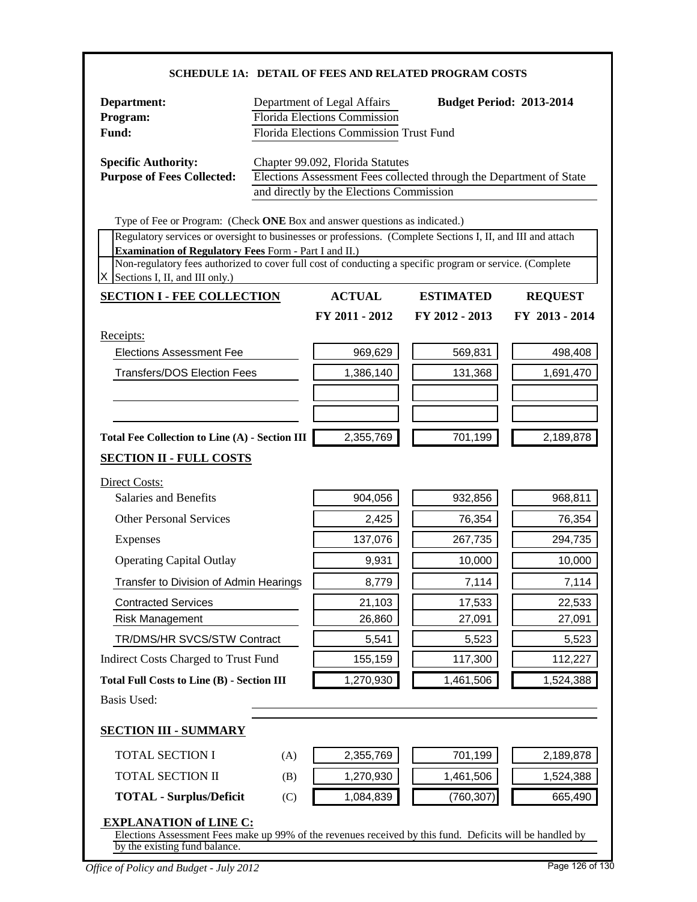### SCHEDULE 1A: DETAIL OF FEES AND RELATED PROGRAM COSTS

**Department:** Department of Legal Affairs **Budget Period: 2013-2014**
**Program:** Florida Elections Commission
**Fund:** Florida Elections Commission Trust Fund

**Specific Authority:** Chapter 99.092, Florida Statutes
**Purpose of Fees Collected:** Elections Assessment Fees collected through the Department of State and directly by the Elections Commission

Type of Fee or Program: (Check **ONE** Box and answer questions as indicated.)

| | |
|---|---|
| | Regulatory services or oversight to businesses or professions. (Complete Sections I, II, and III and attach **Examination of Regulatory Fees** Form - Part I and II.) |
| X | Non-regulatory fees authorized to cover full cost of conducting a specific program or service. (Complete Sections I, II, and III only.) |

| **SECTION I - FEE COLLECTION** | **ACTUAL FY 2011 - 2012** | **ESTIMATED FY 2012 - 2013** | **REQUEST FY 2013 - 2014** |
|---|---|---|---|
| Receipts: | | | |
| Elections Assessment Fee | 969,629 | 569,831 | 498,408 |
| Transfers/DOS Election Fees | 1,386,140 | 131,368 | 1,691,470 |
| | | | |
| | | | |
| **Total Fee Collection to Line (A) - Section III** | 2,355,769 | 701,199 | 2,189,878 |

| **SECTION II - FULL COSTS** | | | |
|---|---|---|---|
| Direct Costs: | | | |
| Salaries and Benefits | 904,056 | 932,856 | 968,811 |
| Other Personal Services | 2,425 | 76,354 | 76,354 |
| Expenses | 137,076 | 267,735 | 294,735 |
| Operating Capital Outlay | 9,931 | 10,000 | 10,000 |
| Transfer to Division of Admin Hearings | 8,779 | 7,114 | 7,114 |
| Contracted Services | 21,103 | 17,533 | 22,533 |
| Risk Management | 26,860 | 27,091 | 27,091 |
| TR/DMS/HR SVCS/STW Contract | 5,541 | 5,523 | 5,523 |
| Indirect Costs Charged to Trust Fund | 155,159 | 117,300 | 112,227 |
| **Total Full Costs to Line (B) - Section III** | 1,270,930 | 1,461,506 | 1,524,388 |

Basis Used:

| **SECTION III - SUMMARY** | | | | |
|---|---|---|---|---|
| TOTAL SECTION I | (A) | 2,355,769 | 701,199 | 2,189,878 |
| TOTAL SECTION II | (B) | 1,270,930 | 1,461,506 | 1,524,388 |
| **TOTAL - Surplus/Deficit** | (C) | 1,084,839 | (760,307) | 665,490 |

**EXPLANATION of LINE C:**
Elections Assessment Fees make up 99% of the revenues received by this fund. Deficits will be handled by the existing fund balance.

*Office of Policy and Budget - July 2012*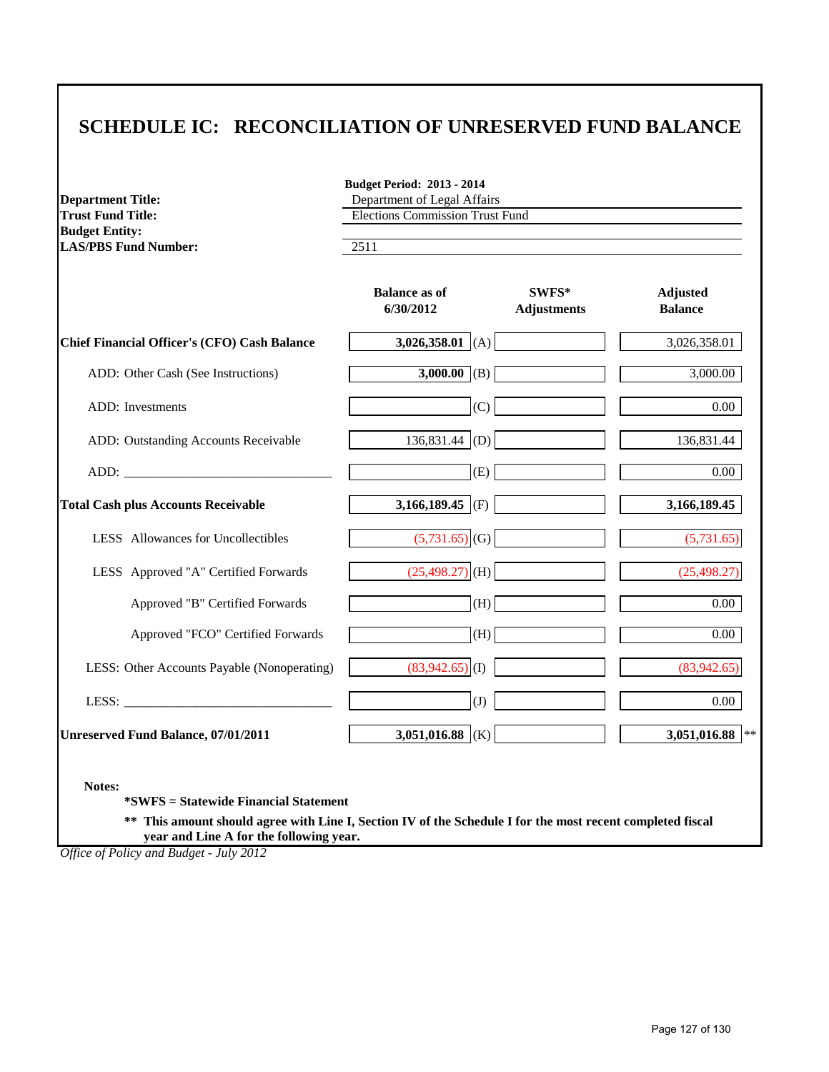# SCHEDULE IC: RECONCILIATION OF UNRESERVED FUND BALANCE

| | |
|---|---|
| | **Budget Period: 2013 - 2014** |
| **Department Title:** | Department of Legal Affairs |
| **Trust Fund Title:** | Elections Commission Trust Fund |
| **Budget Entity:** | |
| **LAS/PBS Fund Number:** | 2511 |

| | Balance as of 6/30/2012 | | SWFS* Adjustments | Adjusted Balance |
|---|---|---|---|---|
| **Chief Financial Officer's (CFO) Cash Balance** | **3,026,358.01** | (A) | | 3,026,358.01 |
| ADD: Other Cash (See Instructions) | **3,000.00** | (B) | | 3,000.00 |
| ADD: Investments | | (C) | | 0.00 |
| ADD: Outstanding Accounts Receivable | 136,831.44 | (D) | | 136,831.44 |
| ADD: _______________________________ | | (E) | | 0.00 |
| **Total Cash plus Accounts Receivable** | **3,166,189.45** | (F) | | **3,166,189.45** |
| LESS Allowances for Uncollectibles | (5,731.65) | (G) | | (5,731.65) |
| LESS Approved "A" Certified Forwards | (25,498.27) | (H) | | (25,498.27) |
| Approved "B" Certified Forwards | | (H) | | 0.00 |
| Approved "FCO" Certified Forwards | | (H) | | 0.00 |
| LESS: Other Accounts Payable (Nonoperating) | (83,942.65) | (I) | | (83,942.65) |
| LESS: _______________________________ | | (J) | | 0.00 |
| **Unreserved Fund Balance, 07/01/2011** | **3,051,016.88** | (K) | | **3,051,016.88** ** |

**Notes:**

**\*SWFS = Statewide Financial Statement**

**\*\* This amount should agree with Line I, Section IV of the Schedule I for the most recent completed fiscal year and Line A for the following year.**

*Office of Policy and Budget - July 2012*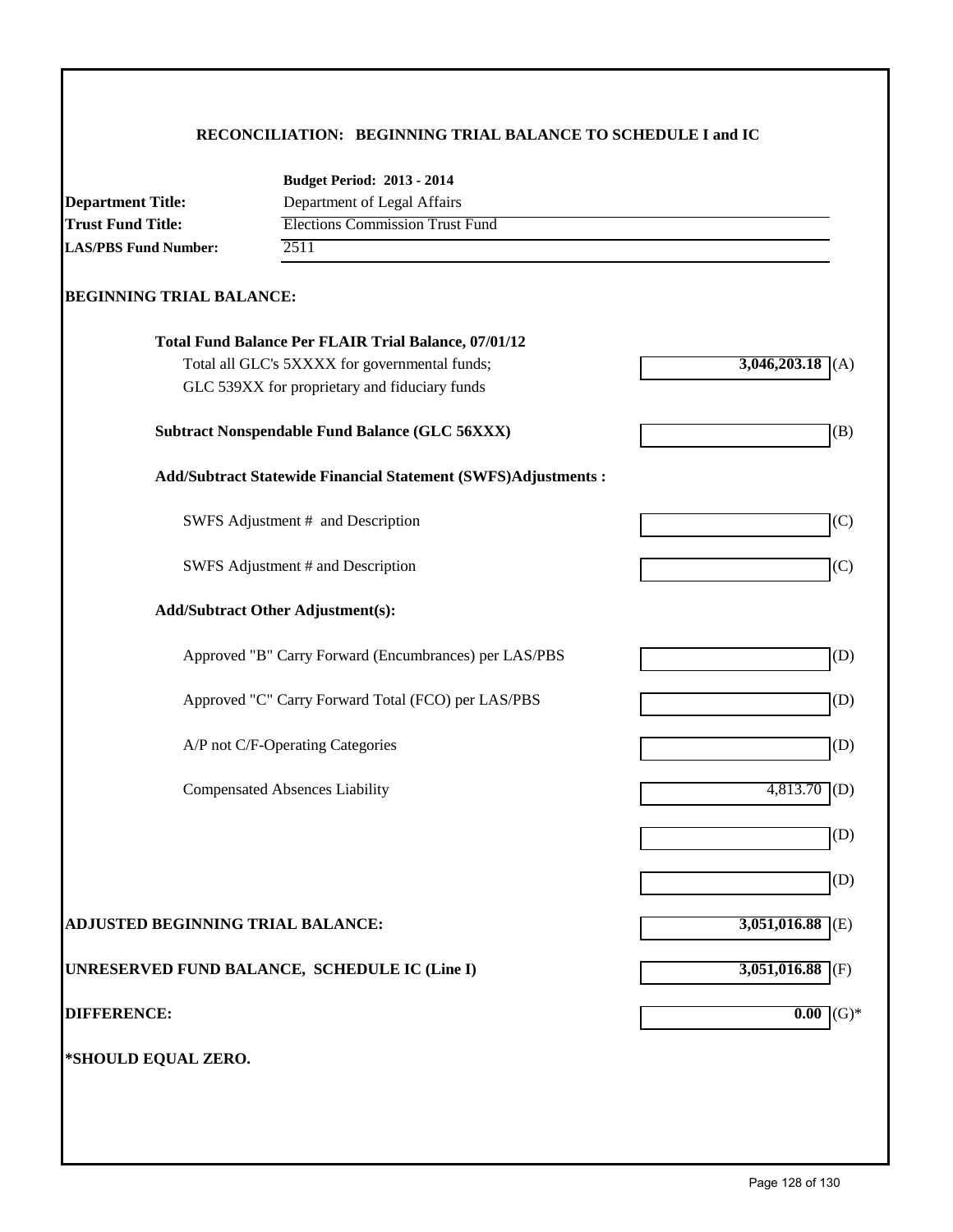## RECONCILIATION: BEGINNING TRIAL BALANCE TO SCHEDULE I and IC

**Budget Period: 2013 - 2014**

**Department Title:** Department of Legal Affairs
**Trust Fund Title:** Elections Commission Trust Fund
**LAS/PBS Fund Number:** 2511

### BEGINNING TRIAL BALANCE:

| | Amount | |
|---|---|---|
| **Total Fund Balance Per FLAIR Trial Balance, 07/01/12** | | |
| Total all GLC's 5XXXX for governmental funds; GLC 539XX for proprietary and fiduciary funds | **3,046,203.18** | (A) |
| **Subtract Nonspendable Fund Balance (GLC 56XXX)** | | (B) |
| **Add/Subtract Statewide Financial Statement (SWFS)Adjustments :** | | |
| SWFS Adjustment # and Description | | (C) |
| SWFS Adjustment # and Description | | (C) |
| **Add/Subtract Other Adjustment(s):** | | |
| Approved "B" Carry Forward (Encumbrances) per LAS/PBS | | (D) |
| Approved "C" Carry Forward Total (FCO) per LAS/PBS | | (D) |
| A/P not C/F-Operating Categories | | (D) |
| Compensated Absences Liability | 4,813.70 | (D) |
| | | (D) |
| | | (D) |
| **ADJUSTED BEGINNING TRIAL BALANCE:** | **3,051,016.88** | (E) |
| **UNRESERVED FUND BALANCE, SCHEDULE IC (Line I)** | **3,051,016.88** | (F) |
| **DIFFERENCE:** | **0.00** | (G)* |

**\*SHOULD EQUAL ZERO.**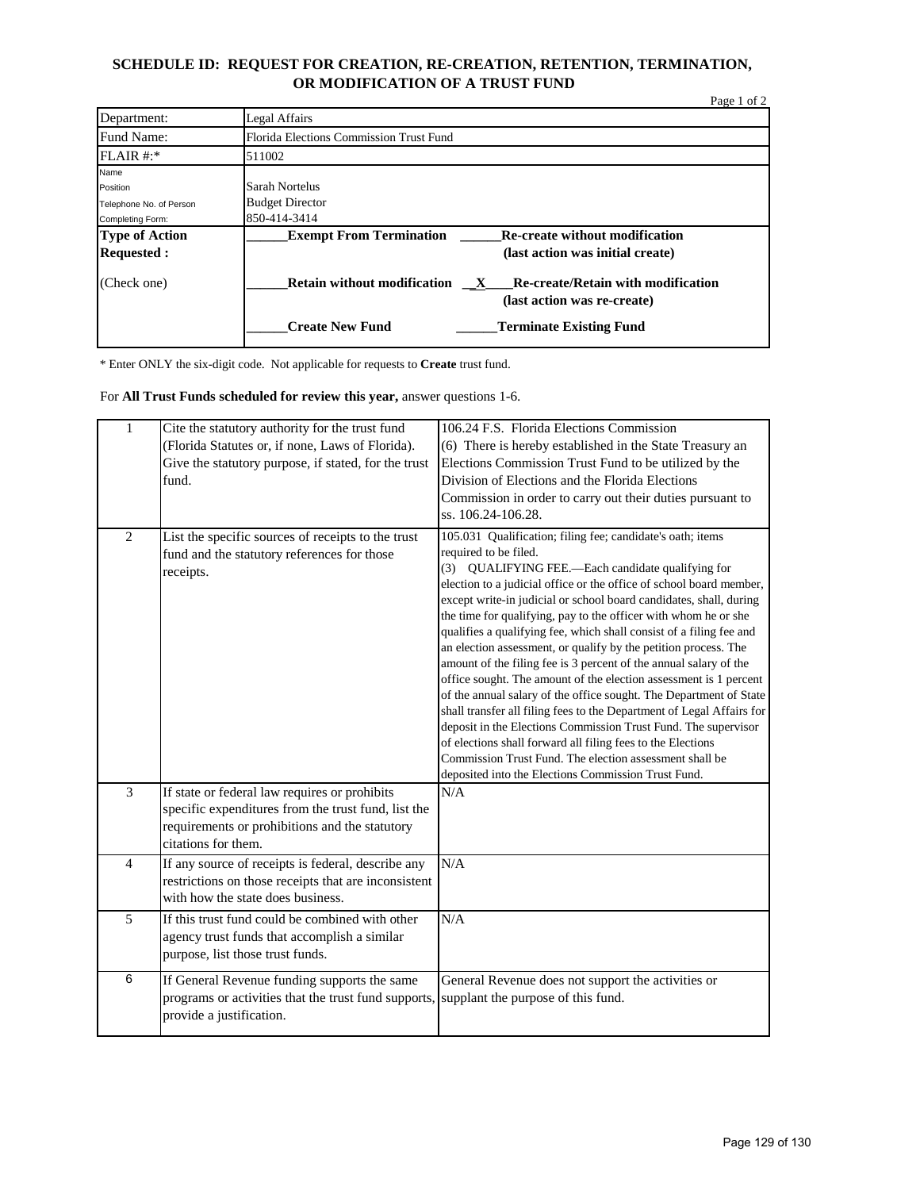# SCHEDULE ID: REQUEST FOR CREATION, RE-CREATION, RETENTION, TERMINATION, OR MODIFICATION OF A TRUST FUND

Page 1 of 2

| | |
|---|---|
| Department: | Legal Affairs |
| Fund Name: | Florida Elections Commission Trust Fund |
| FLAIR #:* | 511002 |
| Name<br>Position<br>Telephone No. of Person<br>Completing Form: | Sarah Nortelus<br>Budget Director<br>850-414-3414 |
| **Type of Action Requested :**<br><br>(Check one) | ______**Exempt From Termination** ______**Re-create without modification (last action was initial create)**<br><br>______**Retain without modification** __X___**Re-create/Retain with modification (last action was re-create)**<br><br>______**Create New Fund** ______**Terminate Existing Fund** |

\* Enter ONLY the six-digit code. Not applicable for requests to **Create** trust fund.

For **All Trust Funds scheduled for review this year,** answer questions 1-6.

| | | |
|---|---|---|
| 1 | Cite the statutory authority for the trust fund (Florida Statutes or, if none, Laws of Florida). Give the statutory purpose, if stated, for the trust fund. | 106.24 F.S. Florida Elections Commission<br>(6) There is hereby established in the State Treasury an Elections Commission Trust Fund to be utilized by the Division of Elections and the Florida Elections Commission in order to carry out their duties pursuant to ss. 106.24-106.28. |
| 2 | List the specific sources of receipts to the trust fund and the statutory references for those receipts. | 105.031 Qualification; filing fee; candidate's oath; items required to be filed.<br>(3) QUALIFYING FEE.—Each candidate qualifying for election to a judicial office or the office of school board member, except write-in judicial or school board candidates, shall, during the time for qualifying, pay to the officer with whom he or she qualifies a qualifying fee, which shall consist of a filing fee and an election assessment, or qualify by the petition process. The amount of the filing fee is 3 percent of the annual salary of the office sought. The amount of the election assessment is 1 percent of the annual salary of the office sought. The Department of State shall transfer all filing fees to the Department of Legal Affairs for deposit in the Elections Commission Trust Fund. The supervisor of elections shall forward all filing fees to the Elections Commission Trust Fund. The election assessment shall be deposited into the Elections Commission Trust Fund. |
| 3 | If state or federal law requires or prohibits specific expenditures from the trust fund, list the requirements or prohibitions and the statutory citations for them. | N/A |
| 4 | If any source of receipts is federal, describe any restrictions on those receipts that are inconsistent with how the state does business. | N/A |
| 5 | If this trust fund could be combined with other agency trust funds that accomplish a similar purpose, list those trust funds. | N/A |
| 6 | If General Revenue funding supports the same programs or activities that the trust fund supports, provide a justification. | General Revenue does not support the activities or supplant the purpose of this fund. |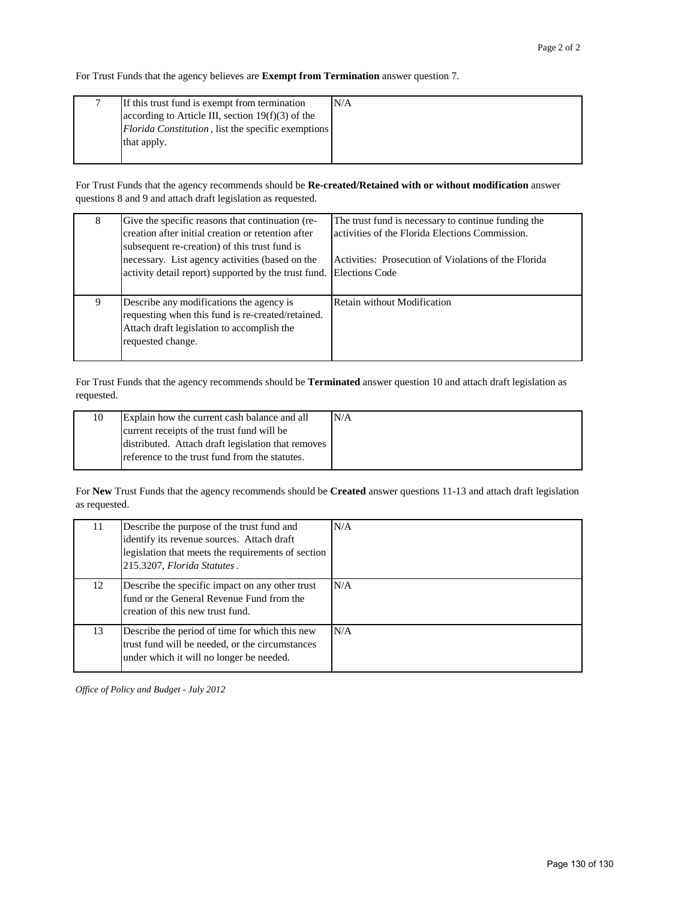For Trust Funds that the agency believes are **Exempt from Termination** answer question 7.

| | | |
|---|---|---|
| 7 | If this trust fund is exempt from termination according to Article III, section 19(f)(3) of the *Florida Constitution*, list the specific exemptions that apply. | N/A |

For Trust Funds that the agency recommends should be **Re-created/Retained with or without modification** answer questions 8 and 9 and attach draft legislation as requested.

| | | |
|---|---|---|
| 8 | Give the specific reasons that continuation (re-creation after initial creation or retention after subsequent re-creation) of this trust fund is necessary. List agency activities (based on the activity detail report) supported by the trust fund. | The trust fund is necessary to continue funding the activities of the Florida Elections Commission.<br><br>Activities: Prosecution of Violations of the Florida Elections Code |
| 9 | Describe any modifications the agency is requesting when this fund is re-created/retained. Attach draft legislation to accomplish the requested change. | Retain without Modification |

For Trust Funds that the agency recommends should be **Terminated** answer question 10 and attach draft legislation as requested.

| | | |
|---|---|---|
| 10 | Explain how the current cash balance and all current receipts of the trust fund will be distributed. Attach draft legislation that removes reference to the trust fund from the statutes. | N/A |

For **New** Trust Funds that the agency recommends should be **Created** answer questions 11-13 and attach draft legislation as requested.

| | | |
|---|---|---|
| 11 | Describe the purpose of the trust fund and identify its revenue sources. Attach draft legislation that meets the requirements of section 215.3207, *Florida Statutes*. | N/A |
| 12 | Describe the specific impact on any other trust fund or the General Revenue Fund from the creation of this new trust fund. | N/A |
| 13 | Describe the period of time for which this new trust fund will be needed, or the circumstances under which it will no longer be needed. | N/A |

*Office of Policy and Budget - July 2012*